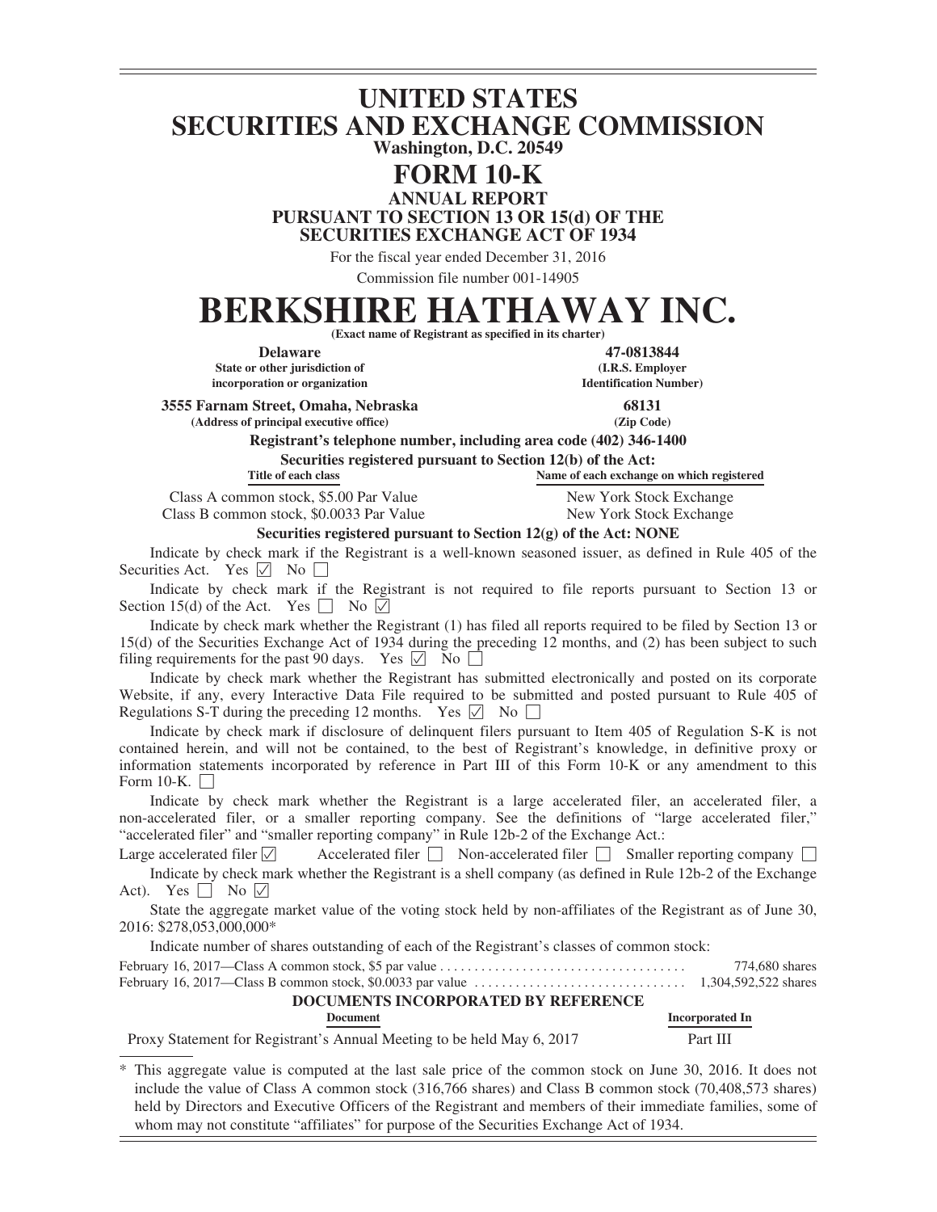# UNITED STATES
# SECURITIES AND EXCHANGE COMMISSION

**Washington, D.C. 20549**

# FORM 10-K

**ANNUAL REPORT**
**PURSUANT TO SECTION 13 OR 15(d) OF THE**
**SECURITIES EXCHANGE ACT OF 1934**

For the fiscal year ended December 31, 2016

Commission file number 001-14905

# BERKSHIRE HATHAWAY INC.

**(Exact name of Registrant as specified in its charter)**

| **Delaware** | **47-0813844** |
|---|---|
| **State or other jurisdiction of incorporation or organization** | **(I.R.S. Employer Identification Number)** |
| **3555 Farnam Street, Omaha, Nebraska** | **68131** |
| **(Address of principal executive office)** | **(Zip Code)** |

**Registrant's telephone number, including area code (402) 346-1400**

**Securities registered pursuant to Section 12(b) of the Act:**

| Title of each class | Name of each exchange on which registered |
|---|---|
| Class A common stock, $5.00 Par Value | New York Stock Exchange |
| Class B common stock, $0.0033 Par Value | New York Stock Exchange |

**Securities registered pursuant to Section 12(g) of the Act: NONE**

Indicate by check mark if the Registrant is a well-known seasoned issuer, as defined in Rule 405 of the Securities Act. Yes ☑ No ☐

Indicate by check mark if the Registrant is not required to file reports pursuant to Section 13 or Section 15(d) of the Act. Yes ☐ No ☑

Indicate by check mark whether the Registrant (1) has filed all reports required to be filed by Section 13 or 15(d) of the Securities Exchange Act of 1934 during the preceding 12 months, and (2) has been subject to such filing requirements for the past 90 days. Yes ☑ No ☐

Indicate by check mark whether the Registrant has submitted electronically and posted on its corporate Website, if any, every Interactive Data File required to be submitted and posted pursuant to Rule 405 of Regulations S-T during the preceding 12 months. Yes ☑ No ☐

Indicate by check mark if disclosure of delinquent filers pursuant to Item 405 of Regulation S-K is not contained herein, and will not be contained, to the best of Registrant's knowledge, in definitive proxy or information statements incorporated by reference in Part III of this Form 10-K or any amendment to this Form 10-K. ☐

Indicate by check mark whether the Registrant is a large accelerated filer, an accelerated filer, a non-accelerated filer, or a smaller reporting company. See the definitions of "large accelerated filer," "accelerated filer" and "smaller reporting company" in Rule 12b-2 of the Exchange Act.:

Large accelerated filer ☑ Accelerated filer ☐ Non-accelerated filer ☐ Smaller reporting company ☐

Indicate by check mark whether the Registrant is a shell company (as defined in Rule 12b-2 of the Exchange Act). Yes ☐ No ☑

State the aggregate market value of the voting stock held by non-affiliates of the Registrant as of June 30, 2016: $278,053,000,000*

Indicate number of shares outstanding of each of the Registrant's classes of common stock:

| | |
|---|---|
| February 16, 2017—Class A common stock, $5 par value | 774,680 shares |
| February 16, 2017—Class B common stock, $0.0033 par value | 1,304,592,522 shares |

**DOCUMENTS INCORPORATED BY REFERENCE**

| Document | Incorporated In |
|---|---|
| Proxy Statement for Registrant's Annual Meeting to be held May 6, 2017 | Part III |

\* This aggregate value is computed at the last sale price of the common stock on June 30, 2016. It does not include the value of Class A common stock (316,766 shares) and Class B common stock (70,408,573 shares) held by Directors and Executive Officers of the Registrant and members of their immediate families, some of whom may not constitute "affiliates" for purpose of the Securities Exchange Act of 1934.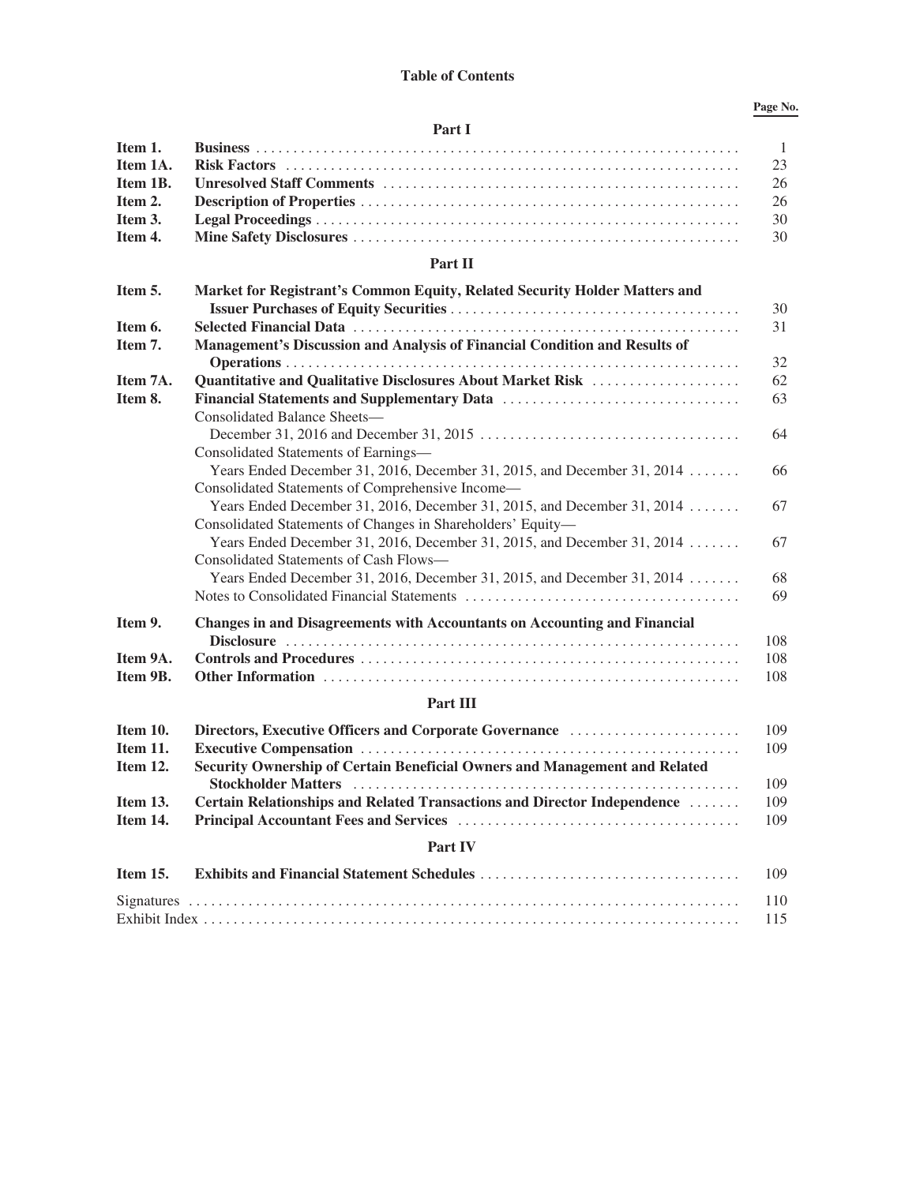# Table of Contents

| | | Page No. |
|---|---|---|
| | **Part I** | |
| **Item 1.** | **Business** | 1 |
| **Item 1A.** | **Risk Factors** | 23 |
| **Item 1B.** | **Unresolved Staff Comments** | 26 |
| **Item 2.** | **Description of Properties** | 26 |
| **Item 3.** | **Legal Proceedings** | 30 |
| **Item 4.** | **Mine Safety Disclosures** | 30 |
| | **Part II** | |
| **Item 5.** | **Market for Registrant's Common Equity, Related Security Holder Matters and Issuer Purchases of Equity Securities** | 30 |
| **Item 6.** | **Selected Financial Data** | 31 |
| **Item 7.** | **Management's Discussion and Analysis of Financial Condition and Results of Operations** | 32 |
| **Item 7A.** | **Quantitative and Qualitative Disclosures About Market Risk** | 62 |
| **Item 8.** | **Financial Statements and Supplementary Data** | 63 |
| | Consolidated Balance Sheets— December 31, 2016 and December 31, 2015 | 64 |
| | Consolidated Statements of Earnings— Years Ended December 31, 2016, December 31, 2015, and December 31, 2014 | 66 |
| | Consolidated Statements of Comprehensive Income— Years Ended December 31, 2016, December 31, 2015, and December 31, 2014 | 67 |
| | Consolidated Statements of Changes in Shareholders' Equity— Years Ended December 31, 2016, December 31, 2015, and December 31, 2014 | 67 |
| | Consolidated Statements of Cash Flows— Years Ended December 31, 2016, December 31, 2015, and December 31, 2014 | 68 |
| | Notes to Consolidated Financial Statements | 69 |
| **Item 9.** | **Changes in and Disagreements with Accountants on Accounting and Financial Disclosure** | 108 |
| **Item 9A.** | **Controls and Procedures** | 108 |
| **Item 9B.** | **Other Information** | 108 |
| | **Part III** | |
| **Item 10.** | **Directors, Executive Officers and Corporate Governance** | 109 |
| **Item 11.** | **Executive Compensation** | 109 |
| **Item 12.** | **Security Ownership of Certain Beneficial Owners and Management and Related Stockholder Matters** | 109 |
| **Item 13.** | **Certain Relationships and Related Transactions and Director Independence** | 109 |
| **Item 14.** | **Principal Accountant Fees and Services** | 109 |
| | **Part IV** | |
| **Item 15.** | **Exhibits and Financial Statement Schedules** | 109 |
| Signatures | | 110 |
| Exhibit Index | | 115 |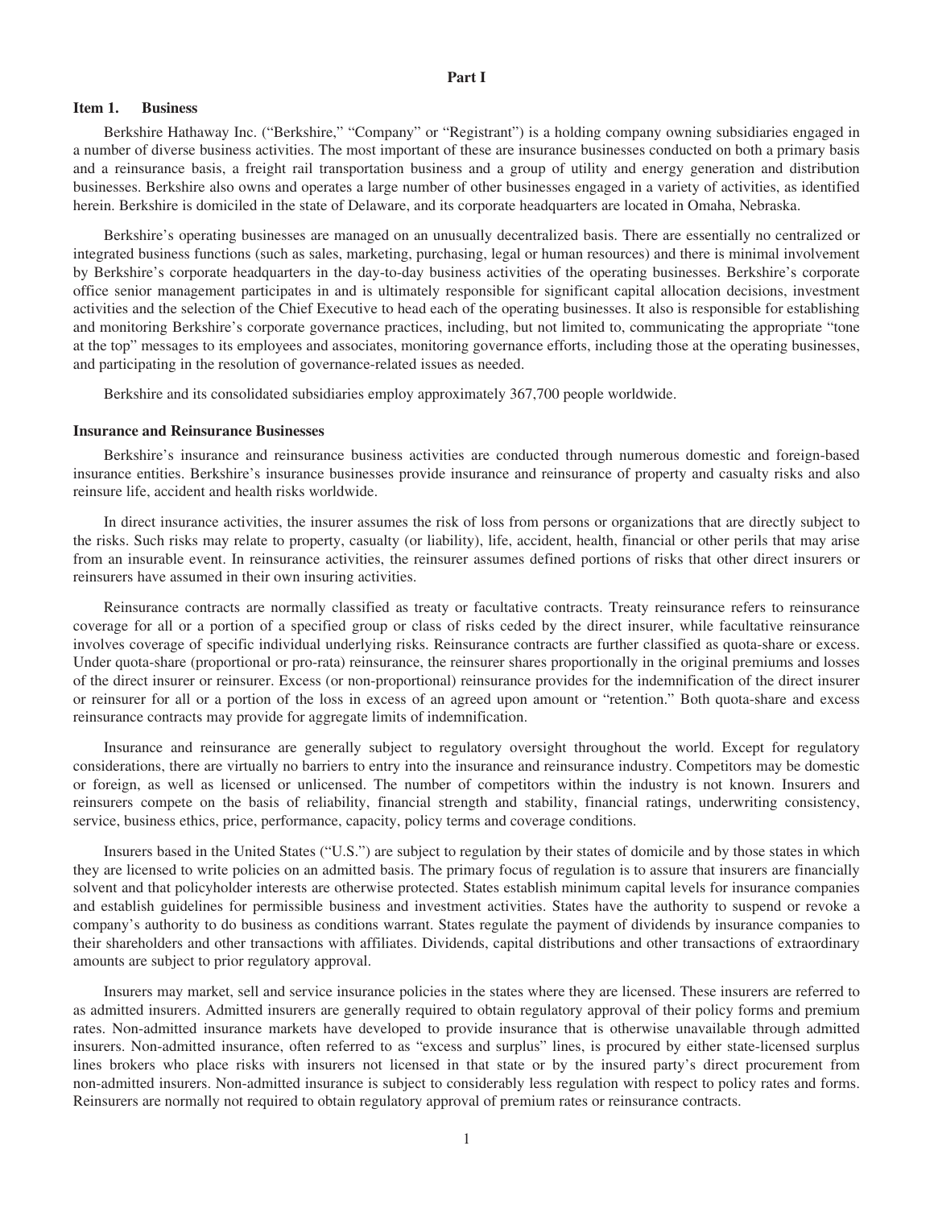# Part I

## Item 1. Business

Berkshire Hathaway Inc. ("Berkshire," "Company" or "Registrant") is a holding company owning subsidiaries engaged in a number of diverse business activities. The most important of these are insurance businesses conducted on both a primary basis and a reinsurance basis, a freight rail transportation business and a group of utility and energy generation and distribution businesses. Berkshire also owns and operates a large number of other businesses engaged in a variety of activities, as identified herein. Berkshire is domiciled in the state of Delaware, and its corporate headquarters are located in Omaha, Nebraska.

Berkshire's operating businesses are managed on an unusually decentralized basis. There are essentially no centralized or integrated business functions (such as sales, marketing, purchasing, legal or human resources) and there is minimal involvement by Berkshire's corporate headquarters in the day-to-day business activities of the operating businesses. Berkshire's corporate office senior management participates in and is ultimately responsible for significant capital allocation decisions, investment activities and the selection of the Chief Executive to head each of the operating businesses. It also is responsible for establishing and monitoring Berkshire's corporate governance practices, including, but not limited to, communicating the appropriate "tone at the top" messages to its employees and associates, monitoring governance efforts, including those at the operating businesses, and participating in the resolution of governance-related issues as needed.

Berkshire and its consolidated subsidiaries employ approximately 367,700 people worldwide.

### Insurance and Reinsurance Businesses

Berkshire's insurance and reinsurance business activities are conducted through numerous domestic and foreign-based insurance entities. Berkshire's insurance businesses provide insurance and reinsurance of property and casualty risks and also reinsure life, accident and health risks worldwide.

In direct insurance activities, the insurer assumes the risk of loss from persons or organizations that are directly subject to the risks. Such risks may relate to property, casualty (or liability), life, accident, health, financial or other perils that may arise from an insurable event. In reinsurance activities, the reinsurer assumes defined portions of risks that other direct insurers or reinsurers have assumed in their own insuring activities.

Reinsurance contracts are normally classified as treaty or facultative contracts. Treaty reinsurance refers to reinsurance coverage for all or a portion of a specified group or class of risks ceded by the direct insurer, while facultative reinsurance involves coverage of specific individual underlying risks. Reinsurance contracts are further classified as quota-share or excess. Under quota-share (proportional or pro-rata) reinsurance, the reinsurer shares proportionally in the original premiums and losses of the direct insurer or reinsurer. Excess (or non-proportional) reinsurance provides for the indemnification of the direct insurer or reinsurer for all or a portion of the loss in excess of an agreed upon amount or "retention." Both quota-share and excess reinsurance contracts may provide for aggregate limits of indemnification.

Insurance and reinsurance are generally subject to regulatory oversight throughout the world. Except for regulatory considerations, there are virtually no barriers to entry into the insurance and reinsurance industry. Competitors may be domestic or foreign, as well as licensed or unlicensed. The number of competitors within the industry is not known. Insurers and reinsurers compete on the basis of reliability, financial strength and stability, financial ratings, underwriting consistency, service, business ethics, price, performance, capacity, policy terms and coverage conditions.

Insurers based in the United States ("U.S.") are subject to regulation by their states of domicile and by those states in which they are licensed to write policies on an admitted basis. The primary focus of regulation is to assure that insurers are financially solvent and that policyholder interests are otherwise protected. States establish minimum capital levels for insurance companies and establish guidelines for permissible business and investment activities. States have the authority to suspend or revoke a company's authority to do business as conditions warrant. States regulate the payment of dividends by insurance companies to their shareholders and other transactions with affiliates. Dividends, capital distributions and other transactions of extraordinary amounts are subject to prior regulatory approval.

Insurers may market, sell and service insurance policies in the states where they are licensed. These insurers are referred to as admitted insurers. Admitted insurers are generally required to obtain regulatory approval of their policy forms and premium rates. Non-admitted insurance markets have developed to provide insurance that is otherwise unavailable through admitted insurers. Non-admitted insurance, often referred to as "excess and surplus" lines, is procured by either state-licensed surplus lines brokers who place risks with insurers not licensed in that state or by the insured party's direct procurement from non-admitted insurers. Non-admitted insurance is subject to considerably less regulation with respect to policy rates and forms. Reinsurers are normally not required to obtain regulatory approval of premium rates or reinsurance contracts.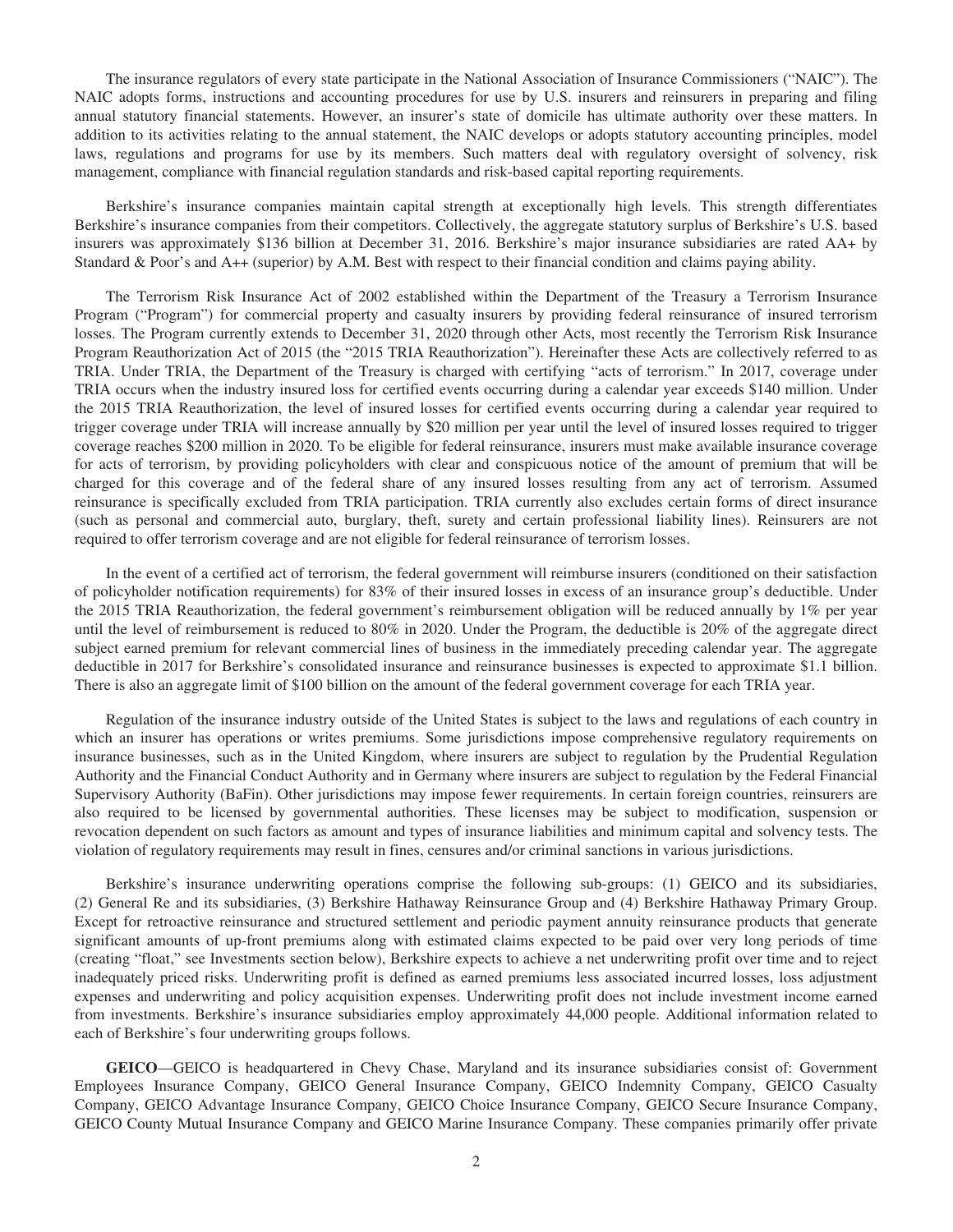The insurance regulators of every state participate in the National Association of Insurance Commissioners ("NAIC"). The NAIC adopts forms, instructions and accounting procedures for use by U.S. insurers and reinsurers in preparing and filing annual statutory financial statements. However, an insurer's state of domicile has ultimate authority over these matters. In addition to its activities relating to the annual statement, the NAIC develops or adopts statutory accounting principles, model laws, regulations and programs for use by its members. Such matters deal with regulatory oversight of solvency, risk management, compliance with financial regulation standards and risk-based capital reporting requirements.

Berkshire's insurance companies maintain capital strength at exceptionally high levels. This strength differentiates Berkshire's insurance companies from their competitors. Collectively, the aggregate statutory surplus of Berkshire's U.S. based insurers was approximately $136 billion at December 31, 2016. Berkshire's major insurance subsidiaries are rated AA+ by Standard & Poor's and A++ (superior) by A.M. Best with respect to their financial condition and claims paying ability.

The Terrorism Risk Insurance Act of 2002 established within the Department of the Treasury a Terrorism Insurance Program ("Program") for commercial property and casualty insurers by providing federal reinsurance of insured terrorism losses. The Program currently extends to December 31, 2020 through other Acts, most recently the Terrorism Risk Insurance Program Reauthorization Act of 2015 (the "2015 TRIA Reauthorization"). Hereinafter these Acts are collectively referred to as TRIA. Under TRIA, the Department of the Treasury is charged with certifying "acts of terrorism." In 2017, coverage under TRIA occurs when the industry insured loss for certified events occurring during a calendar year exceeds $140 million. Under the 2015 TRIA Reauthorization, the level of insured losses for certified events occurring during a calendar year required to trigger coverage under TRIA will increase annually by $20 million per year until the level of insured losses required to trigger coverage reaches $200 million in 2020. To be eligible for federal reinsurance, insurers must make available insurance coverage for acts of terrorism, by providing policyholders with clear and conspicuous notice of the amount of premium that will be charged for this coverage and of the federal share of any insured losses resulting from any act of terrorism. Assumed reinsurance is specifically excluded from TRIA participation. TRIA currently also excludes certain forms of direct insurance (such as personal and commercial auto, burglary, theft, surety and certain professional liability lines). Reinsurers are not required to offer terrorism coverage and are not eligible for federal reinsurance of terrorism losses.

In the event of a certified act of terrorism, the federal government will reimburse insurers (conditioned on their satisfaction of policyholder notification requirements) for 83% of their insured losses in excess of an insurance group's deductible. Under the 2015 TRIA Reauthorization, the federal government's reimbursement obligation will be reduced annually by 1% per year until the level of reimbursement is reduced to 80% in 2020. Under the Program, the deductible is 20% of the aggregate direct subject earned premium for relevant commercial lines of business in the immediately preceding calendar year. The aggregate deductible in 2017 for Berkshire's consolidated insurance and reinsurance businesses is expected to approximate $1.1 billion. There is also an aggregate limit of $100 billion on the amount of the federal government coverage for each TRIA year.

Regulation of the insurance industry outside of the United States is subject to the laws and regulations of each country in which an insurer has operations or writes premiums. Some jurisdictions impose comprehensive regulatory requirements on insurance businesses, such as in the United Kingdom, where insurers are subject to regulation by the Prudential Regulation Authority and the Financial Conduct Authority and in Germany where insurers are subject to regulation by the Federal Financial Supervisory Authority (BaFin). Other jurisdictions may impose fewer requirements. In certain foreign countries, reinsurers are also required to be licensed by governmental authorities. These licenses may be subject to modification, suspension or revocation dependent on such factors as amount and types of insurance liabilities and minimum capital and solvency tests. The violation of regulatory requirements may result in fines, censures and/or criminal sanctions in various jurisdictions.

Berkshire's insurance underwriting operations comprise the following sub-groups: (1) GEICO and its subsidiaries, (2) General Re and its subsidiaries, (3) Berkshire Hathaway Reinsurance Group and (4) Berkshire Hathaway Primary Group. Except for retroactive reinsurance and structured settlement and periodic payment annuity reinsurance products that generate significant amounts of up-front premiums along with estimated claims expected to be paid over very long periods of time (creating "float," see Investments section below), Berkshire expects to achieve a net underwriting profit over time and to reject inadequately priced risks. Underwriting profit is defined as earned premiums less associated incurred losses, loss adjustment expenses and underwriting and policy acquisition expenses. Underwriting profit does not include investment income earned from investments. Berkshire's insurance subsidiaries employ approximately 44,000 people. Additional information related to each of Berkshire's four underwriting groups follows.

**GEICO**—GEICO is headquartered in Chevy Chase, Maryland and its insurance subsidiaries consist of: Government Employees Insurance Company, GEICO General Insurance Company, GEICO Indemnity Company, GEICO Casualty Company, GEICO Advantage Insurance Company, GEICO Choice Insurance Company, GEICO Secure Insurance Company, GEICO County Mutual Insurance Company and GEICO Marine Insurance Company. These companies primarily offer private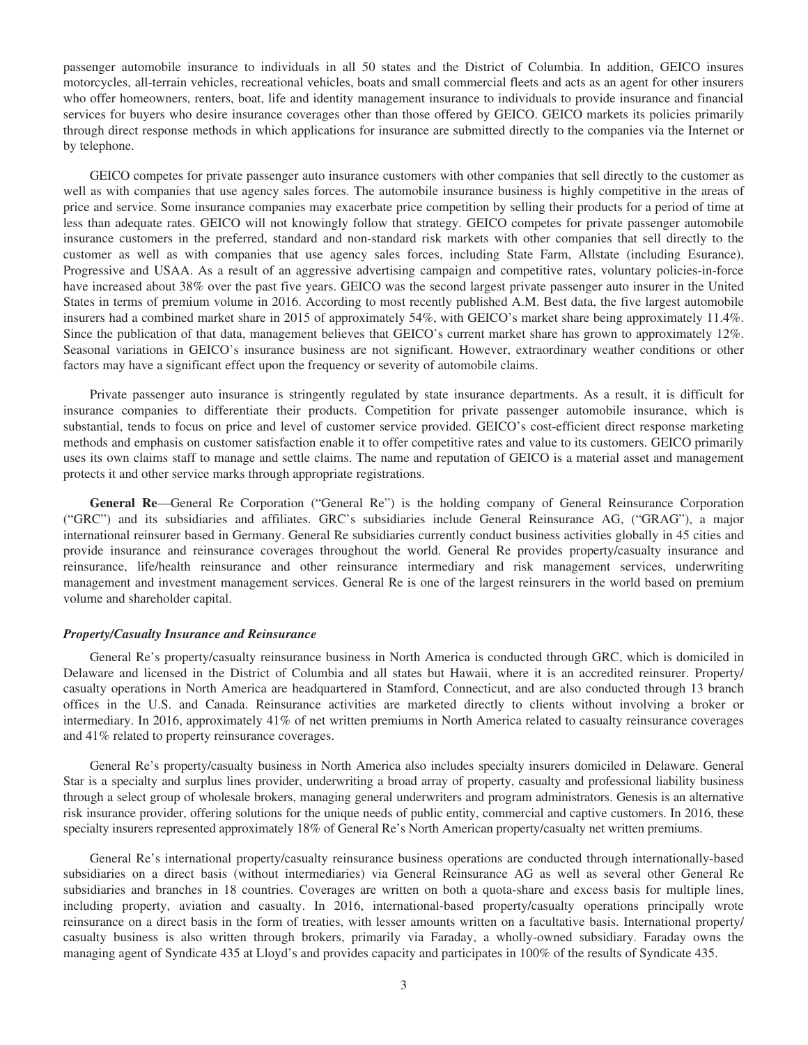passenger automobile insurance to individuals in all 50 states and the District of Columbia. In addition, GEICO insures motorcycles, all-terrain vehicles, recreational vehicles, boats and small commercial fleets and acts as an agent for other insurers who offer homeowners, renters, boat, life and identity management insurance to individuals to provide insurance and financial services for buyers who desire insurance coverages other than those offered by GEICO. GEICO markets its policies primarily through direct response methods in which applications for insurance are submitted directly to the companies via the Internet or by telephone.

GEICO competes for private passenger auto insurance customers with other companies that sell directly to the customer as well as with companies that use agency sales forces. The automobile insurance business is highly competitive in the areas of price and service. Some insurance companies may exacerbate price competition by selling their products for a period of time at less than adequate rates. GEICO will not knowingly follow that strategy. GEICO competes for private passenger automobile insurance customers in the preferred, standard and non-standard risk markets with other companies that sell directly to the customer as well as with companies that use agency sales forces, including State Farm, Allstate (including Esurance), Progressive and USAA. As a result of an aggressive advertising campaign and competitive rates, voluntary policies-in-force have increased about 38% over the past five years. GEICO was the second largest private passenger auto insurer in the United States in terms of premium volume in 2016. According to most recently published A.M. Best data, the five largest automobile insurers had a combined market share in 2015 of approximately 54%, with GEICO's market share being approximately 11.4%. Since the publication of that data, management believes that GEICO's current market share has grown to approximately 12%. Seasonal variations in GEICO's insurance business are not significant. However, extraordinary weather conditions or other factors may have a significant effect upon the frequency or severity of automobile claims.

Private passenger auto insurance is stringently regulated by state insurance departments. As a result, it is difficult for insurance companies to differentiate their products. Competition for private passenger automobile insurance, which is substantial, tends to focus on price and level of customer service provided. GEICO's cost-efficient direct response marketing methods and emphasis on customer satisfaction enable it to offer competitive rates and value to its customers. GEICO primarily uses its own claims staff to manage and settle claims. The name and reputation of GEICO is a material asset and management protects it and other service marks through appropriate registrations.

**General Re**—General Re Corporation ("General Re") is the holding company of General Reinsurance Corporation ("GRC") and its subsidiaries and affiliates. GRC's subsidiaries include General Reinsurance AG, ("GRAG"), a major international reinsurer based in Germany. General Re subsidiaries currently conduct business activities globally in 45 cities and provide insurance and reinsurance coverages throughout the world. General Re provides property/casualty insurance and reinsurance, life/health reinsurance and other reinsurance intermediary and risk management services, underwriting management and investment management services. General Re is one of the largest reinsurers in the world based on premium volume and shareholder capital.

### *Property/Casualty Insurance and Reinsurance*

General Re's property/casualty reinsurance business in North America is conducted through GRC, which is domiciled in Delaware and licensed in the District of Columbia and all states but Hawaii, where it is an accredited reinsurer. Property/casualty operations in North America are headquartered in Stamford, Connecticut, and are also conducted through 13 branch offices in the U.S. and Canada. Reinsurance activities are marketed directly to clients without involving a broker or intermediary. In 2016, approximately 41% of net written premiums in North America related to casualty reinsurance coverages and 41% related to property reinsurance coverages.

General Re's property/casualty business in North America also includes specialty insurers domiciled in Delaware. General Star is a specialty and surplus lines provider, underwriting a broad array of property, casualty and professional liability business through a select group of wholesale brokers, managing general underwriters and program administrators. Genesis is an alternative risk insurance provider, offering solutions for the unique needs of public entity, commercial and captive customers. In 2016, these specialty insurers represented approximately 18% of General Re's North American property/casualty net written premiums.

General Re's international property/casualty reinsurance business operations are conducted through internationally-based subsidiaries on a direct basis (without intermediaries) via General Reinsurance AG as well as several other General Re subsidiaries and branches in 18 countries. Coverages are written on both a quota-share and excess basis for multiple lines, including property, aviation and casualty. In 2016, international-based property/casualty operations principally wrote reinsurance on a direct basis in the form of treaties, with lesser amounts written on a facultative basis. International property/casualty business is also written through brokers, primarily via Faraday, a wholly-owned subsidiary. Faraday owns the managing agent of Syndicate 435 at Lloyd's and provides capacity and participates in 100% of the results of Syndicate 435.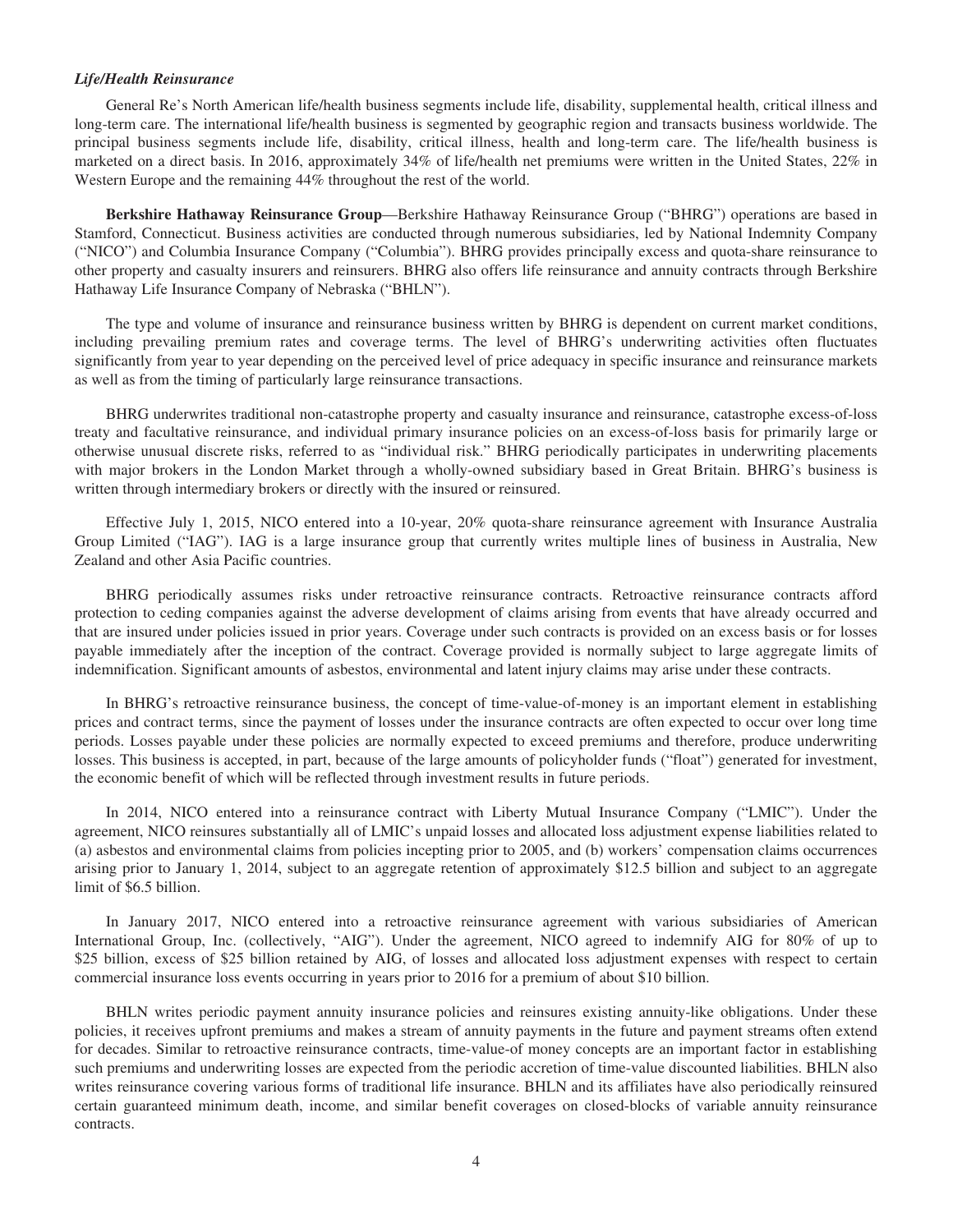***Life/Health Reinsurance***

General Re's North American life/health business segments include life, disability, supplemental health, critical illness and long-term care. The international life/health business is segmented by geographic region and transacts business worldwide. The principal business segments include life, disability, critical illness, health and long-term care. The life/health business is marketed on a direct basis. In 2016, approximately 34% of life/health net premiums were written in the United States, 22% in Western Europe and the remaining 44% throughout the rest of the world.

**Berkshire Hathaway Reinsurance Group**—Berkshire Hathaway Reinsurance Group ("BHRG") operations are based in Stamford, Connecticut. Business activities are conducted through numerous subsidiaries, led by National Indemnity Company ("NICO") and Columbia Insurance Company ("Columbia"). BHRG provides principally excess and quota-share reinsurance to other property and casualty insurers and reinsurers. BHRG also offers life reinsurance and annuity contracts through Berkshire Hathaway Life Insurance Company of Nebraska ("BHLN").

The type and volume of insurance and reinsurance business written by BHRG is dependent on current market conditions, including prevailing premium rates and coverage terms. The level of BHRG's underwriting activities often fluctuates significantly from year to year depending on the perceived level of price adequacy in specific insurance and reinsurance markets as well as from the timing of particularly large reinsurance transactions.

BHRG underwrites traditional non-catastrophe property and casualty insurance and reinsurance, catastrophe excess-of-loss treaty and facultative reinsurance, and individual primary insurance policies on an excess-of-loss basis for primarily large or otherwise unusual discrete risks, referred to as "individual risk." BHRG periodically participates in underwriting placements with major brokers in the London Market through a wholly-owned subsidiary based in Great Britain. BHRG's business is written through intermediary brokers or directly with the insured or reinsured.

Effective July 1, 2015, NICO entered into a 10-year, 20% quota-share reinsurance agreement with Insurance Australia Group Limited ("IAG"). IAG is a large insurance group that currently writes multiple lines of business in Australia, New Zealand and other Asia Pacific countries.

BHRG periodically assumes risks under retroactive reinsurance contracts. Retroactive reinsurance contracts afford protection to ceding companies against the adverse development of claims arising from events that have already occurred and that are insured under policies issued in prior years. Coverage under such contracts is provided on an excess basis or for losses payable immediately after the inception of the contract. Coverage provided is normally subject to large aggregate limits of indemnification. Significant amounts of asbestos, environmental and latent injury claims may arise under these contracts.

In BHRG's retroactive reinsurance business, the concept of time-value-of-money is an important element in establishing prices and contract terms, since the payment of losses under the insurance contracts are often expected to occur over long time periods. Losses payable under these policies are normally expected to exceed premiums and therefore, produce underwriting losses. This business is accepted, in part, because of the large amounts of policyholder funds ("float") generated for investment, the economic benefit of which will be reflected through investment results in future periods.

In 2014, NICO entered into a reinsurance contract with Liberty Mutual Insurance Company ("LMIC"). Under the agreement, NICO reinsures substantially all of LMIC's unpaid losses and allocated loss adjustment expense liabilities related to (a) asbestos and environmental claims from policies incepting prior to 2005, and (b) workers' compensation claims occurrences arising prior to January 1, 2014, subject to an aggregate retention of approximately $12.5 billion and subject to an aggregate limit of $6.5 billion.

In January 2017, NICO entered into a retroactive reinsurance agreement with various subsidiaries of American International Group, Inc. (collectively, "AIG"). Under the agreement, NICO agreed to indemnify AIG for 80% of up to $25 billion, excess of $25 billion retained by AIG, of losses and allocated loss adjustment expenses with respect to certain commercial insurance loss events occurring in years prior to 2016 for a premium of about $10 billion.

BHLN writes periodic payment annuity insurance policies and reinsures existing annuity-like obligations. Under these policies, it receives upfront premiums and makes a stream of annuity payments in the future and payment streams often extend for decades. Similar to retroactive reinsurance contracts, time-value-of money concepts are an important factor in establishing such premiums and underwriting losses are expected from the periodic accretion of time-value discounted liabilities. BHLN also writes reinsurance covering various forms of traditional life insurance. BHLN and its affiliates have also periodically reinsured certain guaranteed minimum death, income, and similar benefit coverages on closed-blocks of variable annuity reinsurance contracts.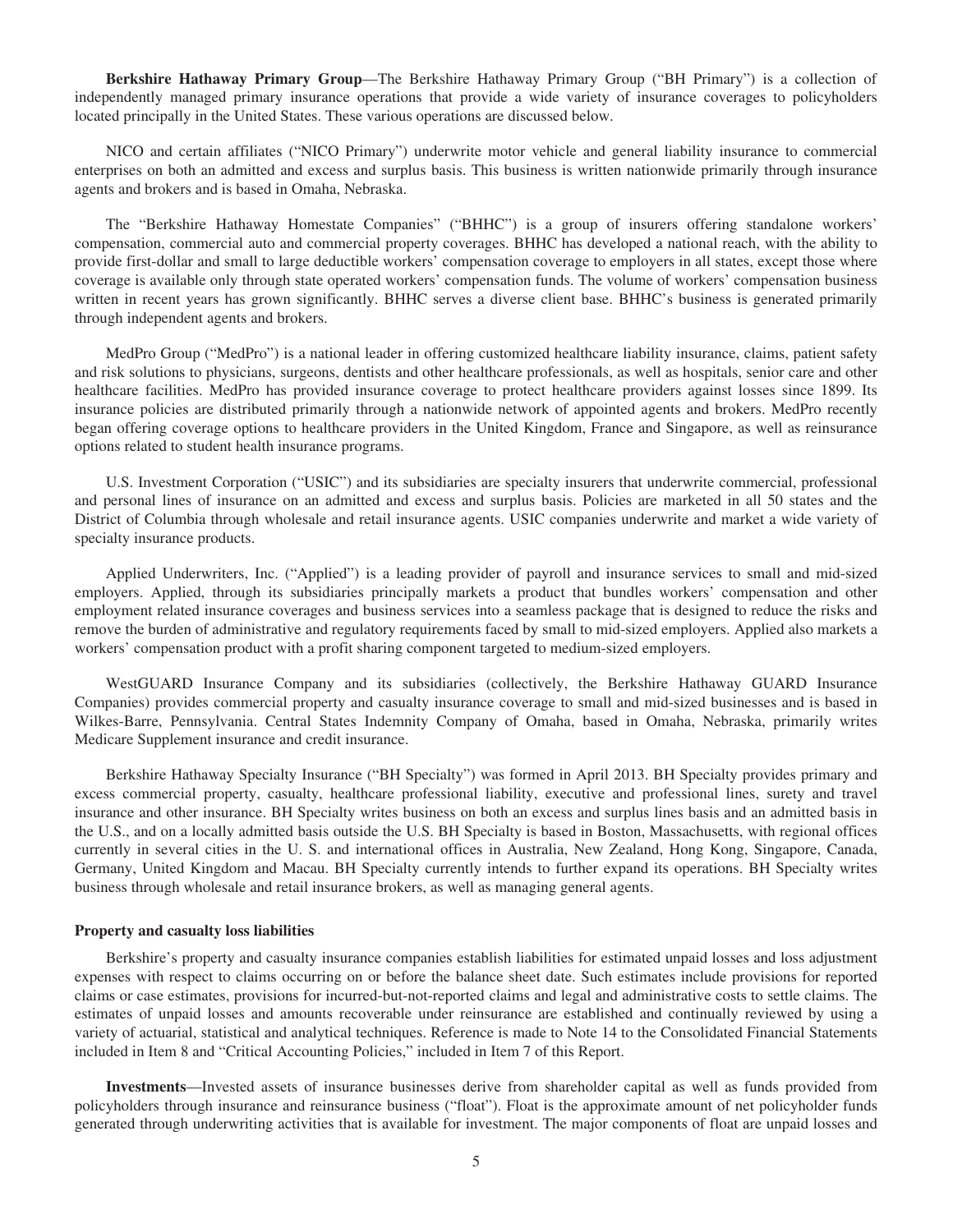**Berkshire Hathaway Primary Group**—The Berkshire Hathaway Primary Group ("BH Primary") is a collection of independently managed primary insurance operations that provide a wide variety of insurance coverages to policyholders located principally in the United States. These various operations are discussed below.

NICO and certain affiliates ("NICO Primary") underwrite motor vehicle and general liability insurance to commercial enterprises on both an admitted and excess and surplus basis. This business is written nationwide primarily through insurance agents and brokers and is based in Omaha, Nebraska.

The "Berkshire Hathaway Homestate Companies" ("BHHC") is a group of insurers offering standalone workers' compensation, commercial auto and commercial property coverages. BHHC has developed a national reach, with the ability to provide first-dollar and small to large deductible workers' compensation coverage to employers in all states, except those where coverage is available only through state operated workers' compensation funds. The volume of workers' compensation business written in recent years has grown significantly. BHHC serves a diverse client base. BHHC's business is generated primarily through independent agents and brokers.

MedPro Group ("MedPro") is a national leader in offering customized healthcare liability insurance, claims, patient safety and risk solutions to physicians, surgeons, dentists and other healthcare professionals, as well as hospitals, senior care and other healthcare facilities. MedPro has provided insurance coverage to protect healthcare providers against losses since 1899. Its insurance policies are distributed primarily through a nationwide network of appointed agents and brokers. MedPro recently began offering coverage options to healthcare providers in the United Kingdom, France and Singapore, as well as reinsurance options related to student health insurance programs.

U.S. Investment Corporation ("USIC") and its subsidiaries are specialty insurers that underwrite commercial, professional and personal lines of insurance on an admitted and excess and surplus basis. Policies are marketed in all 50 states and the District of Columbia through wholesale and retail insurance agents. USIC companies underwrite and market a wide variety of specialty insurance products.

Applied Underwriters, Inc. ("Applied") is a leading provider of payroll and insurance services to small and mid-sized employers. Applied, through its subsidiaries principally markets a product that bundles workers' compensation and other employment related insurance coverages and business services into a seamless package that is designed to reduce the risks and remove the burden of administrative and regulatory requirements faced by small to mid-sized employers. Applied also markets a workers' compensation product with a profit sharing component targeted to medium-sized employers.

WestGUARD Insurance Company and its subsidiaries (collectively, the Berkshire Hathaway GUARD Insurance Companies) provides commercial property and casualty insurance coverage to small and mid-sized businesses and is based in Wilkes-Barre, Pennsylvania. Central States Indemnity Company of Omaha, based in Omaha, Nebraska, primarily writes Medicare Supplement insurance and credit insurance.

Berkshire Hathaway Specialty Insurance ("BH Specialty") was formed in April 2013. BH Specialty provides primary and excess commercial property, casualty, healthcare professional liability, executive and professional lines, surety and travel insurance and other insurance. BH Specialty writes business on both an excess and surplus lines basis and an admitted basis in the U.S., and on a locally admitted basis outside the U.S. BH Specialty is based in Boston, Massachusetts, with regional offices currently in several cities in the U. S. and international offices in Australia, New Zealand, Hong Kong, Singapore, Canada, Germany, United Kingdom and Macau. BH Specialty currently intends to further expand its operations. BH Specialty writes business through wholesale and retail insurance brokers, as well as managing general agents.

**Property and casualty loss liabilities**

Berkshire's property and casualty insurance companies establish liabilities for estimated unpaid losses and loss adjustment expenses with respect to claims occurring on or before the balance sheet date. Such estimates include provisions for reported claims or case estimates, provisions for incurred-but-not-reported claims and legal and administrative costs to settle claims. The estimates of unpaid losses and amounts recoverable under reinsurance are established and continually reviewed by using a variety of actuarial, statistical and analytical techniques. Reference is made to Note 14 to the Consolidated Financial Statements included in Item 8 and "Critical Accounting Policies," included in Item 7 of this Report.

**Investments**—Invested assets of insurance businesses derive from shareholder capital as well as funds provided from policyholders through insurance and reinsurance business ("float"). Float is the approximate amount of net policyholder funds generated through underwriting activities that is available for investment. The major components of float are unpaid losses and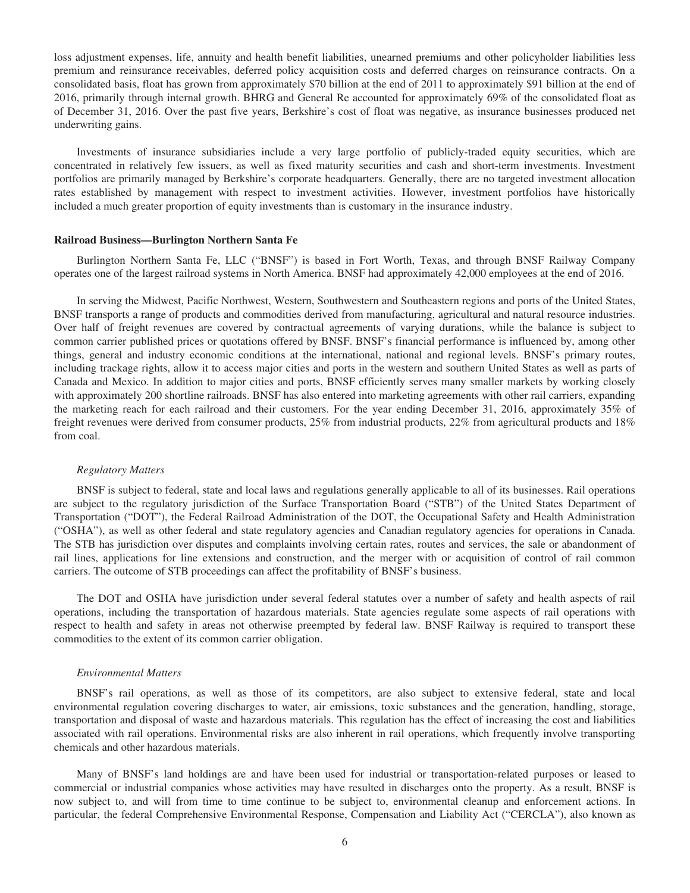loss adjustment expenses, life, annuity and health benefit liabilities, unearned premiums and other policyholder liabilities less premium and reinsurance receivables, deferred policy acquisition costs and deferred charges on reinsurance contracts. On a consolidated basis, float has grown from approximately $70 billion at the end of 2011 to approximately $91 billion at the end of 2016, primarily through internal growth. BHRG and General Re accounted for approximately 69% of the consolidated float as of December 31, 2016. Over the past five years, Berkshire's cost of float was negative, as insurance businesses produced net underwriting gains.

Investments of insurance subsidiaries include a very large portfolio of publicly-traded equity securities, which are concentrated in relatively few issuers, as well as fixed maturity securities and cash and short-term investments. Investment portfolios are primarily managed by Berkshire's corporate headquarters. Generally, there are no targeted investment allocation rates established by management with respect to investment activities. However, investment portfolios have historically included a much greater proportion of equity investments than is customary in the insurance industry.

### Railroad Business—Burlington Northern Santa Fe

Burlington Northern Santa Fe, LLC ("BNSF") is based in Fort Worth, Texas, and through BNSF Railway Company operates one of the largest railroad systems in North America. BNSF had approximately 42,000 employees at the end of 2016.

In serving the Midwest, Pacific Northwest, Western, Southwestern and Southeastern regions and ports of the United States, BNSF transports a range of products and commodities derived from manufacturing, agricultural and natural resource industries. Over half of freight revenues are covered by contractual agreements of varying durations, while the balance is subject to common carrier published prices or quotations offered by BNSF. BNSF's financial performance is influenced by, among other things, general and industry economic conditions at the international, national and regional levels. BNSF's primary routes, including trackage rights, allow it to access major cities and ports in the western and southern United States as well as parts of Canada and Mexico. In addition to major cities and ports, BNSF efficiently serves many smaller markets by working closely with approximately 200 shortline railroads. BNSF has also entered into marketing agreements with other rail carriers, expanding the marketing reach for each railroad and their customers. For the year ending December 31, 2016, approximately 35% of freight revenues were derived from consumer products, 25% from industrial products, 22% from agricultural products and 18% from coal.

#### *Regulatory Matters*

BNSF is subject to federal, state and local laws and regulations generally applicable to all of its businesses. Rail operations are subject to the regulatory jurisdiction of the Surface Transportation Board ("STB") of the United States Department of Transportation ("DOT"), the Federal Railroad Administration of the DOT, the Occupational Safety and Health Administration ("OSHA"), as well as other federal and state regulatory agencies and Canadian regulatory agencies for operations in Canada. The STB has jurisdiction over disputes and complaints involving certain rates, routes and services, the sale or abandonment of rail lines, applications for line extensions and construction, and the merger with or acquisition of control of rail common carriers. The outcome of STB proceedings can affect the profitability of BNSF's business.

The DOT and OSHA have jurisdiction under several federal statutes over a number of safety and health aspects of rail operations, including the transportation of hazardous materials. State agencies regulate some aspects of rail operations with respect to health and safety in areas not otherwise preempted by federal law. BNSF Railway is required to transport these commodities to the extent of its common carrier obligation.

#### *Environmental Matters*

BNSF's rail operations, as well as those of its competitors, are also subject to extensive federal, state and local environmental regulation covering discharges to water, air emissions, toxic substances and the generation, handling, storage, transportation and disposal of waste and hazardous materials. This regulation has the effect of increasing the cost and liabilities associated with rail operations. Environmental risks are also inherent in rail operations, which frequently involve transporting chemicals and other hazardous materials.

Many of BNSF's land holdings are and have been used for industrial or transportation-related purposes or leased to commercial or industrial companies whose activities may have resulted in discharges onto the property. As a result, BNSF is now subject to, and will from time to time continue to be subject to, environmental cleanup and enforcement actions. In particular, the federal Comprehensive Environmental Response, Compensation and Liability Act ("CERCLA"), also known as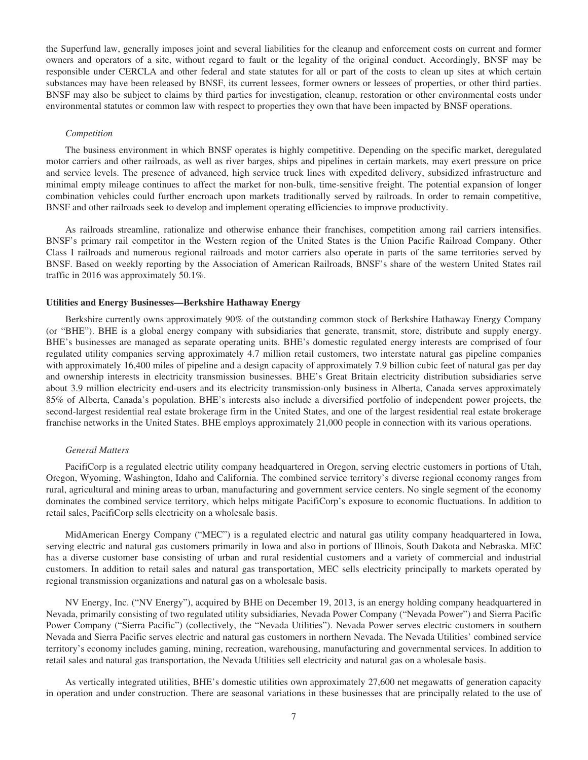the Superfund law, generally imposes joint and several liabilities for the cleanup and enforcement costs on current and former owners and operators of a site, without regard to fault or the legality of the original conduct. Accordingly, BNSF may be responsible under CERCLA and other federal and state statutes for all or part of the costs to clean up sites at which certain substances may have been released by BNSF, its current lessees, former owners or lessees of properties, or other third parties. BNSF may also be subject to claims by third parties for investigation, cleanup, restoration or other environmental costs under environmental statutes or common law with respect to properties they own that have been impacted by BNSF operations.

*Competition*

The business environment in which BNSF operates is highly competitive. Depending on the specific market, deregulated motor carriers and other railroads, as well as river barges, ships and pipelines in certain markets, may exert pressure on price and service levels. The presence of advanced, high service truck lines with expedited delivery, subsidized infrastructure and minimal empty mileage continues to affect the market for non-bulk, time-sensitive freight. The potential expansion of longer combination vehicles could further encroach upon markets traditionally served by railroads. In order to remain competitive, BNSF and other railroads seek to develop and implement operating efficiencies to improve productivity.

As railroads streamline, rationalize and otherwise enhance their franchises, competition among rail carriers intensifies. BNSF's primary rail competitor in the Western region of the United States is the Union Pacific Railroad Company. Other Class I railroads and numerous regional railroads and motor carriers also operate in parts of the same territories served by BNSF. Based on weekly reporting by the Association of American Railroads, BNSF's share of the western United States rail traffic in 2016 was approximately 50.1%.

**Utilities and Energy Businesses—Berkshire Hathaway Energy**

Berkshire currently owns approximately 90% of the outstanding common stock of Berkshire Hathaway Energy Company (or "BHE"). BHE is a global energy company with subsidiaries that generate, transmit, store, distribute and supply energy. BHE's businesses are managed as separate operating units. BHE's domestic regulated energy interests are comprised of four regulated utility companies serving approximately 4.7 million retail customers, two interstate natural gas pipeline companies with approximately 16,400 miles of pipeline and a design capacity of approximately 7.9 billion cubic feet of natural gas per day and ownership interests in electricity transmission businesses. BHE's Great Britain electricity distribution subsidiaries serve about 3.9 million electricity end-users and its electricity transmission-only business in Alberta, Canada serves approximately 85% of Alberta, Canada's population. BHE's interests also include a diversified portfolio of independent power projects, the second-largest residential real estate brokerage firm in the United States, and one of the largest residential real estate brokerage franchise networks in the United States. BHE employs approximately 21,000 people in connection with its various operations.

*General Matters*

PacifiCorp is a regulated electric utility company headquartered in Oregon, serving electric customers in portions of Utah, Oregon, Wyoming, Washington, Idaho and California. The combined service territory's diverse regional economy ranges from rural, agricultural and mining areas to urban, manufacturing and government service centers. No single segment of the economy dominates the combined service territory, which helps mitigate PacifiCorp's exposure to economic fluctuations. In addition to retail sales, PacifiCorp sells electricity on a wholesale basis.

MidAmerican Energy Company ("MEC") is a regulated electric and natural gas utility company headquartered in Iowa, serving electric and natural gas customers primarily in Iowa and also in portions of Illinois, South Dakota and Nebraska. MEC has a diverse customer base consisting of urban and rural residential customers and a variety of commercial and industrial customers. In addition to retail sales and natural gas transportation, MEC sells electricity principally to markets operated by regional transmission organizations and natural gas on a wholesale basis.

NV Energy, Inc. ("NV Energy"), acquired by BHE on December 19, 2013, is an energy holding company headquartered in Nevada, primarily consisting of two regulated utility subsidiaries, Nevada Power Company ("Nevada Power") and Sierra Pacific Power Company ("Sierra Pacific") (collectively, the "Nevada Utilities"). Nevada Power serves electric customers in southern Nevada and Sierra Pacific serves electric and natural gas customers in northern Nevada. The Nevada Utilities' combined service territory's economy includes gaming, mining, recreation, warehousing, manufacturing and governmental services. In addition to retail sales and natural gas transportation, the Nevada Utilities sell electricity and natural gas on a wholesale basis.

As vertically integrated utilities, BHE's domestic utilities own approximately 27,600 net megawatts of generation capacity in operation and under construction. There are seasonal variations in these businesses that are principally related to the use of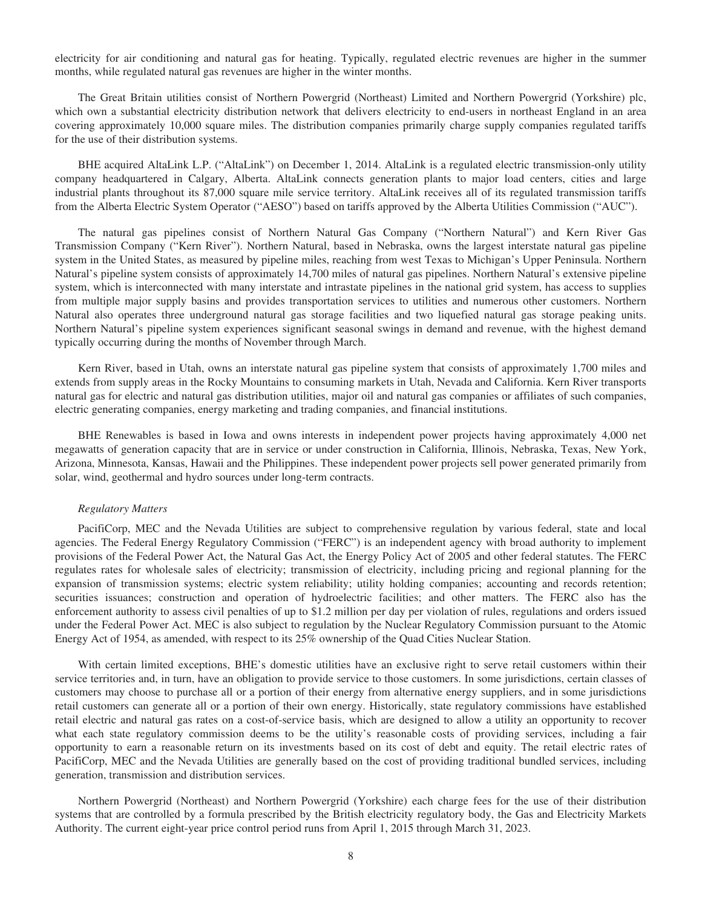electricity for air conditioning and natural gas for heating. Typically, regulated electric revenues are higher in the summer months, while regulated natural gas revenues are higher in the winter months.

The Great Britain utilities consist of Northern Powergrid (Northeast) Limited and Northern Powergrid (Yorkshire) plc, which own a substantial electricity distribution network that delivers electricity to end-users in northeast England in an area covering approximately 10,000 square miles. The distribution companies primarily charge supply companies regulated tariffs for the use of their distribution systems.

BHE acquired AltaLink L.P. ("AltaLink") on December 1, 2014. AltaLink is a regulated electric transmission-only utility company headquartered in Calgary, Alberta. AltaLink connects generation plants to major load centers, cities and large industrial plants throughout its 87,000 square mile service territory. AltaLink receives all of its regulated transmission tariffs from the Alberta Electric System Operator ("AESO") based on tariffs approved by the Alberta Utilities Commission ("AUC").

The natural gas pipelines consist of Northern Natural Gas Company ("Northern Natural") and Kern River Gas Transmission Company ("Kern River"). Northern Natural, based in Nebraska, owns the largest interstate natural gas pipeline system in the United States, as measured by pipeline miles, reaching from west Texas to Michigan's Upper Peninsula. Northern Natural's pipeline system consists of approximately 14,700 miles of natural gas pipelines. Northern Natural's extensive pipeline system, which is interconnected with many interstate and intrastate pipelines in the national grid system, has access to supplies from multiple major supply basins and provides transportation services to utilities and numerous other customers. Northern Natural also operates three underground natural gas storage facilities and two liquefied natural gas storage peaking units. Northern Natural's pipeline system experiences significant seasonal swings in demand and revenue, with the highest demand typically occurring during the months of November through March.

Kern River, based in Utah, owns an interstate natural gas pipeline system that consists of approximately 1,700 miles and extends from supply areas in the Rocky Mountains to consuming markets in Utah, Nevada and California. Kern River transports natural gas for electric and natural gas distribution utilities, major oil and natural gas companies or affiliates of such companies, electric generating companies, energy marketing and trading companies, and financial institutions.

BHE Renewables is based in Iowa and owns interests in independent power projects having approximately 4,000 net megawatts of generation capacity that are in service or under construction in California, Illinois, Nebraska, Texas, New York, Arizona, Minnesota, Kansas, Hawaii and the Philippines. These independent power projects sell power generated primarily from solar, wind, geothermal and hydro sources under long-term contracts.

*Regulatory Matters*

PacifiCorp, MEC and the Nevada Utilities are subject to comprehensive regulation by various federal, state and local agencies. The Federal Energy Regulatory Commission ("FERC") is an independent agency with broad authority to implement provisions of the Federal Power Act, the Natural Gas Act, the Energy Policy Act of 2005 and other federal statutes. The FERC regulates rates for wholesale sales of electricity; transmission of electricity, including pricing and regional planning for the expansion of transmission systems; electric system reliability; utility holding companies; accounting and records retention; securities issuances; construction and operation of hydroelectric facilities; and other matters. The FERC also has the enforcement authority to assess civil penalties of up to $1.2 million per day per violation of rules, regulations and orders issued under the Federal Power Act. MEC is also subject to regulation by the Nuclear Regulatory Commission pursuant to the Atomic Energy Act of 1954, as amended, with respect to its 25% ownership of the Quad Cities Nuclear Station.

With certain limited exceptions, BHE's domestic utilities have an exclusive right to serve retail customers within their service territories and, in turn, have an obligation to provide service to those customers. In some jurisdictions, certain classes of customers may choose to purchase all or a portion of their energy from alternative energy suppliers, and in some jurisdictions retail customers can generate all or a portion of their own energy. Historically, state regulatory commissions have established retail electric and natural gas rates on a cost-of-service basis, which are designed to allow a utility an opportunity to recover what each state regulatory commission deems to be the utility's reasonable costs of providing services, including a fair opportunity to earn a reasonable return on its investments based on its cost of debt and equity. The retail electric rates of PacifiCorp, MEC and the Nevada Utilities are generally based on the cost of providing traditional bundled services, including generation, transmission and distribution services.

Northern Powergrid (Northeast) and Northern Powergrid (Yorkshire) each charge fees for the use of their distribution systems that are controlled by a formula prescribed by the British electricity regulatory body, the Gas and Electricity Markets Authority. The current eight-year price control period runs from April 1, 2015 through March 31, 2023.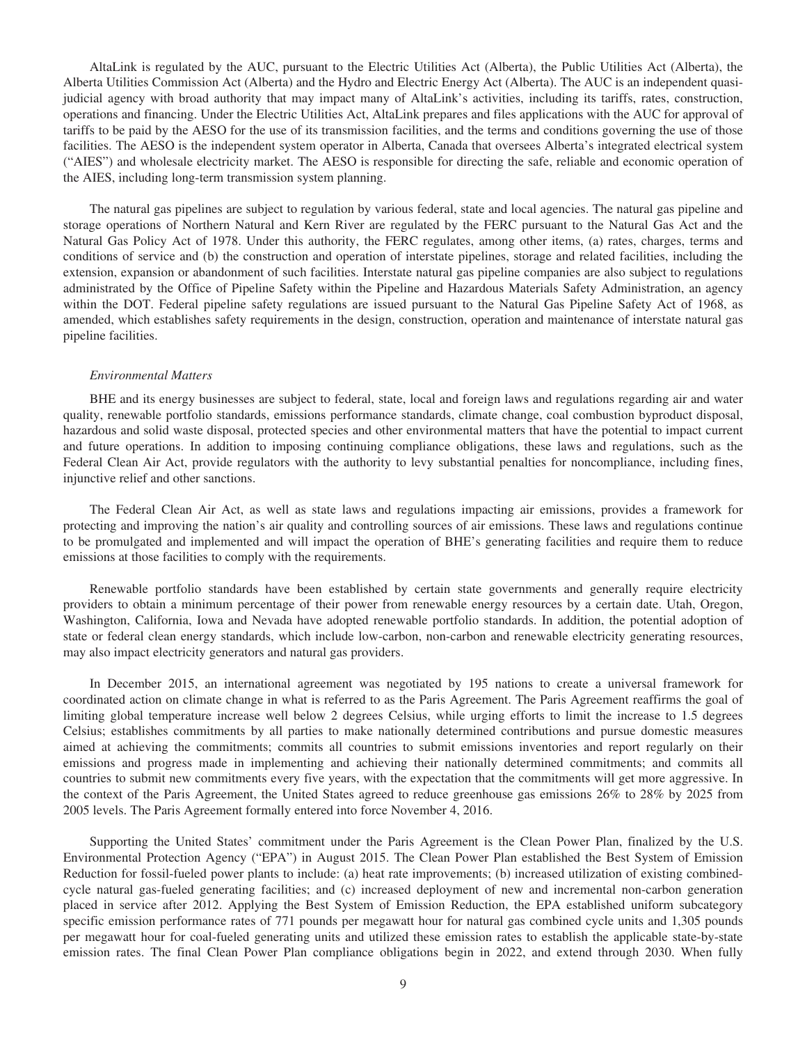AltaLink is regulated by the AUC, pursuant to the Electric Utilities Act (Alberta), the Public Utilities Act (Alberta), the Alberta Utilities Commission Act (Alberta) and the Hydro and Electric Energy Act (Alberta). The AUC is an independent quasi-judicial agency with broad authority that may impact many of AltaLink's activities, including its tariffs, rates, construction, operations and financing. Under the Electric Utilities Act, AltaLink prepares and files applications with the AUC for approval of tariffs to be paid by the AESO for the use of its transmission facilities, and the terms and conditions governing the use of those facilities. The AESO is the independent system operator in Alberta, Canada that oversees Alberta's integrated electrical system ("AIES") and wholesale electricity market. The AESO is responsible for directing the safe, reliable and economic operation of the AIES, including long-term transmission system planning.

The natural gas pipelines are subject to regulation by various federal, state and local agencies. The natural gas pipeline and storage operations of Northern Natural and Kern River are regulated by the FERC pursuant to the Natural Gas Act and the Natural Gas Policy Act of 1978. Under this authority, the FERC regulates, among other items, (a) rates, charges, terms and conditions of service and (b) the construction and operation of interstate pipelines, storage and related facilities, including the extension, expansion or abandonment of such facilities. Interstate natural gas pipeline companies are also subject to regulations administrated by the Office of Pipeline Safety within the Pipeline and Hazardous Materials Safety Administration, an agency within the DOT. Federal pipeline safety regulations are issued pursuant to the Natural Gas Pipeline Safety Act of 1968, as amended, which establishes safety requirements in the design, construction, operation and maintenance of interstate natural gas pipeline facilities.

*Environmental Matters*

BHE and its energy businesses are subject to federal, state, local and foreign laws and regulations regarding air and water quality, renewable portfolio standards, emissions performance standards, climate change, coal combustion byproduct disposal, hazardous and solid waste disposal, protected species and other environmental matters that have the potential to impact current and future operations. In addition to imposing continuing compliance obligations, these laws and regulations, such as the Federal Clean Air Act, provide regulators with the authority to levy substantial penalties for noncompliance, including fines, injunctive relief and other sanctions.

The Federal Clean Air Act, as well as state laws and regulations impacting air emissions, provides a framework for protecting and improving the nation's air quality and controlling sources of air emissions. These laws and regulations continue to be promulgated and implemented and will impact the operation of BHE's generating facilities and require them to reduce emissions at those facilities to comply with the requirements.

Renewable portfolio standards have been established by certain state governments and generally require electricity providers to obtain a minimum percentage of their power from renewable energy resources by a certain date. Utah, Oregon, Washington, California, Iowa and Nevada have adopted renewable portfolio standards. In addition, the potential adoption of state or federal clean energy standards, which include low-carbon, non-carbon and renewable electricity generating resources, may also impact electricity generators and natural gas providers.

In December 2015, an international agreement was negotiated by 195 nations to create a universal framework for coordinated action on climate change in what is referred to as the Paris Agreement. The Paris Agreement reaffirms the goal of limiting global temperature increase well below 2 degrees Celsius, while urging efforts to limit the increase to 1.5 degrees Celsius; establishes commitments by all parties to make nationally determined contributions and pursue domestic measures aimed at achieving the commitments; commits all countries to submit emissions inventories and report regularly on their emissions and progress made in implementing and achieving their nationally determined commitments; and commits all countries to submit new commitments every five years, with the expectation that the commitments will get more aggressive. In the context of the Paris Agreement, the United States agreed to reduce greenhouse gas emissions 26% to 28% by 2025 from 2005 levels. The Paris Agreement formally entered into force November 4, 2016.

Supporting the United States' commitment under the Paris Agreement is the Clean Power Plan, finalized by the U.S. Environmental Protection Agency ("EPA") in August 2015. The Clean Power Plan established the Best System of Emission Reduction for fossil-fueled power plants to include: (a) heat rate improvements; (b) increased utilization of existing combined-cycle natural gas-fueled generating facilities; and (c) increased deployment of new and incremental non-carbon generation placed in service after 2012. Applying the Best System of Emission Reduction, the EPA established uniform subcategory specific emission performance rates of 771 pounds per megawatt hour for natural gas combined cycle units and 1,305 pounds per megawatt hour for coal-fueled generating units and utilized these emission rates to establish the applicable state-by-state emission rates. The final Clean Power Plan compliance obligations begin in 2022, and extend through 2030. When fully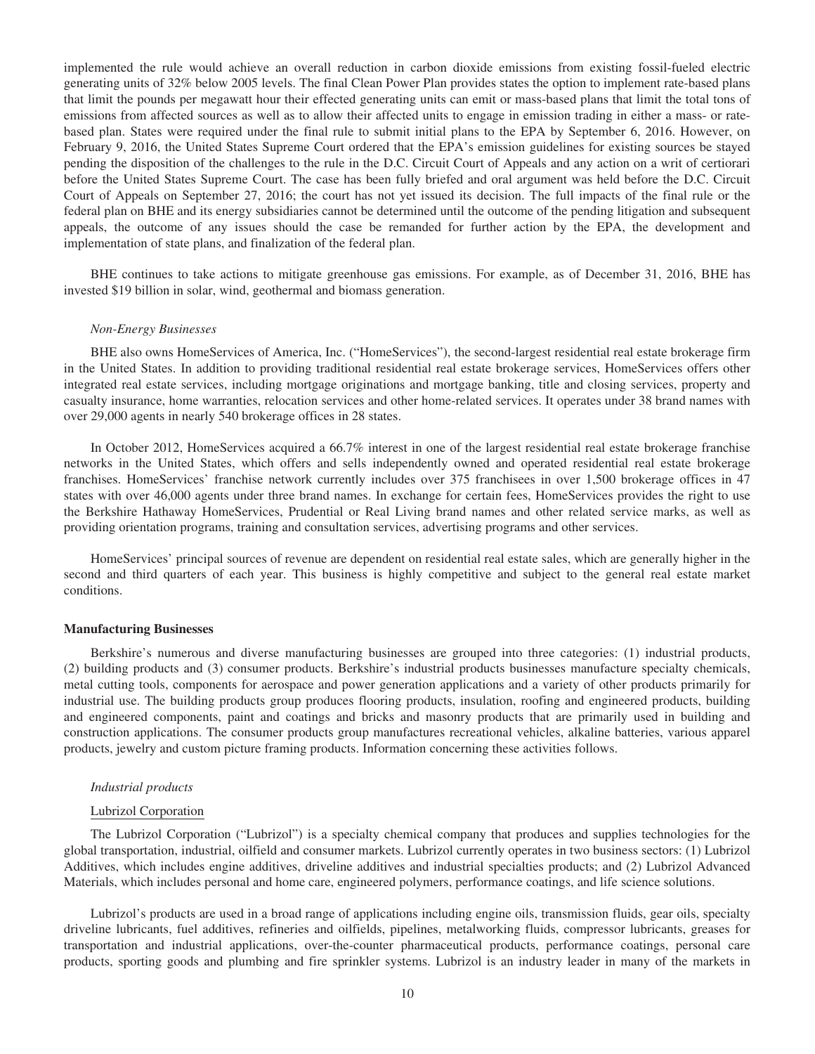implemented the rule would achieve an overall reduction in carbon dioxide emissions from existing fossil-fueled electric generating units of 32% below 2005 levels. The final Clean Power Plan provides states the option to implement rate-based plans that limit the pounds per megawatt hour their effected generating units can emit or mass-based plans that limit the total tons of emissions from affected sources as well as to allow their affected units to engage in emission trading in either a mass- or rate-based plan. States were required under the final rule to submit initial plans to the EPA by September 6, 2016. However, on February 9, 2016, the United States Supreme Court ordered that the EPA's emission guidelines for existing sources be stayed pending the disposition of the challenges to the rule in the D.C. Circuit Court of Appeals and any action on a writ of certiorari before the United States Supreme Court. The case has been fully briefed and oral argument was held before the D.C. Circuit Court of Appeals on September 27, 2016; the court has not yet issued its decision. The full impacts of the final rule or the federal plan on BHE and its energy subsidiaries cannot be determined until the outcome of the pending litigation and subsequent appeals, the outcome of any issues should the case be remanded for further action by the EPA, the development and implementation of state plans, and finalization of the federal plan.

BHE continues to take actions to mitigate greenhouse gas emissions. For example, as of December 31, 2016, BHE has invested $19 billion in solar, wind, geothermal and biomass generation.

*Non-Energy Businesses*

BHE also owns HomeServices of America, Inc. ("HomeServices"), the second-largest residential real estate brokerage firm in the United States. In addition to providing traditional residential real estate brokerage services, HomeServices offers other integrated real estate services, including mortgage originations and mortgage banking, title and closing services, property and casualty insurance, home warranties, relocation services and other home-related services. It operates under 38 brand names with over 29,000 agents in nearly 540 brokerage offices in 28 states.

In October 2012, HomeServices acquired a 66.7% interest in one of the largest residential real estate brokerage franchise networks in the United States, which offers and sells independently owned and operated residential real estate brokerage franchises. HomeServices' franchise network currently includes over 375 franchisees in over 1,500 brokerage offices in 47 states with over 46,000 agents under three brand names. In exchange for certain fees, HomeServices provides the right to use the Berkshire Hathaway HomeServices, Prudential or Real Living brand names and other related service marks, as well as providing orientation programs, training and consultation services, advertising programs and other services.

HomeServices' principal sources of revenue are dependent on residential real estate sales, which are generally higher in the second and third quarters of each year. This business is highly competitive and subject to the general real estate market conditions.

**Manufacturing Businesses**

Berkshire's numerous and diverse manufacturing businesses are grouped into three categories: (1) industrial products, (2) building products and (3) consumer products. Berkshire's industrial products businesses manufacture specialty chemicals, metal cutting tools, components for aerospace and power generation applications and a variety of other products primarily for industrial use. The building products group produces flooring products, insulation, roofing and engineered products, building and engineered components, paint and coatings and bricks and masonry products that are primarily used in building and construction applications. The consumer products group manufactures recreational vehicles, alkaline batteries, various apparel products, jewelry and custom picture framing products. Information concerning these activities follows.

*Industrial products*

Lubrizol Corporation

The Lubrizol Corporation ("Lubrizol") is a specialty chemical company that produces and supplies technologies for the global transportation, industrial, oilfield and consumer markets. Lubrizol currently operates in two business sectors: (1) Lubrizol Additives, which includes engine additives, driveline additives and industrial specialties products; and (2) Lubrizol Advanced Materials, which includes personal and home care, engineered polymers, performance coatings, and life science solutions.

Lubrizol's products are used in a broad range of applications including engine oils, transmission fluids, gear oils, specialty driveline lubricants, fuel additives, refineries and oilfields, pipelines, metalworking fluids, compressor lubricants, greases for transportation and industrial applications, over-the-counter pharmaceutical products, performance coatings, personal care products, sporting goods and plumbing and fire sprinkler systems. Lubrizol is an industry leader in many of the markets in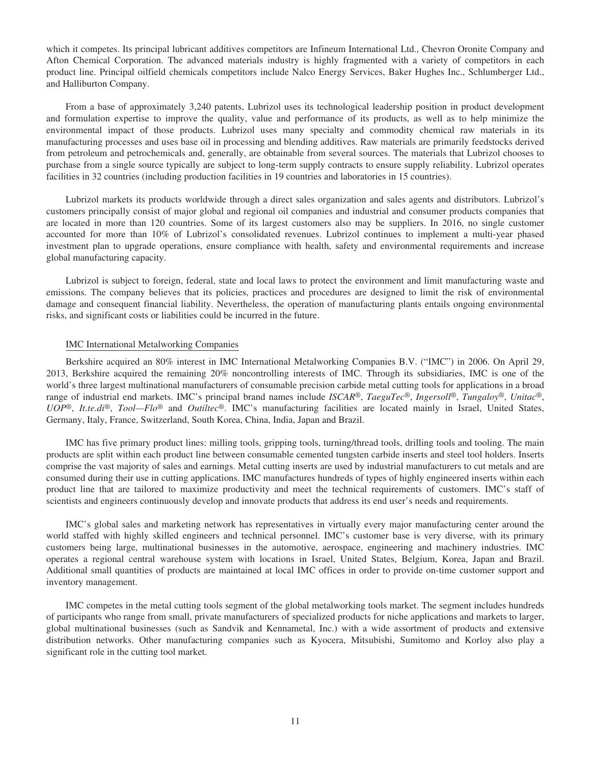which it competes. Its principal lubricant additives competitors are Infineum International Ltd., Chevron Oronite Company and Afton Chemical Corporation. The advanced materials industry is highly fragmented with a variety of competitors in each product line. Principal oilfield chemicals competitors include Nalco Energy Services, Baker Hughes Inc., Schlumberger Ltd., and Halliburton Company.

From a base of approximately 3,240 patents, Lubrizol uses its technological leadership position in product development and formulation expertise to improve the quality, value and performance of its products, as well as to help minimize the environmental impact of those products. Lubrizol uses many specialty and commodity chemical raw materials in its manufacturing processes and uses base oil in processing and blending additives. Raw materials are primarily feedstocks derived from petroleum and petrochemicals and, generally, are obtainable from several sources. The materials that Lubrizol chooses to purchase from a single source typically are subject to long-term supply contracts to ensure supply reliability. Lubrizol operates facilities in 32 countries (including production facilities in 19 countries and laboratories in 15 countries).

Lubrizol markets its products worldwide through a direct sales organization and sales agents and distributors. Lubrizol's customers principally consist of major global and regional oil companies and industrial and consumer products companies that are located in more than 120 countries. Some of its largest customers also may be suppliers. In 2016, no single customer accounted for more than 10% of Lubrizol's consolidated revenues. Lubrizol continues to implement a multi-year phased investment plan to upgrade operations, ensure compliance with health, safety and environmental requirements and increase global manufacturing capacity.

Lubrizol is subject to foreign, federal, state and local laws to protect the environment and limit manufacturing waste and emissions. The company believes that its policies, practices and procedures are designed to limit the risk of environmental damage and consequent financial liability. Nevertheless, the operation of manufacturing plants entails ongoing environmental risks, and significant costs or liabilities could be incurred in the future.

### IMC International Metalworking Companies

Berkshire acquired an 80% interest in IMC International Metalworking Companies B.V. ("IMC") in 2006. On April 29, 2013, Berkshire acquired the remaining 20% noncontrolling interests of IMC. Through its subsidiaries, IMC is one of the world's three largest multinational manufacturers of consumable precision carbide metal cutting tools for applications in a broad range of industrial end markets. IMC's principal brand names include *ISCAR*®, *TaeguTec*®, *Ingersoll*®, *Tungaloy*®, *Unitac*®, *UOP*®, *It.te.di*®, *Tool—Flo*® and *Outiltec*®. IMC's manufacturing facilities are located mainly in Israel, United States, Germany, Italy, France, Switzerland, South Korea, China, India, Japan and Brazil.

IMC has five primary product lines: milling tools, gripping tools, turning/thread tools, drilling tools and tooling. The main products are split within each product line between consumable cemented tungsten carbide inserts and steel tool holders. Inserts comprise the vast majority of sales and earnings. Metal cutting inserts are used by industrial manufacturers to cut metals and are consumed during their use in cutting applications. IMC manufactures hundreds of types of highly engineered inserts within each product line that are tailored to maximize productivity and meet the technical requirements of customers. IMC's staff of scientists and engineers continuously develop and innovate products that address its end user's needs and requirements.

IMC's global sales and marketing network has representatives in virtually every major manufacturing center around the world staffed with highly skilled engineers and technical personnel. IMC's customer base is very diverse, with its primary customers being large, multinational businesses in the automotive, aerospace, engineering and machinery industries. IMC operates a regional central warehouse system with locations in Israel, United States, Belgium, Korea, Japan and Brazil. Additional small quantities of products are maintained at local IMC offices in order to provide on-time customer support and inventory management.

IMC competes in the metal cutting tools segment of the global metalworking tools market. The segment includes hundreds of participants who range from small, private manufacturers of specialized products for niche applications and markets to larger, global multinational businesses (such as Sandvik and Kennametal, Inc.) with a wide assortment of products and extensive distribution networks. Other manufacturing companies such as Kyocera, Mitsubishi, Sumitomo and Korloy also play a significant role in the cutting tool market.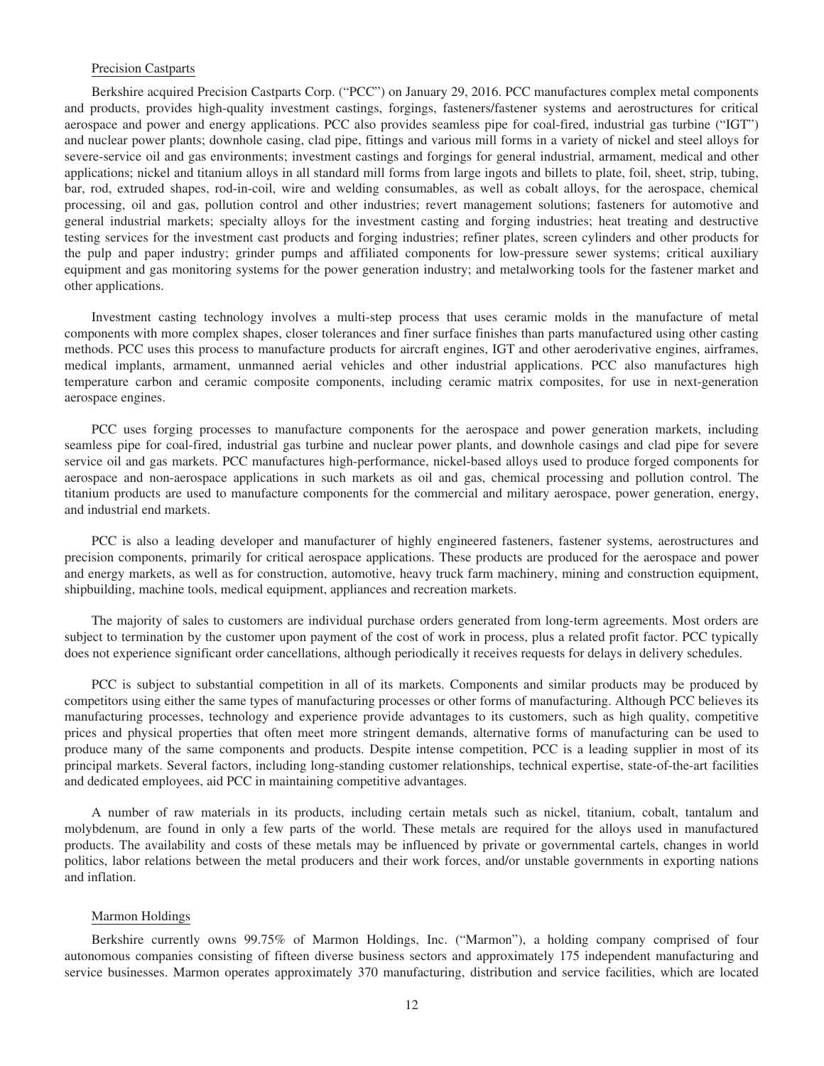### Precision Castparts

Berkshire acquired Precision Castparts Corp. ("PCC") on January 29, 2016. PCC manufactures complex metal components and products, provides high-quality investment castings, forgings, fasteners/fastener systems and aerostructures for critical aerospace and power and energy applications. PCC also provides seamless pipe for coal-fired, industrial gas turbine ("IGT") and nuclear power plants; downhole casing, clad pipe, fittings and various mill forms in a variety of nickel and steel alloys for severe-service oil and gas environments; investment castings and forgings for general industrial, armament, medical and other applications; nickel and titanium alloys in all standard mill forms from large ingots and billets to plate, foil, sheet, strip, tubing, bar, rod, extruded shapes, rod-in-coil, wire and welding consumables, as well as cobalt alloys, for the aerospace, chemical processing, oil and gas, pollution control and other industries; revert management solutions; fasteners for automotive and general industrial markets; specialty alloys for the investment casting and forging industries; heat treating and destructive testing services for the investment cast products and forging industries; refiner plates, screen cylinders and other products for the pulp and paper industry; grinder pumps and affiliated components for low-pressure sewer systems; critical auxiliary equipment and gas monitoring systems for the power generation industry; and metalworking tools for the fastener market and other applications.

Investment casting technology involves a multi-step process that uses ceramic molds in the manufacture of metal components with more complex shapes, closer tolerances and finer surface finishes than parts manufactured using other casting methods. PCC uses this process to manufacture products for aircraft engines, IGT and other aeroderivative engines, airframes, medical implants, armament, unmanned aerial vehicles and other industrial applications. PCC also manufactures high temperature carbon and ceramic composite components, including ceramic matrix composites, for use in next-generation aerospace engines.

PCC uses forging processes to manufacture components for the aerospace and power generation markets, including seamless pipe for coal-fired, industrial gas turbine and nuclear power plants, and downhole casings and clad pipe for severe service oil and gas markets. PCC manufactures high-performance, nickel-based alloys used to produce forged components for aerospace and non-aerospace applications in such markets as oil and gas, chemical processing and pollution control. The titanium products are used to manufacture components for the commercial and military aerospace, power generation, energy, and industrial end markets.

PCC is also a leading developer and manufacturer of highly engineered fasteners, fastener systems, aerostructures and precision components, primarily for critical aerospace applications. These products are produced for the aerospace and power and energy markets, as well as for construction, automotive, heavy truck farm machinery, mining and construction equipment, shipbuilding, machine tools, medical equipment, appliances and recreation markets.

The majority of sales to customers are individual purchase orders generated from long-term agreements. Most orders are subject to termination by the customer upon payment of the cost of work in process, plus a related profit factor. PCC typically does not experience significant order cancellations, although periodically it receives requests for delays in delivery schedules.

PCC is subject to substantial competition in all of its markets. Components and similar products may be produced by competitors using either the same types of manufacturing processes or other forms of manufacturing. Although PCC believes its manufacturing processes, technology and experience provide advantages to its customers, such as high quality, competitive prices and physical properties that often meet more stringent demands, alternative forms of manufacturing can be used to produce many of the same components and products. Despite intense competition, PCC is a leading supplier in most of its principal markets. Several factors, including long-standing customer relationships, technical expertise, state-of-the-art facilities and dedicated employees, aid PCC in maintaining competitive advantages.

A number of raw materials in its products, including certain metals such as nickel, titanium, cobalt, tantalum and molybdenum, are found in only a few parts of the world. These metals are required for the alloys used in manufactured products. The availability and costs of these metals may be influenced by private or governmental cartels, changes in world politics, labor relations between the metal producers and their work forces, and/or unstable governments in exporting nations and inflation.

### Marmon Holdings

Berkshire currently owns 99.75% of Marmon Holdings, Inc. ("Marmon"), a holding company comprised of four autonomous companies consisting of fifteen diverse business sectors and approximately 175 independent manufacturing and service businesses. Marmon operates approximately 370 manufacturing, distribution and service facilities, which are located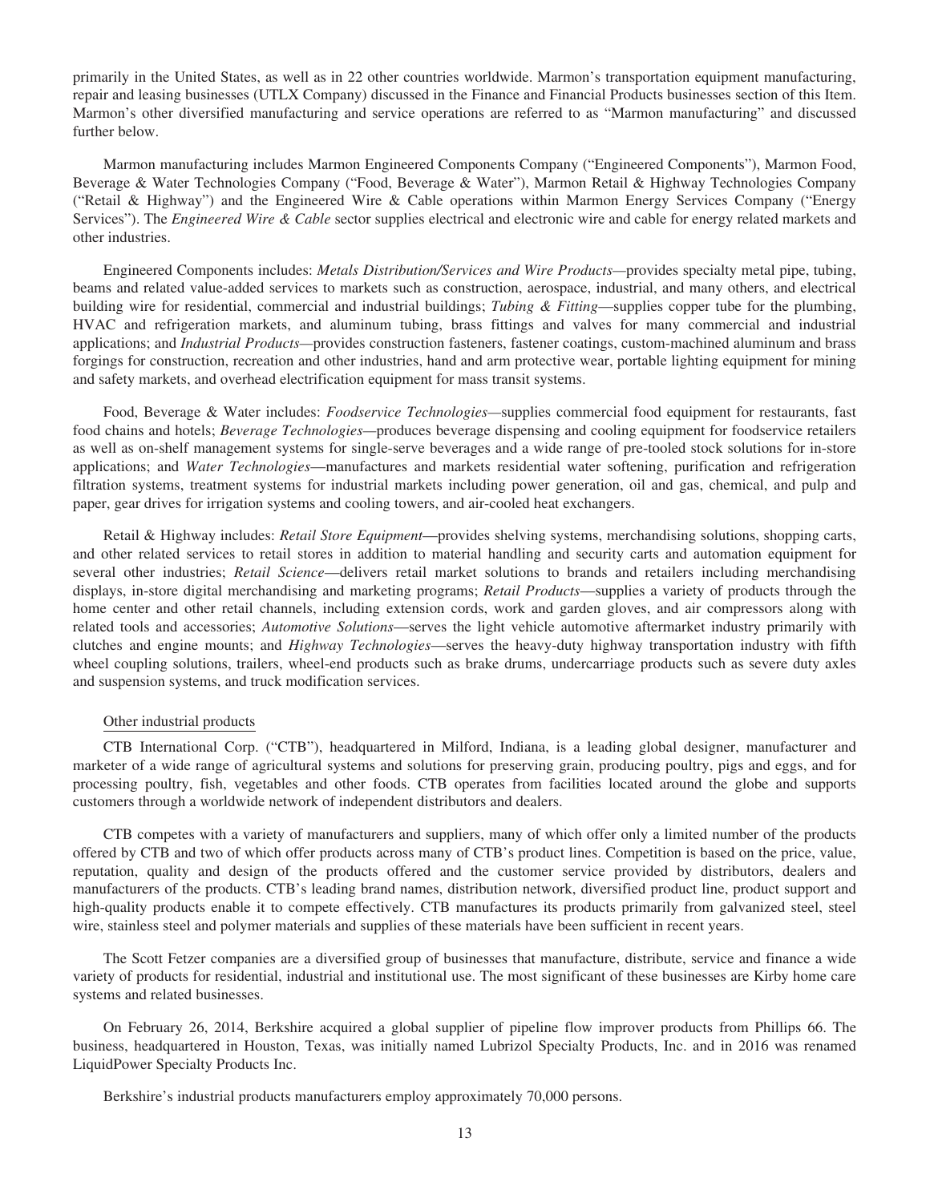primarily in the United States, as well as in 22 other countries worldwide. Marmon's transportation equipment manufacturing, repair and leasing businesses (UTLX Company) discussed in the Finance and Financial Products businesses section of this Item. Marmon's other diversified manufacturing and service operations are referred to as "Marmon manufacturing" and discussed further below.

Marmon manufacturing includes Marmon Engineered Components Company ("Engineered Components"), Marmon Food, Beverage & Water Technologies Company ("Food, Beverage & Water"), Marmon Retail & Highway Technologies Company ("Retail & Highway") and the Engineered Wire & Cable operations within Marmon Energy Services Company ("Energy Services"). The *Engineered Wire & Cable* sector supplies electrical and electronic wire and cable for energy related markets and other industries.

Engineered Components includes: *Metals Distribution/Services and Wire Products*—provides specialty metal pipe, tubing, beams and related value-added services to markets such as construction, aerospace, industrial, and many others, and electrical building wire for residential, commercial and industrial buildings; *Tubing & Fitting*—supplies copper tube for the plumbing, HVAC and refrigeration markets, and aluminum tubing, brass fittings and valves for many commercial and industrial applications; and *Industrial Products*—provides construction fasteners, fastener coatings, custom-machined aluminum and brass forgings for construction, recreation and other industries, hand and arm protective wear, portable lighting equipment for mining and safety markets, and overhead electrification equipment for mass transit systems.

Food, Beverage & Water includes: *Foodservice Technologies*—supplies commercial food equipment for restaurants, fast food chains and hotels; *Beverage Technologies*—produces beverage dispensing and cooling equipment for foodservice retailers as well as on-shelf management systems for single-serve beverages and a wide range of pre-tooled stock solutions for in-store applications; and *Water Technologies*—manufactures and markets residential water softening, purification and refrigeration filtration systems, treatment systems for industrial markets including power generation, oil and gas, chemical, and pulp and paper, gear drives for irrigation systems and cooling towers, and air-cooled heat exchangers.

Retail & Highway includes: *Retail Store Equipment*—provides shelving systems, merchandising solutions, shopping carts, and other related services to retail stores in addition to material handling and security carts and automation equipment for several other industries; *Retail Science*—delivers retail market solutions to brands and retailers including merchandising displays, in-store digital merchandising and marketing programs; *Retail Products*—supplies a variety of products through the home center and other retail channels, including extension cords, work and garden gloves, and air compressors along with related tools and accessories; *Automotive Solutions*—serves the light vehicle automotive aftermarket industry primarily with clutches and engine mounts; and *Highway Technologies*—serves the heavy-duty highway transportation industry with fifth wheel coupling solutions, trailers, wheel-end products such as brake drums, undercarriage products such as severe duty axles and suspension systems, and truck modification services.

Other industrial products

CTB International Corp. ("CTB"), headquartered in Milford, Indiana, is a leading global designer, manufacturer and marketer of a wide range of agricultural systems and solutions for preserving grain, producing poultry, pigs and eggs, and for processing poultry, fish, vegetables and other foods. CTB operates from facilities located around the globe and supports customers through a worldwide network of independent distributors and dealers.

CTB competes with a variety of manufacturers and suppliers, many of which offer only a limited number of the products offered by CTB and two of which offer products across many of CTB's product lines. Competition is based on the price, value, reputation, quality and design of the products offered and the customer service provided by distributors, dealers and manufacturers of the products. CTB's leading brand names, distribution network, diversified product line, product support and high-quality products enable it to compete effectively. CTB manufactures its products primarily from galvanized steel, steel wire, stainless steel and polymer materials and supplies of these materials have been sufficient in recent years.

The Scott Fetzer companies are a diversified group of businesses that manufacture, distribute, service and finance a wide variety of products for residential, industrial and institutional use. The most significant of these businesses are Kirby home care systems and related businesses.

On February 26, 2014, Berkshire acquired a global supplier of pipeline flow improver products from Phillips 66. The business, headquartered in Houston, Texas, was initially named Lubrizol Specialty Products, Inc. and in 2016 was renamed LiquidPower Specialty Products Inc.

Berkshire's industrial products manufacturers employ approximately 70,000 persons.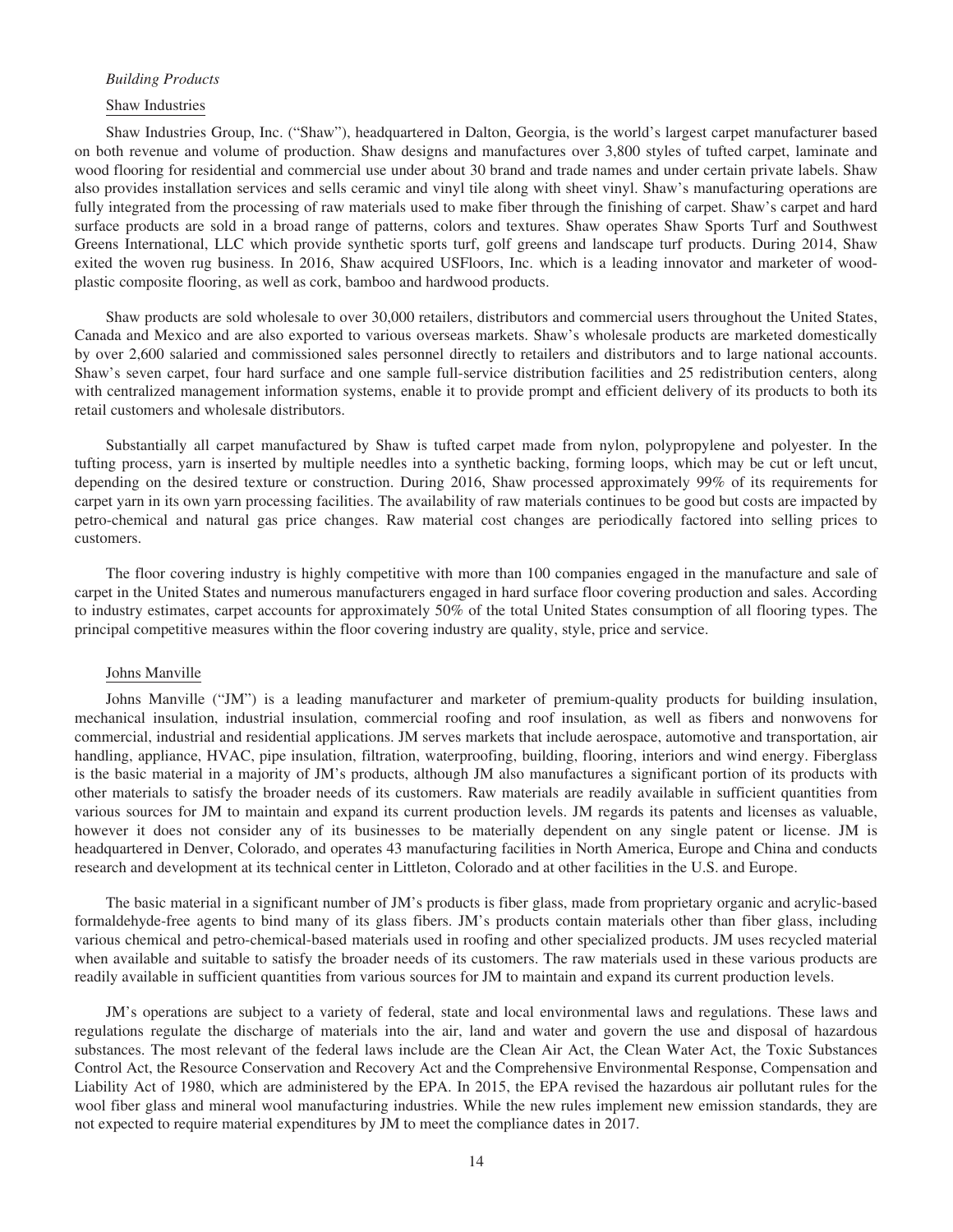*Building Products*

Shaw Industries

Shaw Industries Group, Inc. ("Shaw"), headquartered in Dalton, Georgia, is the world's largest carpet manufacturer based on both revenue and volume of production. Shaw designs and manufactures over 3,800 styles of tufted carpet, laminate and wood flooring for residential and commercial use under about 30 brand and trade names and under certain private labels. Shaw also provides installation services and sells ceramic and vinyl tile along with sheet vinyl. Shaw's manufacturing operations are fully integrated from the processing of raw materials used to make fiber through the finishing of carpet. Shaw's carpet and hard surface products are sold in a broad range of patterns, colors and textures. Shaw operates Shaw Sports Turf and Southwest Greens International, LLC which provide synthetic sports turf, golf greens and landscape turf products. During 2014, Shaw exited the woven rug business. In 2016, Shaw acquired USFloors, Inc. which is a leading innovator and marketer of wood-plastic composite flooring, as well as cork, bamboo and hardwood products.

Shaw products are sold wholesale to over 30,000 retailers, distributors and commercial users throughout the United States, Canada and Mexico and are also exported to various overseas markets. Shaw's wholesale products are marketed domestically by over 2,600 salaried and commissioned sales personnel directly to retailers and distributors and to large national accounts. Shaw's seven carpet, four hard surface and one sample full-service distribution facilities and 25 redistribution centers, along with centralized management information systems, enable it to provide prompt and efficient delivery of its products to both its retail customers and wholesale distributors.

Substantially all carpet manufactured by Shaw is tufted carpet made from nylon, polypropylene and polyester. In the tufting process, yarn is inserted by multiple needles into a synthetic backing, forming loops, which may be cut or left uncut, depending on the desired texture or construction. During 2016, Shaw processed approximately 99% of its requirements for carpet yarn in its own yarn processing facilities. The availability of raw materials continues to be good but costs are impacted by petro-chemical and natural gas price changes. Raw material cost changes are periodically factored into selling prices to customers.

The floor covering industry is highly competitive with more than 100 companies engaged in the manufacture and sale of carpet in the United States and numerous manufacturers engaged in hard surface floor covering production and sales. According to industry estimates, carpet accounts for approximately 50% of the total United States consumption of all flooring types. The principal competitive measures within the floor covering industry are quality, style, price and service.

Johns Manville

Johns Manville ("JM") is a leading manufacturer and marketer of premium-quality products for building insulation, mechanical insulation, industrial insulation, commercial roofing and roof insulation, as well as fibers and nonwovens for commercial, industrial and residential applications. JM serves markets that include aerospace, automotive and transportation, air handling, appliance, HVAC, pipe insulation, filtration, waterproofing, building, flooring, interiors and wind energy. Fiberglass is the basic material in a majority of JM's products, although JM also manufactures a significant portion of its products with other materials to satisfy the broader needs of its customers. Raw materials are readily available in sufficient quantities from various sources for JM to maintain and expand its current production levels. JM regards its patents and licenses as valuable, however it does not consider any of its businesses to be materially dependent on any single patent or license. JM is headquartered in Denver, Colorado, and operates 43 manufacturing facilities in North America, Europe and China and conducts research and development at its technical center in Littleton, Colorado and at other facilities in the U.S. and Europe.

The basic material in a significant number of JM's products is fiber glass, made from proprietary organic and acrylic-based formaldehyde-free agents to bind many of its glass fibers. JM's products contain materials other than fiber glass, including various chemical and petro-chemical-based materials used in roofing and other specialized products. JM uses recycled material when available and suitable to satisfy the broader needs of its customers. The raw materials used in these various products are readily available in sufficient quantities from various sources for JM to maintain and expand its current production levels.

JM's operations are subject to a variety of federal, state and local environmental laws and regulations. These laws and regulations regulate the discharge of materials into the air, land and water and govern the use and disposal of hazardous substances. The most relevant of the federal laws include are the Clean Air Act, the Clean Water Act, the Toxic Substances Control Act, the Resource Conservation and Recovery Act and the Comprehensive Environmental Response, Compensation and Liability Act of 1980, which are administered by the EPA. In 2015, the EPA revised the hazardous air pollutant rules for the wool fiber glass and mineral wool manufacturing industries. While the new rules implement new emission standards, they are not expected to require material expenditures by JM to meet the compliance dates in 2017.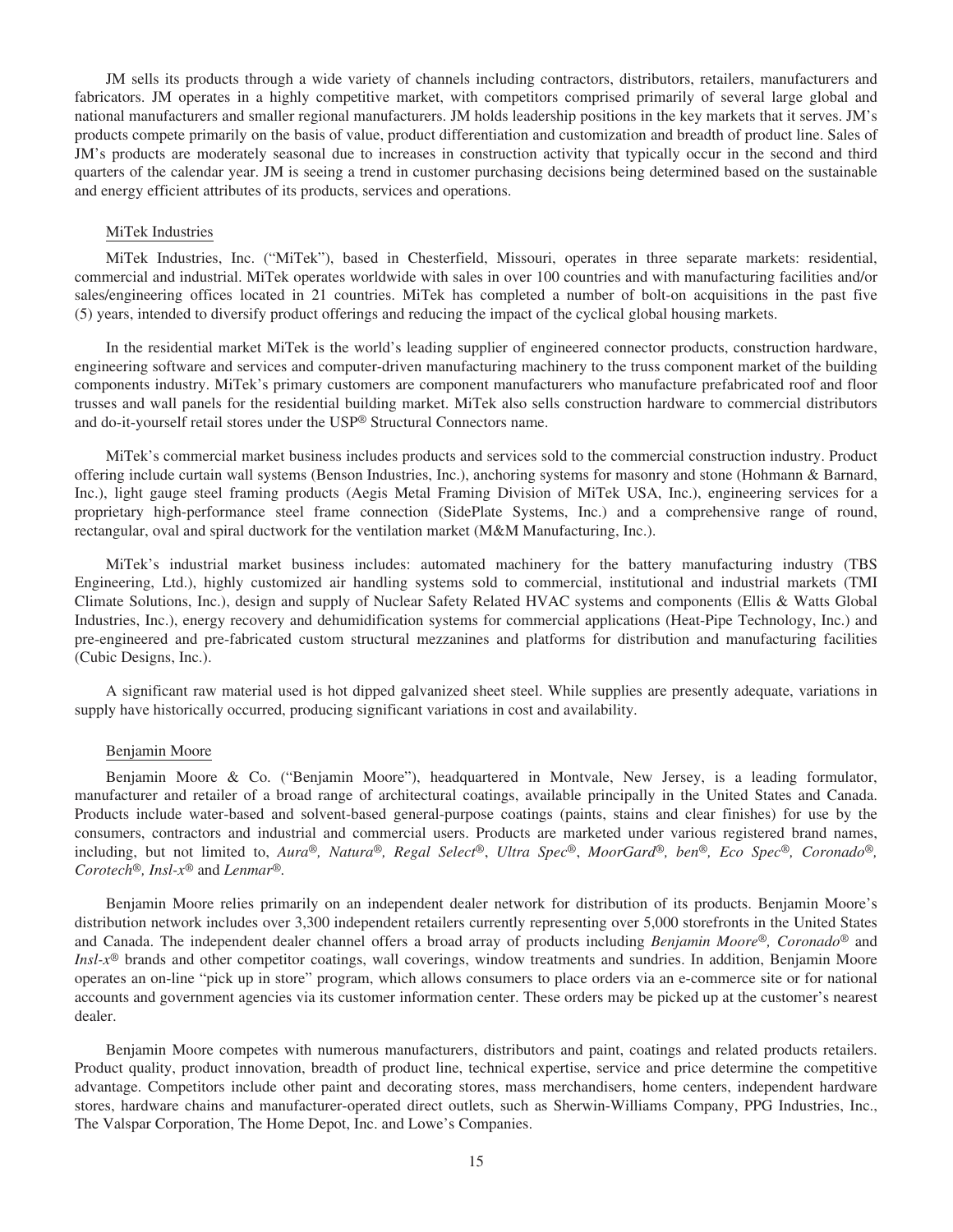JM sells its products through a wide variety of channels including contractors, distributors, retailers, manufacturers and fabricators. JM operates in a highly competitive market, with competitors comprised primarily of several large global and national manufacturers and smaller regional manufacturers. JM holds leadership positions in the key markets that it serves. JM's products compete primarily on the basis of value, product differentiation and customization and breadth of product line. Sales of JM's products are moderately seasonal due to increases in construction activity that typically occur in the second and third quarters of the calendar year. JM is seeing a trend in customer purchasing decisions being determined based on the sustainable and energy efficient attributes of its products, services and operations.

### MiTek Industries

MiTek Industries, Inc. ("MiTek"), based in Chesterfield, Missouri, operates in three separate markets: residential, commercial and industrial. MiTek operates worldwide with sales in over 100 countries and with manufacturing facilities and/or sales/engineering offices located in 21 countries. MiTek has completed a number of bolt-on acquisitions in the past five (5) years, intended to diversify product offerings and reducing the impact of the cyclical global housing markets.

In the residential market MiTek is the world's leading supplier of engineered connector products, construction hardware, engineering software and services and computer-driven manufacturing machinery to the truss component market of the building components industry. MiTek's primary customers are component manufacturers who manufacture prefabricated roof and floor trusses and wall panels for the residential building market. MiTek also sells construction hardware to commercial distributors and do-it-yourself retail stores under the USP® Structural Connectors name.

MiTek's commercial market business includes products and services sold to the commercial construction industry. Product offering include curtain wall systems (Benson Industries, Inc.), anchoring systems for masonry and stone (Hohmann & Barnard, Inc.), light gauge steel framing products (Aegis Metal Framing Division of MiTek USA, Inc.), engineering services for a proprietary high-performance steel frame connection (SidePlate Systems, Inc.) and a comprehensive range of round, rectangular, oval and spiral ductwork for the ventilation market (M&M Manufacturing, Inc.).

MiTek's industrial market business includes: automated machinery for the battery manufacturing industry (TBS Engineering, Ltd.), highly customized air handling systems sold to commercial, institutional and industrial markets (TMI Climate Solutions, Inc.), design and supply of Nuclear Safety Related HVAC systems and components (Ellis & Watts Global Industries, Inc.), energy recovery and dehumidification systems for commercial applications (Heat-Pipe Technology, Inc.) and pre-engineered and pre-fabricated custom structural mezzanines and platforms for distribution and manufacturing facilities (Cubic Designs, Inc.).

A significant raw material used is hot dipped galvanized sheet steel. While supplies are presently adequate, variations in supply have historically occurred, producing significant variations in cost and availability.

### Benjamin Moore

Benjamin Moore & Co. ("Benjamin Moore"), headquartered in Montvale, New Jersey, is a leading formulator, manufacturer and retailer of a broad range of architectural coatings, available principally in the United States and Canada. Products include water-based and solvent-based general-purpose coatings (paints, stains and clear finishes) for use by the consumers, contractors and industrial and commercial users. Products are marketed under various registered brand names, including, but not limited to, *Aura®, Natura®, Regal Select®*, *Ultra Spec®*, *MoorGard®, ben®, Eco Spec®, Coronado®, Corotech®, Insl-x®* and *Lenmar®.*

Benjamin Moore relies primarily on an independent dealer network for distribution of its products. Benjamin Moore's distribution network includes over 3,300 independent retailers currently representing over 5,000 storefronts in the United States and Canada. The independent dealer channel offers a broad array of products including *Benjamin Moore®, Coronado®* and *Insl-x®* brands and other competitor coatings, wall coverings, window treatments and sundries. In addition, Benjamin Moore operates an on-line "pick up in store" program, which allows consumers to place orders via an e-commerce site or for national accounts and government agencies via its customer information center. These orders may be picked up at the customer's nearest dealer.

Benjamin Moore competes with numerous manufacturers, distributors and paint, coatings and related products retailers. Product quality, product innovation, breadth of product line, technical expertise, service and price determine the competitive advantage. Competitors include other paint and decorating stores, mass merchandisers, home centers, independent hardware stores, hardware chains and manufacturer-operated direct outlets, such as Sherwin-Williams Company, PPG Industries, Inc., The Valspar Corporation, The Home Depot, Inc. and Lowe's Companies.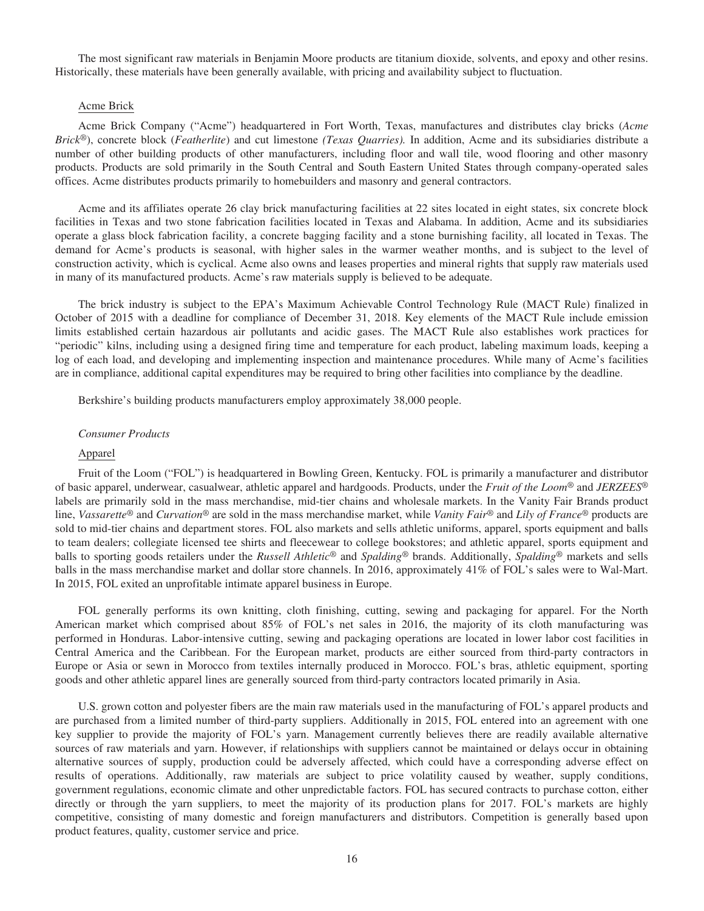The most significant raw materials in Benjamin Moore products are titanium dioxide, solvents, and epoxy and other resins. Historically, these materials have been generally available, with pricing and availability subject to fluctuation.

Acme Brick

Acme Brick Company ("Acme") headquartered in Fort Worth, Texas, manufactures and distributes clay bricks (*Acme Brick®*), concrete block (*Featherlite*) and cut limestone *(Texas Quarries).* In addition, Acme and its subsidiaries distribute a number of other building products of other manufacturers, including floor and wall tile, wood flooring and other masonry products. Products are sold primarily in the South Central and South Eastern United States through company-operated sales offices. Acme distributes products primarily to homebuilders and masonry and general contractors.

Acme and its affiliates operate 26 clay brick manufacturing facilities at 22 sites located in eight states, six concrete block facilities in Texas and two stone fabrication facilities located in Texas and Alabama. In addition, Acme and its subsidiaries operate a glass block fabrication facility, a concrete bagging facility and a stone burnishing facility, all located in Texas. The demand for Acme's products is seasonal, with higher sales in the warmer weather months, and is subject to the level of construction activity, which is cyclical. Acme also owns and leases properties and mineral rights that supply raw materials used in many of its manufactured products. Acme's raw materials supply is believed to be adequate.

The brick industry is subject to the EPA's Maximum Achievable Control Technology Rule (MACT Rule) finalized in October of 2015 with a deadline for compliance of December 31, 2018. Key elements of the MACT Rule include emission limits established certain hazardous air pollutants and acidic gases. The MACT Rule also establishes work practices for "periodic" kilns, including using a designed firing time and temperature for each product, labeling maximum loads, keeping a log of each load, and developing and implementing inspection and maintenance procedures. While many of Acme's facilities are in compliance, additional capital expenditures may be required to bring other facilities into compliance by the deadline.

Berkshire's building products manufacturers employ approximately 38,000 people.

*Consumer Products*

Apparel

Fruit of the Loom ("FOL") is headquartered in Bowling Green, Kentucky. FOL is primarily a manufacturer and distributor of basic apparel, underwear, casualwear, athletic apparel and hardgoods. Products, under the *Fruit of the Loom®* and *JERZEES®* labels are primarily sold in the mass merchandise, mid-tier chains and wholesale markets. In the Vanity Fair Brands product line, *Vassarette®* and *Curvation®* are sold in the mass merchandise market, while *Vanity Fair®* and *Lily of France®* products are sold to mid-tier chains and department stores. FOL also markets and sells athletic uniforms, apparel, sports equipment and balls to team dealers; collegiate licensed tee shirts and fleecewear to college bookstores; and athletic apparel, sports equipment and balls to sporting goods retailers under the *Russell Athletic®* and *Spalding®* brands. Additionally, *Spalding®* markets and sells balls in the mass merchandise market and dollar store channels. In 2016, approximately 41% of FOL's sales were to Wal-Mart. In 2015, FOL exited an unprofitable intimate apparel business in Europe.

FOL generally performs its own knitting, cloth finishing, cutting, sewing and packaging for apparel. For the North American market which comprised about 85% of FOL's net sales in 2016, the majority of its cloth manufacturing was performed in Honduras. Labor-intensive cutting, sewing and packaging operations are located in lower labor cost facilities in Central America and the Caribbean. For the European market, products are either sourced from third-party contractors in Europe or Asia or sewn in Morocco from textiles internally produced in Morocco. FOL's bras, athletic equipment, sporting goods and other athletic apparel lines are generally sourced from third-party contractors located primarily in Asia.

U.S. grown cotton and polyester fibers are the main raw materials used in the manufacturing of FOL's apparel products and are purchased from a limited number of third-party suppliers. Additionally in 2015, FOL entered into an agreement with one key supplier to provide the majority of FOL's yarn. Management currently believes there are readily available alternative sources of raw materials and yarn. However, if relationships with suppliers cannot be maintained or delays occur in obtaining alternative sources of supply, production could be adversely affected, which could have a corresponding adverse effect on results of operations. Additionally, raw materials are subject to price volatility caused by weather, supply conditions, government regulations, economic climate and other unpredictable factors. FOL has secured contracts to purchase cotton, either directly or through the yarn suppliers, to meet the majority of its production plans for 2017. FOL's markets are highly competitive, consisting of many domestic and foreign manufacturers and distributors. Competition is generally based upon product features, quality, customer service and price.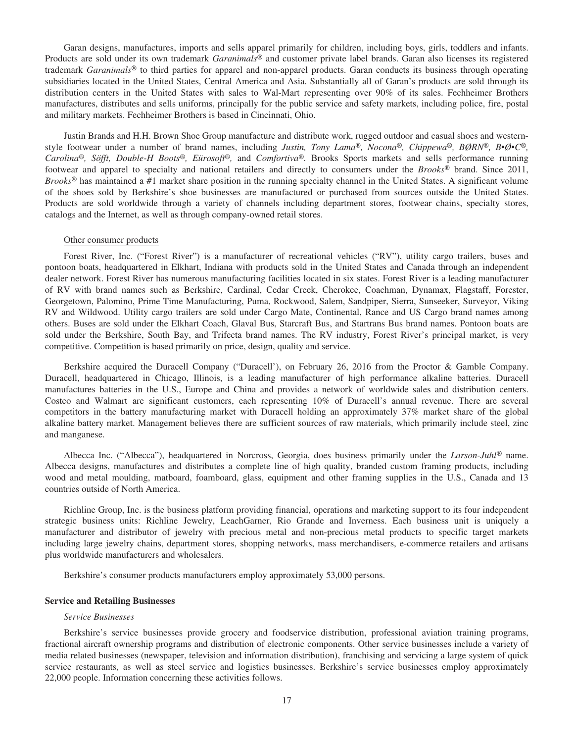Garan designs, manufactures, imports and sells apparel primarily for children, including boys, girls, toddlers and infants. Products are sold under its own trademark *Garanimals®* and customer private label brands. Garan also licenses its registered trademark *Garanimals®* to third parties for apparel and non-apparel products. Garan conducts its business through operating subsidiaries located in the United States, Central America and Asia. Substantially all of Garan's products are sold through its distribution centers in the United States with sales to Wal-Mart representing over 90% of its sales. Fechheimer Brothers manufactures, distributes and sells uniforms, principally for the public service and safety markets, including police, fire, postal and military markets. Fechheimer Brothers is based in Cincinnati, Ohio.

Justin Brands and H.H. Brown Shoe Group manufacture and distribute work, rugged outdoor and casual shoes and western-style footwear under a number of brand names, including *Justin, Tony Lama®, Nocona®, Chippewa®, BØRN®, B•Ø•C®, Carolina®, Söfft, Double-H Boots®, Eürosoft®,* and *Comfortiva®*. Brooks Sports markets and sells performance running footwear and apparel to specialty and national retailers and directly to consumers under the *Brooks®* brand. Since 2011, *Brooks®* has maintained a #1 market share position in the running specialty channel in the United States. A significant volume of the shoes sold by Berkshire's shoe businesses are manufactured or purchased from sources outside the United States. Products are sold worldwide through a variety of channels including department stores, footwear chains, specialty stores, catalogs and the Internet, as well as through company-owned retail stores.

Other consumer products

Forest River, Inc. ("Forest River") is a manufacturer of recreational vehicles ("RV"), utility cargo trailers, buses and pontoon boats, headquartered in Elkhart, Indiana with products sold in the United States and Canada through an independent dealer network. Forest River has numerous manufacturing facilities located in six states. Forest River is a leading manufacturer of RV with brand names such as Berkshire, Cardinal, Cedar Creek, Cherokee, Coachman, Dynamax, Flagstaff, Forester, Georgetown, Palomino, Prime Time Manufacturing, Puma, Rockwood, Salem, Sandpiper, Sierra, Sunseeker, Surveyor, Viking RV and Wildwood. Utility cargo trailers are sold under Cargo Mate, Continental, Rance and US Cargo brand names among others. Buses are sold under the Elkhart Coach, Glaval Bus, Starcraft Bus, and Startrans Bus brand names. Pontoon boats are sold under the Berkshire, South Bay, and Trifecta brand names. The RV industry, Forest River's principal market, is very competitive. Competition is based primarily on price, design, quality and service.

Berkshire acquired the Duracell Company ("Duracell'), on February 26, 2016 from the Proctor & Gamble Company. Duracell, headquartered in Chicago, Illinois, is a leading manufacturer of high performance alkaline batteries. Duracell manufactures batteries in the U.S., Europe and China and provides a network of worldwide sales and distribution centers. Costco and Walmart are significant customers, each representing 10% of Duracell's annual revenue. There are several competitors in the battery manufacturing market with Duracell holding an approximately 37% market share of the global alkaline battery market. Management believes there are sufficient sources of raw materials, which primarily include steel, zinc and manganese.

Albecca Inc. ("Albecca"), headquartered in Norcross, Georgia, does business primarily under the *Larson-Juhl®* name. Albecca designs, manufactures and distributes a complete line of high quality, branded custom framing products, including wood and metal moulding, matboard, foamboard, glass, equipment and other framing supplies in the U.S., Canada and 13 countries outside of North America.

Richline Group, Inc. is the business platform providing financial, operations and marketing support to its four independent strategic business units: Richline Jewelry, LeachGarner, Rio Grande and Inverness. Each business unit is uniquely a manufacturer and distributor of jewelry with precious metal and non-precious metal products to specific target markets including large jewelry chains, department stores, shopping networks, mass merchandisers, e-commerce retailers and artisans plus worldwide manufacturers and wholesalers.

Berkshire's consumer products manufacturers employ approximately 53,000 persons.

**Service and Retailing Businesses**

*Service Businesses*

Berkshire's service businesses provide grocery and foodservice distribution, professional aviation training programs, fractional aircraft ownership programs and distribution of electronic components. Other service businesses include a variety of media related businesses (newspaper, television and information distribution), franchising and servicing a large system of quick service restaurants, as well as steel service and logistics businesses. Berkshire's service businesses employ approximately 22,000 people. Information concerning these activities follows.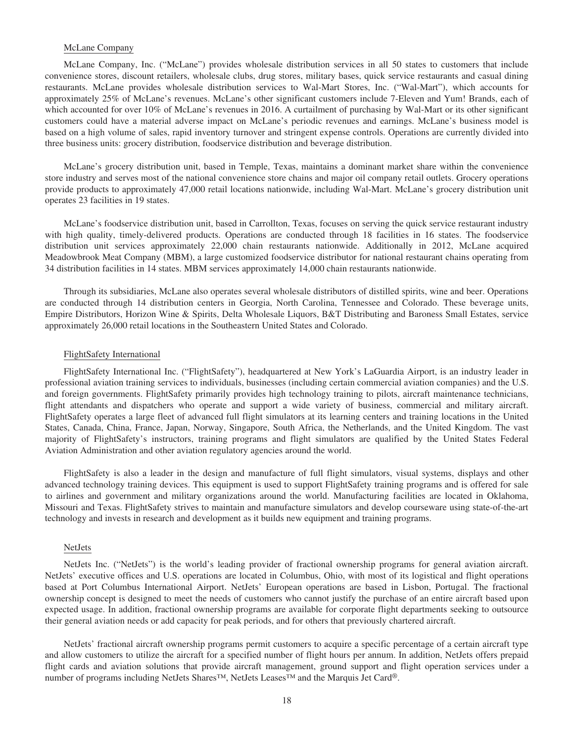### McLane Company

McLane Company, Inc. ("McLane") provides wholesale distribution services in all 50 states to customers that include convenience stores, discount retailers, wholesale clubs, drug stores, military bases, quick service restaurants and casual dining restaurants. McLane provides wholesale distribution services to Wal-Mart Stores, Inc. ("Wal-Mart"), which accounts for approximately 25% of McLane's revenues. McLane's other significant customers include 7-Eleven and Yum! Brands, each of which accounted for over 10% of McLane's revenues in 2016. A curtailment of purchasing by Wal-Mart or its other significant customers could have a material adverse impact on McLane's periodic revenues and earnings. McLane's business model is based on a high volume of sales, rapid inventory turnover and stringent expense controls. Operations are currently divided into three business units: grocery distribution, foodservice distribution and beverage distribution.

McLane's grocery distribution unit, based in Temple, Texas, maintains a dominant market share within the convenience store industry and serves most of the national convenience store chains and major oil company retail outlets. Grocery operations provide products to approximately 47,000 retail locations nationwide, including Wal-Mart. McLane's grocery distribution unit operates 23 facilities in 19 states.

McLane's foodservice distribution unit, based in Carrollton, Texas, focuses on serving the quick service restaurant industry with high quality, timely-delivered products. Operations are conducted through 18 facilities in 16 states. The foodservice distribution unit services approximately 22,000 chain restaurants nationwide. Additionally in 2012, McLane acquired Meadowbrook Meat Company (MBM), a large customized foodservice distributor for national restaurant chains operating from 34 distribution facilities in 14 states. MBM services approximately 14,000 chain restaurants nationwide.

Through its subsidiaries, McLane also operates several wholesale distributors of distilled spirits, wine and beer. Operations are conducted through 14 distribution centers in Georgia, North Carolina, Tennessee and Colorado. These beverage units, Empire Distributors, Horizon Wine & Spirits, Delta Wholesale Liquors, B&T Distributing and Baroness Small Estates, service approximately 26,000 retail locations in the Southeastern United States and Colorado.

### FlightSafety International

FlightSafety International Inc. ("FlightSafety"), headquartered at New York's LaGuardia Airport, is an industry leader in professional aviation training services to individuals, businesses (including certain commercial aviation companies) and the U.S. and foreign governments. FlightSafety primarily provides high technology training to pilots, aircraft maintenance technicians, flight attendants and dispatchers who operate and support a wide variety of business, commercial and military aircraft. FlightSafety operates a large fleet of advanced full flight simulators at its learning centers and training locations in the United States, Canada, China, France, Japan, Norway, Singapore, South Africa, the Netherlands, and the United Kingdom. The vast majority of FlightSafety's instructors, training programs and flight simulators are qualified by the United States Federal Aviation Administration and other aviation regulatory agencies around the world.

FlightSafety is also a leader in the design and manufacture of full flight simulators, visual systems, displays and other advanced technology training devices. This equipment is used to support FlightSafety training programs and is offered for sale to airlines and government and military organizations around the world. Manufacturing facilities are located in Oklahoma, Missouri and Texas. FlightSafety strives to maintain and manufacture simulators and develop courseware using state-of-the-art technology and invests in research and development as it builds new equipment and training programs.

### NetJets

NetJets Inc. ("NetJets") is the world's leading provider of fractional ownership programs for general aviation aircraft. NetJets' executive offices and U.S. operations are located in Columbus, Ohio, with most of its logistical and flight operations based at Port Columbus International Airport. NetJets' European operations are based in Lisbon, Portugal. The fractional ownership concept is designed to meet the needs of customers who cannot justify the purchase of an entire aircraft based upon expected usage. In addition, fractional ownership programs are available for corporate flight departments seeking to outsource their general aviation needs or add capacity for peak periods, and for others that previously chartered aircraft.

NetJets' fractional aircraft ownership programs permit customers to acquire a specific percentage of a certain aircraft type and allow customers to utilize the aircraft for a specified number of flight hours per annum. In addition, NetJets offers prepaid flight cards and aviation solutions that provide aircraft management, ground support and flight operation services under a number of programs including NetJets Shares™, NetJets Leases™ and the Marquis Jet Card®.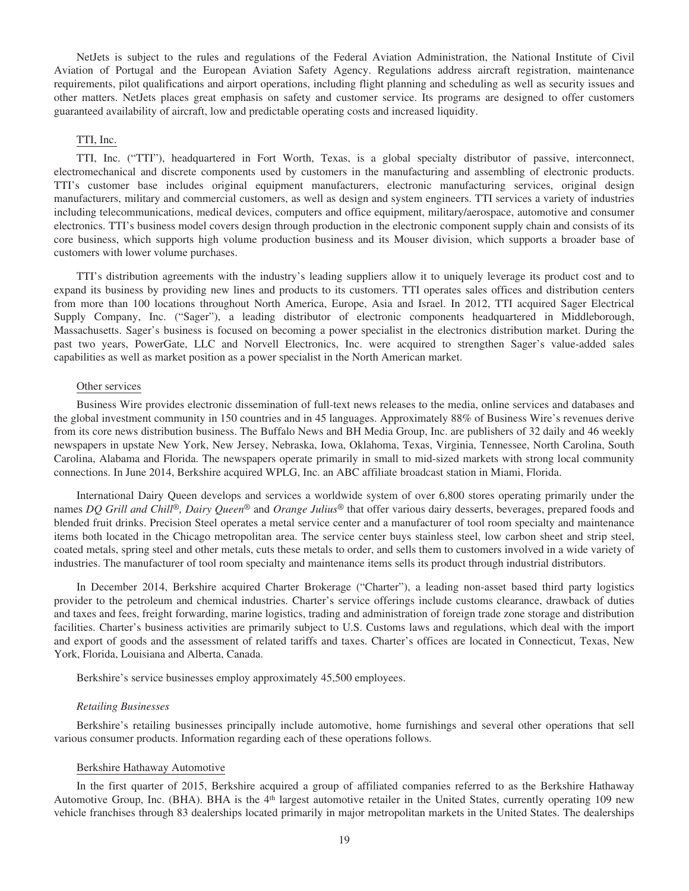NetJets is subject to the rules and regulations of the Federal Aviation Administration, the National Institute of Civil Aviation of Portugal and the European Aviation Safety Agency. Regulations address aircraft registration, maintenance requirements, pilot qualifications and airport operations, including flight planning and scheduling as well as security issues and other matters. NetJets places great emphasis on safety and customer service. Its programs are designed to offer customers guaranteed availability of aircraft, low and predictable operating costs and increased liquidity.

TTI, Inc.

TTI, Inc. ("TTI"), headquartered in Fort Worth, Texas, is a global specialty distributor of passive, interconnect, electromechanical and discrete components used by customers in the manufacturing and assembling of electronic products. TTI's customer base includes original equipment manufacturers, electronic manufacturing services, original design manufacturers, military and commercial customers, as well as design and system engineers. TTI services a variety of industries including telecommunications, medical devices, computers and office equipment, military/aerospace, automotive and consumer electronics. TTI's business model covers design through production in the electronic component supply chain and consists of its core business, which supports high volume production business and its Mouser division, which supports a broader base of customers with lower volume purchases.

TTI's distribution agreements with the industry's leading suppliers allow it to uniquely leverage its product cost and to expand its business by providing new lines and products to its customers. TTI operates sales offices and distribution centers from more than 100 locations throughout North America, Europe, Asia and Israel. In 2012, TTI acquired Sager Electrical Supply Company, Inc. ("Sager"), a leading distributor of electronic components headquartered in Middleborough, Massachusetts. Sager's business is focused on becoming a power specialist in the electronics distribution market. During the past two years, PowerGate, LLC and Norvell Electronics, Inc. were acquired to strengthen Sager's value-added sales capabilities as well as market position as a power specialist in the North American market.

Other services

Business Wire provides electronic dissemination of full-text news releases to the media, online services and databases and the global investment community in 150 countries and in 45 languages. Approximately 88% of Business Wire's revenues derive from its core news distribution business. The Buffalo News and BH Media Group, Inc. are publishers of 32 daily and 46 weekly newspapers in upstate New York, New Jersey, Nebraska, Iowa, Oklahoma, Texas, Virginia, Tennessee, North Carolina, South Carolina, Alabama and Florida. The newspapers operate primarily in small to mid-sized markets with strong local community connections. In June 2014, Berkshire acquired WPLG, Inc. an ABC affiliate broadcast station in Miami, Florida.

International Dairy Queen develops and services a worldwide system of over 6,800 stores operating primarily under the names *DQ Grill and Chill®, Dairy Queen®* and *Orange Julius®* that offer various dairy desserts, beverages, prepared foods and blended fruit drinks. Precision Steel operates a metal service center and a manufacturer of tool room specialty and maintenance items both located in the Chicago metropolitan area. The service center buys stainless steel, low carbon sheet and strip steel, coated metals, spring steel and other metals, cuts these metals to order, and sells them to customers involved in a wide variety of industries. The manufacturer of tool room specialty and maintenance items sells its product through industrial distributors.

In December 2014, Berkshire acquired Charter Brokerage ("Charter"), a leading non-asset based third party logistics provider to the petroleum and chemical industries. Charter's service offerings include customs clearance, drawback of duties and taxes and fees, freight forwarding, marine logistics, trading and administration of foreign trade zone storage and distribution facilities. Charter's business activities are primarily subject to U.S. Customs laws and regulations, which deal with the import and export of goods and the assessment of related tariffs and taxes. Charter's offices are located in Connecticut, Texas, New York, Florida, Louisiana and Alberta, Canada.

Berkshire's service businesses employ approximately 45,500 employees.

*Retailing Businesses*

Berkshire's retailing businesses principally include automotive, home furnishings and several other operations that sell various consumer products. Information regarding each of these operations follows.

Berkshire Hathaway Automotive

In the first quarter of 2015, Berkshire acquired a group of affiliated companies referred to as the Berkshire Hathaway Automotive Group, Inc. (BHA). BHA is the 4th largest automotive retailer in the United States, currently operating 109 new vehicle franchises through 83 dealerships located primarily in major metropolitan markets in the United States. The dealerships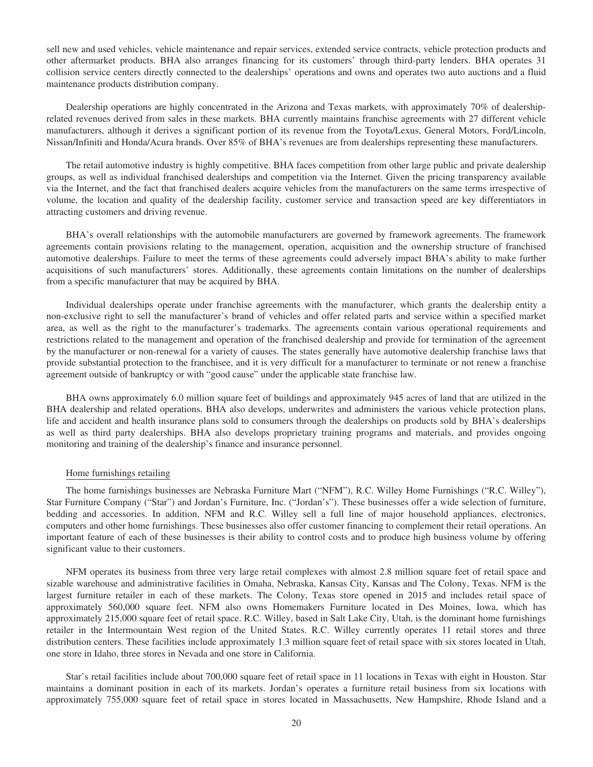sell new and used vehicles, vehicle maintenance and repair services, extended service contracts, vehicle protection products and other aftermarket products. BHA also arranges financing for its customers' through third-party lenders. BHA operates 31 collision service centers directly connected to the dealerships' operations and owns and operates two auto auctions and a fluid maintenance products distribution company.

Dealership operations are highly concentrated in the Arizona and Texas markets, with approximately 70% of dealership-related revenues derived from sales in these markets. BHA currently maintains franchise agreements with 27 different vehicle manufacturers, although it derives a significant portion of its revenue from the Toyota/Lexus, General Motors, Ford/Lincoln, Nissan/Infiniti and Honda/Acura brands. Over 85% of BHA's revenues are from dealerships representing these manufacturers.

The retail automotive industry is highly competitive. BHA faces competition from other large public and private dealership groups, as well as individual franchised dealerships and competition via the Internet. Given the pricing transparency available via the Internet, and the fact that franchised dealers acquire vehicles from the manufacturers on the same terms irrespective of volume, the location and quality of the dealership facility, customer service and transaction speed are key differentiators in attracting customers and driving revenue.

BHA's overall relationships with the automobile manufacturers are governed by framework agreements. The framework agreements contain provisions relating to the management, operation, acquisition and the ownership structure of franchised automotive dealerships. Failure to meet the terms of these agreements could adversely impact BHA's ability to make further acquisitions of such manufacturers' stores. Additionally, these agreements contain limitations on the number of dealerships from a specific manufacturer that may be acquired by BHA.

Individual dealerships operate under franchise agreements with the manufacturer, which grants the dealership entity a non-exclusive right to sell the manufacturer's brand of vehicles and offer related parts and service within a specified market area, as well as the right to the manufacturer's trademarks. The agreements contain various operational requirements and restrictions related to the management and operation of the franchised dealership and provide for termination of the agreement by the manufacturer or non-renewal for a variety of causes. The states generally have automotive dealership franchise laws that provide substantial protection to the franchisee, and it is very difficult for a manufacturer to terminate or not renew a franchise agreement outside of bankruptcy or with "good cause" under the applicable state franchise law.

BHA owns approximately 6.0 million square feet of buildings and approximately 945 acres of land that are utilized in the BHA dealership and related operations. BHA also develops, underwrites and administers the various vehicle protection plans, life and accident and health insurance plans sold to consumers through the dealerships on products sold by BHA's dealerships as well as third party dealerships. BHA also develops proprietary training programs and materials, and provides ongoing monitoring and training of the dealership's finance and insurance personnel.

Home furnishings retailing

The home furnishings businesses are Nebraska Furniture Mart ("NFM"), R.C. Willey Home Furnishings ("R.C. Willey"), Star Furniture Company ("Star") and Jordan's Furniture, Inc. ("Jordan's"). These businesses offer a wide selection of furniture, bedding and accessories. In addition, NFM and R.C. Willey sell a full line of major household appliances, electronics, computers and other home furnishings. These businesses also offer customer financing to complement their retail operations. An important feature of each of these businesses is their ability to control costs and to produce high business volume by offering significant value to their customers.

NFM operates its business from three very large retail complexes with almost 2.8 million square feet of retail space and sizable warehouse and administrative facilities in Omaha, Nebraska, Kansas City, Kansas and The Colony, Texas. NFM is the largest furniture retailer in each of these markets. The Colony, Texas store opened in 2015 and includes retail space of approximately 560,000 square feet. NFM also owns Homemakers Furniture located in Des Moines, Iowa, which has approximately 215,000 square feet of retail space. R.C. Willey, based in Salt Lake City, Utah, is the dominant home furnishings retailer in the Intermountain West region of the United States. R.C. Willey currently operates 11 retail stores and three distribution centers. These facilities include approximately 1.3 million square feet of retail space with six stores located in Utah, one store in Idaho, three stores in Nevada and one store in California.

Star's retail facilities include about 700,000 square feet of retail space in 11 locations in Texas with eight in Houston. Star maintains a dominant position in each of its markets. Jordan's operates a furniture retail business from six locations with approximately 755,000 square feet of retail space in stores located in Massachusetts, New Hampshire, Rhode Island and a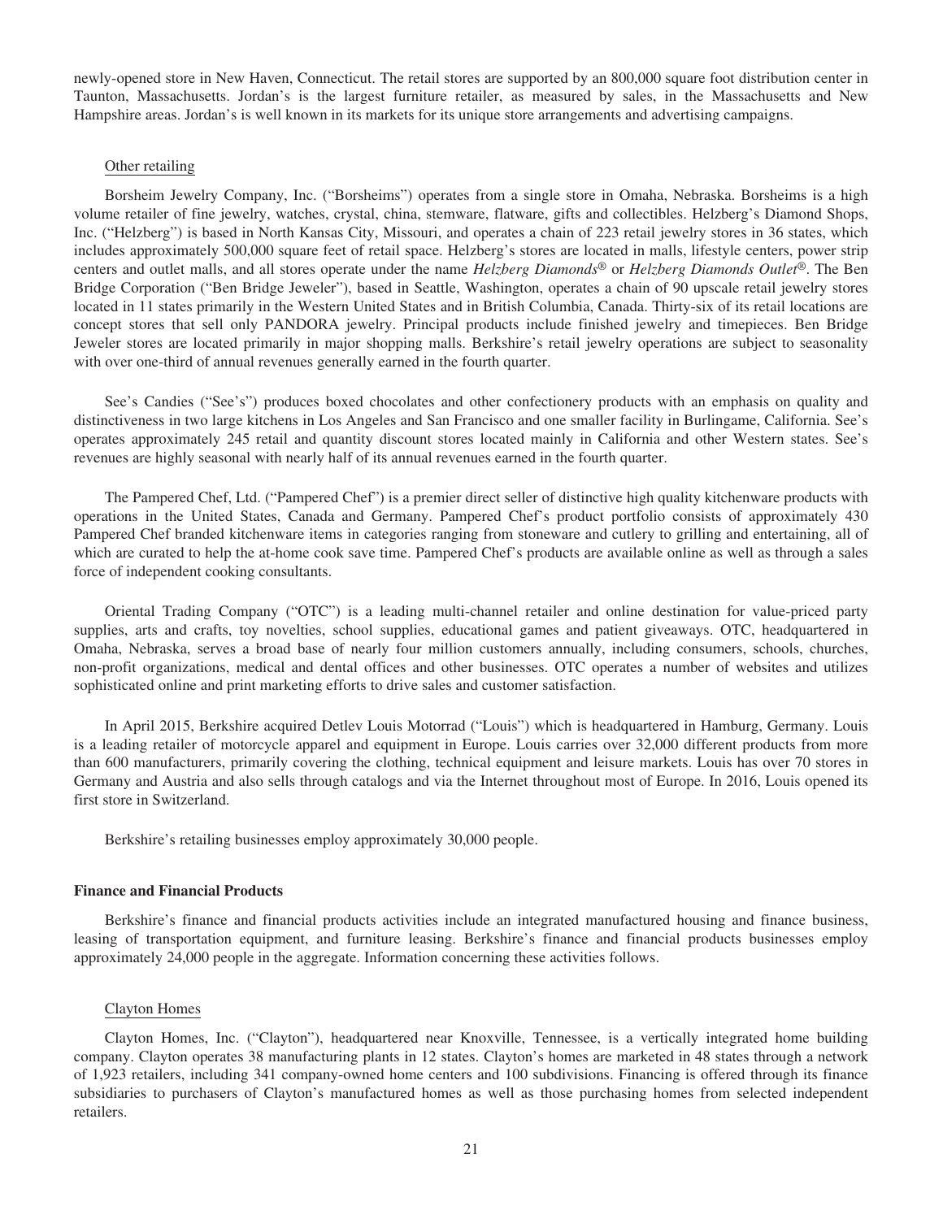newly-opened store in New Haven, Connecticut. The retail stores are supported by an 800,000 square foot distribution center in Taunton, Massachusetts. Jordan's is the largest furniture retailer, as measured by sales, in the Massachusetts and New Hampshire areas. Jordan's is well known in its markets for its unique store arrangements and advertising campaigns.

Other retailing

Borsheim Jewelry Company, Inc. ("Borsheims") operates from a single store in Omaha, Nebraska. Borsheims is a high volume retailer of fine jewelry, watches, crystal, china, stemware, flatware, gifts and collectibles. Helzberg's Diamond Shops, Inc. ("Helzberg") is based in North Kansas City, Missouri, and operates a chain of 223 retail jewelry stores in 36 states, which includes approximately 500,000 square feet of retail space. Helzberg's stores are located in malls, lifestyle centers, power strip centers and outlet malls, and all stores operate under the name *Helzberg Diamonds®* or *Helzberg Diamonds Outlet®*. The Ben Bridge Corporation ("Ben Bridge Jeweler"), based in Seattle, Washington, operates a chain of 90 upscale retail jewelry stores located in 11 states primarily in the Western United States and in British Columbia, Canada. Thirty-six of its retail locations are concept stores that sell only PANDORA jewelry. Principal products include finished jewelry and timepieces. Ben Bridge Jeweler stores are located primarily in major shopping malls. Berkshire's retail jewelry operations are subject to seasonality with over one-third of annual revenues generally earned in the fourth quarter.

See's Candies ("See's") produces boxed chocolates and other confectionery products with an emphasis on quality and distinctiveness in two large kitchens in Los Angeles and San Francisco and one smaller facility in Burlingame, California. See's operates approximately 245 retail and quantity discount stores located mainly in California and other Western states. See's revenues are highly seasonal with nearly half of its annual revenues earned in the fourth quarter.

The Pampered Chef, Ltd. ("Pampered Chef") is a premier direct seller of distinctive high quality kitchenware products with operations in the United States, Canada and Germany. Pampered Chef's product portfolio consists of approximately 430 Pampered Chef branded kitchenware items in categories ranging from stoneware and cutlery to grilling and entertaining, all of which are curated to help the at-home cook save time. Pampered Chef's products are available online as well as through a sales force of independent cooking consultants.

Oriental Trading Company ("OTC") is a leading multi-channel retailer and online destination for value-priced party supplies, arts and crafts, toy novelties, school supplies, educational games and patient giveaways. OTC, headquartered in Omaha, Nebraska, serves a broad base of nearly four million customers annually, including consumers, schools, churches, non-profit organizations, medical and dental offices and other businesses. OTC operates a number of websites and utilizes sophisticated online and print marketing efforts to drive sales and customer satisfaction.

In April 2015, Berkshire acquired Detlev Louis Motorrad ("Louis") which is headquartered in Hamburg, Germany. Louis is a leading retailer of motorcycle apparel and equipment in Europe. Louis carries over 32,000 different products from more than 600 manufacturers, primarily covering the clothing, technical equipment and leisure markets. Louis has over 70 stores in Germany and Austria and also sells through catalogs and via the Internet throughout most of Europe. In 2016, Louis opened its first store in Switzerland.

Berkshire's retailing businesses employ approximately 30,000 people.

**Finance and Financial Products**

Berkshire's finance and financial products activities include an integrated manufactured housing and finance business, leasing of transportation equipment, and furniture leasing. Berkshire's finance and financial products businesses employ approximately 24,000 people in the aggregate. Information concerning these activities follows.

Clayton Homes

Clayton Homes, Inc. ("Clayton"), headquartered near Knoxville, Tennessee, is a vertically integrated home building company. Clayton operates 38 manufacturing plants in 12 states. Clayton's homes are marketed in 48 states through a network of 1,923 retailers, including 341 company-owned home centers and 100 subdivisions. Financing is offered through its finance subsidiaries to purchasers of Clayton's manufactured homes as well as those purchasing homes from selected independent retailers.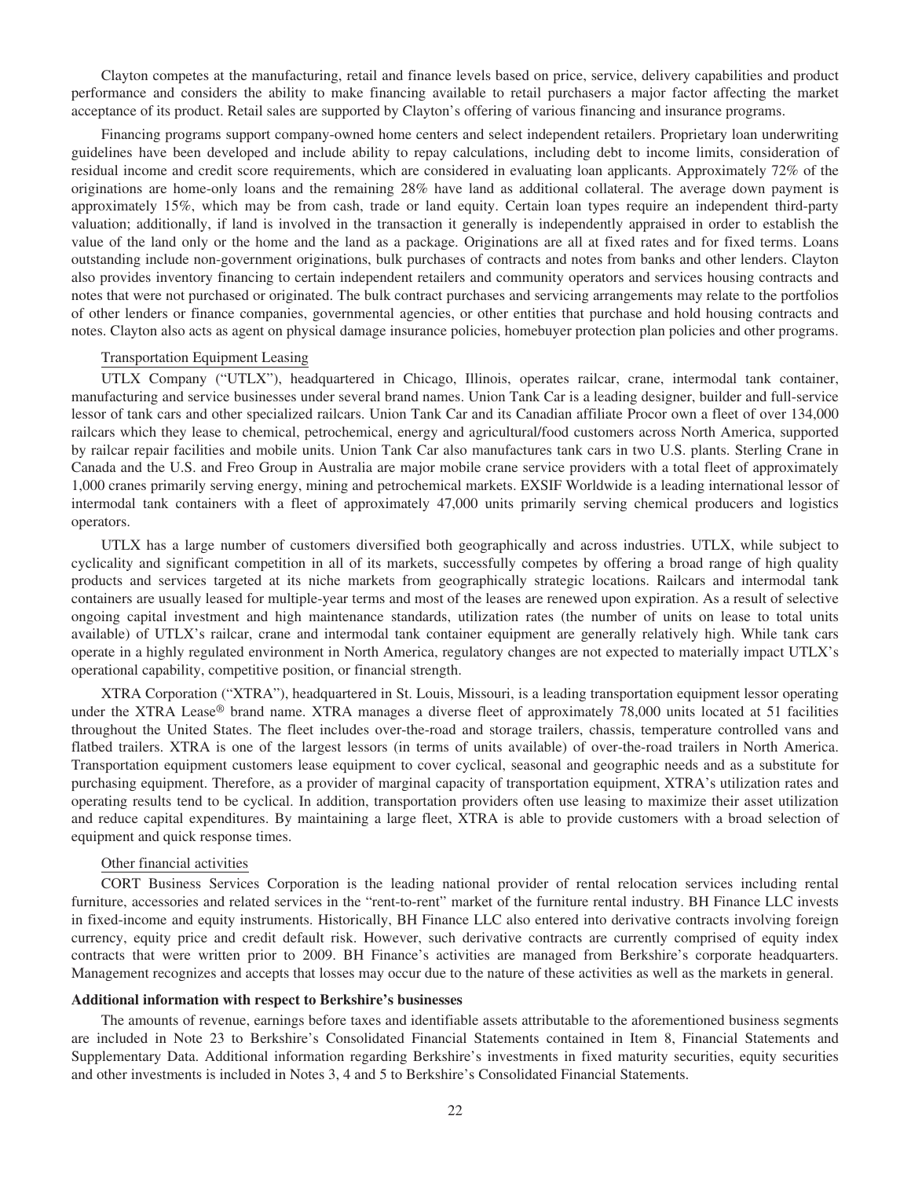Clayton competes at the manufacturing, retail and finance levels based on price, service, delivery capabilities and product performance and considers the ability to make financing available to retail purchasers a major factor affecting the market acceptance of its product. Retail sales are supported by Clayton's offering of various financing and insurance programs.

Financing programs support company-owned home centers and select independent retailers. Proprietary loan underwriting guidelines have been developed and include ability to repay calculations, including debt to income limits, consideration of residual income and credit score requirements, which are considered in evaluating loan applicants. Approximately 72% of the originations are home-only loans and the remaining 28% have land as additional collateral. The average down payment is approximately 15%, which may be from cash, trade or land equity. Certain loan types require an independent third-party valuation; additionally, if land is involved in the transaction it generally is independently appraised in order to establish the value of the land only or the home and the land as a package. Originations are all at fixed rates and for fixed terms. Loans outstanding include non-government originations, bulk purchases of contracts and notes from banks and other lenders. Clayton also provides inventory financing to certain independent retailers and community operators and services housing contracts and notes that were not purchased or originated. The bulk contract purchases and servicing arrangements may relate to the portfolios of other lenders or finance companies, governmental agencies, or other entities that purchase and hold housing contracts and notes. Clayton also acts as agent on physical damage insurance policies, homebuyer protection plan policies and other programs.

Transportation Equipment Leasing

UTLX Company ("UTLX"), headquartered in Chicago, Illinois, operates railcar, crane, intermodal tank container, manufacturing and service businesses under several brand names. Union Tank Car is a leading designer, builder and full-service lessor of tank cars and other specialized railcars. Union Tank Car and its Canadian affiliate Procor own a fleet of over 134,000 railcars which they lease to chemical, petrochemical, energy and agricultural/food customers across North America, supported by railcar repair facilities and mobile units. Union Tank Car also manufactures tank cars in two U.S. plants. Sterling Crane in Canada and the U.S. and Freo Group in Australia are major mobile crane service providers with a total fleet of approximately 1,000 cranes primarily serving energy, mining and petrochemical markets. EXSIF Worldwide is a leading international lessor of intermodal tank containers with a fleet of approximately 47,000 units primarily serving chemical producers and logistics operators.

UTLX has a large number of customers diversified both geographically and across industries. UTLX, while subject to cyclicality and significant competition in all of its markets, successfully competes by offering a broad range of high quality products and services targeted at its niche markets from geographically strategic locations. Railcars and intermodal tank containers are usually leased for multiple-year terms and most of the leases are renewed upon expiration. As a result of selective ongoing capital investment and high maintenance standards, utilization rates (the number of units on lease to total units available) of UTLX's railcar, crane and intermodal tank container equipment are generally relatively high. While tank cars operate in a highly regulated environment in North America, regulatory changes are not expected to materially impact UTLX's operational capability, competitive position, or financial strength.

XTRA Corporation ("XTRA"), headquartered in St. Louis, Missouri, is a leading transportation equipment lessor operating under the XTRA Lease® brand name. XTRA manages a diverse fleet of approximately 78,000 units located at 51 facilities throughout the United States. The fleet includes over-the-road and storage trailers, chassis, temperature controlled vans and flatbed trailers. XTRA is one of the largest lessors (in terms of units available) of over-the-road trailers in North America. Transportation equipment customers lease equipment to cover cyclical, seasonal and geographic needs and as a substitute for purchasing equipment. Therefore, as a provider of marginal capacity of transportation equipment, XTRA's utilization rates and operating results tend to be cyclical. In addition, transportation providers often use leasing to maximize their asset utilization and reduce capital expenditures. By maintaining a large fleet, XTRA is able to provide customers with a broad selection of equipment and quick response times.

Other financial activities

CORT Business Services Corporation is the leading national provider of rental relocation services including rental furniture, accessories and related services in the "rent-to-rent" market of the furniture rental industry. BH Finance LLC invests in fixed-income and equity instruments. Historically, BH Finance LLC also entered into derivative contracts involving foreign currency, equity price and credit default risk. However, such derivative contracts are currently comprised of equity index contracts that were written prior to 2009. BH Finance's activities are managed from Berkshire's corporate headquarters. Management recognizes and accepts that losses may occur due to the nature of these activities as well as the markets in general.

**Additional information with respect to Berkshire's businesses**

The amounts of revenue, earnings before taxes and identifiable assets attributable to the aforementioned business segments are included in Note 23 to Berkshire's Consolidated Financial Statements contained in Item 8, Financial Statements and Supplementary Data. Additional information regarding Berkshire's investments in fixed maturity securities, equity securities and other investments is included in Notes 3, 4 and 5 to Berkshire's Consolidated Financial Statements.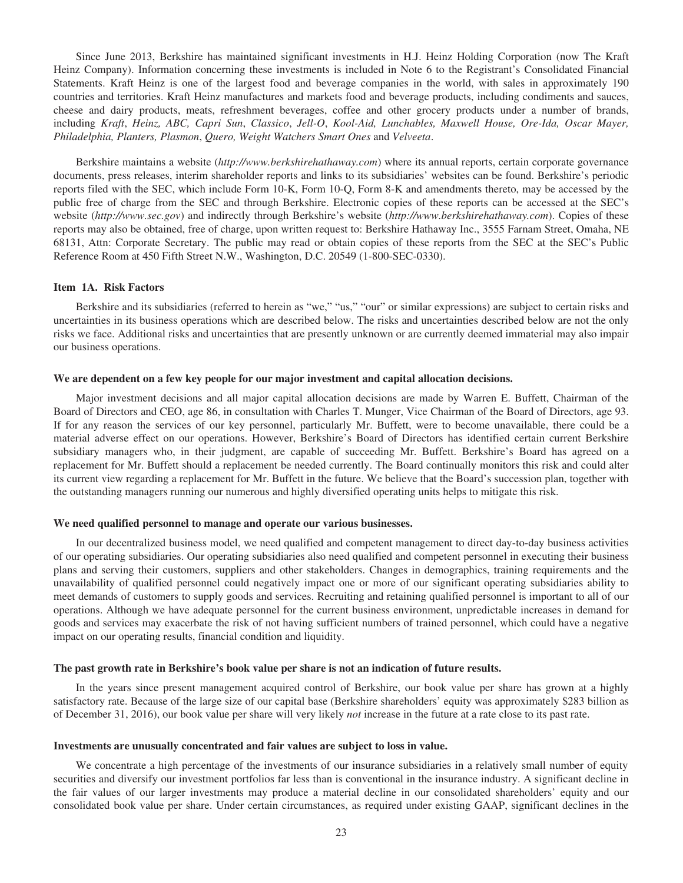Since June 2013, Berkshire has maintained significant investments in H.J. Heinz Holding Corporation (now The Kraft Heinz Company). Information concerning these investments is included in Note 6 to the Registrant's Consolidated Financial Statements. Kraft Heinz is one of the largest food and beverage companies in the world, with sales in approximately 190 countries and territories. Kraft Heinz manufactures and markets food and beverage products, including condiments and sauces, cheese and dairy products, meats, refreshment beverages, coffee and other grocery products under a number of brands, including *Kraft*, *Heinz, ABC, Capri Sun*, *Classico*, *Jell-O*, *Kool-Aid, Lunchables, Maxwell House, Ore-Ida, Oscar Mayer, Philadelphia, Planters, Plasmon*, *Quero, Weight Watchers Smart Ones* and *Velveeta*.

Berkshire maintains a website (*http://www.berkshirehathaway.com*) where its annual reports, certain corporate governance documents, press releases, interim shareholder reports and links to its subsidiaries' websites can be found. Berkshire's periodic reports filed with the SEC, which include Form 10-K, Form 10-Q, Form 8-K and amendments thereto, may be accessed by the public free of charge from the SEC and through Berkshire. Electronic copies of these reports can be accessed at the SEC's website (*http://www.sec.gov*) and indirectly through Berkshire's website (*http://www.berkshirehathaway.com*). Copies of these reports may also be obtained, free of charge, upon written request to: Berkshire Hathaway Inc., 3555 Farnam Street, Omaha, NE 68131, Attn: Corporate Secretary. The public may read or obtain copies of these reports from the SEC at the SEC's Public Reference Room at 450 Fifth Street N.W., Washington, D.C. 20549 (1-800-SEC-0330).

## Item 1A. Risk Factors

Berkshire and its subsidiaries (referred to herein as "we," "us," "our" or similar expressions) are subject to certain risks and uncertainties in its business operations which are described below. The risks and uncertainties described below are not the only risks we face. Additional risks and uncertainties that are presently unknown or are currently deemed immaterial may also impair our business operations.

### We are dependent on a few key people for our major investment and capital allocation decisions.

Major investment decisions and all major capital allocation decisions are made by Warren E. Buffett, Chairman of the Board of Directors and CEO, age 86, in consultation with Charles T. Munger, Vice Chairman of the Board of Directors, age 93. If for any reason the services of our key personnel, particularly Mr. Buffett, were to become unavailable, there could be a material adverse effect on our operations. However, Berkshire's Board of Directors has identified certain current Berkshire subsidiary managers who, in their judgment, are capable of succeeding Mr. Buffett. Berkshire's Board has agreed on a replacement for Mr. Buffett should a replacement be needed currently. The Board continually monitors this risk and could alter its current view regarding a replacement for Mr. Buffett in the future. We believe that the Board's succession plan, together with the outstanding managers running our numerous and highly diversified operating units helps to mitigate this risk.

### We need qualified personnel to manage and operate our various businesses.

In our decentralized business model, we need qualified and competent management to direct day-to-day business activities of our operating subsidiaries. Our operating subsidiaries also need qualified and competent personnel in executing their business plans and serving their customers, suppliers and other stakeholders. Changes in demographics, training requirements and the unavailability of qualified personnel could negatively impact one or more of our significant operating subsidiaries ability to meet demands of customers to supply goods and services. Recruiting and retaining qualified personnel is important to all of our operations. Although we have adequate personnel for the current business environment, unpredictable increases in demand for goods and services may exacerbate the risk of not having sufficient numbers of trained personnel, which could have a negative impact on our operating results, financial condition and liquidity.

### The past growth rate in Berkshire's book value per share is not an indication of future results.

In the years since present management acquired control of Berkshire, our book value per share has grown at a highly satisfactory rate. Because of the large size of our capital base (Berkshire shareholders' equity was approximately $283 billion as of December 31, 2016), our book value per share will very likely *not* increase in the future at a rate close to its past rate.

### Investments are unusually concentrated and fair values are subject to loss in value.

We concentrate a high percentage of the investments of our insurance subsidiaries in a relatively small number of equity securities and diversify our investment portfolios far less than is conventional in the insurance industry. A significant decline in the fair values of our larger investments may produce a material decline in our consolidated shareholders' equity and our consolidated book value per share. Under certain circumstances, as required under existing GAAP, significant declines in the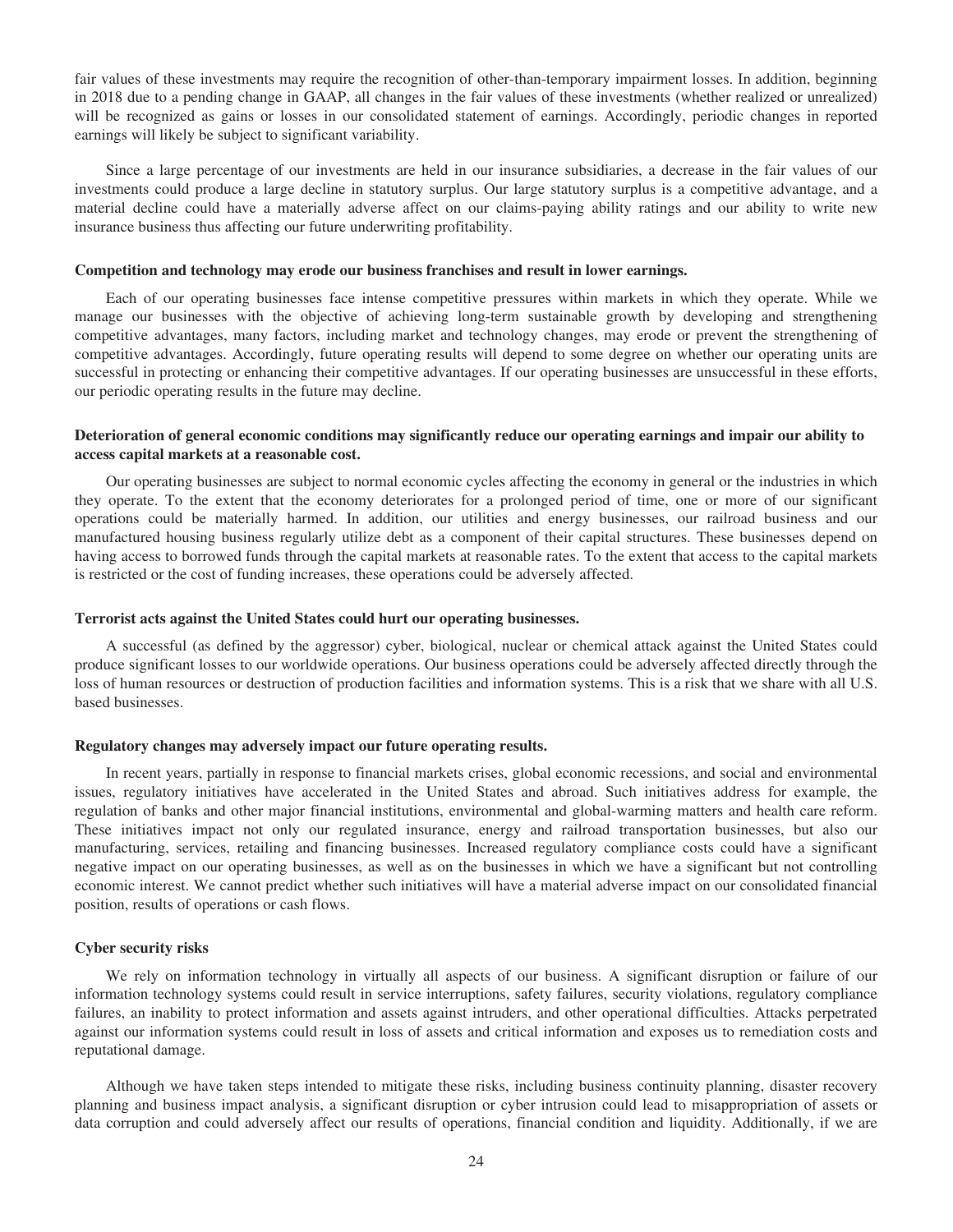fair values of these investments may require the recognition of other-than-temporary impairment losses. In addition, beginning in 2018 due to a pending change in GAAP, all changes in the fair values of these investments (whether realized or unrealized) will be recognized as gains or losses in our consolidated statement of earnings. Accordingly, periodic changes in reported earnings will likely be subject to significant variability.

Since a large percentage of our investments are held in our insurance subsidiaries, a decrease in the fair values of our investments could produce a large decline in statutory surplus. Our large statutory surplus is a competitive advantage, and a material decline could have a materially adverse affect on our claims-paying ability ratings and our ability to write new insurance business thus affecting our future underwriting profitability.

**Competition and technology may erode our business franchises and result in lower earnings.**

Each of our operating businesses face intense competitive pressures within markets in which they operate. While we manage our businesses with the objective of achieving long-term sustainable growth by developing and strengthening competitive advantages, many factors, including market and technology changes, may erode or prevent the strengthening of competitive advantages. Accordingly, future operating results will depend to some degree on whether our operating units are successful in protecting or enhancing their competitive advantages. If our operating businesses are unsuccessful in these efforts, our periodic operating results in the future may decline.

**Deterioration of general economic conditions may significantly reduce our operating earnings and impair our ability to access capital markets at a reasonable cost.**

Our operating businesses are subject to normal economic cycles affecting the economy in general or the industries in which they operate. To the extent that the economy deteriorates for a prolonged period of time, one or more of our significant operations could be materially harmed. In addition, our utilities and energy businesses, our railroad business and our manufactured housing business regularly utilize debt as a component of their capital structures. These businesses depend on having access to borrowed funds through the capital markets at reasonable rates. To the extent that access to the capital markets is restricted or the cost of funding increases, these operations could be adversely affected.

**Terrorist acts against the United States could hurt our operating businesses.**

A successful (as defined by the aggressor) cyber, biological, nuclear or chemical attack against the United States could produce significant losses to our worldwide operations. Our business operations could be adversely affected directly through the loss of human resources or destruction of production facilities and information systems. This is a risk that we share with all U.S. based businesses.

**Regulatory changes may adversely impact our future operating results.**

In recent years, partially in response to financial markets crises, global economic recessions, and social and environmental issues, regulatory initiatives have accelerated in the United States and abroad. Such initiatives address for example, the regulation of banks and other major financial institutions, environmental and global-warming matters and health care reform. These initiatives impact not only our regulated insurance, energy and railroad transportation businesses, but also our manufacturing, services, retailing and financing businesses. Increased regulatory compliance costs could have a significant negative impact on our operating businesses, as well as on the businesses in which we have a significant but not controlling economic interest. We cannot predict whether such initiatives will have a material adverse impact on our consolidated financial position, results of operations or cash flows.

**Cyber security risks**

We rely on information technology in virtually all aspects of our business. A significant disruption or failure of our information technology systems could result in service interruptions, safety failures, security violations, regulatory compliance failures, an inability to protect information and assets against intruders, and other operational difficulties. Attacks perpetrated against our information systems could result in loss of assets and critical information and exposes us to remediation costs and reputational damage.

Although we have taken steps intended to mitigate these risks, including business continuity planning, disaster recovery planning and business impact analysis, a significant disruption or cyber intrusion could lead to misappropriation of assets or data corruption and could adversely affect our results of operations, financial condition and liquidity. Additionally, if we are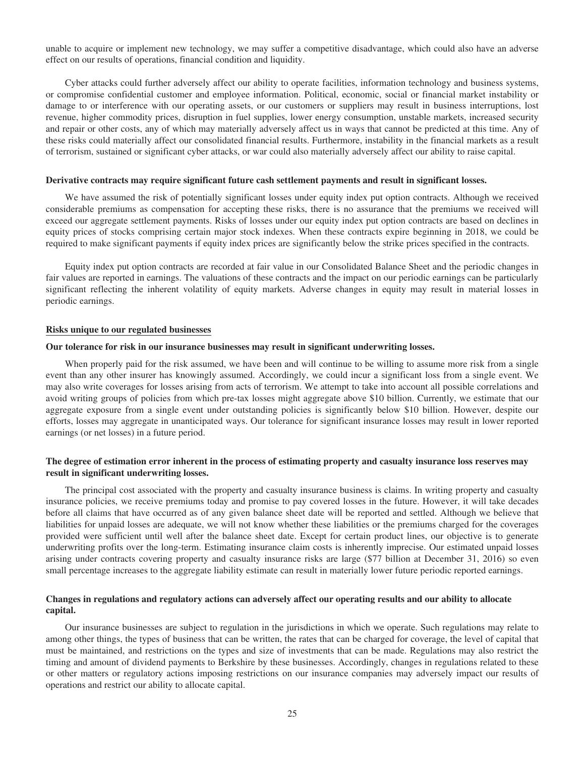unable to acquire or implement new technology, we may suffer a competitive disadvantage, which could also have an adverse effect on our results of operations, financial condition and liquidity.

Cyber attacks could further adversely affect our ability to operate facilities, information technology and business systems, or compromise confidential customer and employee information. Political, economic, social or financial market instability or damage to or interference with our operating assets, or our customers or suppliers may result in business interruptions, lost revenue, higher commodity prices, disruption in fuel supplies, lower energy consumption, unstable markets, increased security and repair or other costs, any of which may materially adversely affect us in ways that cannot be predicted at this time. Any of these risks could materially affect our consolidated financial results. Furthermore, instability in the financial markets as a result of terrorism, sustained or significant cyber attacks, or war could also materially adversely affect our ability to raise capital.

**Derivative contracts may require significant future cash settlement payments and result in significant losses.**

We have assumed the risk of potentially significant losses under equity index put option contracts. Although we received considerable premiums as compensation for accepting these risks, there is no assurance that the premiums we received will exceed our aggregate settlement payments. Risks of losses under our equity index put option contracts are based on declines in equity prices of stocks comprising certain major stock indexes. When these contracts expire beginning in 2018, we could be required to make significant payments if equity index prices are significantly below the strike prices specified in the contracts.

Equity index put option contracts are recorded at fair value in our Consolidated Balance Sheet and the periodic changes in fair values are reported in earnings. The valuations of these contracts and the impact on our periodic earnings can be particularly significant reflecting the inherent volatility of equity markets. Adverse changes in equity may result in material losses in periodic earnings.

**Risks unique to our regulated businesses**

**Our tolerance for risk in our insurance businesses may result in significant underwriting losses.**

When properly paid for the risk assumed, we have been and will continue to be willing to assume more risk from a single event than any other insurer has knowingly assumed. Accordingly, we could incur a significant loss from a single event. We may also write coverages for losses arising from acts of terrorism. We attempt to take into account all possible correlations and avoid writing groups of policies from which pre-tax losses might aggregate above $10 billion. Currently, we estimate that our aggregate exposure from a single event under outstanding policies is significantly below $10 billion. However, despite our efforts, losses may aggregate in unanticipated ways. Our tolerance for significant insurance losses may result in lower reported earnings (or net losses) in a future period.

**The degree of estimation error inherent in the process of estimating property and casualty insurance loss reserves may result in significant underwriting losses.**

The principal cost associated with the property and casualty insurance business is claims. In writing property and casualty insurance policies, we receive premiums today and promise to pay covered losses in the future. However, it will take decades before all claims that have occurred as of any given balance sheet date will be reported and settled. Although we believe that liabilities for unpaid losses are adequate, we will not know whether these liabilities or the premiums charged for the coverages provided were sufficient until well after the balance sheet date. Except for certain product lines, our objective is to generate underwriting profits over the long-term. Estimating insurance claim costs is inherently imprecise. Our estimated unpaid losses arising under contracts covering property and casualty insurance risks are large ($77 billion at December 31, 2016) so even small percentage increases to the aggregate liability estimate can result in materially lower future periodic reported earnings.

**Changes in regulations and regulatory actions can adversely affect our operating results and our ability to allocate capital.**

Our insurance businesses are subject to regulation in the jurisdictions in which we operate. Such regulations may relate to among other things, the types of business that can be written, the rates that can be charged for coverage, the level of capital that must be maintained, and restrictions on the types and size of investments that can be made. Regulations may also restrict the timing and amount of dividend payments to Berkshire by these businesses. Accordingly, changes in regulations related to these or other matters or regulatory actions imposing restrictions on our insurance companies may adversely impact our results of operations and restrict our ability to allocate capital.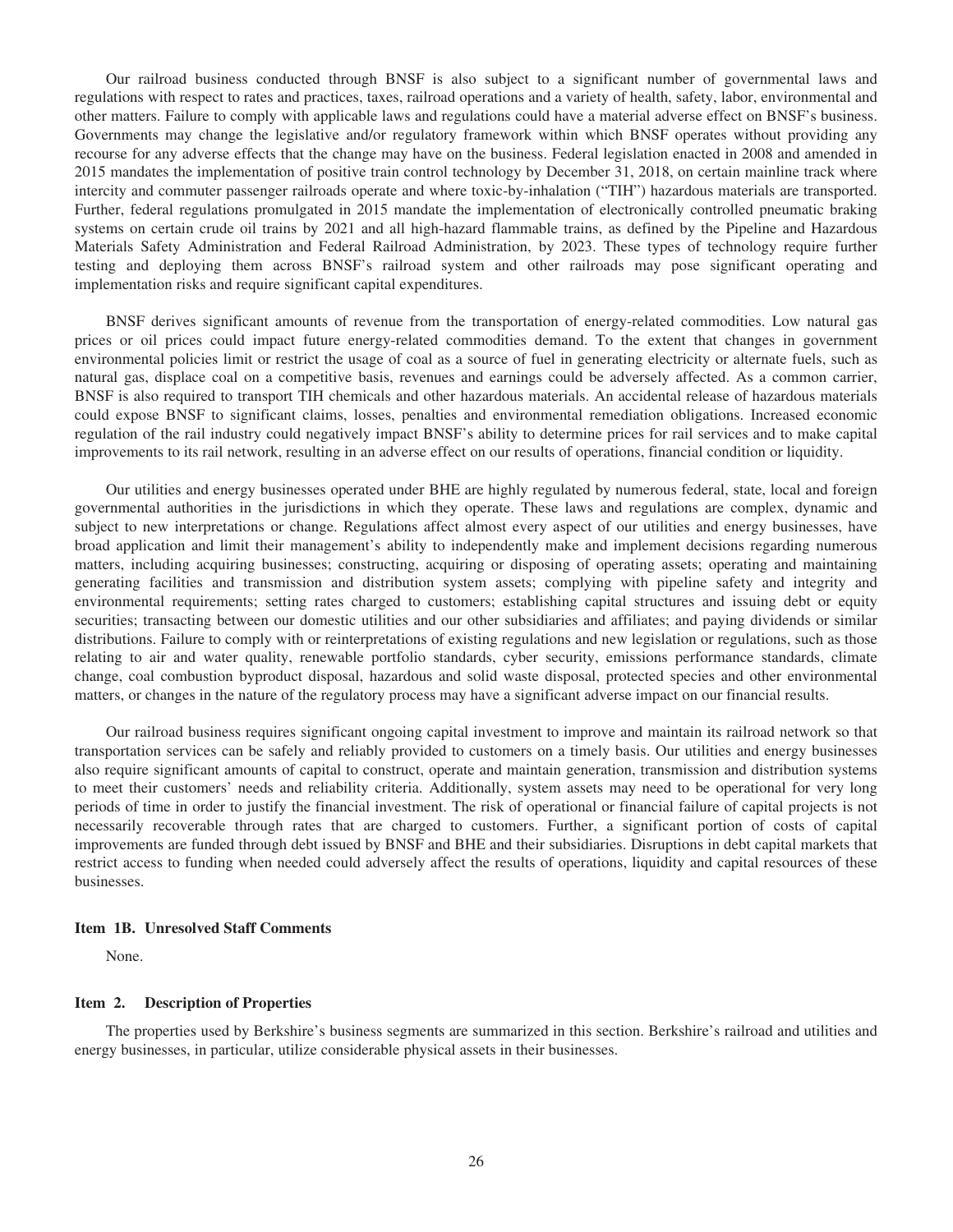Our railroad business conducted through BNSF is also subject to a significant number of governmental laws and regulations with respect to rates and practices, taxes, railroad operations and a variety of health, safety, labor, environmental and other matters. Failure to comply with applicable laws and regulations could have a material adverse effect on BNSF's business. Governments may change the legislative and/or regulatory framework within which BNSF operates without providing any recourse for any adverse effects that the change may have on the business. Federal legislation enacted in 2008 and amended in 2015 mandates the implementation of positive train control technology by December 31, 2018, on certain mainline track where intercity and commuter passenger railroads operate and where toxic-by-inhalation ("TIH") hazardous materials are transported. Further, federal regulations promulgated in 2015 mandate the implementation of electronically controlled pneumatic braking systems on certain crude oil trains by 2021 and all high-hazard flammable trains, as defined by the Pipeline and Hazardous Materials Safety Administration and Federal Railroad Administration, by 2023. These types of technology require further testing and deploying them across BNSF's railroad system and other railroads may pose significant operating and implementation risks and require significant capital expenditures.

BNSF derives significant amounts of revenue from the transportation of energy-related commodities. Low natural gas prices or oil prices could impact future energy-related commodities demand. To the extent that changes in government environmental policies limit or restrict the usage of coal as a source of fuel in generating electricity or alternate fuels, such as natural gas, displace coal on a competitive basis, revenues and earnings could be adversely affected. As a common carrier, BNSF is also required to transport TIH chemicals and other hazardous materials. An accidental release of hazardous materials could expose BNSF to significant claims, losses, penalties and environmental remediation obligations. Increased economic regulation of the rail industry could negatively impact BNSF's ability to determine prices for rail services and to make capital improvements to its rail network, resulting in an adverse effect on our results of operations, financial condition or liquidity.

Our utilities and energy businesses operated under BHE are highly regulated by numerous federal, state, local and foreign governmental authorities in the jurisdictions in which they operate. These laws and regulations are complex, dynamic and subject to new interpretations or change. Regulations affect almost every aspect of our utilities and energy businesses, have broad application and limit their management's ability to independently make and implement decisions regarding numerous matters, including acquiring businesses; constructing, acquiring or disposing of operating assets; operating and maintaining generating facilities and transmission and distribution system assets; complying with pipeline safety and integrity and environmental requirements; setting rates charged to customers; establishing capital structures and issuing debt or equity securities; transacting between our domestic utilities and our other subsidiaries and affiliates; and paying dividends or similar distributions. Failure to comply with or reinterpretations of existing regulations and new legislation or regulations, such as those relating to air and water quality, renewable portfolio standards, cyber security, emissions performance standards, climate change, coal combustion byproduct disposal, hazardous and solid waste disposal, protected species and other environmental matters, or changes in the nature of the regulatory process may have a significant adverse impact on our financial results.

Our railroad business requires significant ongoing capital investment to improve and maintain its railroad network so that transportation services can be safely and reliably provided to customers on a timely basis. Our utilities and energy businesses also require significant amounts of capital to construct, operate and maintain generation, transmission and distribution systems to meet their customers' needs and reliability criteria. Additionally, system assets may need to be operational for very long periods of time in order to justify the financial investment. The risk of operational or financial failure of capital projects is not necessarily recoverable through rates that are charged to customers. Further, a significant portion of costs of capital improvements are funded through debt issued by BNSF and BHE and their subsidiaries. Disruptions in debt capital markets that restrict access to funding when needed could adversely affect the results of operations, liquidity and capital resources of these businesses.

### Item 1B. Unresolved Staff Comments

None.

### Item 2. Description of Properties

The properties used by Berkshire's business segments are summarized in this section. Berkshire's railroad and utilities and energy businesses, in particular, utilize considerable physical assets in their businesses.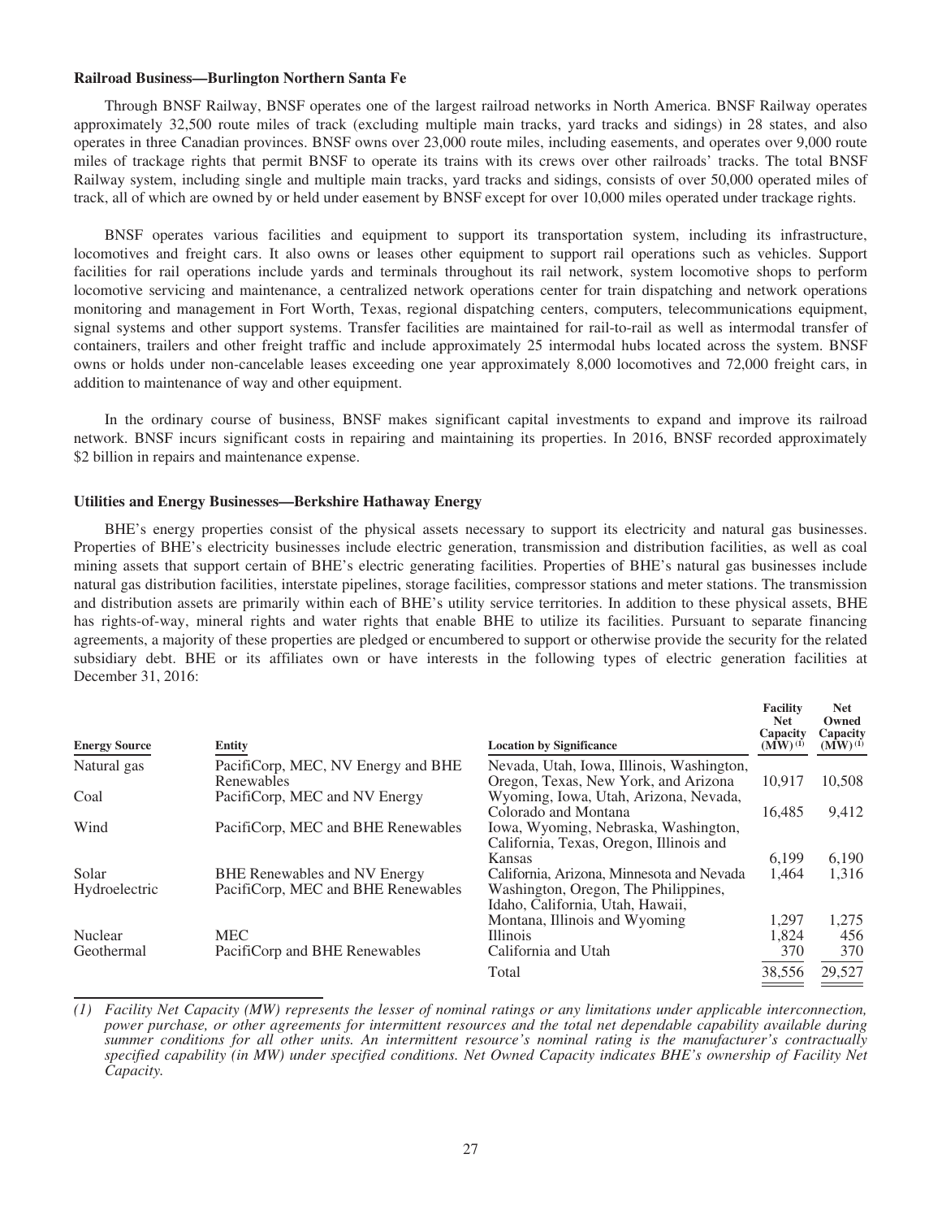**Railroad Business—Burlington Northern Santa Fe**

Through BNSF Railway, BNSF operates one of the largest railroad networks in North America. BNSF Railway operates approximately 32,500 route miles of track (excluding multiple main tracks, yard tracks and sidings) in 28 states, and also operates in three Canadian provinces. BNSF owns over 23,000 route miles, including easements, and operates over 9,000 route miles of trackage rights that permit BNSF to operate its trains with its crews over other railroads' tracks. The total BNSF Railway system, including single and multiple main tracks, yard tracks and sidings, consists of over 50,000 operated miles of track, all of which are owned by or held under easement by BNSF except for over 10,000 miles operated under trackage rights.

BNSF operates various facilities and equipment to support its transportation system, including its infrastructure, locomotives and freight cars. It also owns or leases other equipment to support rail operations such as vehicles. Support facilities for rail operations include yards and terminals throughout its rail network, system locomotive shops to perform locomotive servicing and maintenance, a centralized network operations center for train dispatching and network operations monitoring and management in Fort Worth, Texas, regional dispatching centers, computers, telecommunications equipment, signal systems and other support systems. Transfer facilities are maintained for rail-to-rail as well as intermodal transfer of containers, trailers and other freight traffic and include approximately 25 intermodal hubs located across the system. BNSF owns or holds under non-cancelable leases exceeding one year approximately 8,000 locomotives and 72,000 freight cars, in addition to maintenance of way and other equipment.

In the ordinary course of business, BNSF makes significant capital investments to expand and improve its railroad network. BNSF incurs significant costs in repairing and maintaining its properties. In 2016, BNSF recorded approximately $2 billion in repairs and maintenance expense.

**Utilities and Energy Businesses—Berkshire Hathaway Energy**

BHE's energy properties consist of the physical assets necessary to support its electricity and natural gas businesses. Properties of BHE's electricity businesses include electric generation, transmission and distribution facilities, as well as coal mining assets that support certain of BHE's electric generating facilities. Properties of BHE's natural gas businesses include natural gas distribution facilities, interstate pipelines, storage facilities, compressor stations and meter stations. The transmission and distribution assets are primarily within each of BHE's utility service territories. In addition to these physical assets, BHE has rights-of-way, mineral rights and water rights that enable BHE to utilize its facilities. Pursuant to separate financing agreements, a majority of these properties are pledged or encumbered to support or otherwise provide the security for the related subsidiary debt. BHE or its affiliates own or have interests in the following types of electric generation facilities at December 31, 2016:

| Energy Source | Entity | Location by Significance | Facility Net Capacity (MW) (1) | Net Owned Capacity (MW) (1) |
|---|---|---|---|---|
| Natural gas | PacifiCorp, MEC, NV Energy and BHE Renewables | Nevada, Utah, Iowa, Illinois, Washington, Oregon, Texas, New York, and Arizona | 10,917 | 10,508 |
| Coal | PacifiCorp, MEC and NV Energy | Wyoming, Iowa, Utah, Arizona, Nevada, Colorado and Montana | 16,485 | 9,412 |
| Wind | PacifiCorp, MEC and BHE Renewables | Iowa, Wyoming, Nebraska, Washington, California, Texas, Oregon, Illinois and Kansas | 6,199 | 6,190 |
| Solar | BHE Renewables and NV Energy | California, Arizona, Minnesota and Nevada | 1,464 | 1,316 |
| Hydroelectric | PacifiCorp, MEC and BHE Renewables | Washington, Oregon, The Philippines, Idaho, California, Utah, Hawaii, Montana, Illinois and Wyoming | 1,297 | 1,275 |
| Nuclear | MEC | Illinois | 1,824 | 456 |
| Geothermal | PacifiCorp and BHE Renewables | California and Utah | 370 | 370 |
| | | Total | 38,556 | 29,527 |

*(1) Facility Net Capacity (MW) represents the lesser of nominal ratings or any limitations under applicable interconnection, power purchase, or other agreements for intermittent resources and the total net dependable capability available during summer conditions for all other units. An intermittent resource's nominal rating is the manufacturer's contractually specified capability (in MW) under specified conditions. Net Owned Capacity indicates BHE's ownership of Facility Net Capacity.*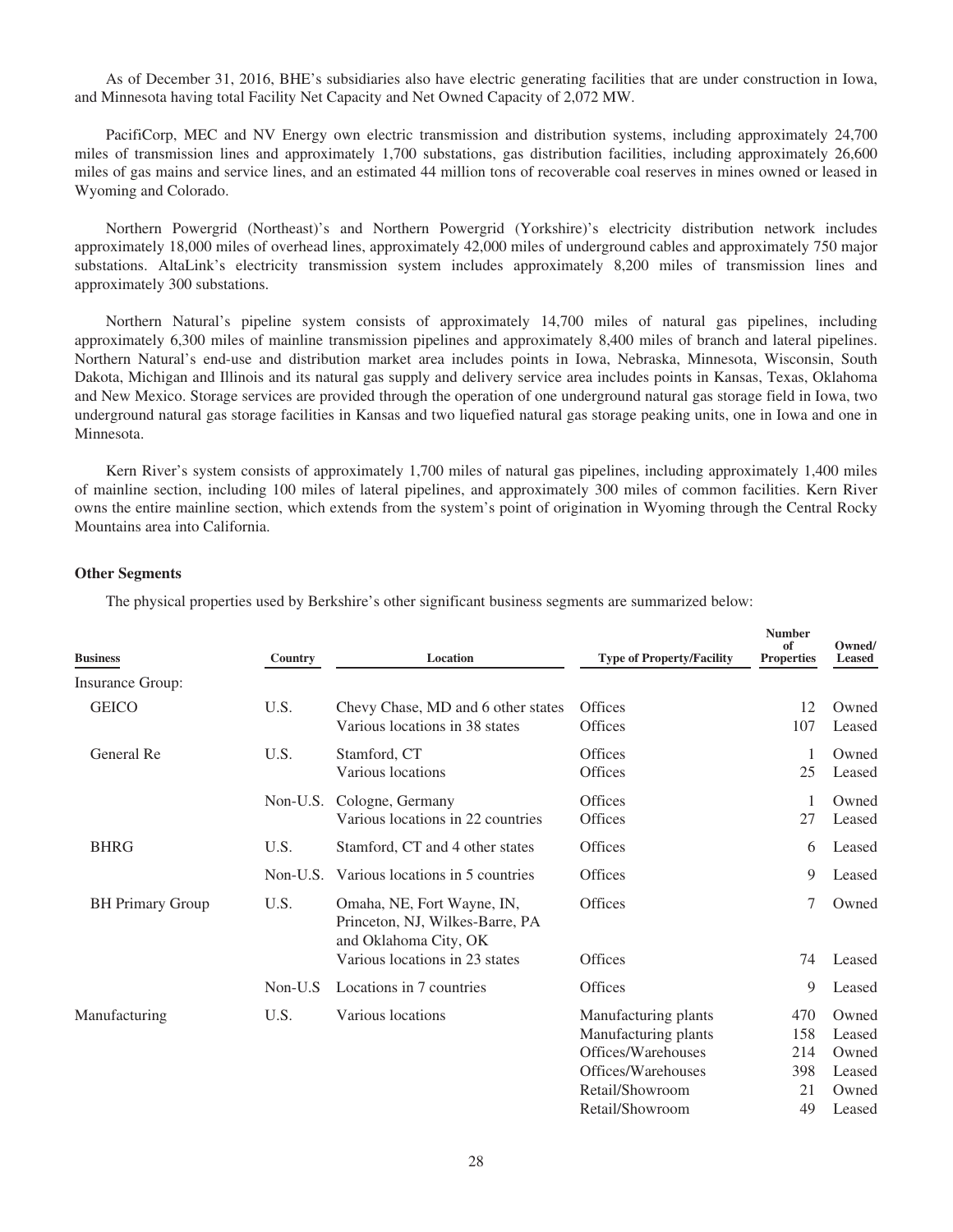As of December 31, 2016, BHE's subsidiaries also have electric generating facilities that are under construction in Iowa, and Minnesota having total Facility Net Capacity and Net Owned Capacity of 2,072 MW.

PacifiCorp, MEC and NV Energy own electric transmission and distribution systems, including approximately 24,700 miles of transmission lines and approximately 1,700 substations, gas distribution facilities, including approximately 26,600 miles of gas mains and service lines, and an estimated 44 million tons of recoverable coal reserves in mines owned or leased in Wyoming and Colorado.

Northern Powergrid (Northeast)'s and Northern Powergrid (Yorkshire)'s electricity distribution network includes approximately 18,000 miles of overhead lines, approximately 42,000 miles of underground cables and approximately 750 major substations. AltaLink's electricity transmission system includes approximately 8,200 miles of transmission lines and approximately 300 substations.

Northern Natural's pipeline system consists of approximately 14,700 miles of natural gas pipelines, including approximately 6,300 miles of mainline transmission pipelines and approximately 8,400 miles of branch and lateral pipelines. Northern Natural's end-use and distribution market area includes points in Iowa, Nebraska, Minnesota, Wisconsin, South Dakota, Michigan and Illinois and its natural gas supply and delivery service area includes points in Kansas, Texas, Oklahoma and New Mexico. Storage services are provided through the operation of one underground natural gas storage field in Iowa, two underground natural gas storage facilities in Kansas and two liquefied natural gas storage peaking units, one in Iowa and one in Minnesota.

Kern River's system consists of approximately 1,700 miles of natural gas pipelines, including approximately 1,400 miles of mainline section, including 100 miles of lateral pipelines, and approximately 300 miles of common facilities. Kern River owns the entire mainline section, which extends from the system's point of origination in Wyoming through the Central Rocky Mountains area into California.

**Other Segments**

The physical properties used by Berkshire's other significant business segments are summarized below:

| Business | Country | Location | Type of Property/Facility | Number of Properties | Owned/ Leased |
|---|---|---|---|---|---|
| Insurance Group: | | | | | |
| GEICO | U.S. | Chevy Chase, MD and 6 other states | Offices | 12 | Owned |
| | | Various locations in 38 states | Offices | 107 | Leased |
| General Re | U.S. | Stamford, CT | Offices | 1 | Owned |
| | | Various locations | Offices | 25 | Leased |
| | Non-U.S. | Cologne, Germany | Offices | 1 | Owned |
| | | Various locations in 22 countries | Offices | 27 | Leased |
| BHRG | U.S. | Stamford, CT and 4 other states | Offices | 6 | Leased |
| | Non-U.S. | Various locations in 5 countries | Offices | 9 | Leased |
| BH Primary Group | U.S. | Omaha, NE, Fort Wayne, IN, Princeton, NJ, Wilkes-Barre, PA and Oklahoma City, OK | Offices | 7 | Owned |
| | | Various locations in 23 states | Offices | 74 | Leased |
| | Non-U.S | Locations in 7 countries | Offices | 9 | Leased |
| Manufacturing | U.S. | Various locations | Manufacturing plants | 470 | Owned |
| | | | Manufacturing plants | 158 | Leased |
| | | | Offices/Warehouses | 214 | Owned |
| | | | Offices/Warehouses | 398 | Leased |
| | | | Retail/Showroom | 21 | Owned |
| | | | Retail/Showroom | 49 | Leased |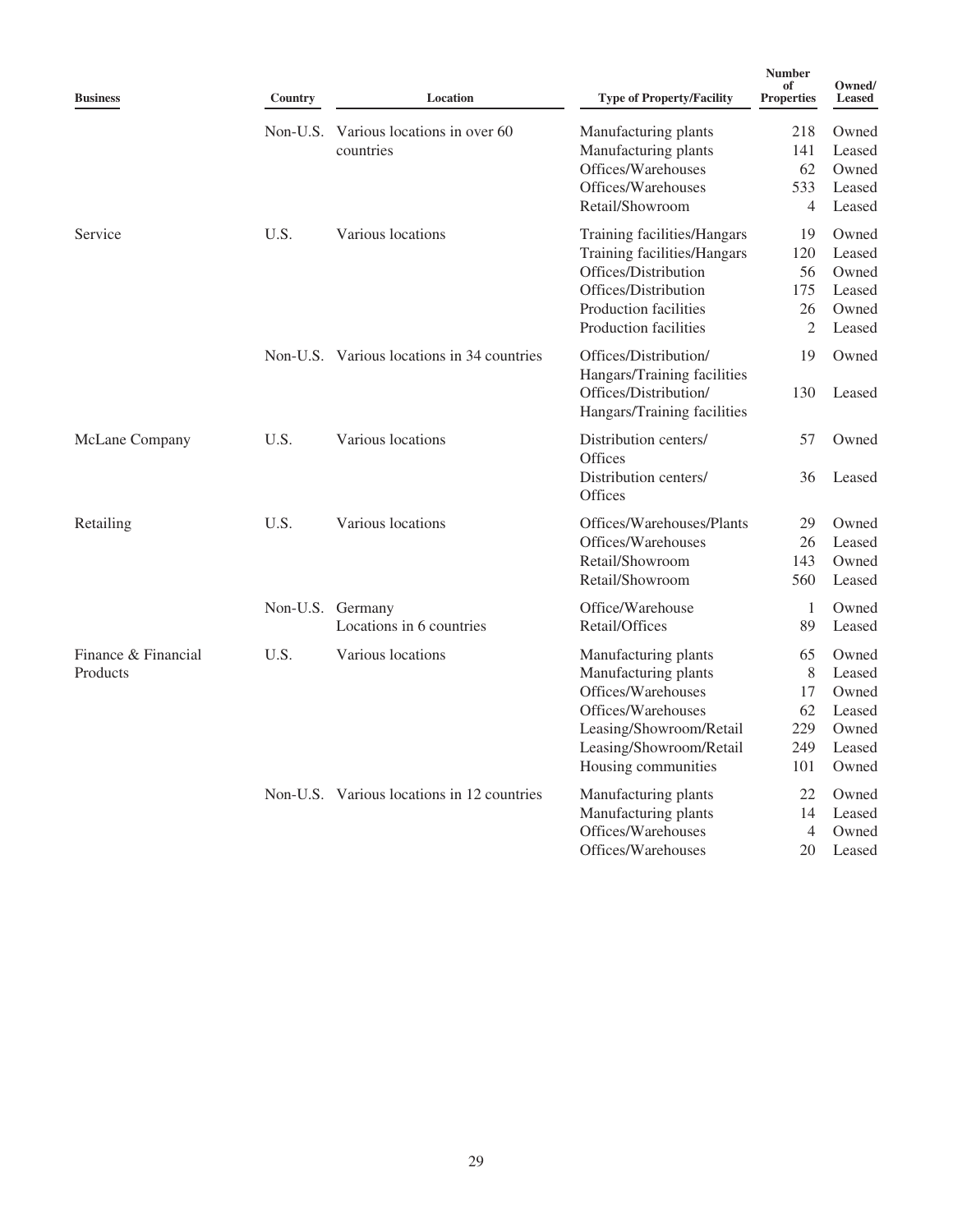| Business | Country | Location | Type of Property/Facility | Number of Properties | Owned/ Leased |
|---|---|---|---|---|---|
| | Non-U.S. | Various locations in over 60 countries | Manufacturing plants | 218 | Owned |
| | | | Manufacturing plants | 141 | Leased |
| | | | Offices/Warehouses | 62 | Owned |
| | | | Offices/Warehouses | 533 | Leased |
| | | | Retail/Showroom | 4 | Leased |
| Service | U.S. | Various locations | Training facilities/Hangars | 19 | Owned |
| | | | Training facilities/Hangars | 120 | Leased |
| | | | Offices/Distribution | 56 | Owned |
| | | | Offices/Distribution | 175 | Leased |
| | | | Production facilities | 26 | Owned |
| | | | Production facilities | 2 | Leased |
| | Non-U.S. | Various locations in 34 countries | Offices/Distribution/ Hangars/Training facilities | 19 | Owned |
| | | | Offices/Distribution/ Hangars/Training facilities | 130 | Leased |
| McLane Company | U.S. | Various locations | Distribution centers/ Offices | 57 | Owned |
| | | | Distribution centers/ Offices | 36 | Leased |
| Retailing | U.S. | Various locations | Offices/Warehouses/Plants | 29 | Owned |
| | | | Offices/Warehouses | 26 | Leased |
| | | | Retail/Showroom | 143 | Owned |
| | | | Retail/Showroom | 560 | Leased |
| | Non-U.S. | Germany | Office/Warehouse | 1 | Owned |
| | | Locations in 6 countries | Retail/Offices | 89 | Leased |
| Finance & Financial Products | U.S. | Various locations | Manufacturing plants | 65 | Owned |
| | | | Manufacturing plants | 8 | Leased |
| | | | Offices/Warehouses | 17 | Owned |
| | | | Offices/Warehouses | 62 | Leased |
| | | | Leasing/Showroom/Retail | 229 | Owned |
| | | | Leasing/Showroom/Retail | 249 | Leased |
| | | | Housing communities | 101 | Owned |
| | Non-U.S. | Various locations in 12 countries | Manufacturing plants | 22 | Owned |
| | | | Manufacturing plants | 14 | Leased |
| | | | Offices/Warehouses | 4 | Owned |
| | | | Offices/Warehouses | 20 | Leased |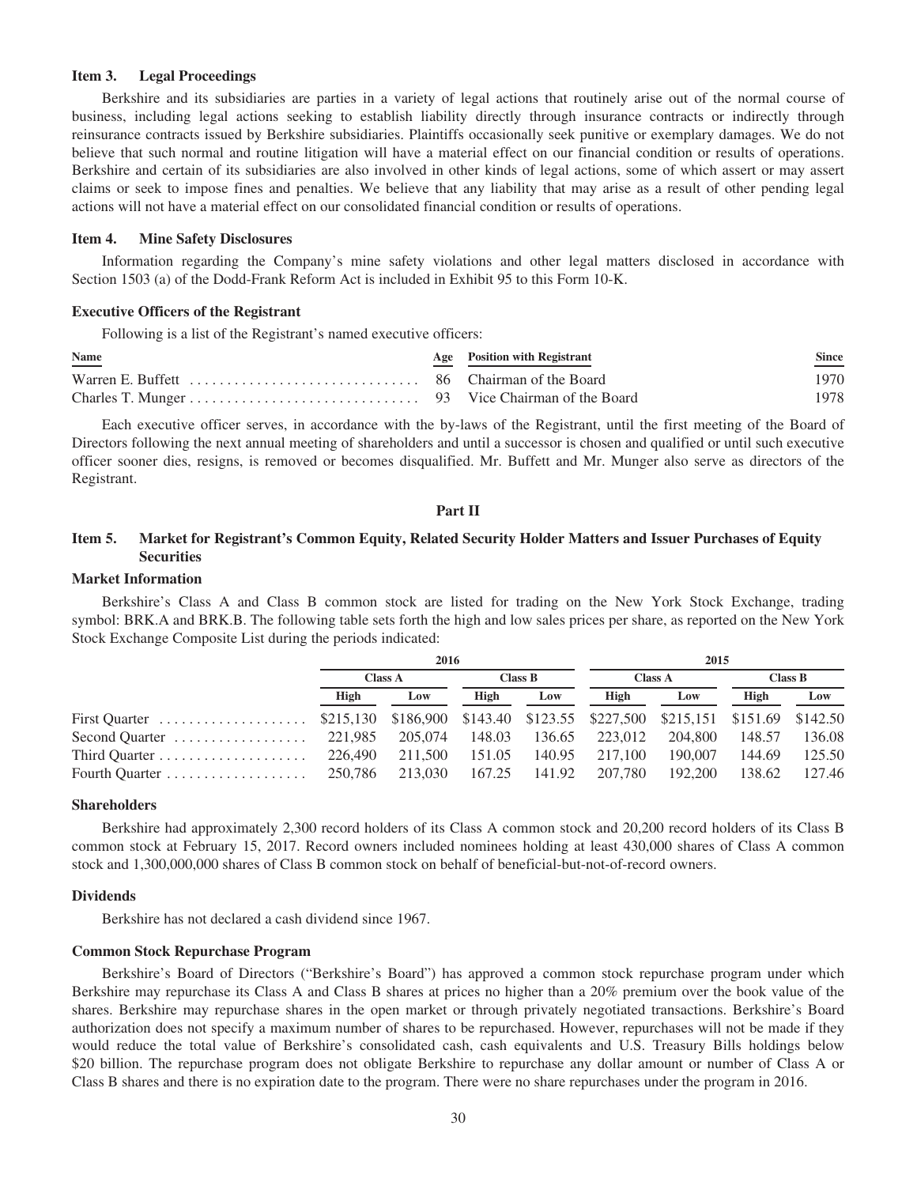### Item 3. Legal Proceedings

Berkshire and its subsidiaries are parties in a variety of legal actions that routinely arise out of the normal course of business, including legal actions seeking to establish liability directly through insurance contracts or indirectly through reinsurance contracts issued by Berkshire subsidiaries. Plaintiffs occasionally seek punitive or exemplary damages. We do not believe that such normal and routine litigation will have a material effect on our financial condition or results of operations. Berkshire and certain of its subsidiaries are also involved in other kinds of legal actions, some of which assert or may assert claims or seek to impose fines and penalties. We believe that any liability that may arise as a result of other pending legal actions will not have a material effect on our consolidated financial condition or results of operations.

### Item 4. Mine Safety Disclosures

Information regarding the Company's mine safety violations and other legal matters disclosed in accordance with Section 1503 (a) of the Dodd-Frank Reform Act is included in Exhibit 95 to this Form 10-K.

### Executive Officers of the Registrant

Following is a list of the Registrant's named executive officers:

| Name | Age | Position with Registrant | Since |
|---|---|---|---|
| Warren E. Buffett | 86 | Chairman of the Board | 1970 |
| Charles T. Munger | 93 | Vice Chairman of the Board | 1978 |

Each executive officer serves, in accordance with the by-laws of the Registrant, until the first meeting of the Board of Directors following the next annual meeting of shareholders and until a successor is chosen and qualified or until such executive officer sooner dies, resigns, is removed or becomes disqualified. Mr. Buffett and Mr. Munger also serve as directors of the Registrant.

## Part II

### Item 5. Market for Registrant's Common Equity, Related Security Holder Matters and Issuer Purchases of Equity Securities

### Market Information

Berkshire's Class A and Class B common stock are listed for trading on the New York Stock Exchange, trading symbol: BRK.A and BRK.B. The following table sets forth the high and low sales prices per share, as reported on the New York Stock Exchange Composite List during the periods indicated:

| | 2016 | | | | 2015 | | | |
|---|---|---|---|---|---|---|---|---|
| | Class A | | Class B | | Class A | | Class B | |
| | High | Low | High | Low | High | Low | High | Low |
| First Quarter | $215,130 | $186,900 | $143.40 | $123.55 | $227,500 | $215,151 | $151.69 | $142.50 |
| Second Quarter | 221,985 | 205,074 | 148.03 | 136.65 | 223,012 | 204,800 | 148.57 | 136.08 |
| Third Quarter | 226,490 | 211,500 | 151.05 | 140.95 | 217,100 | 190,007 | 144.69 | 125.50 |
| Fourth Quarter | 250,786 | 213,030 | 167.25 | 141.92 | 207,780 | 192,200 | 138.62 | 127.46 |

### Shareholders

Berkshire had approximately 2,300 record holders of its Class A common stock and 20,200 record holders of its Class B common stock at February 15, 2017. Record owners included nominees holding at least 430,000 shares of Class A common stock and 1,300,000,000 shares of Class B common stock on behalf of beneficial-but-not-of-record owners.

### Dividends

Berkshire has not declared a cash dividend since 1967.

### Common Stock Repurchase Program

Berkshire's Board of Directors ("Berkshire's Board") has approved a common stock repurchase program under which Berkshire may repurchase its Class A and Class B shares at prices no higher than a 20% premium over the book value of the shares. Berkshire may repurchase shares in the open market or through privately negotiated transactions. Berkshire's Board authorization does not specify a maximum number of shares to be repurchased. However, repurchases will not be made if they would reduce the total value of Berkshire's consolidated cash, cash equivalents and U.S. Treasury Bills holdings below $20 billion. The repurchase program does not obligate Berkshire to repurchase any dollar amount or number of Class A or Class B shares and there is no expiration date to the program. There were no share repurchases under the program in 2016.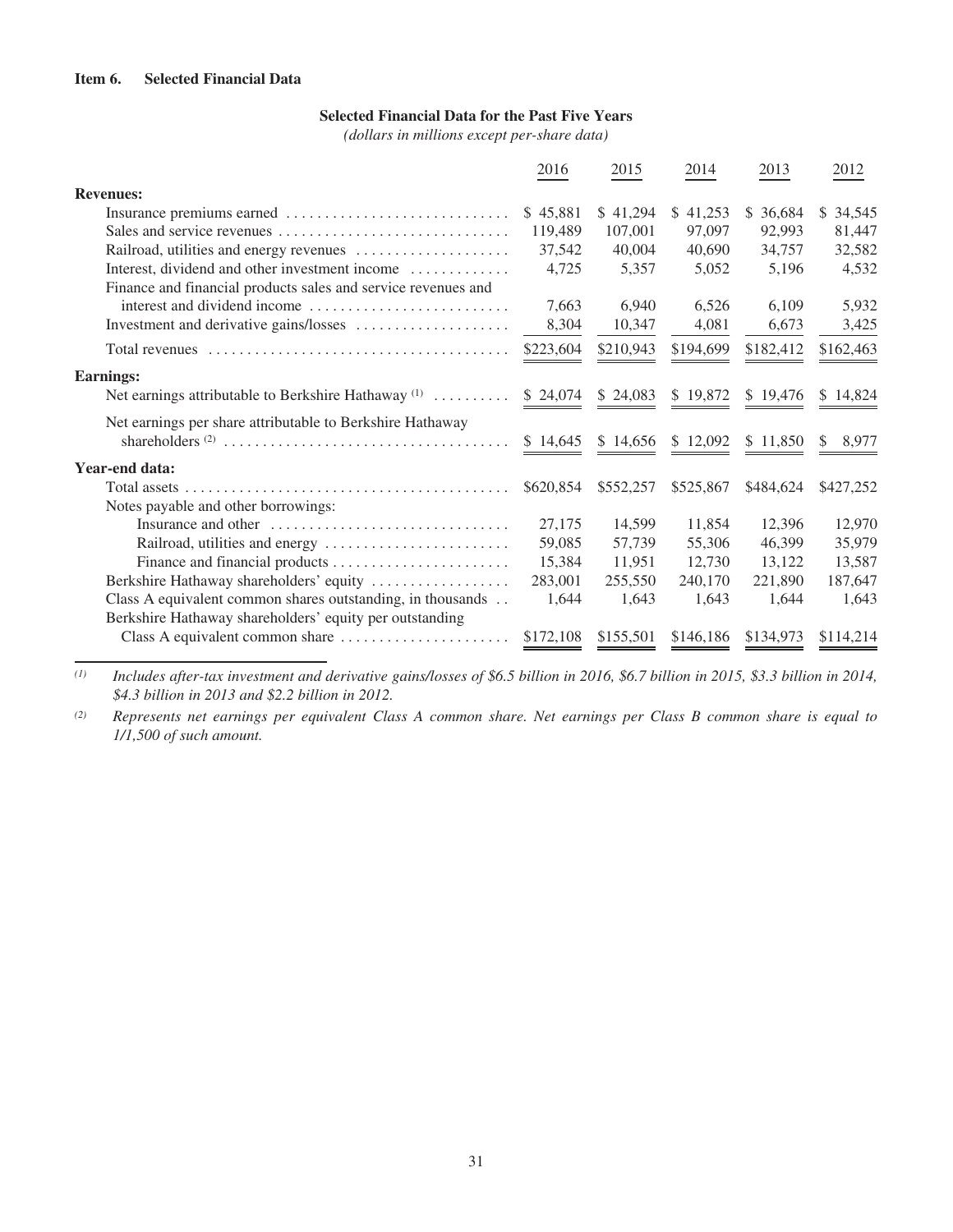## Item 6. Selected Financial Data

### Selected Financial Data for the Past Five Years

*(dollars in millions except per-share data)*

| | 2016 | 2015 | 2014 | 2013 | 2012 |
|---|---|---|---|---|---|
| **Revenues:** | | | | | |
| Insurance premiums earned | $ 45,881 | $ 41,294 | $ 41,253 | $ 36,684 | $ 34,545 |
| Sales and service revenues | 119,489 | 107,001 | 97,097 | 92,993 | 81,447 |
| Railroad, utilities and energy revenues | 37,542 | 40,004 | 40,690 | 34,757 | 32,582 |
| Interest, dividend and other investment income | 4,725 | 5,357 | 5,052 | 5,196 | 4,532 |
| Finance and financial products sales and service revenues and interest and dividend income | 7,663 | 6,940 | 6,526 | 6,109 | 5,932 |
| Investment and derivative gains/losses | 8,304 | 10,347 | 4,081 | 6,673 | 3,425 |
| Total revenues | $223,604 | $210,943 | $194,699 | $182,412 | $162,463 |
| **Earnings:** | | | | | |
| Net earnings attributable to Berkshire Hathaway [(1)] | $ 24,074 | $ 24,083 | $ 19,872 | $ 19,476 | $ 14,824 |
| Net earnings per share attributable to Berkshire Hathaway shareholders [(2)] | $ 14,645 | $ 14,656 | $ 12,092 | $ 11,850 | $ 8,977 |
| **Year-end data:** | | | | | |
| Total assets | $620,854 | $552,257 | $525,867 | $484,624 | $427,252 |
| Notes payable and other borrowings: | | | | | |
| Insurance and other | 27,175 | 14,599 | 11,854 | 12,396 | 12,970 |
| Railroad, utilities and energy | 59,085 | 57,739 | 55,306 | 46,399 | 35,979 |
| Finance and financial products | 15,384 | 11,951 | 12,730 | 13,122 | 13,587 |
| Berkshire Hathaway shareholders' equity | 283,001 | 255,550 | 240,170 | 221,890 | 187,647 |
| Class A equivalent common shares outstanding, in thousands | 1,644 | 1,643 | 1,643 | 1,644 | 1,643 |
| Berkshire Hathaway shareholders' equity per outstanding Class A equivalent common share | $172,108 | $155,501 | $146,186 | $134,973 | $114,214 |

[(1)] *Includes after-tax investment and derivative gains/losses of $6.5 billion in 2016, $6.7 billion in 2015, $3.3 billion in 2014, $4.3 billion in 2013 and $2.2 billion in 2012.*

[(2)] *Represents net earnings per equivalent Class A common share. Net earnings per Class B common share is equal to 1/1,500 of such amount.*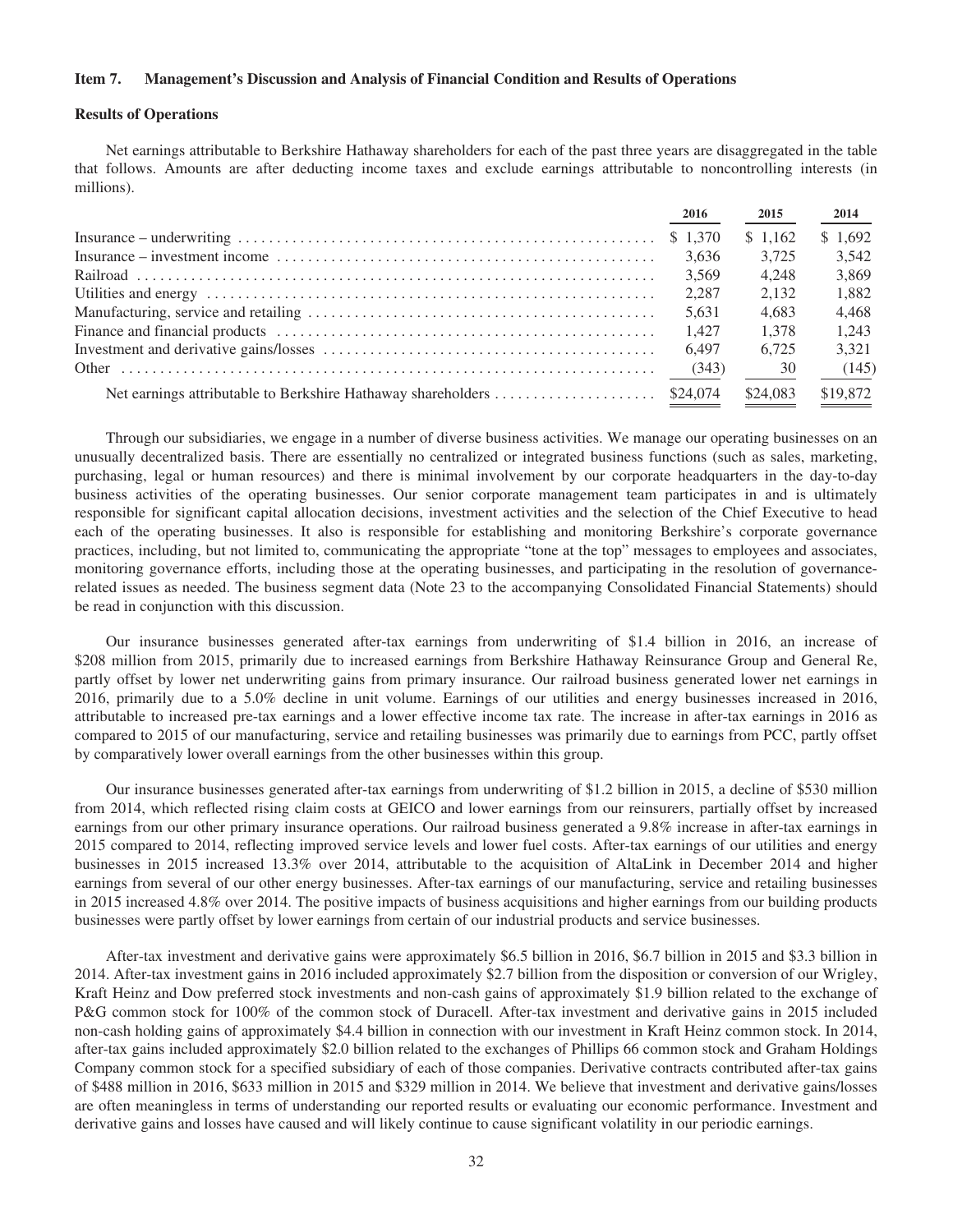## Item 7. Management's Discussion and Analysis of Financial Condition and Results of Operations

### Results of Operations

Net earnings attributable to Berkshire Hathaway shareholders for each of the past three years are disaggregated in the table that follows. Amounts are after deducting income taxes and exclude earnings attributable to noncontrolling interests (in millions).

| | 2016 | 2015 | 2014 |
|---|---|---|---|
| Insurance – underwriting | $ 1,370 | $ 1,162 | $ 1,692 |
| Insurance – investment income | 3,636 | 3,725 | 3,542 |
| Railroad | 3,569 | 4,248 | 3,869 |
| Utilities and energy | 2,287 | 2,132 | 1,882 |
| Manufacturing, service and retailing | 5,631 | 4,683 | 4,468 |
| Finance and financial products | 1,427 | 1,378 | 1,243 |
| Investment and derivative gains/losses | 6,497 | 6,725 | 3,321 |
| Other | (343) | 30 | (145) |
| Net earnings attributable to Berkshire Hathaway shareholders | $24,074 | $24,083 | $19,872 |

Through our subsidiaries, we engage in a number of diverse business activities. We manage our operating businesses on an unusually decentralized basis. There are essentially no centralized or integrated business functions (such as sales, marketing, purchasing, legal or human resources) and there is minimal involvement by our corporate headquarters in the day-to-day business activities of the operating businesses. Our senior corporate management team participates in and is ultimately responsible for significant capital allocation decisions, investment activities and the selection of the Chief Executive to head each of the operating businesses. It also is responsible for establishing and monitoring Berkshire's corporate governance practices, including, but not limited to, communicating the appropriate "tone at the top" messages to employees and associates, monitoring governance efforts, including those at the operating businesses, and participating in the resolution of governance-related issues as needed. The business segment data (Note 23 to the accompanying Consolidated Financial Statements) should be read in conjunction with this discussion.

Our insurance businesses generated after-tax earnings from underwriting of $1.4 billion in 2016, an increase of $208 million from 2015, primarily due to increased earnings from Berkshire Hathaway Reinsurance Group and General Re, partly offset by lower net underwriting gains from primary insurance. Our railroad business generated lower net earnings in 2016, primarily due to a 5.0% decline in unit volume. Earnings of our utilities and energy businesses increased in 2016, attributable to increased pre-tax earnings and a lower effective income tax rate. The increase in after-tax earnings in 2016 as compared to 2015 of our manufacturing, service and retailing businesses was primarily due to earnings from PCC, partly offset by comparatively lower overall earnings from the other businesses within this group.

Our insurance businesses generated after-tax earnings from underwriting of $1.2 billion in 2015, a decline of $530 million from 2014, which reflected rising claim costs at GEICO and lower earnings from our reinsurers, partially offset by increased earnings from our other primary insurance operations. Our railroad business generated a 9.8% increase in after-tax earnings in 2015 compared to 2014, reflecting improved service levels and lower fuel costs. After-tax earnings of our utilities and energy businesses in 2015 increased 13.3% over 2014, attributable to the acquisition of AltaLink in December 2014 and higher earnings from several of our other energy businesses. After-tax earnings of our manufacturing, service and retailing businesses in 2015 increased 4.8% over 2014. The positive impacts of business acquisitions and higher earnings from our building products businesses were partly offset by lower earnings from certain of our industrial products and service businesses.

After-tax investment and derivative gains were approximately $6.5 billion in 2016, $6.7 billion in 2015 and $3.3 billion in 2014. After-tax investment gains in 2016 included approximately $2.7 billion from the disposition or conversion of our Wrigley, Kraft Heinz and Dow preferred stock investments and non-cash gains of approximately $1.9 billion related to the exchange of P&G common stock for 100% of the common stock of Duracell. After-tax investment and derivative gains in 2015 included non-cash holding gains of approximately $4.4 billion in connection with our investment in Kraft Heinz common stock. In 2014, after-tax gains included approximately $2.0 billion related to the exchanges of Phillips 66 common stock and Graham Holdings Company common stock for a specified subsidiary of each of those companies. Derivative contracts contributed after-tax gains of $488 million in 2016, $633 million in 2015 and $329 million in 2014. We believe that investment and derivative gains/losses are often meaningless in terms of understanding our reported results or evaluating our economic performance. Investment and derivative gains and losses have caused and will likely continue to cause significant volatility in our periodic earnings.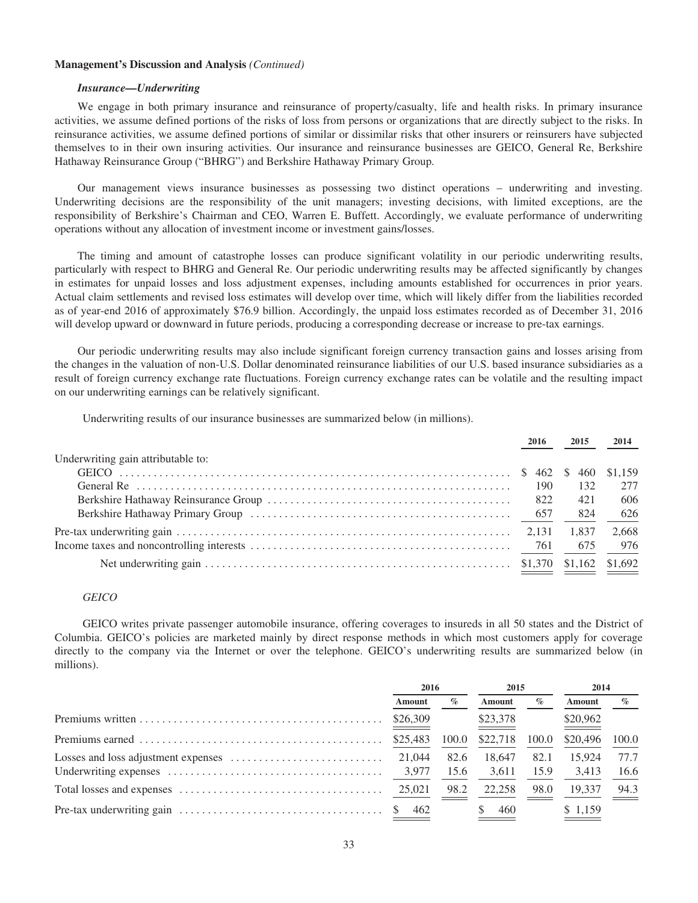**Management's Discussion and Analysis** *(Continued)*

***Insurance—Underwriting***

We engage in both primary insurance and reinsurance of property/casualty, life and health risks. In primary insurance activities, we assume defined portions of the risks of loss from persons or organizations that are directly subject to the risks. In reinsurance activities, we assume defined portions of similar or dissimilar risks that other insurers or reinsurers have subjected themselves to in their own insuring activities. Our insurance and reinsurance businesses are GEICO, General Re, Berkshire Hathaway Reinsurance Group ("BHRG") and Berkshire Hathaway Primary Group.

Our management views insurance businesses as possessing two distinct operations – underwriting and investing. Underwriting decisions are the responsibility of the unit managers; investing decisions, with limited exceptions, are the responsibility of Berkshire's Chairman and CEO, Warren E. Buffett. Accordingly, we evaluate performance of underwriting operations without any allocation of investment income or investment gains/losses.

The timing and amount of catastrophe losses can produce significant volatility in our periodic underwriting results, particularly with respect to BHRG and General Re. Our periodic underwriting results may be affected significantly by changes in estimates for unpaid losses and loss adjustment expenses, including amounts established for occurrences in prior years. Actual claim settlements and revised loss estimates will develop over time, which will likely differ from the liabilities recorded as of year-end 2016 of approximately $76.9 billion. Accordingly, the unpaid loss estimates recorded as of December 31, 2016 will develop upward or downward in future periods, producing a corresponding decrease or increase to pre-tax earnings.

Our periodic underwriting results may also include significant foreign currency transaction gains and losses arising from the changes in the valuation of non-U.S. Dollar denominated reinsurance liabilities of our U.S. based insurance subsidiaries as a result of foreign currency exchange rate fluctuations. Foreign currency exchange rates can be volatile and the resulting impact on our underwriting earnings can be relatively significant.

Underwriting results of our insurance businesses are summarized below (in millions).

| | 2016 | 2015 | 2014 |
|---|---|---|---|
| Underwriting gain attributable to: | | | |
| GEICO | $ 462 | $ 460 | $1,159 |
| General Re | 190 | 132 | 277 |
| Berkshire Hathaway Reinsurance Group | 822 | 421 | 606 |
| Berkshire Hathaway Primary Group | 657 | 824 | 626 |
| Pre-tax underwriting gain | 2,131 | 1,837 | 2,668 |
| Income taxes and noncontrolling interests | 761 | 675 | 976 |
| Net underwriting gain | $1,370 | $1,162 | $1,692 |

*GEICO*

GEICO writes private passenger automobile insurance, offering coverages to insureds in all 50 states and the District of Columbia. GEICO's policies are marketed mainly by direct response methods in which most customers apply for coverage directly to the company via the Internet or over the telephone. GEICO's underwriting results are summarized below (in millions).

| | 2016 | | 2015 | | 2014 | |
|---|---|---|---|---|---|---|
| | Amount | % | Amount | % | Amount | % |
| Premiums written | $26,309 | | $23,378 | | $20,962 | |
| Premiums earned | $25,483 | 100.0 | $22,718 | 100.0 | $20,496 | 100.0 |
| Losses and loss adjustment expenses | 21,044 | 82.6 | 18,647 | 82.1 | 15,924 | 77.7 |
| Underwriting expenses | 3,977 | 15.6 | 3,611 | 15.9 | 3,413 | 16.6 |
| Total losses and expenses | 25,021 | 98.2 | 22,258 | 98.0 | 19,337 | 94.3 |
| Pre-tax underwriting gain | $ 462 | | $ 460 | | $ 1,159 | |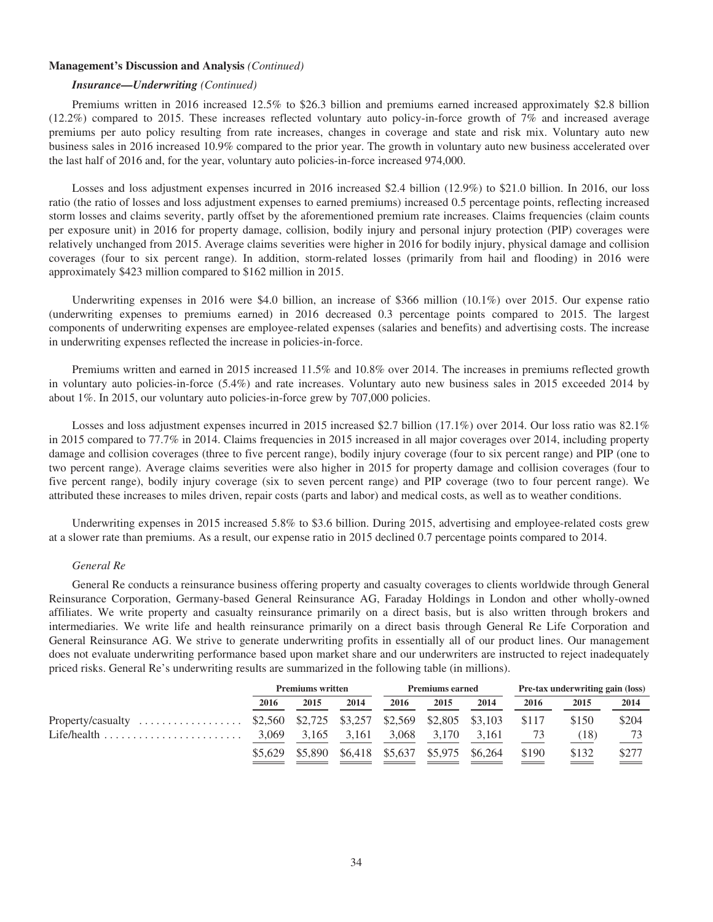**Management's Discussion and Analysis** *(Continued)*

***Insurance—Underwriting*** *(Continued)*

Premiums written in 2016 increased 12.5% to $26.3 billion and premiums earned increased approximately $2.8 billion (12.2%) compared to 2015. These increases reflected voluntary auto policy-in-force growth of 7% and increased average premiums per auto policy resulting from rate increases, changes in coverage and state and risk mix. Voluntary auto new business sales in 2016 increased 10.9% compared to the prior year. The growth in voluntary auto new business accelerated over the last half of 2016 and, for the year, voluntary auto policies-in-force increased 974,000.

Losses and loss adjustment expenses incurred in 2016 increased $2.4 billion (12.9%) to $21.0 billion. In 2016, our loss ratio (the ratio of losses and loss adjustment expenses to earned premiums) increased 0.5 percentage points, reflecting increased storm losses and claims severity, partly offset by the aforementioned premium rate increases. Claims frequencies (claim counts per exposure unit) in 2016 for property damage, collision, bodily injury and personal injury protection (PIP) coverages were relatively unchanged from 2015. Average claims severities were higher in 2016 for bodily injury, physical damage and collision coverages (four to six percent range). In addition, storm-related losses (primarily from hail and flooding) in 2016 were approximately $423 million compared to $162 million in 2015.

Underwriting expenses in 2016 were $4.0 billion, an increase of $366 million (10.1%) over 2015. Our expense ratio (underwriting expenses to premiums earned) in 2016 decreased 0.3 percentage points compared to 2015. The largest components of underwriting expenses are employee-related expenses (salaries and benefits) and advertising costs. The increase in underwriting expenses reflected the increase in policies-in-force.

Premiums written and earned in 2015 increased 11.5% and 10.8% over 2014. The increases in premiums reflected growth in voluntary auto policies-in-force (5.4%) and rate increases. Voluntary auto new business sales in 2015 exceeded 2014 by about 1%. In 2015, our voluntary auto policies-in-force grew by 707,000 policies.

Losses and loss adjustment expenses incurred in 2015 increased $2.7 billion (17.1%) over 2014. Our loss ratio was 82.1% in 2015 compared to 77.7% in 2014. Claims frequencies in 2015 increased in all major coverages over 2014, including property damage and collision coverages (three to five percent range), bodily injury coverage (four to six percent range) and PIP (one to two percent range). Average claims severities were also higher in 2015 for property damage and collision coverages (four to five percent range), bodily injury coverage (six to seven percent range) and PIP coverage (two to four percent range). We attributed these increases to miles driven, repair costs (parts and labor) and medical costs, as well as to weather conditions.

Underwriting expenses in 2015 increased 5.8% to $3.6 billion. During 2015, advertising and employee-related costs grew at a slower rate than premiums. As a result, our expense ratio in 2015 declined 0.7 percentage points compared to 2014.

*General Re*

General Re conducts a reinsurance business offering property and casualty coverages to clients worldwide through General Reinsurance Corporation, Germany-based General Reinsurance AG, Faraday Holdings in London and other wholly-owned affiliates. We write property and casualty reinsurance primarily on a direct basis, but is also written through brokers and intermediaries. We write life and health reinsurance primarily on a direct basis through General Re Life Corporation and General Reinsurance AG. We strive to generate underwriting profits in essentially all of our product lines. Our management does not evaluate underwriting performance based upon market share and our underwriters are instructed to reject inadequately priced risks. General Re's underwriting results are summarized in the following table (in millions).

| | Premiums written | | | Premiums earned | | | Pre-tax underwriting gain (loss) | | |
|---|---|---|---|---|---|---|---|---|---|
| | 2016 | 2015 | 2014 | 2016 | 2015 | 2014 | 2016 | 2015 | 2014 |
| Property/casualty | $2,560 | $2,725 | $3,257 | $2,569 | $2,805 | $3,103 | $117 | $150 | $204 |
| Life/health | 3,069 | 3,165 | 3,161 | 3,068 | 3,170 | 3,161 | 73 | (18) | 73 |
| | $5,629 | $5,890 | $6,418 | $5,637 | $5,975 | $6,264 | $190 | $132 | $277 |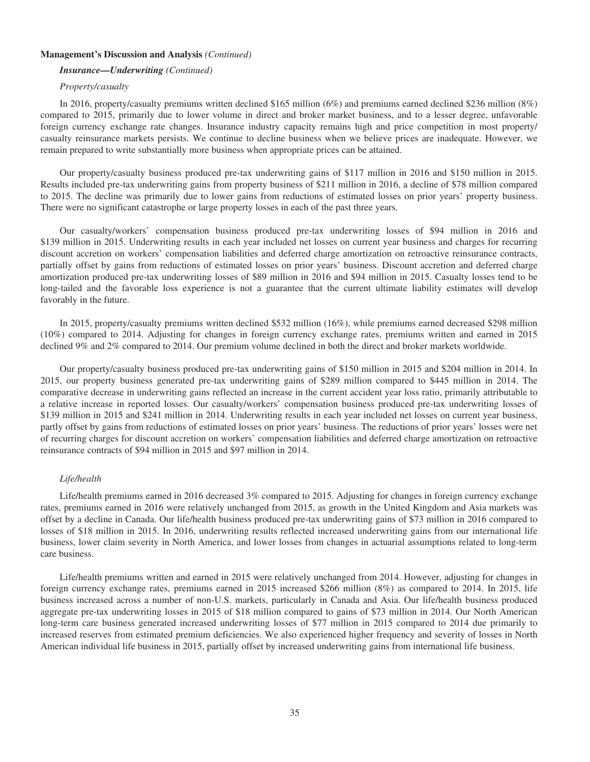**Management's Discussion and Analysis** *(Continued)*

***Insurance—Underwriting*** *(Continued)*

*Property/casualty*

In 2016, property/casualty premiums written declined $165 million (6%) and premiums earned declined $236 million (8%) compared to 2015, primarily due to lower volume in direct and broker market business, and to a lesser degree, unfavorable foreign currency exchange rate changes. Insurance industry capacity remains high and price competition in most property/casualty reinsurance markets persists. We continue to decline business when we believe prices are inadequate. However, we remain prepared to write substantially more business when appropriate prices can be attained.

Our property/casualty business produced pre-tax underwriting gains of $117 million in 2016 and $150 million in 2015. Results included pre-tax underwriting gains from property business of $211 million in 2016, a decline of $78 million compared to 2015. The decline was primarily due to lower gains from reductions of estimated losses on prior years' property business. There were no significant catastrophe or large property losses in each of the past three years.

Our casualty/workers' compensation business produced pre-tax underwriting losses of $94 million in 2016 and $139 million in 2015. Underwriting results in each year included net losses on current year business and charges for recurring discount accretion on workers' compensation liabilities and deferred charge amortization on retroactive reinsurance contracts, partially offset by gains from reductions of estimated losses on prior years' business. Discount accretion and deferred charge amortization produced pre-tax underwriting losses of $89 million in 2016 and $94 million in 2015. Casualty losses tend to be long-tailed and the favorable loss experience is not a guarantee that the current ultimate liability estimates will develop favorably in the future.

In 2015, property/casualty premiums written declined $532 million (16%), while premiums earned decreased $298 million (10%) compared to 2014. Adjusting for changes in foreign currency exchange rates, premiums written and earned in 2015 declined 9% and 2% compared to 2014. Our premium volume declined in both the direct and broker markets worldwide.

Our property/casualty business produced pre-tax underwriting gains of $150 million in 2015 and $204 million in 2014. In 2015, our property business generated pre-tax underwriting gains of $289 million compared to $445 million in 2014. The comparative decrease in underwriting gains reflected an increase in the current accident year loss ratio, primarily attributable to a relative increase in reported losses. Our casualty/workers' compensation business produced pre-tax underwriting losses of $139 million in 2015 and $241 million in 2014. Underwriting results in each year included net losses on current year business, partly offset by gains from reductions of estimated losses on prior years' business. The reductions of prior years' losses were net of recurring charges for discount accretion on workers' compensation liabilities and deferred charge amortization on retroactive reinsurance contracts of $94 million in 2015 and $97 million in 2014.

*Life/health*

Life/health premiums earned in 2016 decreased 3% compared to 2015. Adjusting for changes in foreign currency exchange rates, premiums earned in 2016 were relatively unchanged from 2015, as growth in the United Kingdom and Asia markets was offset by a decline in Canada. Our life/health business produced pre-tax underwriting gains of $73 million in 2016 compared to losses of $18 million in 2015. In 2016, underwriting results reflected increased underwriting gains from our international life business, lower claim severity in North America, and lower losses from changes in actuarial assumptions related to long-term care business.

Life/health premiums written and earned in 2015 were relatively unchanged from 2014. However, adjusting for changes in foreign currency exchange rates, premiums earned in 2015 increased $266 million (8%) as compared to 2014. In 2015, life business increased across a number of non-U.S. markets, particularly in Canada and Asia. Our life/health business produced aggregate pre-tax underwriting losses in 2015 of $18 million compared to gains of $73 million in 2014. Our North American long-term care business generated increased underwriting losses of $77 million in 2015 compared to 2014 due primarily to increased reserves from estimated premium deficiencies. We also experienced higher frequency and severity of losses in North American individual life business in 2015, partially offset by increased underwriting gains from international life business.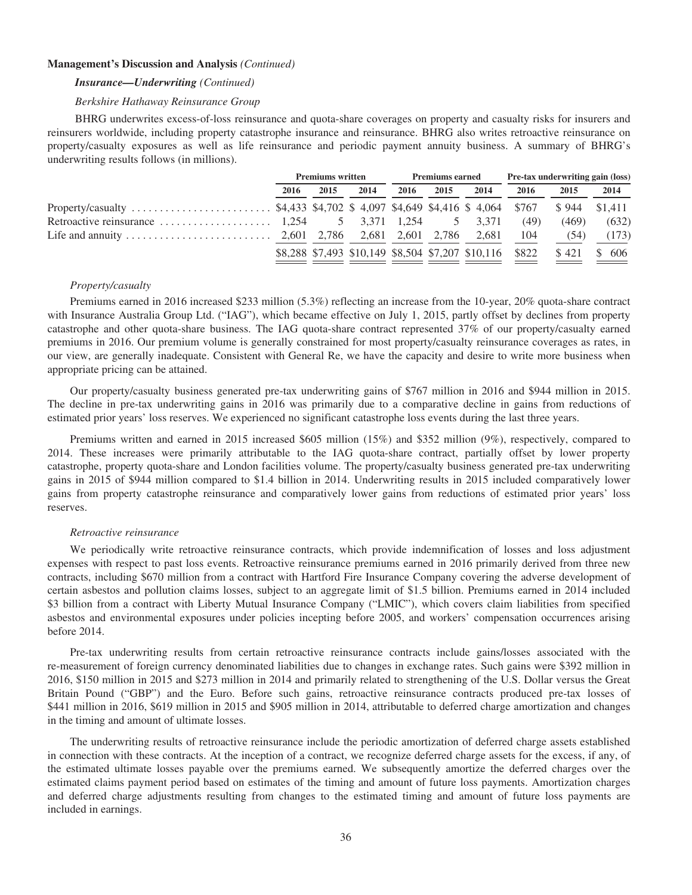**Management's Discussion and Analysis** *(Continued)*

***Insurance—Underwriting** (Continued)*

*Berkshire Hathaway Reinsurance Group*

BHRG underwrites excess-of-loss reinsurance and quota-share coverages on property and casualty risks for insurers and reinsurers worldwide, including property catastrophe insurance and reinsurance. BHRG also writes retroactive reinsurance on property/casualty exposures as well as life reinsurance and periodic payment annuity business. A summary of BHRG's underwriting results follows (in millions).

| | Premiums written | | | Premiums earned | | | Pre-tax underwriting gain (loss) | | |
|---|---|---|---|---|---|---|---|---|---|
| | 2016 | 2015 | 2014 | 2016 | 2015 | 2014 | 2016 | 2015 | 2014 |
| Property/casualty | $4,433 | $4,702 | $ 4,097 | $4,649 | $4,416 | $ 4,064 | $767 | $ 944 | $1,411 |
| Retroactive reinsurance | 1,254 | 5 | 3,371 | 1,254 | 5 | 3,371 | (49) | (469) | (632) |
| Life and annuity | 2,601 | 2,786 | 2,681 | 2,601 | 2,786 | 2,681 | 104 | (54) | (173) |
| | $8,288 | $7,493 | $10,149 | $8,504 | $7,207 | $10,116 | $822 | $ 421 | $ 606 |

*Property/casualty*

Premiums earned in 2016 increased $233 million (5.3%) reflecting an increase from the 10-year, 20% quota-share contract with Insurance Australia Group Ltd. ("IAG"), which became effective on July 1, 2015, partly offset by declines from property catastrophe and other quota-share business. The IAG quota-share contract represented 37% of our property/casualty earned premiums in 2016. Our premium volume is generally constrained for most property/casualty reinsurance coverages as rates, in our view, are generally inadequate. Consistent with General Re, we have the capacity and desire to write more business when appropriate pricing can be attained.

Our property/casualty business generated pre-tax underwriting gains of $767 million in 2016 and $944 million in 2015. The decline in pre-tax underwriting gains in 2016 was primarily due to a comparative decline in gains from reductions of estimated prior years' loss reserves. We experienced no significant catastrophe loss events during the last three years.

Premiums written and earned in 2015 increased $605 million (15%) and $352 million (9%), respectively, compared to 2014. These increases were primarily attributable to the IAG quota-share contract, partially offset by lower property catastrophe, property quota-share and London facilities volume. The property/casualty business generated pre-tax underwriting gains in 2015 of $944 million compared to $1.4 billion in 2014. Underwriting results in 2015 included comparatively lower gains from property catastrophe reinsurance and comparatively lower gains from reductions of estimated prior years' loss reserves.

*Retroactive reinsurance*

We periodically write retroactive reinsurance contracts, which provide indemnification of losses and loss adjustment expenses with respect to past loss events. Retroactive reinsurance premiums earned in 2016 primarily derived from three new contracts, including $670 million from a contract with Hartford Fire Insurance Company covering the adverse development of certain asbestos and pollution claims losses, subject to an aggregate limit of $1.5 billion. Premiums earned in 2014 included $3 billion from a contract with Liberty Mutual Insurance Company ("LMIC"), which covers claim liabilities from specified asbestos and environmental exposures under policies incepting before 2005, and workers' compensation occurrences arising before 2014.

Pre-tax underwriting results from certain retroactive reinsurance contracts include gains/losses associated with the re-measurement of foreign currency denominated liabilities due to changes in exchange rates. Such gains were $392 million in 2016, $150 million in 2015 and $273 million in 2014 and primarily related to strengthening of the U.S. Dollar versus the Great Britain Pound ("GBP") and the Euro. Before such gains, retroactive reinsurance contracts produced pre-tax losses of $441 million in 2016, $619 million in 2015 and $905 million in 2014, attributable to deferred charge amortization and changes in the timing and amount of ultimate losses.

The underwriting results of retroactive reinsurance include the periodic amortization of deferred charge assets established in connection with these contracts. At the inception of a contract, we recognize deferred charge assets for the excess, if any, of the estimated ultimate losses payable over the premiums earned. We subsequently amortize the deferred charges over the estimated claims payment period based on estimates of the timing and amount of future loss payments. Amortization charges and deferred charge adjustments resulting from changes to the estimated timing and amount of future loss payments are included in earnings.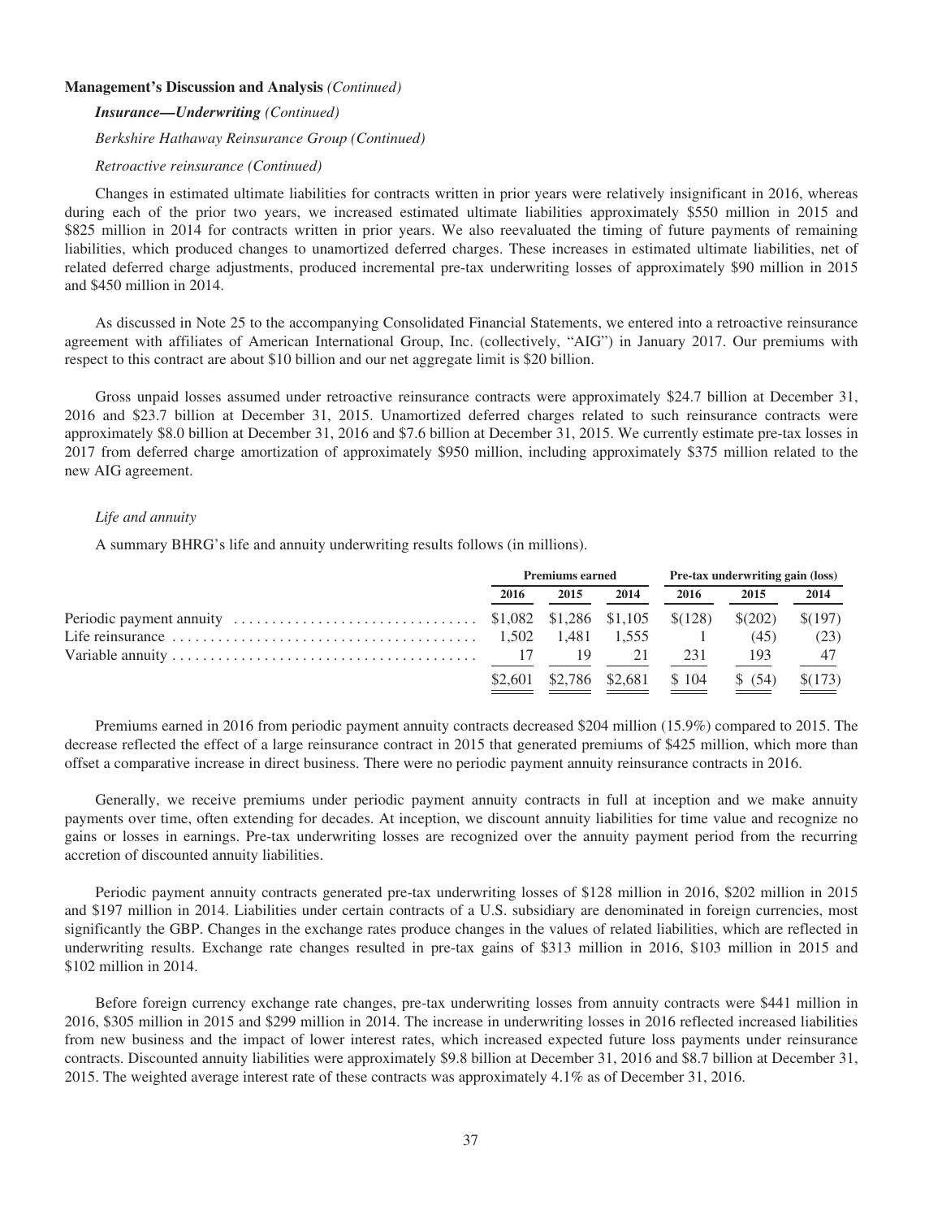**Management's Discussion and Analysis** *(Continued)*

***Insurance—Underwriting*** ***(Continued)***

*Berkshire Hathaway Reinsurance Group (Continued)*

*Retroactive reinsurance (Continued)*

Changes in estimated ultimate liabilities for contracts written in prior years were relatively insignificant in 2016, whereas during each of the prior two years, we increased estimated ultimate liabilities approximately $550 million in 2015 and $825 million in 2014 for contracts written in prior years. We also reevaluated the timing of future payments of remaining liabilities, which produced changes to unamortized deferred charges. These increases in estimated ultimate liabilities, net of related deferred charge adjustments, produced incremental pre-tax underwriting losses of approximately $90 million in 2015 and $450 million in 2014.

As discussed in Note 25 to the accompanying Consolidated Financial Statements, we entered into a retroactive reinsurance agreement with affiliates of American International Group, Inc. (collectively, "AIG") in January 2017. Our premiums with respect to this contract are about $10 billion and our net aggregate limit is $20 billion.

Gross unpaid losses assumed under retroactive reinsurance contracts were approximately $24.7 billion at December 31, 2016 and $23.7 billion at December 31, 2015. Unamortized deferred charges related to such reinsurance contracts were approximately $8.0 billion at December 31, 2016 and $7.6 billion at December 31, 2015. We currently estimate pre-tax losses in 2017 from deferred charge amortization of approximately $950 million, including approximately $375 million related to the new AIG agreement.

*Life and annuity*

A summary BHRG's life and annuity underwriting results follows (in millions).

| | Premiums earned | | | Pre-tax underwriting gain (loss) | | |
|---|---|---|---|---|---|---|
| | 2016 | 2015 | 2014 | 2016 | 2015 | 2014 |
| Periodic payment annuity | $1,082 | $1,286 | $1,105 | $(128) | $(202) | $(197) |
| Life reinsurance | 1,502 | 1,481 | 1,555 | 1 | (45) | (23) |
| Variable annuity | 17 | 19 | 21 | 231 | 193 | 47 |
| | $2,601 | $2,786 | $2,681 | $ 104 | $ (54) | $(173) |

Premiums earned in 2016 from periodic payment annuity contracts decreased $204 million (15.9%) compared to 2015. The decrease reflected the effect of a large reinsurance contract in 2015 that generated premiums of $425 million, which more than offset a comparative increase in direct business. There were no periodic payment annuity reinsurance contracts in 2016.

Generally, we receive premiums under periodic payment annuity contracts in full at inception and we make annuity payments over time, often extending for decades. At inception, we discount annuity liabilities for time value and recognize no gains or losses in earnings. Pre-tax underwriting losses are recognized over the annuity payment period from the recurring accretion of discounted annuity liabilities.

Periodic payment annuity contracts generated pre-tax underwriting losses of $128 million in 2016, $202 million in 2015 and $197 million in 2014. Liabilities under certain contracts of a U.S. subsidiary are denominated in foreign currencies, most significantly the GBP. Changes in the exchange rates produce changes in the values of related liabilities, which are reflected in underwriting results. Exchange rate changes resulted in pre-tax gains of $313 million in 2016, $103 million in 2015 and $102 million in 2014.

Before foreign currency exchange rate changes, pre-tax underwriting losses from annuity contracts were $441 million in 2016, $305 million in 2015 and $299 million in 2014. The increase in underwriting losses in 2016 reflected increased liabilities from new business and the impact of lower interest rates, which increased expected future loss payments under reinsurance contracts. Discounted annuity liabilities were approximately $9.8 billion at December 31, 2016 and $8.7 billion at December 31, 2015. The weighted average interest rate of these contracts was approximately 4.1% as of December 31, 2016.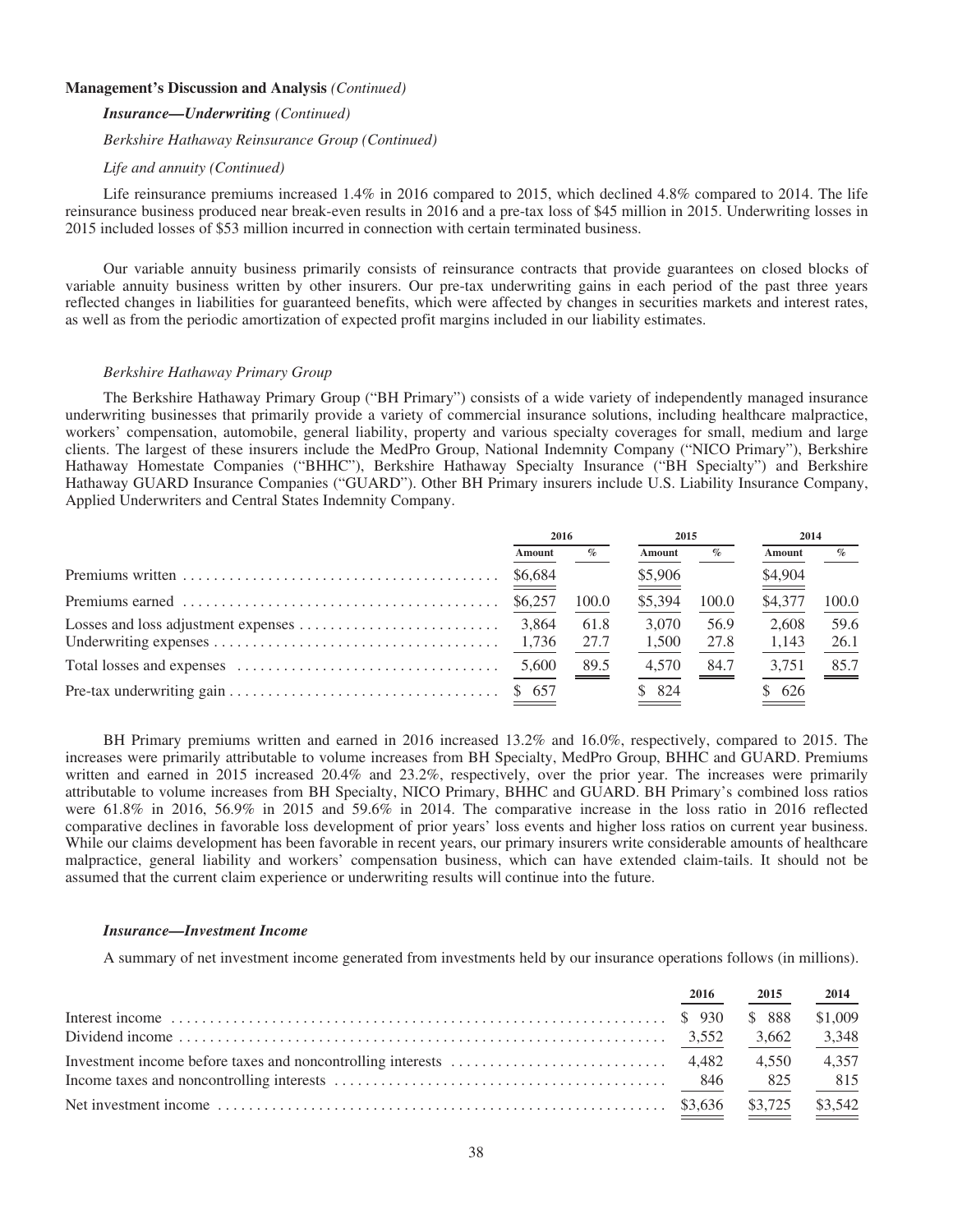**Management's Discussion and Analysis** *(Continued)*

***Insurance—Underwriting** (Continued)*

*Berkshire Hathaway Reinsurance Group (Continued)*

*Life and annuity (Continued)*

Life reinsurance premiums increased 1.4% in 2016 compared to 2015, which declined 4.8% compared to 2014. The life reinsurance business produced near break-even results in 2016 and a pre-tax loss of $45 million in 2015. Underwriting losses in 2015 included losses of $53 million incurred in connection with certain terminated business.

Our variable annuity business primarily consists of reinsurance contracts that provide guarantees on closed blocks of variable annuity business written by other insurers. Our pre-tax underwriting gains in each period of the past three years reflected changes in liabilities for guaranteed benefits, which were affected by changes in securities markets and interest rates, as well as from the periodic amortization of expected profit margins included in our liability estimates.

*Berkshire Hathaway Primary Group*

The Berkshire Hathaway Primary Group ("BH Primary") consists of a wide variety of independently managed insurance underwriting businesses that primarily provide a variety of commercial insurance solutions, including healthcare malpractice, workers' compensation, automobile, general liability, property and various specialty coverages for small, medium and large clients. The largest of these insurers include the MedPro Group, National Indemnity Company ("NICO Primary"), Berkshire Hathaway Homestate Companies ("BHHC"), Berkshire Hathaway Specialty Insurance ("BH Specialty") and Berkshire Hathaway GUARD Insurance Companies ("GUARD"). Other BH Primary insurers include U.S. Liability Insurance Company, Applied Underwriters and Central States Indemnity Company.

| | 2016 | | 2015 | | 2014 | |
|---|---|---|---|---|---|---|
| | Amount | % | Amount | % | Amount | % |
| Premiums written | $6,684 | | $5,906 | | $4,904 | |
| Premiums earned | $6,257 | 100.0 | $5,394 | 100.0 | $4,377 | 100.0 |
| Losses and loss adjustment expenses | 3,864 | 61.8 | 3,070 | 56.9 | 2,608 | 59.6 |
| Underwriting expenses | 1,736 | 27.7 | 1,500 | 27.8 | 1,143 | 26.1 |
| Total losses and expenses | 5,600 | 89.5 | 4,570 | 84.7 | 3,751 | 85.7 |
| Pre-tax underwriting gain | $ 657 | | $ 824 | | $ 626 | |

BH Primary premiums written and earned in 2016 increased 13.2% and 16.0%, respectively, compared to 2015. The increases were primarily attributable to volume increases from BH Specialty, MedPro Group, BHHC and GUARD. Premiums written and earned in 2015 increased 20.4% and 23.2%, respectively, over the prior year. The increases were primarily attributable to volume increases from BH Specialty, NICO Primary, BHHC and GUARD. BH Primary's combined loss ratios were 61.8% in 2016, 56.9% in 2015 and 59.6% in 2014. The comparative increase in the loss ratio in 2016 reflected comparative declines in favorable loss development of prior years' loss events and higher loss ratios on current year business. While our claims development has been favorable in recent years, our primary insurers write considerable amounts of healthcare malpractice, general liability and workers' compensation business, which can have extended claim-tails. It should not be assumed that the current claim experience or underwriting results will continue into the future.

***Insurance—Investment Income***

A summary of net investment income generated from investments held by our insurance operations follows (in millions).

| | 2016 | 2015 | 2014 |
|---|---|---|---|
| Interest income | $ 930 | $ 888 | $1,009 |
| Dividend income | 3,552 | 3,662 | 3,348 |
| Investment income before taxes and noncontrolling interests | 4,482 | 4,550 | 4,357 |
| Income taxes and noncontrolling interests | 846 | 825 | 815 |
| Net investment income | $3,636 | $3,725 | $3,542 |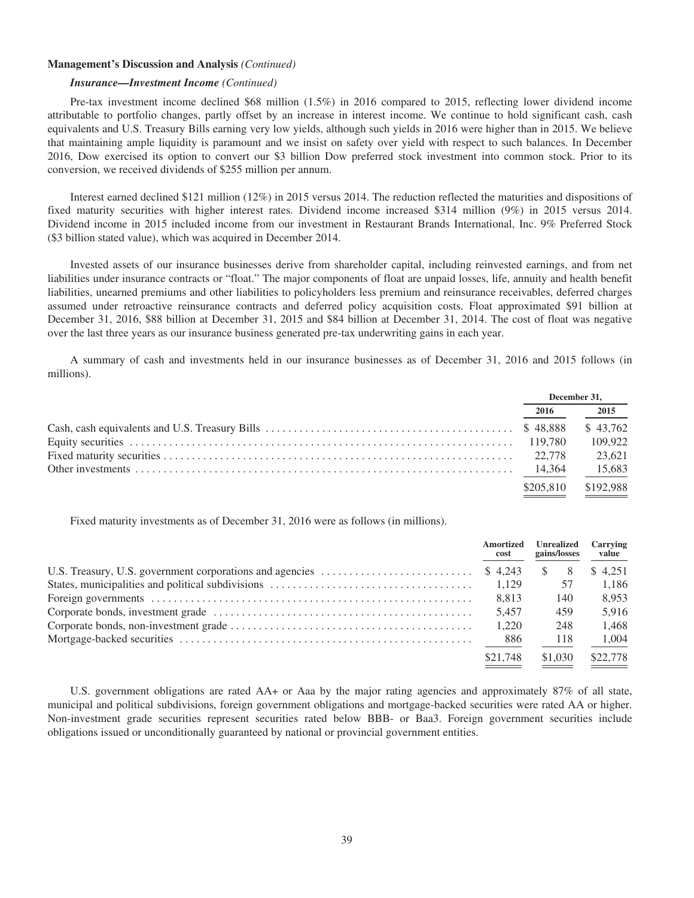**Management's Discussion and Analysis** *(Continued)*

***Insurance—Investment Income*** *(Continued)*

Pre-tax investment income declined $68 million (1.5%) in 2016 compared to 2015, reflecting lower dividend income attributable to portfolio changes, partly offset by an increase in interest income. We continue to hold significant cash, cash equivalents and U.S. Treasury Bills earning very low yields, although such yields in 2016 were higher than in 2015. We believe that maintaining ample liquidity is paramount and we insist on safety over yield with respect to such balances. In December 2016, Dow exercised its option to convert our $3 billion Dow preferred stock investment into common stock. Prior to its conversion, we received dividends of $255 million per annum.

Interest earned declined $121 million (12%) in 2015 versus 2014. The reduction reflected the maturities and dispositions of fixed maturity securities with higher interest rates. Dividend income increased $314 million (9%) in 2015 versus 2014. Dividend income in 2015 included income from our investment in Restaurant Brands International, Inc. 9% Preferred Stock ($3 billion stated value), which was acquired in December 2014.

Invested assets of our insurance businesses derive from shareholder capital, including reinvested earnings, and from net liabilities under insurance contracts or "float." The major components of float are unpaid losses, life, annuity and health benefit liabilities, unearned premiums and other liabilities to policyholders less premium and reinsurance receivables, deferred charges assumed under retroactive reinsurance contracts and deferred policy acquisition costs. Float approximated $91 billion at December 31, 2016, $88 billion at December 31, 2015 and $84 billion at December 31, 2014. The cost of float was negative over the last three years as our insurance business generated pre-tax underwriting gains in each year.

A summary of cash and investments held in our insurance businesses as of December 31, 2016 and 2015 follows (in millions).

| | December 31, | |
|---|---|---|
| | 2016 | 2015 |
| Cash, cash equivalents and U.S. Treasury Bills | $ 48,888 | $ 43,762 |
| Equity securities | 119,780 | 109,922 |
| Fixed maturity securities | 22,778 | 23,621 |
| Other investments | 14,364 | 15,683 |
| | $205,810 | $192,988 |

Fixed maturity investments as of December 31, 2016 were as follows (in millions).

| | Amortized cost | Unrealized gains/losses | Carrying value |
|---|---|---|---|
| U.S. Treasury, U.S. government corporations and agencies | $ 4,243 | $ 8 | $ 4,251 |
| States, municipalities and political subdivisions | 1,129 | 57 | 1,186 |
| Foreign governments | 8,813 | 140 | 8,953 |
| Corporate bonds, investment grade | 5,457 | 459 | 5,916 |
| Corporate bonds, non-investment grade | 1,220 | 248 | 1,468 |
| Mortgage-backed securities | 886 | 118 | 1,004 |
| | $21,748 | $1,030 | $22,778 |

U.S. government obligations are rated AA+ or Aaa by the major rating agencies and approximately 87% of all state, municipal and political subdivisions, foreign government obligations and mortgage-backed securities were rated AA or higher. Non-investment grade securities represent securities rated below BBB- or Baa3. Foreign government securities include obligations issued or unconditionally guaranteed by national or provincial government entities.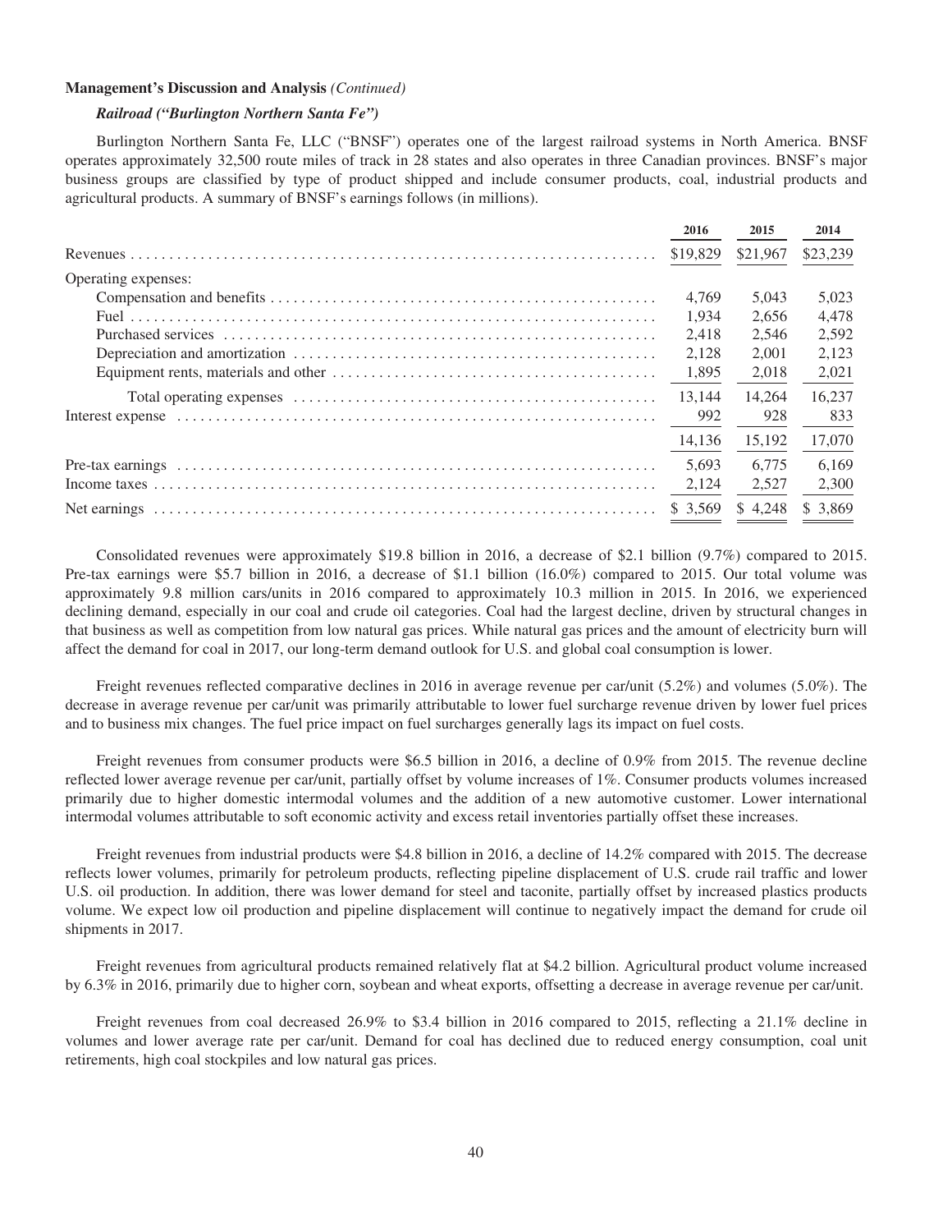**Management's Discussion and Analysis** *(Continued)*

***Railroad ("Burlington Northern Santa Fe")***

Burlington Northern Santa Fe, LLC ("BNSF") operates one of the largest railroad systems in North America. BNSF operates approximately 32,500 route miles of track in 28 states and also operates in three Canadian provinces. BNSF's major business groups are classified by type of product shipped and include consumer products, coal, industrial products and agricultural products. A summary of BNSF's earnings follows (in millions).

| | 2016 | 2015 | 2014 |
|---|---|---|---|
| Revenues | $19,829 | $21,967 | $23,239 |
| Operating expenses: | | | |
| Compensation and benefits | 4,769 | 5,043 | 5,023 |
| Fuel | 1,934 | 2,656 | 4,478 |
| Purchased services | 2,418 | 2,546 | 2,592 |
| Depreciation and amortization | 2,128 | 2,001 | 2,123 |
| Equipment rents, materials and other | 1,895 | 2,018 | 2,021 |
| Total operating expenses | 13,144 | 14,264 | 16,237 |
| Interest expense | 992 | 928 | 833 |
| | 14,136 | 15,192 | 17,070 |
| Pre-tax earnings | 5,693 | 6,775 | 6,169 |
| Income taxes | 2,124 | 2,527 | 2,300 |
| Net earnings | $ 3,569 | $ 4,248 | $ 3,869 |

Consolidated revenues were approximately $19.8 billion in 2016, a decrease of $2.1 billion (9.7%) compared to 2015. Pre-tax earnings were $5.7 billion in 2016, a decrease of $1.1 billion (16.0%) compared to 2015. Our total volume was approximately 9.8 million cars/units in 2016 compared to approximately 10.3 million in 2015. In 2016, we experienced declining demand, especially in our coal and crude oil categories. Coal had the largest decline, driven by structural changes in that business as well as competition from low natural gas prices. While natural gas prices and the amount of electricity burn will affect the demand for coal in 2017, our long-term demand outlook for U.S. and global coal consumption is lower.

Freight revenues reflected comparative declines in 2016 in average revenue per car/unit (5.2%) and volumes (5.0%). The decrease in average revenue per car/unit was primarily attributable to lower fuel surcharge revenue driven by lower fuel prices and to business mix changes. The fuel price impact on fuel surcharges generally lags its impact on fuel costs.

Freight revenues from consumer products were $6.5 billion in 2016, a decline of 0.9% from 2015. The revenue decline reflected lower average revenue per car/unit, partially offset by volume increases of 1%. Consumer products volumes increased primarily due to higher domestic intermodal volumes and the addition of a new automotive customer. Lower international intermodal volumes attributable to soft economic activity and excess retail inventories partially offset these increases.

Freight revenues from industrial products were $4.8 billion in 2016, a decline of 14.2% compared with 2015. The decrease reflects lower volumes, primarily for petroleum products, reflecting pipeline displacement of U.S. crude rail traffic and lower U.S. oil production. In addition, there was lower demand for steel and taconite, partially offset by increased plastics products volume. We expect low oil production and pipeline displacement will continue to negatively impact the demand for crude oil shipments in 2017.

Freight revenues from agricultural products remained relatively flat at $4.2 billion. Agricultural product volume increased by 6.3% in 2016, primarily due to higher corn, soybean and wheat exports, offsetting a decrease in average revenue per car/unit.

Freight revenues from coal decreased 26.9% to $3.4 billion in 2016 compared to 2015, reflecting a 21.1% decline in volumes and lower average rate per car/unit. Demand for coal has declined due to reduced energy consumption, coal unit retirements, high coal stockpiles and low natural gas prices.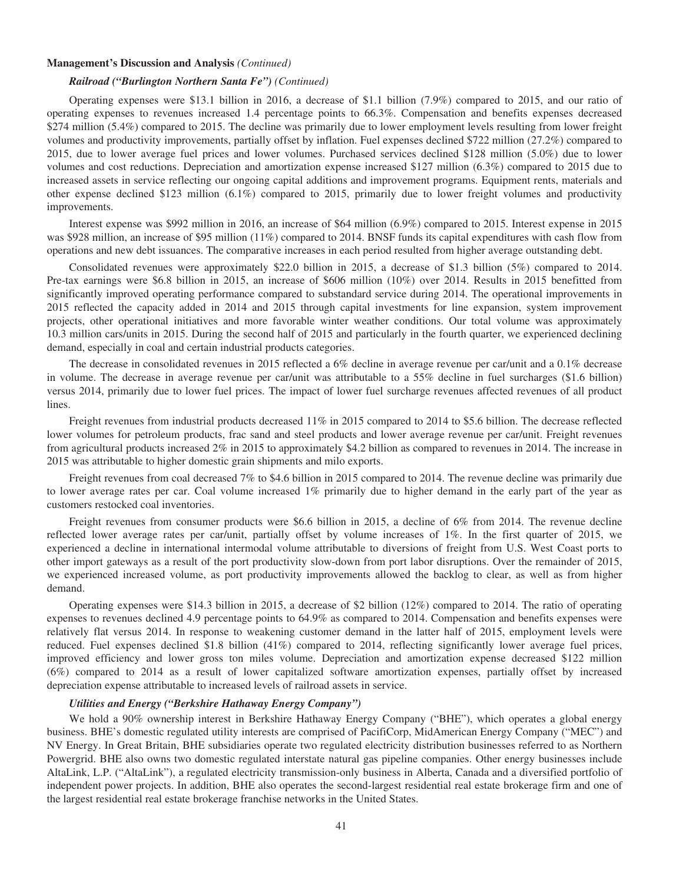**Management's Discussion and Analysis** *(Continued)*

***Railroad ("Burlington Northern Santa Fe")*** *(Continued)*

Operating expenses were $13.1 billion in 2016, a decrease of $1.1 billion (7.9%) compared to 2015, and our ratio of operating expenses to revenues increased 1.4 percentage points to 66.3%. Compensation and benefits expenses decreased $274 million (5.4%) compared to 2015. The decline was primarily due to lower employment levels resulting from lower freight volumes and productivity improvements, partially offset by inflation. Fuel expenses declined $722 million (27.2%) compared to 2015, due to lower average fuel prices and lower volumes. Purchased services declined $128 million (5.0%) due to lower volumes and cost reductions. Depreciation and amortization expense increased $127 million (6.3%) compared to 2015 due to increased assets in service reflecting our ongoing capital additions and improvement programs. Equipment rents, materials and other expense declined $123 million (6.1%) compared to 2015, primarily due to lower freight volumes and productivity improvements.

Interest expense was $992 million in 2016, an increase of $64 million (6.9%) compared to 2015. Interest expense in 2015 was $928 million, an increase of $95 million (11%) compared to 2014. BNSF funds its capital expenditures with cash flow from operations and new debt issuances. The comparative increases in each period resulted from higher average outstanding debt.

Consolidated revenues were approximately $22.0 billion in 2015, a decrease of $1.3 billion (5%) compared to 2014. Pre-tax earnings were $6.8 billion in 2015, an increase of $606 million (10%) over 2014. Results in 2015 benefitted from significantly improved operating performance compared to substandard service during 2014. The operational improvements in 2015 reflected the capacity added in 2014 and 2015 through capital investments for line expansion, system improvement projects, other operational initiatives and more favorable winter weather conditions. Our total volume was approximately 10.3 million cars/units in 2015. During the second half of 2015 and particularly in the fourth quarter, we experienced declining demand, especially in coal and certain industrial products categories.

The decrease in consolidated revenues in 2015 reflected a 6% decline in average revenue per car/unit and a 0.1% decrease in volume. The decrease in average revenue per car/unit was attributable to a 55% decline in fuel surcharges ($1.6 billion) versus 2014, primarily due to lower fuel prices. The impact of lower fuel surcharge revenues affected revenues of all product lines.

Freight revenues from industrial products decreased 11% in 2015 compared to 2014 to $5.6 billion. The decrease reflected lower volumes for petroleum products, frac sand and steel products and lower average revenue per car/unit. Freight revenues from agricultural products increased 2% in 2015 to approximately $4.2 billion as compared to revenues in 2014. The increase in 2015 was attributable to higher domestic grain shipments and milo exports.

Freight revenues from coal decreased 7% to $4.6 billion in 2015 compared to 2014. The revenue decline was primarily due to lower average rates per car. Coal volume increased 1% primarily due to higher demand in the early part of the year as customers restocked coal inventories.

Freight revenues from consumer products were $6.6 billion in 2015, a decline of 6% from 2014. The revenue decline reflected lower average rates per car/unit, partially offset by volume increases of 1%. In the first quarter of 2015, we experienced a decline in international intermodal volume attributable to diversions of freight from U.S. West Coast ports to other import gateways as a result of the port productivity slow-down from port labor disruptions. Over the remainder of 2015, we experienced increased volume, as port productivity improvements allowed the backlog to clear, as well as from higher demand.

Operating expenses were $14.3 billion in 2015, a decrease of $2 billion (12%) compared to 2014. The ratio of operating expenses to revenues declined 4.9 percentage points to 64.9% as compared to 2014. Compensation and benefits expenses were relatively flat versus 2014. In response to weakening customer demand in the latter half of 2015, employment levels were reduced. Fuel expenses declined $1.8 billion (41%) compared to 2014, reflecting significantly lower average fuel prices, improved efficiency and lower gross ton miles volume. Depreciation and amortization expense decreased $122 million (6%) compared to 2014 as a result of lower capitalized software amortization expenses, partially offset by increased depreciation expense attributable to increased levels of railroad assets in service.

***Utilities and Energy ("Berkshire Hathaway Energy Company")***

We hold a 90% ownership interest in Berkshire Hathaway Energy Company ("BHE"), which operates a global energy business. BHE's domestic regulated utility interests are comprised of PacifiCorp, MidAmerican Energy Company ("MEC") and NV Energy. In Great Britain, BHE subsidiaries operate two regulated electricity distribution businesses referred to as Northern Powergrid. BHE also owns two domestic regulated interstate natural gas pipeline companies. Other energy businesses include AltaLink, L.P. ("AltaLink"), a regulated electricity transmission-only business in Alberta, Canada and a diversified portfolio of independent power projects. In addition, BHE also operates the second-largest residential real estate brokerage firm and one of the largest residential real estate brokerage franchise networks in the United States.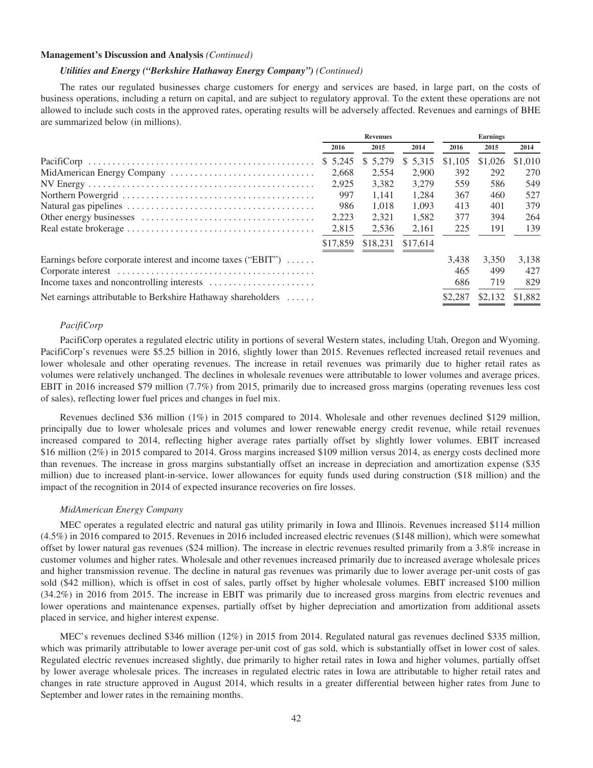**Management's Discussion and Analysis** *(Continued)*

***Utilities and Energy ("Berkshire Hathaway Energy Company") (Continued)***

The rates our regulated businesses charge customers for energy and services are based, in large part, on the costs of business operations, including a return on capital, and are subject to regulatory approval. To the extent these operations are not allowed to include such costs in the approved rates, operating results will be adversely affected. Revenues and earnings of BHE are summarized below (in millions).

| | Revenues | | | Earnings | | |
|---|---|---|---|---|---|---|
| | 2016 | 2015 | 2014 | 2016 | 2015 | 2014 |
| PacifiCorp | $ 5,245 | $ 5,279 | $ 5,315 | $1,105 | $1,026 | $1,010 |
| MidAmerican Energy Company | 2,668 | 2,554 | 2,900 | 392 | 292 | 270 |
| NV Energy | 2,925 | 3,382 | 3,279 | 559 | 586 | 549 |
| Northern Powergrid | 997 | 1,141 | 1,284 | 367 | 460 | 527 |
| Natural gas pipelines | 986 | 1,018 | 1,093 | 413 | 401 | 379 |
| Other energy businesses | 2,223 | 2,321 | 1,582 | 377 | 394 | 264 |
| Real estate brokerage | 2,815 | 2,536 | 2,161 | 225 | 191 | 139 |
| | $17,859 | $18,231 | $17,614 | | | |
| Earnings before corporate interest and income taxes ("EBIT") | | | | 3,438 | 3,350 | 3,138 |
| Corporate interest | | | | 465 | 499 | 427 |
| Income taxes and noncontrolling interests | | | | 686 | 719 | 829 |
| Net earnings attributable to Berkshire Hathaway shareholders | | | | $2,287 | $2,132 | $1,882 |

*PacifiCorp*

PacifiCorp operates a regulated electric utility in portions of several Western states, including Utah, Oregon and Wyoming. PacifiCorp's revenues were $5.25 billion in 2016, slightly lower than 2015. Revenues reflected increased retail revenues and lower wholesale and other operating revenues. The increase in retail revenues was primarily due to higher retail rates as volumes were relatively unchanged. The declines in wholesale revenues were attributable to lower volumes and average prices. EBIT in 2016 increased $79 million (7.7%) from 2015, primarily due to increased gross margins (operating revenues less cost of sales), reflecting lower fuel prices and changes in fuel mix.

Revenues declined $36 million (1%) in 2015 compared to 2014. Wholesale and other revenues declined $129 million, principally due to lower wholesale prices and volumes and lower renewable energy credit revenue, while retail revenues increased compared to 2014, reflecting higher average rates partially offset by slightly lower volumes. EBIT increased $16 million (2%) in 2015 compared to 2014. Gross margins increased $109 million versus 2014, as energy costs declined more than revenues. The increase in gross margins substantially offset an increase in depreciation and amortization expense ($35 million) due to increased plant-in-service, lower allowances for equity funds used during construction ($18 million) and the impact of the recognition in 2014 of expected insurance recoveries on fire losses.

*MidAmerican Energy Company*

MEC operates a regulated electric and natural gas utility primarily in Iowa and Illinois. Revenues increased $114 million (4.5%) in 2016 compared to 2015. Revenues in 2016 included increased electric revenues ($148 million), which were somewhat offset by lower natural gas revenues ($24 million). The increase in electric revenues resulted primarily from a 3.8% increase in customer volumes and higher rates. Wholesale and other revenues increased primarily due to increased average wholesale prices and higher transmission revenue. The decline in natural gas revenues was primarily due to lower average per-unit costs of gas sold ($42 million), which is offset in cost of sales, partly offset by higher wholesale volumes. EBIT increased $100 million (34.2%) in 2016 from 2015. The increase in EBIT was primarily due to increased gross margins from electric revenues and lower operations and maintenance expenses, partially offset by higher depreciation and amortization from additional assets placed in service, and higher interest expense.

MEC's revenues declined $346 million (12%) in 2015 from 2014. Regulated natural gas revenues declined $335 million, which was primarily attributable to lower average per-unit cost of gas sold, which is substantially offset in lower cost of sales. Regulated electric revenues increased slightly, due primarily to higher retail rates in Iowa and higher volumes, partially offset by lower average wholesale prices. The increases in regulated electric rates in Iowa are attributable to higher retail rates and changes in rate structure approved in August 2014, which results in a greater differential between higher rates from June to September and lower rates in the remaining months.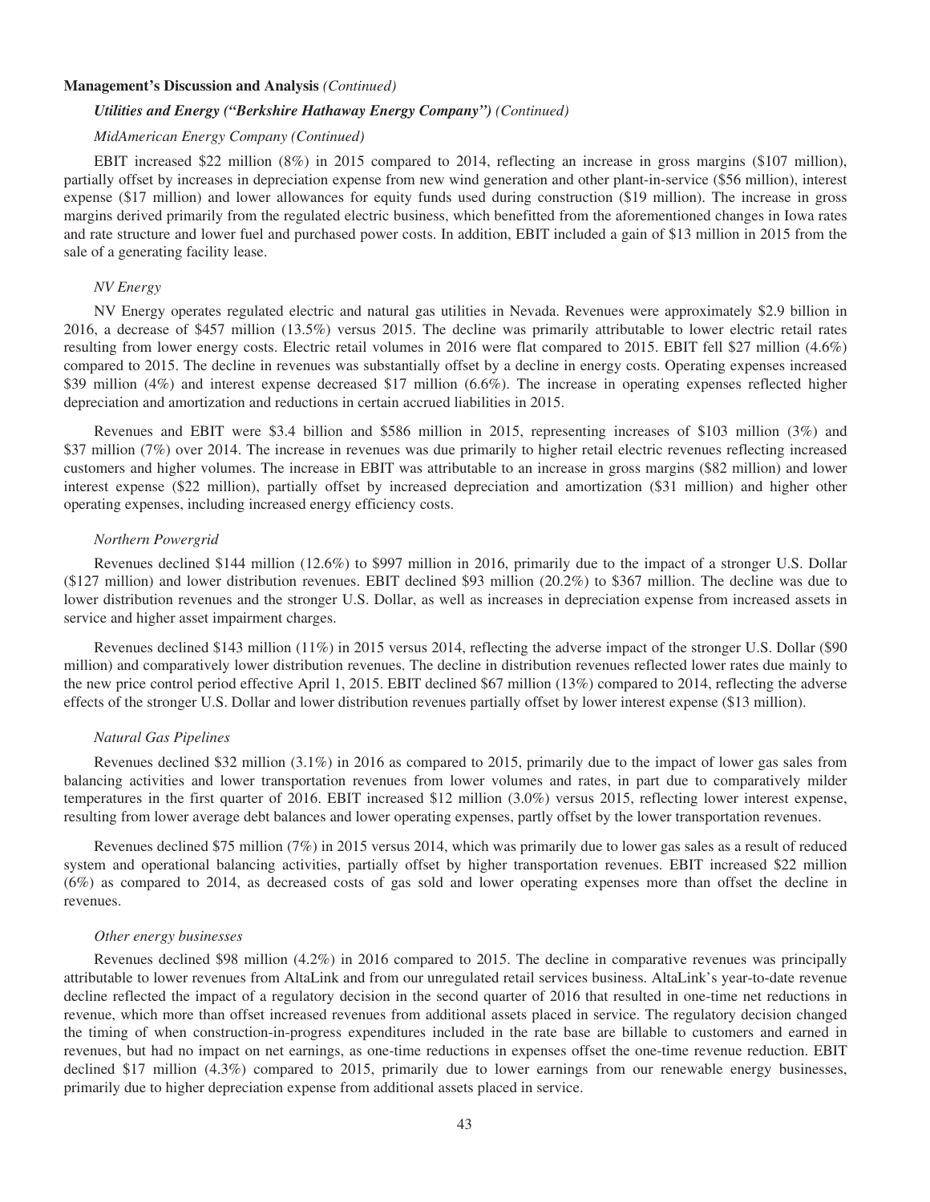**Management's Discussion and Analysis** *(Continued)*

***Utilities and Energy ("Berkshire Hathaway Energy Company")*** *(Continued)*

*MidAmerican Energy Company (Continued)*

EBIT increased $22 million (8%) in 2015 compared to 2014, reflecting an increase in gross margins ($107 million), partially offset by increases in depreciation expense from new wind generation and other plant-in-service ($56 million), interest expense ($17 million) and lower allowances for equity funds used during construction ($19 million). The increase in gross margins derived primarily from the regulated electric business, which benefitted from the aforementioned changes in Iowa rates and rate structure and lower fuel and purchased power costs. In addition, EBIT included a gain of $13 million in 2015 from the sale of a generating facility lease.

*NV Energy*

NV Energy operates regulated electric and natural gas utilities in Nevada. Revenues were approximately $2.9 billion in 2016, a decrease of $457 million (13.5%) versus 2015. The decline was primarily attributable to lower electric retail rates resulting from lower energy costs. Electric retail volumes in 2016 were flat compared to 2015. EBIT fell $27 million (4.6%) compared to 2015. The decline in revenues was substantially offset by a decline in energy costs. Operating expenses increased $39 million (4%) and interest expense decreased $17 million (6.6%). The increase in operating expenses reflected higher depreciation and amortization and reductions in certain accrued liabilities in 2015.

Revenues and EBIT were $3.4 billion and $586 million in 2015, representing increases of $103 million (3%) and $37 million (7%) over 2014. The increase in revenues was due primarily to higher retail electric revenues reflecting increased customers and higher volumes. The increase in EBIT was attributable to an increase in gross margins ($82 million) and lower interest expense ($22 million), partially offset by increased depreciation and amortization ($31 million) and higher other operating expenses, including increased energy efficiency costs.

*Northern Powergrid*

Revenues declined $144 million (12.6%) to $997 million in 2016, primarily due to the impact of a stronger U.S. Dollar ($127 million) and lower distribution revenues. EBIT declined $93 million (20.2%) to $367 million. The decline was due to lower distribution revenues and the stronger U.S. Dollar, as well as increases in depreciation expense from increased assets in service and higher asset impairment charges.

Revenues declined $143 million (11%) in 2015 versus 2014, reflecting the adverse impact of the stronger U.S. Dollar ($90 million) and comparatively lower distribution revenues. The decline in distribution revenues reflected lower rates due mainly to the new price control period effective April 1, 2015. EBIT declined $67 million (13%) compared to 2014, reflecting the adverse effects of the stronger U.S. Dollar and lower distribution revenues partially offset by lower interest expense ($13 million).

*Natural Gas Pipelines*

Revenues declined $32 million (3.1%) in 2016 as compared to 2015, primarily due to the impact of lower gas sales from balancing activities and lower transportation revenues from lower volumes and rates, in part due to comparatively milder temperatures in the first quarter of 2016. EBIT increased $12 million (3.0%) versus 2015, reflecting lower interest expense, resulting from lower average debt balances and lower operating expenses, partly offset by the lower transportation revenues.

Revenues declined $75 million (7%) in 2015 versus 2014, which was primarily due to lower gas sales as a result of reduced system and operational balancing activities, partially offset by higher transportation revenues. EBIT increased $22 million (6%) as compared to 2014, as decreased costs of gas sold and lower operating expenses more than offset the decline in revenues.

*Other energy businesses*

Revenues declined $98 million (4.2%) in 2016 compared to 2015. The decline in comparative revenues was principally attributable to lower revenues from AltaLink and from our unregulated retail services business. AltaLink's year-to-date revenue decline reflected the impact of a regulatory decision in the second quarter of 2016 that resulted in one-time net reductions in revenue, which more than offset increased revenues from additional assets placed in service. The regulatory decision changed the timing of when construction-in-progress expenditures included in the rate base are billable to customers and earned in revenues, but had no impact on net earnings, as one-time reductions in expenses offset the one-time revenue reduction. EBIT declined $17 million (4.3%) compared to 2015, primarily due to lower earnings from our renewable energy businesses, primarily due to higher depreciation expense from additional assets placed in service.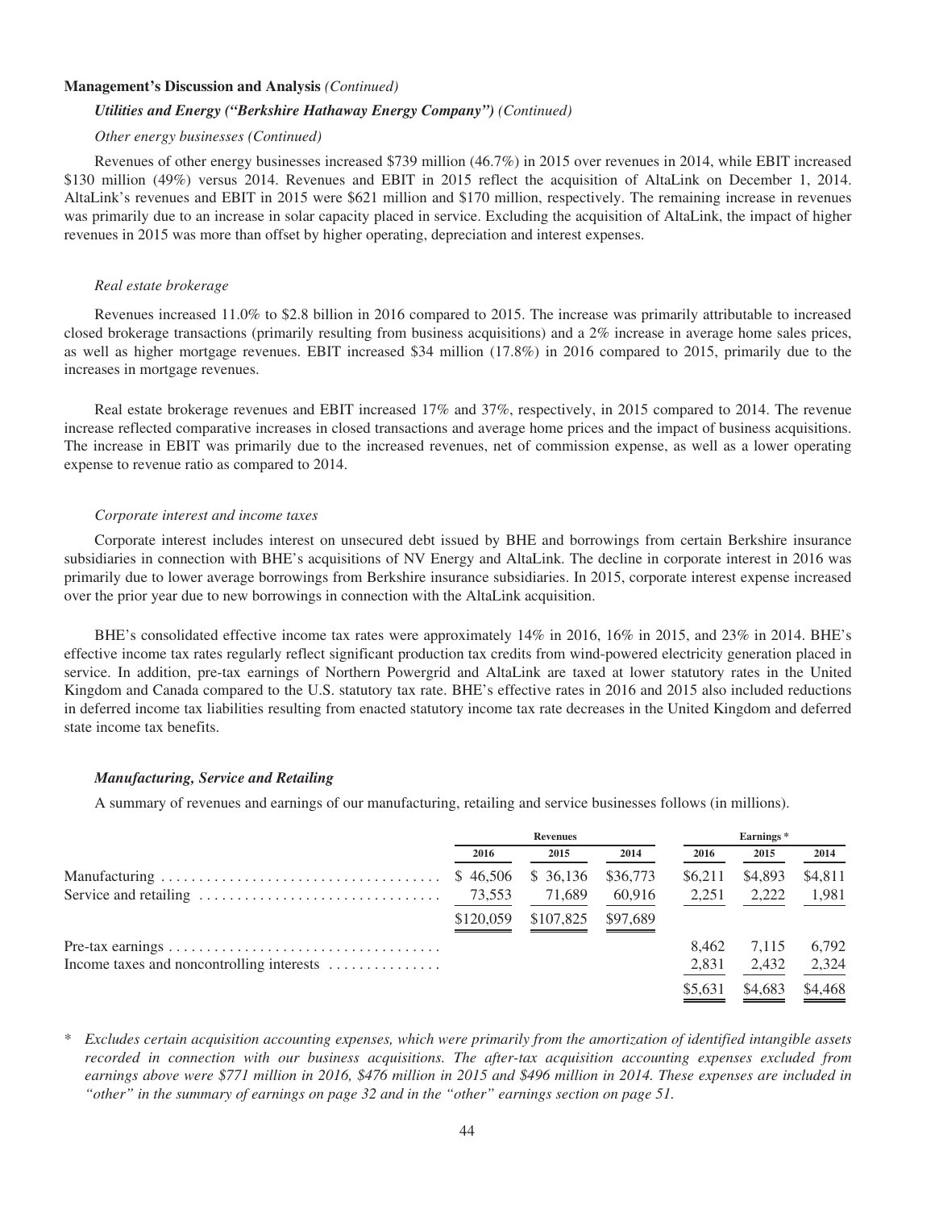**Management's Discussion and Analysis** *(Continued)*

***Utilities and Energy ("Berkshire Hathaway Energy Company")*** *(Continued)*

*Other energy businesses (Continued)*

Revenues of other energy businesses increased $739 million (46.7%) in 2015 over revenues in 2014, while EBIT increased $130 million (49%) versus 2014. Revenues and EBIT in 2015 reflect the acquisition of AltaLink on December 1, 2014. AltaLink's revenues and EBIT in 2015 were $621 million and $170 million, respectively. The remaining increase in revenues was primarily due to an increase in solar capacity placed in service. Excluding the acquisition of AltaLink, the impact of higher revenues in 2015 was more than offset by higher operating, depreciation and interest expenses.

*Real estate brokerage*

Revenues increased 11.0% to $2.8 billion in 2016 compared to 2015. The increase was primarily attributable to increased closed brokerage transactions (primarily resulting from business acquisitions) and a 2% increase in average home sales prices, as well as higher mortgage revenues. EBIT increased $34 million (17.8%) in 2016 compared to 2015, primarily due to the increases in mortgage revenues.

Real estate brokerage revenues and EBIT increased 17% and 37%, respectively, in 2015 compared to 2014. The revenue increase reflected comparative increases in closed transactions and average home prices and the impact of business acquisitions. The increase in EBIT was primarily due to the increased revenues, net of commission expense, as well as a lower operating expense to revenue ratio as compared to 2014.

*Corporate interest and income taxes*

Corporate interest includes interest on unsecured debt issued by BHE and borrowings from certain Berkshire insurance subsidiaries in connection with BHE's acquisitions of NV Energy and AltaLink. The decline in corporate interest in 2016 was primarily due to lower average borrowings from Berkshire insurance subsidiaries. In 2015, corporate interest expense increased over the prior year due to new borrowings in connection with the AltaLink acquisition.

BHE's consolidated effective income tax rates were approximately 14% in 2016, 16% in 2015, and 23% in 2014. BHE's effective income tax rates regularly reflect significant production tax credits from wind-powered electricity generation placed in service. In addition, pre-tax earnings of Northern Powergrid and AltaLink are taxed at lower statutory rates in the United Kingdom and Canada compared to the U.S. statutory tax rate. BHE's effective rates in 2016 and 2015 also included reductions in deferred income tax liabilities resulting from enacted statutory income tax rate decreases in the United Kingdom and deferred state income tax benefits.

***Manufacturing, Service and Retailing***

A summary of revenues and earnings of our manufacturing, retailing and service businesses follows (in millions).

| | Revenues | | | Earnings * | | |
|---|---|---|---|---|---|---|
| | 2016 | 2015 | 2014 | 2016 | 2015 | 2014 |
| Manufacturing | $ 46,506 | $ 36,136 | $36,773 | $6,211 | $4,893 | $4,811 |
| Service and retailing | 73,553 | 71,689 | 60,916 | 2,251 | 2,222 | 1,981 |
| | $120,059 | $107,825 | $97,689 | | | |
| Pre-tax earnings | | | | 8,462 | 7,115 | 6,792 |
| Income taxes and noncontrolling interests | | | | 2,831 | 2,432 | 2,324 |
| | | | | $5,631 | $4,683 | $4,468 |

\* *Excludes certain acquisition accounting expenses, which were primarily from the amortization of identified intangible assets recorded in connection with our business acquisitions. The after-tax acquisition accounting expenses excluded from earnings above were $771 million in 2016, $476 million in 2015 and $496 million in 2014. These expenses are included in "other" in the summary of earnings on page 32 and in the "other" earnings section on page 51.*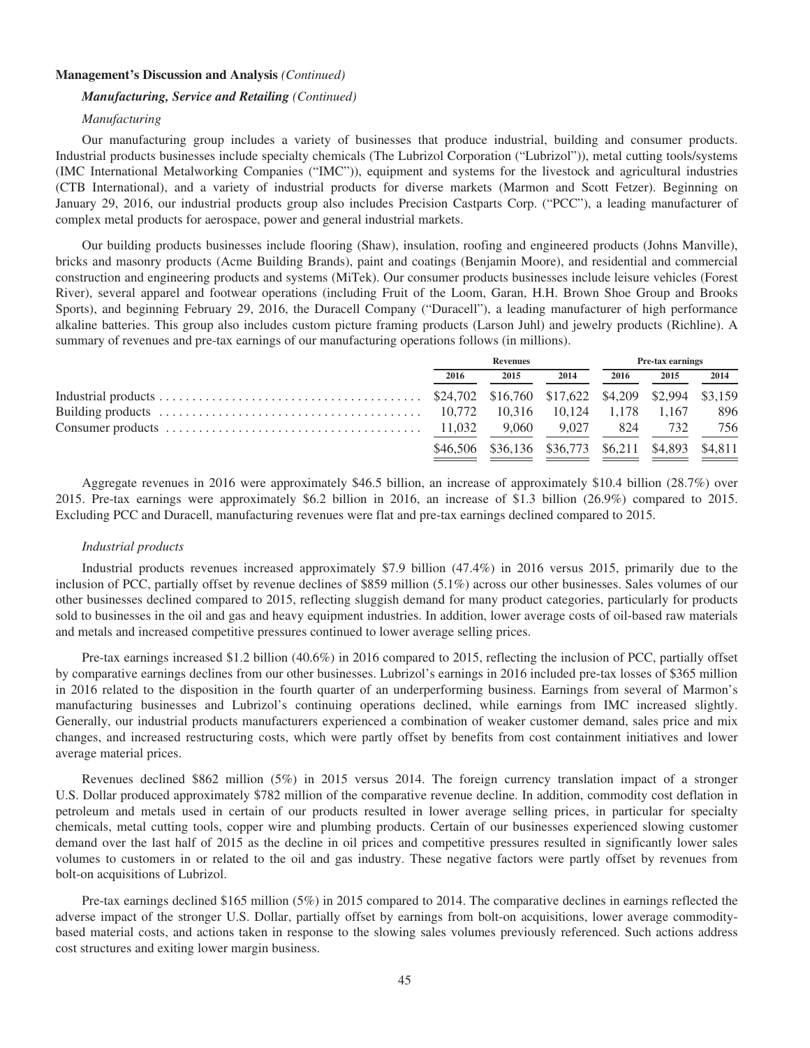**Management's Discussion and Analysis** *(Continued)*

***Manufacturing, Service and Retailing*** *(Continued)*

*Manufacturing*

Our manufacturing group includes a variety of businesses that produce industrial, building and consumer products. Industrial products businesses include specialty chemicals (The Lubrizol Corporation ("Lubrizol")), metal cutting tools/systems (IMC International Metalworking Companies ("IMC")), equipment and systems for the livestock and agricultural industries (CTB International), and a variety of industrial products for diverse markets (Marmon and Scott Fetzer). Beginning on January 29, 2016, our industrial products group also includes Precision Castparts Corp. ("PCC"), a leading manufacturer of complex metal products for aerospace, power and general industrial markets.

Our building products businesses include flooring (Shaw), insulation, roofing and engineered products (Johns Manville), bricks and masonry products (Acme Building Brands), paint and coatings (Benjamin Moore), and residential and commercial construction and engineering products and systems (MiTek). Our consumer products businesses include leisure vehicles (Forest River), several apparel and footwear operations (including Fruit of the Loom, Garan, H.H. Brown Shoe Group and Brooks Sports), and beginning February 29, 2016, the Duracell Company ("Duracell"), a leading manufacturer of high performance alkaline batteries. This group also includes custom picture framing products (Larson Juhl) and jewelry products (Richline). A summary of revenues and pre-tax earnings of our manufacturing operations follows (in millions).

| | Revenues | | | Pre-tax earnings | | |
|---|---|---|---|---|---|---|
| | 2016 | 2015 | 2014 | 2016 | 2015 | 2014 |
| Industrial products | $24,702 | $16,760 | $17,622 | $4,209 | $2,994 | $3,159 |
| Building products | 10,772 | 10,316 | 10,124 | 1,178 | 1,167 | 896 |
| Consumer products | 11,032 | 9,060 | 9,027 | 824 | 732 | 756 |
| | $46,506 | $36,136 | $36,773 | $6,211 | $4,893 | $4,811 |

Aggregate revenues in 2016 were approximately $46.5 billion, an increase of approximately $10.4 billion (28.7%) over 2015. Pre-tax earnings were approximately $6.2 billion in 2016, an increase of $1.3 billion (26.9%) compared to 2015. Excluding PCC and Duracell, manufacturing revenues were flat and pre-tax earnings declined compared to 2015.

*Industrial products*

Industrial products revenues increased approximately $7.9 billion (47.4%) in 2016 versus 2015, primarily due to the inclusion of PCC, partially offset by revenue declines of $859 million (5.1%) across our other businesses. Sales volumes of our other businesses declined compared to 2015, reflecting sluggish demand for many product categories, particularly for products sold to businesses in the oil and gas and heavy equipment industries. In addition, lower average costs of oil-based raw materials and metals and increased competitive pressures continued to lower average selling prices.

Pre-tax earnings increased $1.2 billion (40.6%) in 2016 compared to 2015, reflecting the inclusion of PCC, partially offset by comparative earnings declines from our other businesses. Lubrizol's earnings in 2016 included pre-tax losses of $365 million in 2016 related to the disposition in the fourth quarter of an underperforming business. Earnings from several of Marmon's manufacturing businesses and Lubrizol's continuing operations declined, while earnings from IMC increased slightly. Generally, our industrial products manufacturers experienced a combination of weaker customer demand, sales price and mix changes, and increased restructuring costs, which were partly offset by benefits from cost containment initiatives and lower average material prices.

Revenues declined $862 million (5%) in 2015 versus 2014. The foreign currency translation impact of a stronger U.S. Dollar produced approximately $782 million of the comparative revenue decline. In addition, commodity cost deflation in petroleum and metals used in certain of our products resulted in lower average selling prices, in particular for specialty chemicals, metal cutting tools, copper wire and plumbing products. Certain of our businesses experienced slowing customer demand over the last half of 2015 as the decline in oil prices and competitive pressures resulted in significantly lower sales volumes to customers in or related to the oil and gas industry. These negative factors were partly offset by revenues from bolt-on acquisitions of Lubrizol.

Pre-tax earnings declined $165 million (5%) in 2015 compared to 2014. The comparative declines in earnings reflected the adverse impact of the stronger U.S. Dollar, partially offset by earnings from bolt-on acquisitions, lower average commodity-based material costs, and actions taken in response to the slowing sales volumes previously referenced. Such actions address cost structures and exiting lower margin business.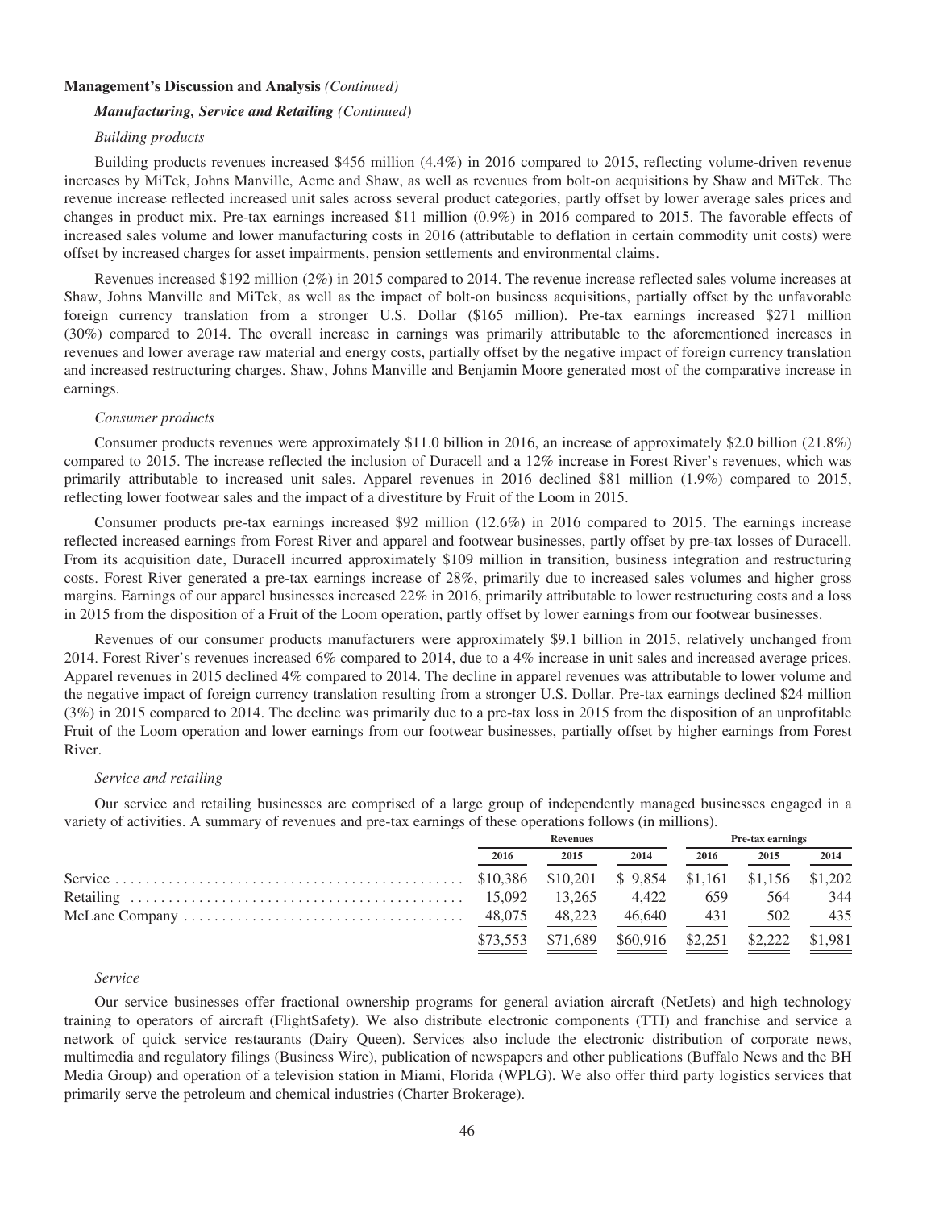**Management's Discussion and Analysis** *(Continued)*

***Manufacturing, Service and Retailing*** *(Continued)*

*Building products*

Building products revenues increased $456 million (4.4%) in 2016 compared to 2015, reflecting volume-driven revenue increases by MiTek, Johns Manville, Acme and Shaw, as well as revenues from bolt-on acquisitions by Shaw and MiTek. The revenue increase reflected increased unit sales across several product categories, partly offset by lower average sales prices and changes in product mix. Pre-tax earnings increased $11 million (0.9%) in 2016 compared to 2015. The favorable effects of increased sales volume and lower manufacturing costs in 2016 (attributable to deflation in certain commodity unit costs) were offset by increased charges for asset impairments, pension settlements and environmental claims.

Revenues increased $192 million (2%) in 2015 compared to 2014. The revenue increase reflected sales volume increases at Shaw, Johns Manville and MiTek, as well as the impact of bolt-on business acquisitions, partially offset by the unfavorable foreign currency translation from a stronger U.S. Dollar ($165 million). Pre-tax earnings increased $271 million (30%) compared to 2014. The overall increase in earnings was primarily attributable to the aforementioned increases in revenues and lower average raw material and energy costs, partially offset by the negative impact of foreign currency translation and increased restructuring charges. Shaw, Johns Manville and Benjamin Moore generated most of the comparative increase in earnings.

*Consumer products*

Consumer products revenues were approximately $11.0 billion in 2016, an increase of approximately $2.0 billion (21.8%) compared to 2015. The increase reflected the inclusion of Duracell and a 12% increase in Forest River's revenues, which was primarily attributable to increased unit sales. Apparel revenues in 2016 declined $81 million (1.9%) compared to 2015, reflecting lower footwear sales and the impact of a divestiture by Fruit of the Loom in 2015.

Consumer products pre-tax earnings increased $92 million (12.6%) in 2016 compared to 2015. The earnings increase reflected increased earnings from Forest River and apparel and footwear businesses, partly offset by pre-tax losses of Duracell. From its acquisition date, Duracell incurred approximately $109 million in transition, business integration and restructuring costs. Forest River generated a pre-tax earnings increase of 28%, primarily due to increased sales volumes and higher gross margins. Earnings of our apparel businesses increased 22% in 2016, primarily attributable to lower restructuring costs and a loss in 2015 from the disposition of a Fruit of the Loom operation, partly offset by lower earnings from our footwear businesses.

Revenues of our consumer products manufacturers were approximately $9.1 billion in 2015, relatively unchanged from 2014. Forest River's revenues increased 6% compared to 2014, due to a 4% increase in unit sales and increased average prices. Apparel revenues in 2015 declined 4% compared to 2014. The decline in apparel revenues was attributable to lower volume and the negative impact of foreign currency translation resulting from a stronger U.S. Dollar. Pre-tax earnings declined $24 million (3%) in 2015 compared to 2014. The decline was primarily due to a pre-tax loss in 2015 from the disposition of an unprofitable Fruit of the Loom operation and lower earnings from our footwear businesses, partially offset by higher earnings from Forest River.

*Service and retailing*

Our service and retailing businesses are comprised of a large group of independently managed businesses engaged in a variety of activities. A summary of revenues and pre-tax earnings of these operations follows (in millions).

| | Revenues | | | Pre-tax earnings | | |
|---|---|---|---|---|---|---|
| | 2016 | 2015 | 2014 | 2016 | 2015 | 2014 |
| Service | $10,386 | $10,201 | $ 9,854 | $1,161 | $1,156 | $1,202 |
| Retailing | 15,092 | 13,265 | 4,422 | 659 | 564 | 344 |
| McLane Company | 48,075 | 48,223 | 46,640 | 431 | 502 | 435 |
| | $73,553 | $71,689 | $60,916 | $2,251 | $2,222 | $1,981 |

*Service*

Our service businesses offer fractional ownership programs for general aviation aircraft (NetJets) and high technology training to operators of aircraft (FlightSafety). We also distribute electronic components (TTI) and franchise and service a network of quick service restaurants (Dairy Queen). Services also include the electronic distribution of corporate news, multimedia and regulatory filings (Business Wire), publication of newspapers and other publications (Buffalo News and the BH Media Group) and operation of a television station in Miami, Florida (WPLG). We also offer third party logistics services that primarily serve the petroleum and chemical industries (Charter Brokerage).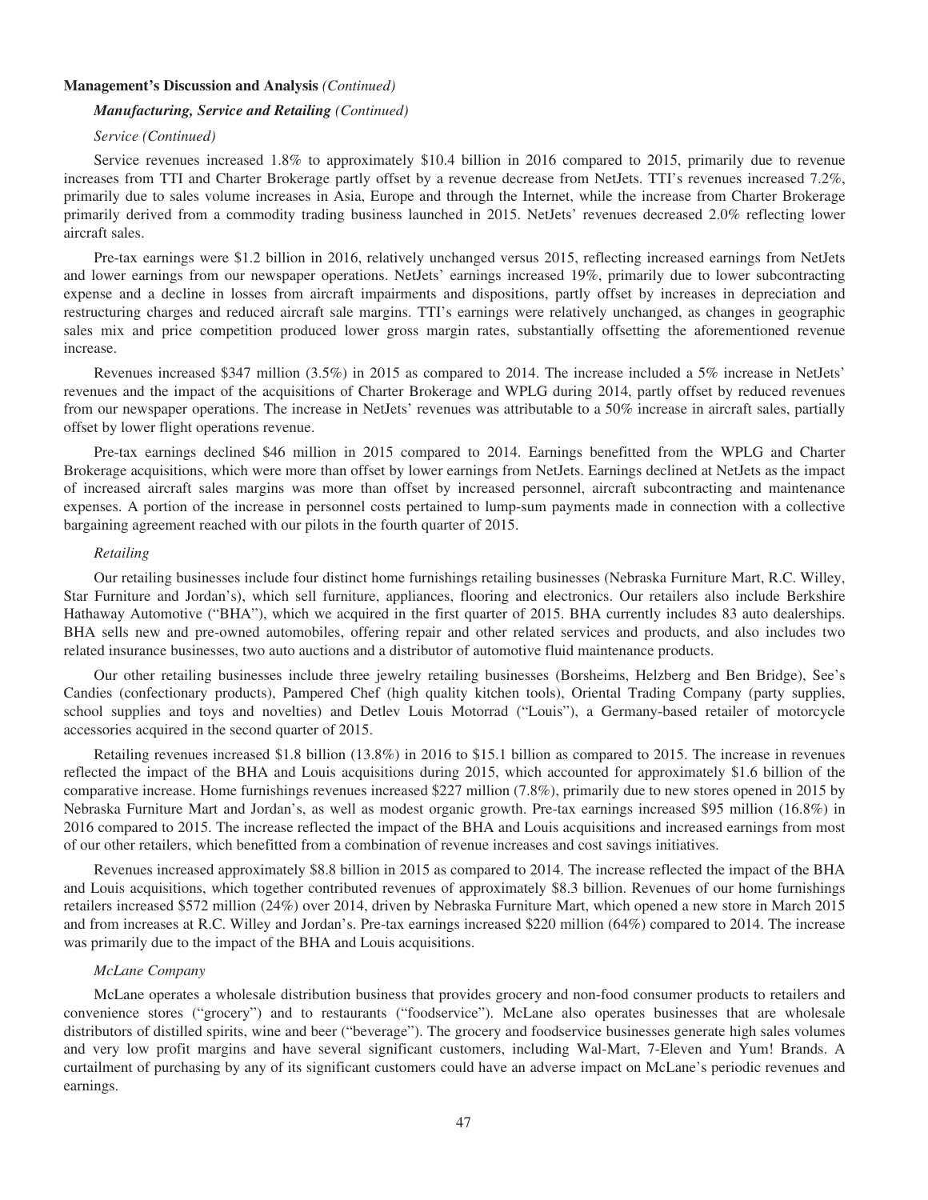**Management's Discussion and Analysis** *(Continued)*

***Manufacturing, Service and Retailing** (Continued)*

*Service (Continued)*

Service revenues increased 1.8% to approximately \$10.4 billion in 2016 compared to 2015, primarily due to revenue increases from TTI and Charter Brokerage partly offset by a revenue decrease from NetJets. TTI's revenues increased 7.2%, primarily due to sales volume increases in Asia, Europe and through the Internet, while the increase from Charter Brokerage primarily derived from a commodity trading business launched in 2015. NetJets' revenues decreased 2.0% reflecting lower aircraft sales.

Pre-tax earnings were \$1.2 billion in 2016, relatively unchanged versus 2015, reflecting increased earnings from NetJets and lower earnings from our newspaper operations. NetJets' earnings increased 19%, primarily due to lower subcontracting expense and a decline in losses from aircraft impairments and dispositions, partly offset by increases in depreciation and restructuring charges and reduced aircraft sale margins. TTI's earnings were relatively unchanged, as changes in geographic sales mix and price competition produced lower gross margin rates, substantially offsetting the aforementioned revenue increase.

Revenues increased \$347 million (3.5%) in 2015 as compared to 2014. The increase included a 5% increase in NetJets' revenues and the impact of the acquisitions of Charter Brokerage and WPLG during 2014, partly offset by reduced revenues from our newspaper operations. The increase in NetJets' revenues was attributable to a 50% increase in aircraft sales, partially offset by lower flight operations revenue.

Pre-tax earnings declined \$46 million in 2015 compared to 2014. Earnings benefitted from the WPLG and Charter Brokerage acquisitions, which were more than offset by lower earnings from NetJets. Earnings declined at NetJets as the impact of increased aircraft sales margins was more than offset by increased personnel, aircraft subcontracting and maintenance expenses. A portion of the increase in personnel costs pertained to lump-sum payments made in connection with a collective bargaining agreement reached with our pilots in the fourth quarter of 2015.

*Retailing*

Our retailing businesses include four distinct home furnishings retailing businesses (Nebraska Furniture Mart, R.C. Willey, Star Furniture and Jordan's), which sell furniture, appliances, flooring and electronics. Our retailers also include Berkshire Hathaway Automotive ("BHA"), which we acquired in the first quarter of 2015. BHA currently includes 83 auto dealerships. BHA sells new and pre-owned automobiles, offering repair and other related services and products, and also includes two related insurance businesses, two auto auctions and a distributor of automotive fluid maintenance products.

Our other retailing businesses include three jewelry retailing businesses (Borsheims, Helzberg and Ben Bridge), See's Candies (confectionary products), Pampered Chef (high quality kitchen tools), Oriental Trading Company (party supplies, school supplies and toys and novelties) and Detlev Louis Motorrad ("Louis"), a Germany-based retailer of motorcycle accessories acquired in the second quarter of 2015.

Retailing revenues increased \$1.8 billion (13.8%) in 2016 to \$15.1 billion as compared to 2015. The increase in revenues reflected the impact of the BHA and Louis acquisitions during 2015, which accounted for approximately \$1.6 billion of the comparative increase. Home furnishings revenues increased \$227 million (7.8%), primarily due to new stores opened in 2015 by Nebraska Furniture Mart and Jordan's, as well as modest organic growth. Pre-tax earnings increased \$95 million (16.8%) in 2016 compared to 2015. The increase reflected the impact of the BHA and Louis acquisitions and increased earnings from most of our other retailers, which benefitted from a combination of revenue increases and cost savings initiatives.

Revenues increased approximately \$8.8 billion in 2015 as compared to 2014. The increase reflected the impact of the BHA and Louis acquisitions, which together contributed revenues of approximately \$8.3 billion. Revenues of our home furnishings retailers increased \$572 million (24%) over 2014, driven by Nebraska Furniture Mart, which opened a new store in March 2015 and from increases at R.C. Willey and Jordan's. Pre-tax earnings increased \$220 million (64%) compared to 2014. The increase was primarily due to the impact of the BHA and Louis acquisitions.

*McLane Company*

McLane operates a wholesale distribution business that provides grocery and non-food consumer products to retailers and convenience stores ("grocery") and to restaurants ("foodservice"). McLane also operates businesses that are wholesale distributors of distilled spirits, wine and beer ("beverage"). The grocery and foodservice businesses generate high sales volumes and very low profit margins and have several significant customers, including Wal-Mart, 7-Eleven and Yum! Brands. A curtailment of purchasing by any of its significant customers could have an adverse impact on McLane's periodic revenues and earnings.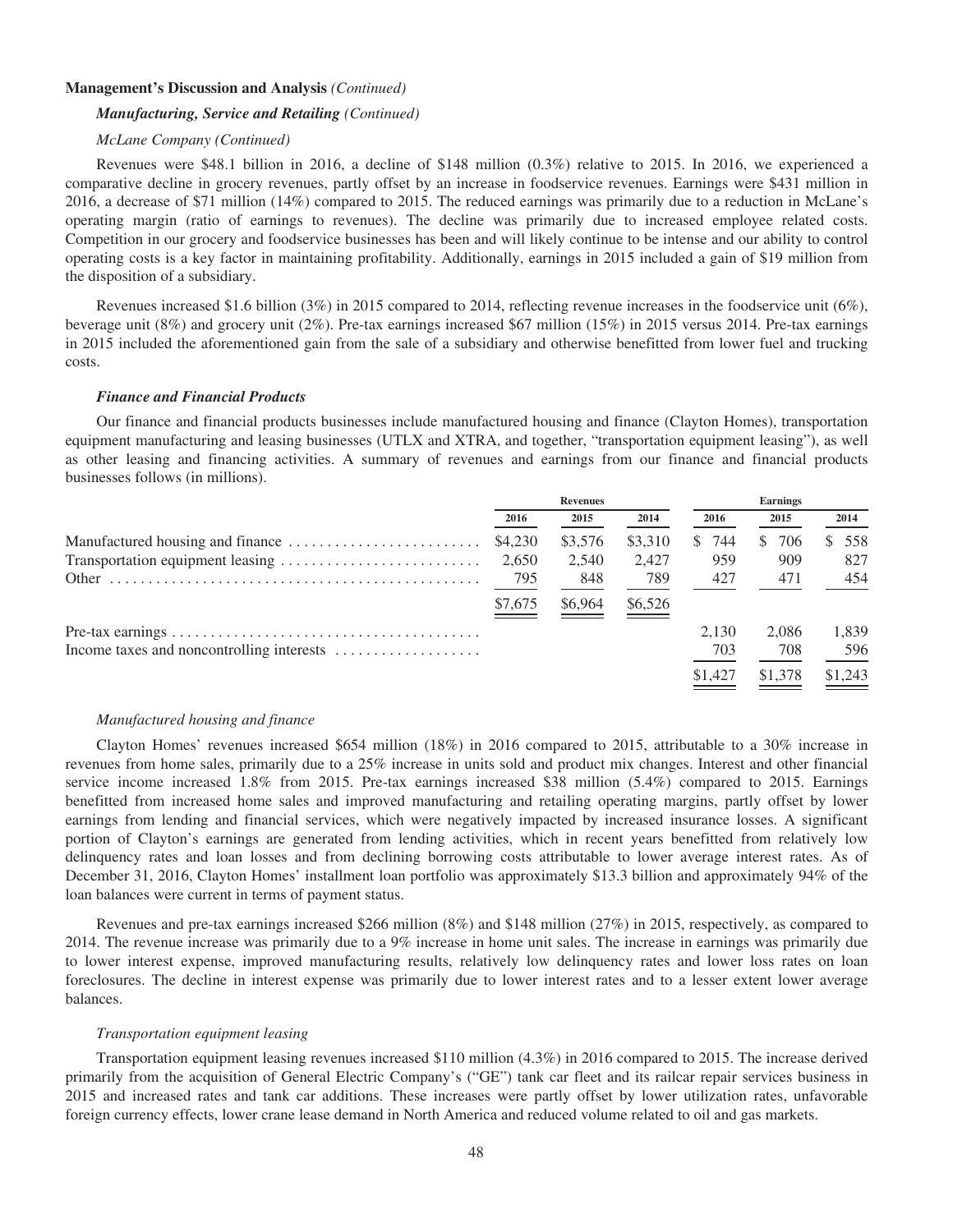**Management's Discussion and Analysis** *(Continued)*

***Manufacturing, Service and Retailing*** *(Continued)*

*McLane Company (Continued)*

Revenues were \$48.1 billion in 2016, a decline of \$148 million (0.3%) relative to 2015. In 2016, we experienced a comparative decline in grocery revenues, partly offset by an increase in foodservice revenues. Earnings were \$431 million in 2016, a decrease of \$71 million (14%) compared to 2015. The reduced earnings was primarily due to a reduction in McLane's operating margin (ratio of earnings to revenues). The decline was primarily due to increased employee related costs. Competition in our grocery and foodservice businesses has been and will likely continue to be intense and our ability to control operating costs is a key factor in maintaining profitability. Additionally, earnings in 2015 included a gain of \$19 million from the disposition of a subsidiary.

Revenues increased \$1.6 billion (3%) in 2015 compared to 2014, reflecting revenue increases in the foodservice unit (6%), beverage unit (8%) and grocery unit (2%). Pre-tax earnings increased \$67 million (15%) in 2015 versus 2014. Pre-tax earnings in 2015 included the aforementioned gain from the sale of a subsidiary and otherwise benefitted from lower fuel and trucking costs.

***Finance and Financial Products***

Our finance and financial products businesses include manufactured housing and finance (Clayton Homes), transportation equipment manufacturing and leasing businesses (UTLX and XTRA, and together, "transportation equipment leasing"), as well as other leasing and financing activities. A summary of revenues and earnings from our finance and financial products businesses follows (in millions).

| | Revenues | | | Earnings | | |
|---|---|---|---|---|---|---|
| | 2016 | 2015 | 2014 | 2016 | 2015 | 2014 |
| Manufactured housing and finance | \$4,230 | \$3,576 | \$3,310 | \$ 744 | \$ 706 | \$ 558 |
| Transportation equipment leasing | 2,650 | 2,540 | 2,427 | 959 | 909 | 827 |
| Other | 795 | 848 | 789 | 427 | 471 | 454 |
| | \$7,675 | \$6,964 | \$6,526 | | | |
| Pre-tax earnings | | | | 2,130 | 2,086 | 1,839 |
| Income taxes and noncontrolling interests | | | | 703 | 708 | 596 |
| | | | | \$1,427 | \$1,378 | \$1,243 |

*Manufactured housing and finance*

Clayton Homes' revenues increased \$654 million (18%) in 2016 compared to 2015, attributable to a 30% increase in revenues from home sales, primarily due to a 25% increase in units sold and product mix changes. Interest and other financial service income increased 1.8% from 2015. Pre-tax earnings increased \$38 million (5.4%) compared to 2015. Earnings benefitted from increased home sales and improved manufacturing and retailing operating margins, partly offset by lower earnings from lending and financial services, which were negatively impacted by increased insurance losses. A significant portion of Clayton's earnings are generated from lending activities, which in recent years benefitted from relatively low delinquency rates and loan losses and from declining borrowing costs attributable to lower average interest rates. As of December 31, 2016, Clayton Homes' installment loan portfolio was approximately \$13.3 billion and approximately 94% of the loan balances were current in terms of payment status.

Revenues and pre-tax earnings increased \$266 million (8%) and \$148 million (27%) in 2015, respectively, as compared to 2014. The revenue increase was primarily due to a 9% increase in home unit sales. The increase in earnings was primarily due to lower interest expense, improved manufacturing results, relatively low delinquency rates and lower loss rates on loan foreclosures. The decline in interest expense was primarily due to lower interest rates and to a lesser extent lower average balances.

*Transportation equipment leasing*

Transportation equipment leasing revenues increased \$110 million (4.3%) in 2016 compared to 2015. The increase derived primarily from the acquisition of General Electric Company's ("GE") tank car fleet and its railcar repair services business in 2015 and increased rates and tank car additions. These increases were partly offset by lower utilization rates, unfavorable foreign currency effects, lower crane lease demand in North America and reduced volume related to oil and gas markets.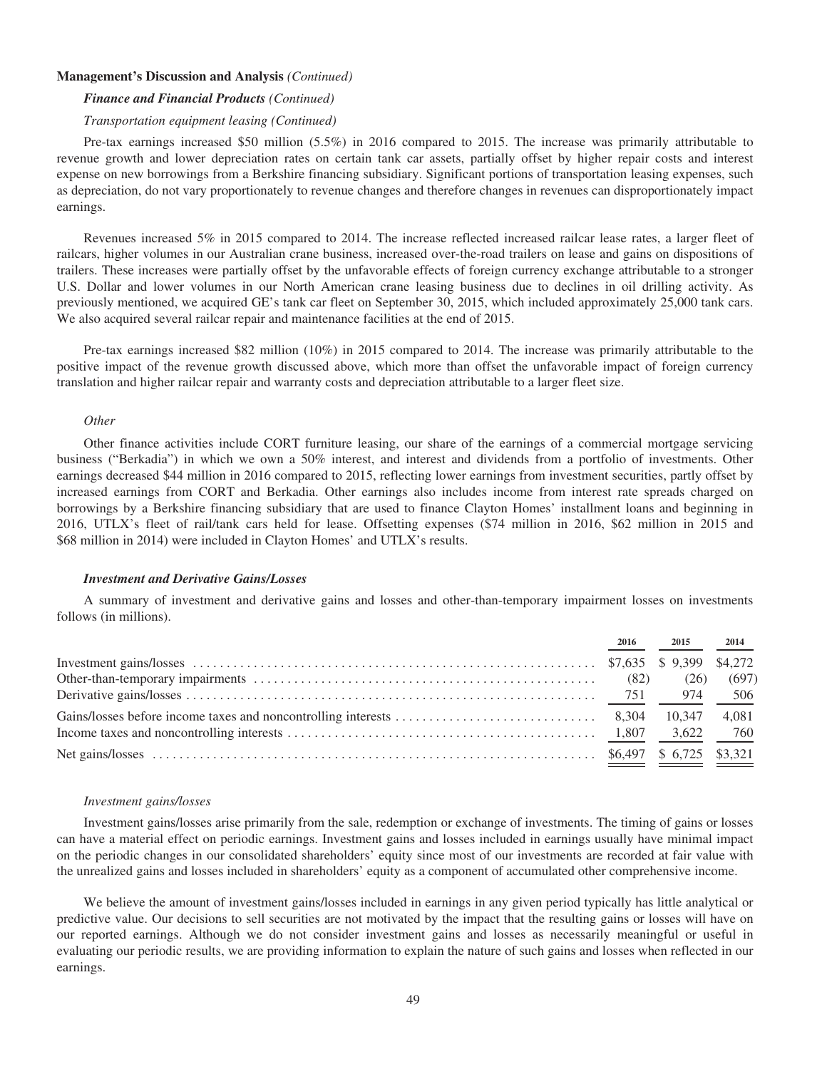**Management's Discussion and Analysis** *(Continued)*

***Finance and Financial Products*** *(Continued)*

*Transportation equipment leasing (Continued)*

Pre-tax earnings increased $50 million (5.5%) in 2016 compared to 2015. The increase was primarily attributable to revenue growth and lower depreciation rates on certain tank car assets, partially offset by higher repair costs and interest expense on new borrowings from a Berkshire financing subsidiary. Significant portions of transportation leasing expenses, such as depreciation, do not vary proportionately to revenue changes and therefore changes in revenues can disproportionately impact earnings.

Revenues increased 5% in 2015 compared to 2014. The increase reflected increased railcar lease rates, a larger fleet of railcars, higher volumes in our Australian crane business, increased over-the-road trailers on lease and gains on dispositions of trailers. These increases were partially offset by the unfavorable effects of foreign currency exchange attributable to a stronger U.S. Dollar and lower volumes in our North American crane leasing business due to declines in oil drilling activity. As previously mentioned, we acquired GE's tank car fleet on September 30, 2015, which included approximately 25,000 tank cars. We also acquired several railcar repair and maintenance facilities at the end of 2015.

Pre-tax earnings increased $82 million (10%) in 2015 compared to 2014. The increase was primarily attributable to the positive impact of the revenue growth discussed above, which more than offset the unfavorable impact of foreign currency translation and higher railcar repair and warranty costs and depreciation attributable to a larger fleet size.

*Other*

Other finance activities include CORT furniture leasing, our share of the earnings of a commercial mortgage servicing business ("Berkadia") in which we own a 50% interest, and interest and dividends from a portfolio of investments. Other earnings decreased $44 million in 2016 compared to 2015, reflecting lower earnings from investment securities, partly offset by increased earnings from CORT and Berkadia. Other earnings also includes income from interest rate spreads charged on borrowings by a Berkshire financing subsidiary that are used to finance Clayton Homes' installment loans and beginning in 2016, UTLX's fleet of rail/tank cars held for lease. Offsetting expenses ($74 million in 2016, $62 million in 2015 and $68 million in 2014) were included in Clayton Homes' and UTLX's results.

***Investment and Derivative Gains/Losses***

A summary of investment and derivative gains and losses and other-than-temporary impairment losses on investments follows (in millions).

| | 2016 | 2015 | 2014 |
|---|---|---|---|
| Investment gains/losses | $7,635 | $ 9,399 | $4,272 |
| Other-than-temporary impairments | (82) | (26) | (697) |
| Derivative gains/losses | 751 | 974 | 506 |
| Gains/losses before income taxes and noncontrolling interests | 8,304 | 10,347 | 4,081 |
| Income taxes and noncontrolling interests | 1,807 | 3,622 | 760 |
| Net gains/losses | $6,497 | $ 6,725 | $3,321 |

*Investment gains/losses*

Investment gains/losses arise primarily from the sale, redemption or exchange of investments. The timing of gains or losses can have a material effect on periodic earnings. Investment gains and losses included in earnings usually have minimal impact on the periodic changes in our consolidated shareholders' equity since most of our investments are recorded at fair value with the unrealized gains and losses included in shareholders' equity as a component of accumulated other comprehensive income.

We believe the amount of investment gains/losses included in earnings in any given period typically has little analytical or predictive value. Our decisions to sell securities are not motivated by the impact that the resulting gains or losses will have on our reported earnings. Although we do not consider investment gains and losses as necessarily meaningful or useful in evaluating our periodic results, we are providing information to explain the nature of such gains and losses when reflected in our earnings.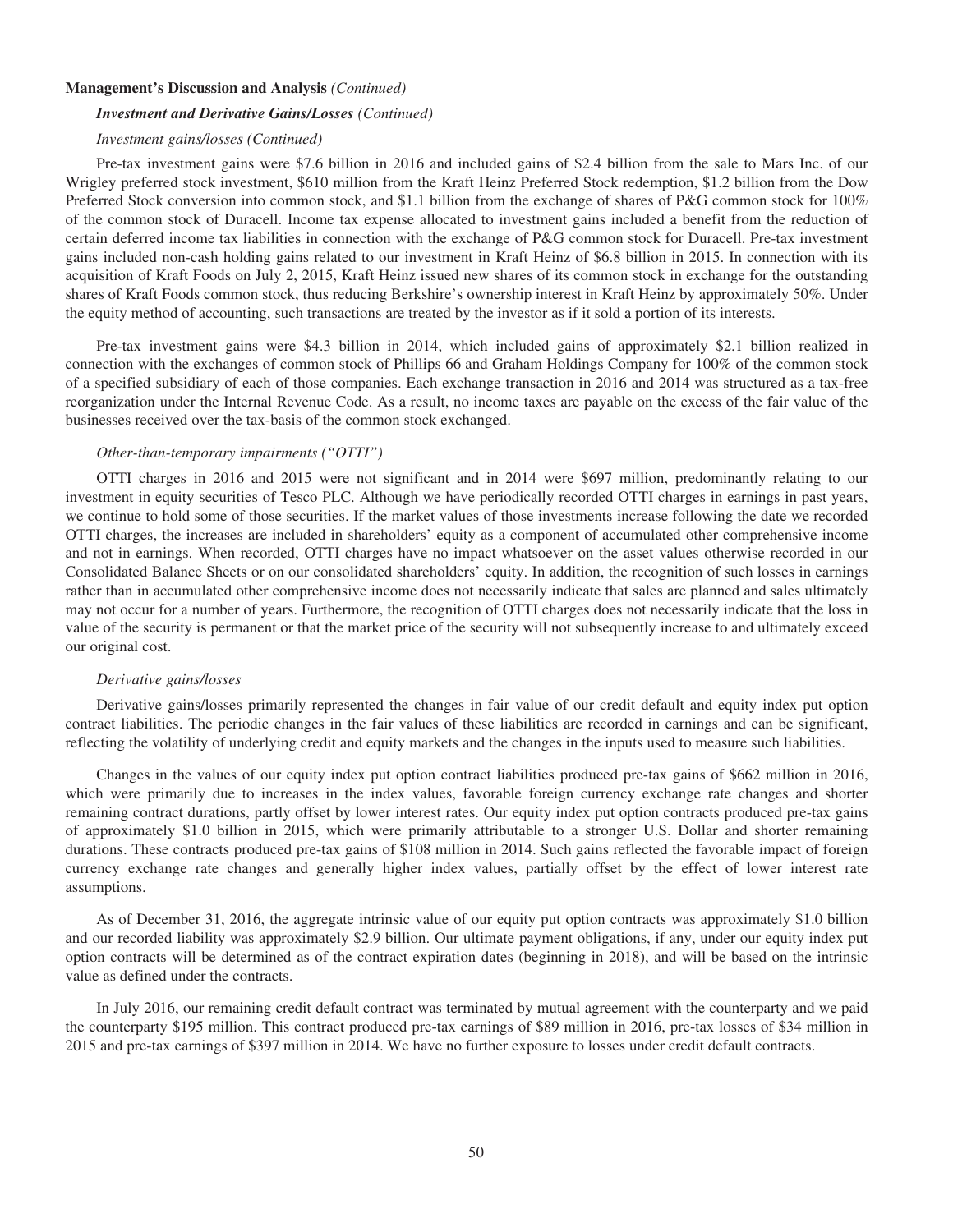**Management's Discussion and Analysis** *(Continued)*

***Investment and Derivative Gains/Losses*** *(Continued)*

*Investment gains/losses (Continued)*

Pre-tax investment gains were $7.6 billion in 2016 and included gains of $2.4 billion from the sale to Mars Inc. of our Wrigley preferred stock investment, $610 million from the Kraft Heinz Preferred Stock redemption, $1.2 billion from the Dow Preferred Stock conversion into common stock, and $1.1 billion from the exchange of shares of P&G common stock for 100% of the common stock of Duracell. Income tax expense allocated to investment gains included a benefit from the reduction of certain deferred income tax liabilities in connection with the exchange of P&G common stock for Duracell. Pre-tax investment gains included non-cash holding gains related to our investment in Kraft Heinz of $6.8 billion in 2015. In connection with its acquisition of Kraft Foods on July 2, 2015, Kraft Heinz issued new shares of its common stock in exchange for the outstanding shares of Kraft Foods common stock, thus reducing Berkshire's ownership interest in Kraft Heinz by approximately 50%. Under the equity method of accounting, such transactions are treated by the investor as if it sold a portion of its interests.

Pre-tax investment gains were $4.3 billion in 2014, which included gains of approximately $2.1 billion realized in connection with the exchanges of common stock of Phillips 66 and Graham Holdings Company for 100% of the common stock of a specified subsidiary of each of those companies. Each exchange transaction in 2016 and 2014 was structured as a tax-free reorganization under the Internal Revenue Code. As a result, no income taxes are payable on the excess of the fair value of the businesses received over the tax-basis of the common stock exchanged.

*Other-than-temporary impairments ("OTTI")*

OTTI charges in 2016 and 2015 were not significant and in 2014 were $697 million, predominantly relating to our investment in equity securities of Tesco PLC. Although we have periodically recorded OTTI charges in earnings in past years, we continue to hold some of those securities. If the market values of those investments increase following the date we recorded OTTI charges, the increases are included in shareholders' equity as a component of accumulated other comprehensive income and not in earnings. When recorded, OTTI charges have no impact whatsoever on the asset values otherwise recorded in our Consolidated Balance Sheets or on our consolidated shareholders' equity. In addition, the recognition of such losses in earnings rather than in accumulated other comprehensive income does not necessarily indicate that sales are planned and sales ultimately may not occur for a number of years. Furthermore, the recognition of OTTI charges does not necessarily indicate that the loss in value of the security is permanent or that the market price of the security will not subsequently increase to and ultimately exceed our original cost.

*Derivative gains/losses*

Derivative gains/losses primarily represented the changes in fair value of our credit default and equity index put option contract liabilities. The periodic changes in the fair values of these liabilities are recorded in earnings and can be significant, reflecting the volatility of underlying credit and equity markets and the changes in the inputs used to measure such liabilities.

Changes in the values of our equity index put option contract liabilities produced pre-tax gains of $662 million in 2016, which were primarily due to increases in the index values, favorable foreign currency exchange rate changes and shorter remaining contract durations, partly offset by lower interest rates. Our equity index put option contracts produced pre-tax gains of approximately $1.0 billion in 2015, which were primarily attributable to a stronger U.S. Dollar and shorter remaining durations. These contracts produced pre-tax gains of $108 million in 2014. Such gains reflected the favorable impact of foreign currency exchange rate changes and generally higher index values, partially offset by the effect of lower interest rate assumptions.

As of December 31, 2016, the aggregate intrinsic value of our equity put option contracts was approximately $1.0 billion and our recorded liability was approximately $2.9 billion. Our ultimate payment obligations, if any, under our equity index put option contracts will be determined as of the contract expiration dates (beginning in 2018), and will be based on the intrinsic value as defined under the contracts.

In July 2016, our remaining credit default contract was terminated by mutual agreement with the counterparty and we paid the counterparty $195 million. This contract produced pre-tax earnings of $89 million in 2016, pre-tax losses of $34 million in 2015 and pre-tax earnings of $397 million in 2014. We have no further exposure to losses under credit default contracts.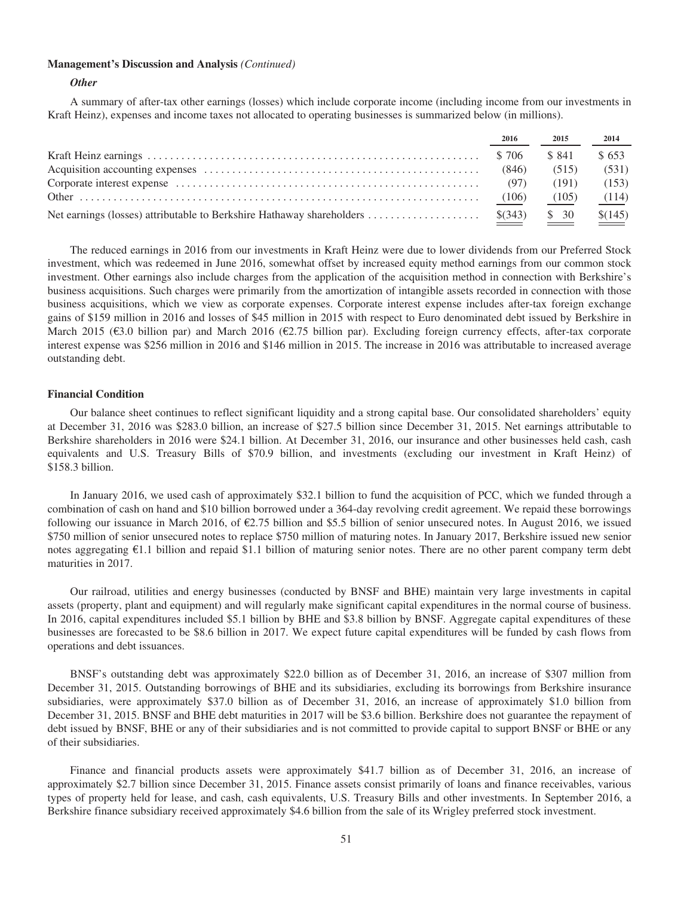**Management's Discussion and Analysis** *(Continued)*

***Other***

A summary of after-tax other earnings (losses) which include corporate income (including income from our investments in Kraft Heinz), expenses and income taxes not allocated to operating businesses is summarized below (in millions).

| | 2016 | 2015 | 2014 |
|---|---|---|---|
| Kraft Heinz earnings | $ 706 | $ 841 | $ 653 |
| Acquisition accounting expenses | (846) | (515) | (531) |
| Corporate interest expense | (97) | (191) | (153) |
| Other | (106) | (105) | (114) |
| Net earnings (losses) attributable to Berkshire Hathaway shareholders | $(343) | $ 30 | $(145) |

The reduced earnings in 2016 from our investments in Kraft Heinz were due to lower dividends from our Preferred Stock investment, which was redeemed in June 2016, somewhat offset by increased equity method earnings from our common stock investment. Other earnings also include charges from the application of the acquisition method in connection with Berkshire's business acquisitions. Such charges were primarily from the amortization of intangible assets recorded in connection with those business acquisitions, which we view as corporate expenses. Corporate interest expense includes after-tax foreign exchange gains of $159 million in 2016 and losses of $45 million in 2015 with respect to Euro denominated debt issued by Berkshire in March 2015 (€3.0 billion par) and March 2016 (€2.75 billion par). Excluding foreign currency effects, after-tax corporate interest expense was $256 million in 2016 and $146 million in 2015. The increase in 2016 was attributable to increased average outstanding debt.

**Financial Condition**

Our balance sheet continues to reflect significant liquidity and a strong capital base. Our consolidated shareholders' equity at December 31, 2016 was $283.0 billion, an increase of $27.5 billion since December 31, 2015. Net earnings attributable to Berkshire shareholders in 2016 were $24.1 billion. At December 31, 2016, our insurance and other businesses held cash, cash equivalents and U.S. Treasury Bills of $70.9 billion, and investments (excluding our investment in Kraft Heinz) of $158.3 billion.

In January 2016, we used cash of approximately $32.1 billion to fund the acquisition of PCC, which we funded through a combination of cash on hand and $10 billion borrowed under a 364-day revolving credit agreement. We repaid these borrowings following our issuance in March 2016, of €2.75 billion and $5.5 billion of senior unsecured notes. In August 2016, we issued $750 million of senior unsecured notes to replace $750 million of maturing notes. In January 2017, Berkshire issued new senior notes aggregating €1.1 billion and repaid $1.1 billion of maturing senior notes. There are no other parent company term debt maturities in 2017.

Our railroad, utilities and energy businesses (conducted by BNSF and BHE) maintain very large investments in capital assets (property, plant and equipment) and will regularly make significant capital expenditures in the normal course of business. In 2016, capital expenditures included $5.1 billion by BHE and $3.8 billion by BNSF. Aggregate capital expenditures of these businesses are forecasted to be $8.6 billion in 2017. We expect future capital expenditures will be funded by cash flows from operations and debt issuances.

BNSF's outstanding debt was approximately $22.0 billion as of December 31, 2016, an increase of $307 million from December 31, 2015. Outstanding borrowings of BHE and its subsidiaries, excluding its borrowings from Berkshire insurance subsidiaries, were approximately $37.0 billion as of December 31, 2016, an increase of approximately $1.0 billion from December 31, 2015. BNSF and BHE debt maturities in 2017 will be $3.6 billion. Berkshire does not guarantee the repayment of debt issued by BNSF, BHE or any of their subsidiaries and is not committed to provide capital to support BNSF or BHE or any of their subsidiaries.

Finance and financial products assets were approximately $41.7 billion as of December 31, 2016, an increase of approximately $2.7 billion since December 31, 2015. Finance assets consist primarily of loans and finance receivables, various types of property held for lease, and cash, cash equivalents, U.S. Treasury Bills and other investments. In September 2016, a Berkshire finance subsidiary received approximately $4.6 billion from the sale of its Wrigley preferred stock investment.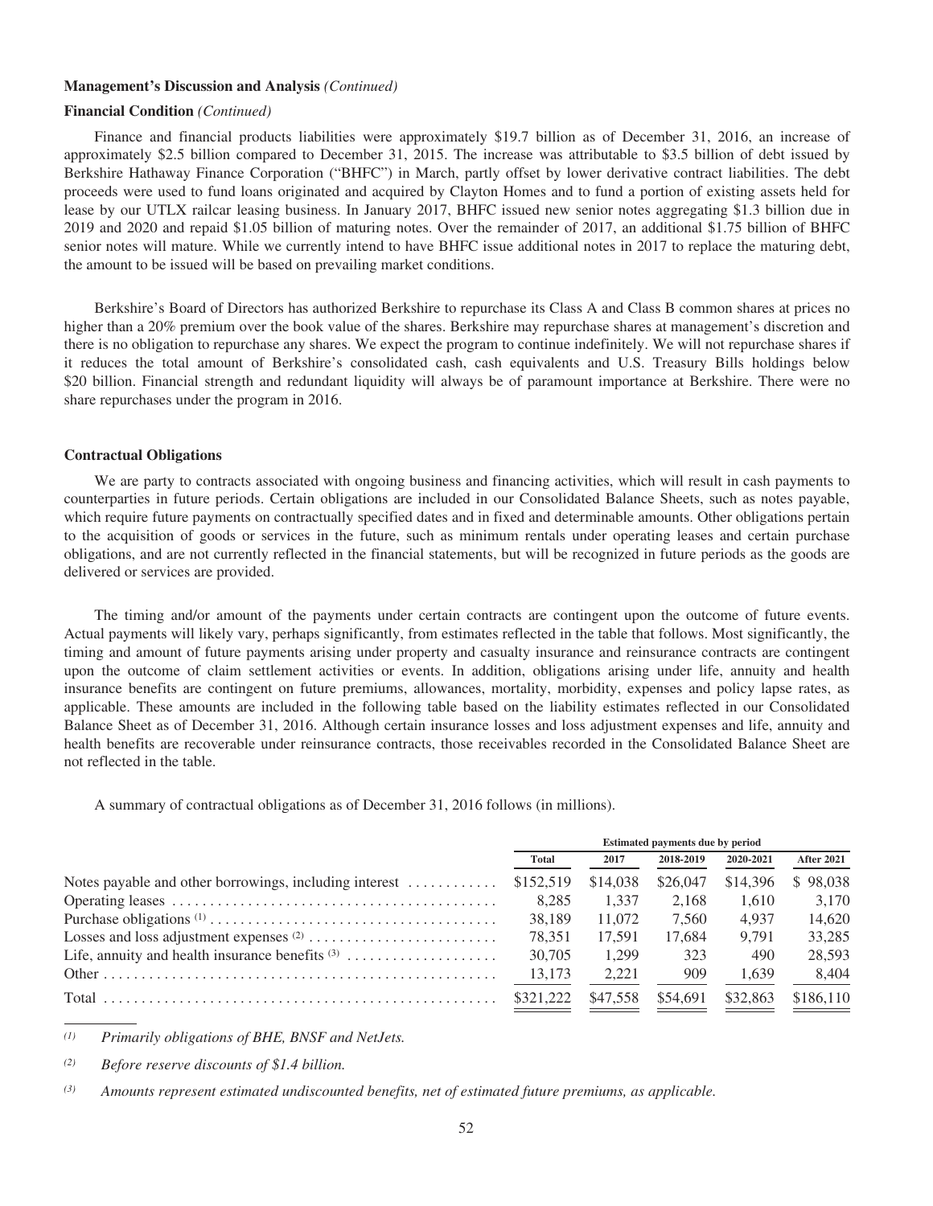**Management's Discussion and Analysis** *(Continued)*

**Financial Condition** *(Continued)*

Finance and financial products liabilities were approximately $19.7 billion as of December 31, 2016, an increase of approximately $2.5 billion compared to December 31, 2015. The increase was attributable to $3.5 billion of debt issued by Berkshire Hathaway Finance Corporation ("BHFC") in March, partly offset by lower derivative contract liabilities. The debt proceeds were used to fund loans originated and acquired by Clayton Homes and to fund a portion of existing assets held for lease by our UTLX railcar leasing business. In January 2017, BHFC issued new senior notes aggregating $1.3 billion due in 2019 and 2020 and repaid $1.05 billion of maturing notes. Over the remainder of 2017, an additional $1.75 billion of BHFC senior notes will mature. While we currently intend to have BHFC issue additional notes in 2017 to replace the maturing debt, the amount to be issued will be based on prevailing market conditions.

Berkshire's Board of Directors has authorized Berkshire to repurchase its Class A and Class B common shares at prices no higher than a 20% premium over the book value of the shares. Berkshire may repurchase shares at management's discretion and there is no obligation to repurchase any shares. We expect the program to continue indefinitely. We will not repurchase shares if it reduces the total amount of Berkshire's consolidated cash, cash equivalents and U.S. Treasury Bills holdings below $20 billion. Financial strength and redundant liquidity will always be of paramount importance at Berkshire. There were no share repurchases under the program in 2016.

**Contractual Obligations**

We are party to contracts associated with ongoing business and financing activities, which will result in cash payments to counterparties in future periods. Certain obligations are included in our Consolidated Balance Sheets, such as notes payable, which require future payments on contractually specified dates and in fixed and determinable amounts. Other obligations pertain to the acquisition of goods or services in the future, such as minimum rentals under operating leases and certain purchase obligations, and are not currently reflected in the financial statements, but will be recognized in future periods as the goods are delivered or services are provided.

The timing and/or amount of the payments under certain contracts are contingent upon the outcome of future events. Actual payments will likely vary, perhaps significantly, from estimates reflected in the table that follows. Most significantly, the timing and amount of future payments arising under property and casualty insurance and reinsurance contracts are contingent upon the outcome of claim settlement activities or events. In addition, obligations arising under life, annuity and health insurance benefits are contingent on future premiums, allowances, mortality, morbidity, expenses and policy lapse rates, as applicable. These amounts are included in the following table based on the liability estimates reflected in our Consolidated Balance Sheet as of December 31, 2016. Although certain insurance losses and loss adjustment expenses and life, annuity and health benefits are recoverable under reinsurance contracts, those receivables recorded in the Consolidated Balance Sheet are not reflected in the table.

A summary of contractual obligations as of December 31, 2016 follows (in millions).

| | Estimated payments due by period | | | | |
|---|---|---|---|---|---|
| | Total | 2017 | 2018-2019 | 2020-2021 | After 2021 |
| Notes payable and other borrowings, including interest | $152,519 | $14,038 | $26,047 | $14,396 | $ 98,038 |
| Operating leases | 8,285 | 1,337 | 2,168 | 1,610 | 3,170 |
| Purchase obligations [1] | 38,189 | 11,072 | 7,560 | 4,937 | 14,620 |
| Losses and loss adjustment expenses [2] | 78,351 | 17,591 | 17,684 | 9,791 | 33,285 |
| Life, annuity and health insurance benefits [3] | 30,705 | 1,299 | 323 | 490 | 28,593 |
| Other | 13,173 | 2,221 | 909 | 1,639 | 8,404 |
| Total | $321,222 | $47,558 | $54,691 | $32,863 | $186,110 |

*(1) Primarily obligations of BHE, BNSF and NetJets.*

*(2) Before reserve discounts of $1.4 billion.*

*(3) Amounts represent estimated undiscounted benefits, net of estimated future premiums, as applicable.*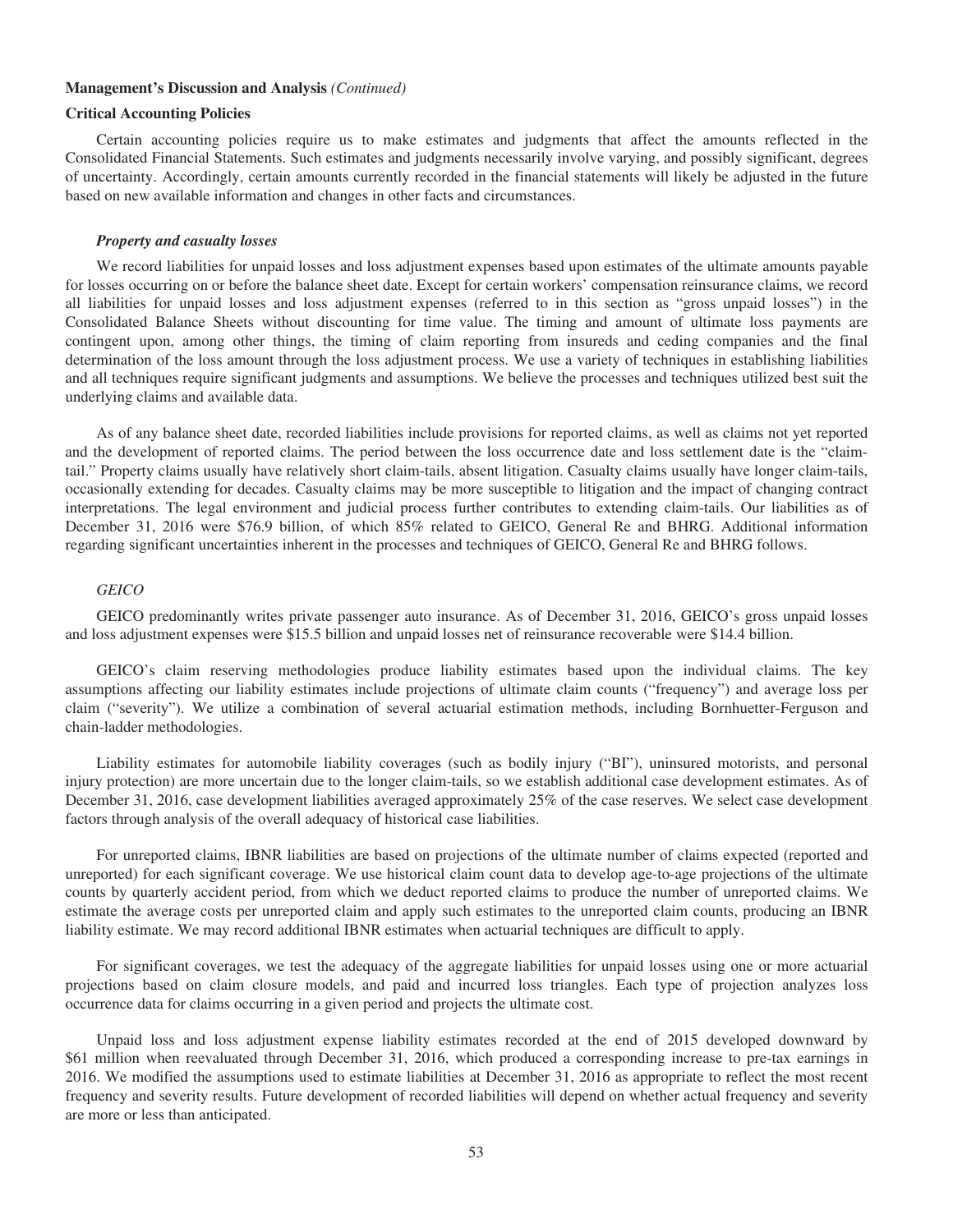**Management's Discussion and Analysis** *(Continued)*

## Critical Accounting Policies

Certain accounting policies require us to make estimates and judgments that affect the amounts reflected in the Consolidated Financial Statements. Such estimates and judgments necessarily involve varying, and possibly significant, degrees of uncertainty. Accordingly, certain amounts currently recorded in the financial statements will likely be adjusted in the future based on new available information and changes in other facts and circumstances.

### *Property and casualty losses*

We record liabilities for unpaid losses and loss adjustment expenses based upon estimates of the ultimate amounts payable for losses occurring on or before the balance sheet date. Except for certain workers' compensation reinsurance claims, we record all liabilities for unpaid losses and loss adjustment expenses (referred to in this section as "gross unpaid losses") in the Consolidated Balance Sheets without discounting for time value. The timing and amount of ultimate loss payments are contingent upon, among other things, the timing of claim reporting from insureds and ceding companies and the final determination of the loss amount through the loss adjustment process. We use a variety of techniques in establishing liabilities and all techniques require significant judgments and assumptions. We believe the processes and techniques utilized best suit the underlying claims and available data.

As of any balance sheet date, recorded liabilities include provisions for reported claims, as well as claims not yet reported and the development of reported claims. The period between the loss occurrence date and loss settlement date is the "claim-tail." Property claims usually have relatively short claim-tails, absent litigation. Casualty claims usually have longer claim-tails, occasionally extending for decades. Casualty claims may be more susceptible to litigation and the impact of changing contract interpretations. The legal environment and judicial process further contributes to extending claim-tails. Our liabilities as of December 31, 2016 were $76.9 billion, of which 85% related to GEICO, General Re and BHRG. Additional information regarding significant uncertainties inherent in the processes and techniques of GEICO, General Re and BHRG follows.

#### *GEICO*

GEICO predominantly writes private passenger auto insurance. As of December 31, 2016, GEICO's gross unpaid losses and loss adjustment expenses were $15.5 billion and unpaid losses net of reinsurance recoverable were $14.4 billion.

GEICO's claim reserving methodologies produce liability estimates based upon the individual claims. The key assumptions affecting our liability estimates include projections of ultimate claim counts ("frequency") and average loss per claim ("severity"). We utilize a combination of several actuarial estimation methods, including Bornhuetter-Ferguson and chain-ladder methodologies.

Liability estimates for automobile liability coverages (such as bodily injury ("BI"), uninsured motorists, and personal injury protection) are more uncertain due to the longer claim-tails, so we establish additional case development estimates. As of December 31, 2016, case development liabilities averaged approximately 25% of the case reserves. We select case development factors through analysis of the overall adequacy of historical case liabilities.

For unreported claims, IBNR liabilities are based on projections of the ultimate number of claims expected (reported and unreported) for each significant coverage. We use historical claim count data to develop age-to-age projections of the ultimate counts by quarterly accident period, from which we deduct reported claims to produce the number of unreported claims. We estimate the average costs per unreported claim and apply such estimates to the unreported claim counts, producing an IBNR liability estimate. We may record additional IBNR estimates when actuarial techniques are difficult to apply.

For significant coverages, we test the adequacy of the aggregate liabilities for unpaid losses using one or more actuarial projections based on claim closure models, and paid and incurred loss triangles. Each type of projection analyzes loss occurrence data for claims occurring in a given period and projects the ultimate cost.

Unpaid loss and loss adjustment expense liability estimates recorded at the end of 2015 developed downward by $61 million when reevaluated through December 31, 2016, which produced a corresponding increase to pre-tax earnings in 2016. We modified the assumptions used to estimate liabilities at December 31, 2016 as appropriate to reflect the most recent frequency and severity results. Future development of recorded liabilities will depend on whether actual frequency and severity are more or less than anticipated.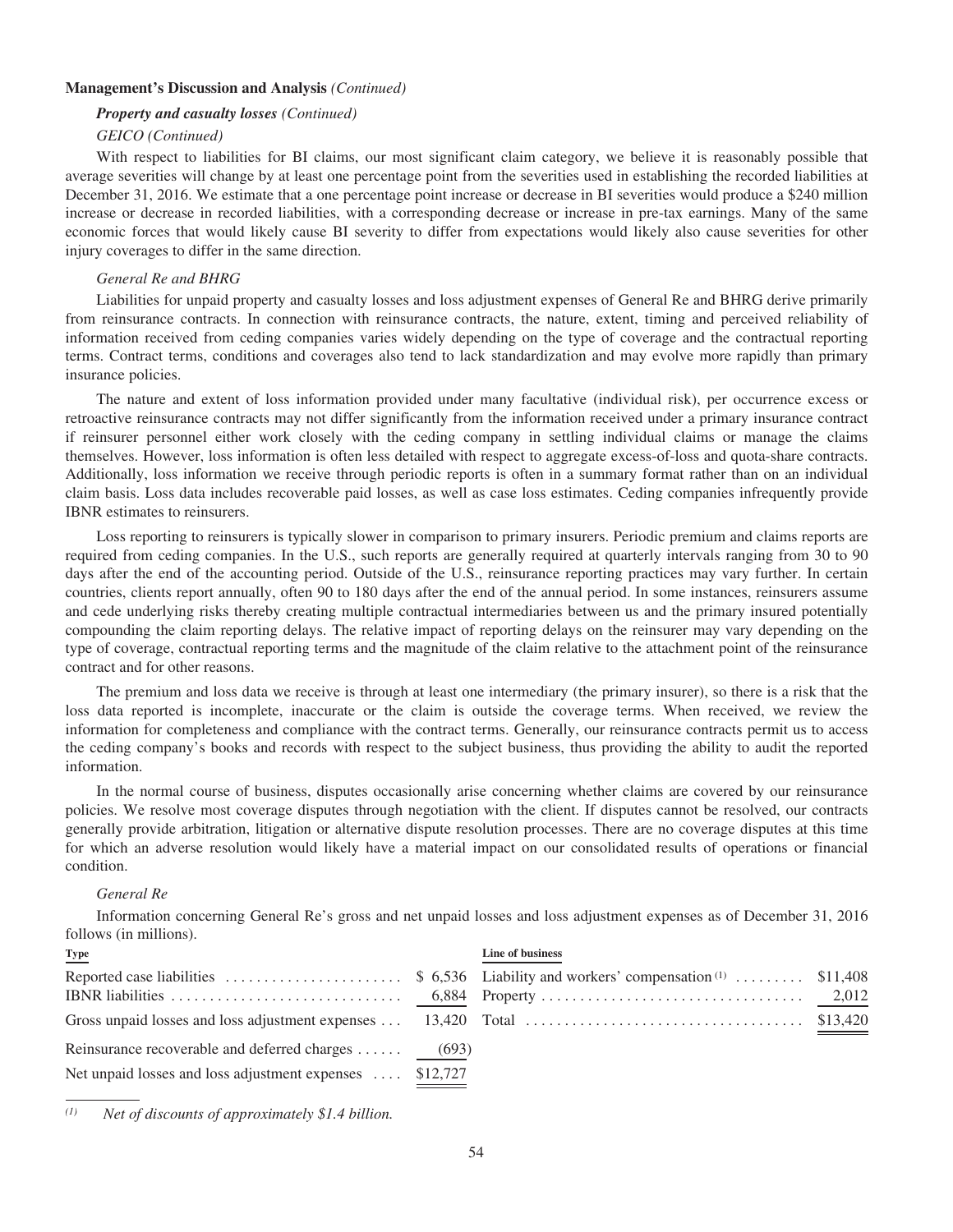**Management's Discussion and Analysis** *(Continued)*

***Property and casualty losses*** ***(Continued)***

*GEICO (Continued)*

With respect to liabilities for BI claims, our most significant claim category, we believe it is reasonably possible that average severities will change by at least one percentage point from the severities used in establishing the recorded liabilities at December 31, 2016. We estimate that a one percentage point increase or decrease in BI severities would produce a $240 million increase or decrease in recorded liabilities, with a corresponding decrease or increase in pre-tax earnings. Many of the same economic forces that would likely cause BI severity to differ from expectations would likely also cause severities for other injury coverages to differ in the same direction.

*General Re and BHRG*

Liabilities for unpaid property and casualty losses and loss adjustment expenses of General Re and BHRG derive primarily from reinsurance contracts. In connection with reinsurance contracts, the nature, extent, timing and perceived reliability of information received from ceding companies varies widely depending on the type of coverage and the contractual reporting terms. Contract terms, conditions and coverages also tend to lack standardization and may evolve more rapidly than primary insurance policies.

The nature and extent of loss information provided under many facultative (individual risk), per occurrence excess or retroactive reinsurance contracts may not differ significantly from the information received under a primary insurance contract if reinsurer personnel either work closely with the ceding company in settling individual claims or manage the claims themselves. However, loss information is often less detailed with respect to aggregate excess-of-loss and quota-share contracts. Additionally, loss information we receive through periodic reports is often in a summary format rather than on an individual claim basis. Loss data includes recoverable paid losses, as well as case loss estimates. Ceding companies infrequently provide IBNR estimates to reinsurers.

Loss reporting to reinsurers is typically slower in comparison to primary insurers. Periodic premium and claims reports are required from ceding companies. In the U.S., such reports are generally required at quarterly intervals ranging from 30 to 90 days after the end of the accounting period. Outside of the U.S., reinsurance reporting practices may vary further. In certain countries, clients report annually, often 90 to 180 days after the end of the annual period. In some instances, reinsurers assume and cede underlying risks thereby creating multiple contractual intermediaries between us and the primary insured potentially compounding the claim reporting delays. The relative impact of reporting delays on the reinsurer may vary depending on the type of coverage, contractual reporting terms and the magnitude of the claim relative to the attachment point of the reinsurance contract and for other reasons.

The premium and loss data we receive is through at least one intermediary (the primary insurer), so there is a risk that the loss data reported is incomplete, inaccurate or the claim is outside the coverage terms. When received, we review the information for completeness and compliance with the contract terms. Generally, our reinsurance contracts permit us to access the ceding company's books and records with respect to the subject business, thus providing the ability to audit the reported information.

In the normal course of business, disputes occasionally arise concerning whether claims are covered by our reinsurance policies. We resolve most coverage disputes through negotiation with the client. If disputes cannot be resolved, our contracts generally provide arbitration, litigation or alternative dispute resolution processes. There are no coverage disputes at this time for which an adverse resolution would likely have a material impact on our consolidated results of operations or financial condition.

*General Re*

Information concerning General Re's gross and net unpaid losses and loss adjustment expenses as of December 31, 2016 follows (in millions).

| Type | | Line of business | |
|---|---|---|---|
| Reported case liabilities | $ 6,536 | Liability and workers' compensation [(1)] | $11,408 |
| IBNR liabilities | 6,884 | Property | 2,012 |
| Gross unpaid losses and loss adjustment expenses | 13,420 | Total | $13,420 |
| Reinsurance recoverable and deferred charges | (693) | | |
| Net unpaid losses and loss adjustment expenses | $12,727 | | |

*(1) Net of discounts of approximately $1.4 billion.*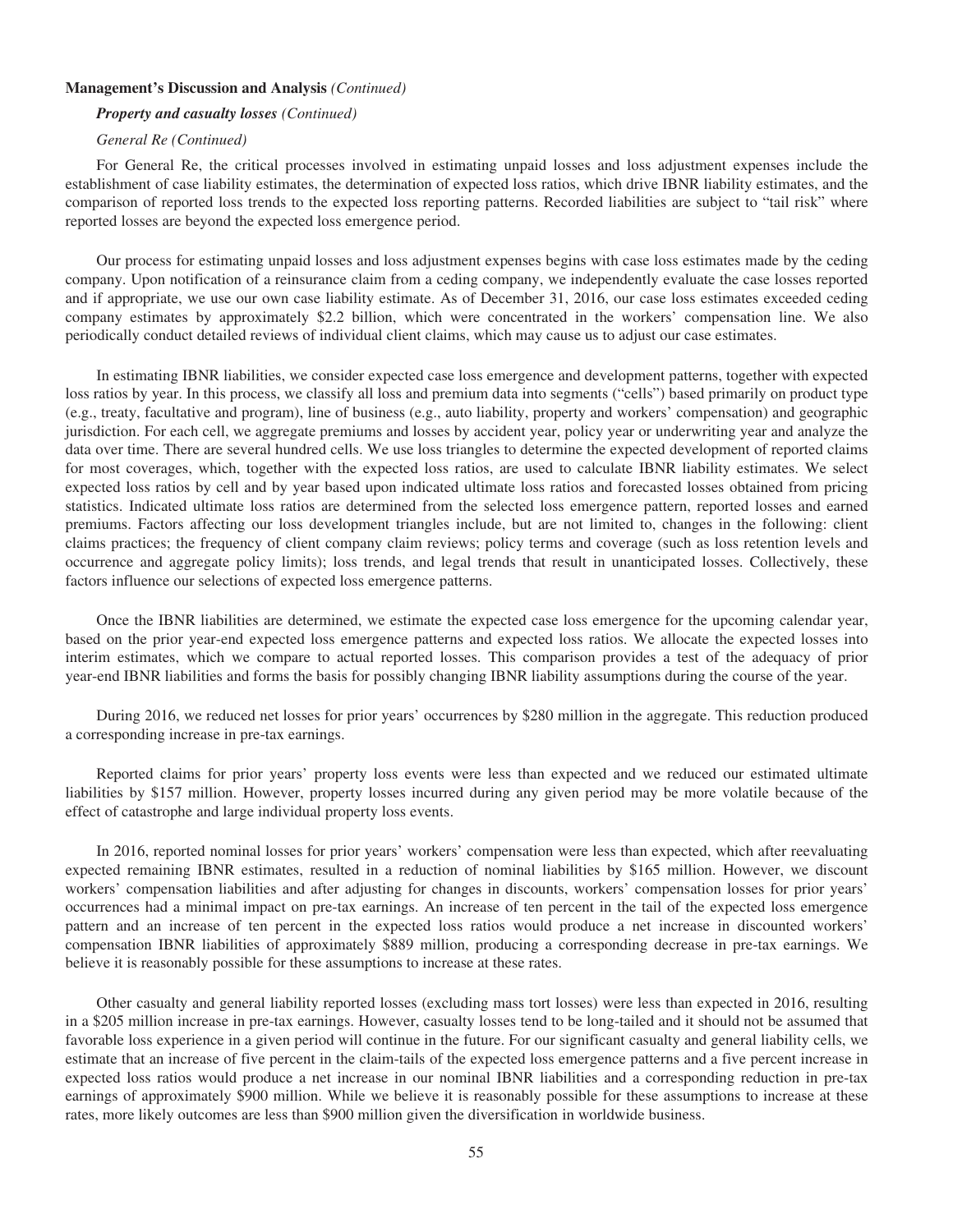**Management's Discussion and Analysis** *(Continued)*

***Property and casualty losses** (Continued)*

*General Re (Continued)*

For General Re, the critical processes involved in estimating unpaid losses and loss adjustment expenses include the establishment of case liability estimates, the determination of expected loss ratios, which drive IBNR liability estimates, and the comparison of reported loss trends to the expected loss reporting patterns. Recorded liabilities are subject to "tail risk" where reported losses are beyond the expected loss emergence period.

Our process for estimating unpaid losses and loss adjustment expenses begins with case loss estimates made by the ceding company. Upon notification of a reinsurance claim from a ceding company, we independently evaluate the case losses reported and if appropriate, we use our own case liability estimate. As of December 31, 2016, our case loss estimates exceeded ceding company estimates by approximately $2.2 billion, which were concentrated in the workers' compensation line. We also periodically conduct detailed reviews of individual client claims, which may cause us to adjust our case estimates.

In estimating IBNR liabilities, we consider expected case loss emergence and development patterns, together with expected loss ratios by year. In this process, we classify all loss and premium data into segments ("cells") based primarily on product type (e.g., treaty, facultative and program), line of business (e.g., auto liability, property and workers' compensation) and geographic jurisdiction. For each cell, we aggregate premiums and losses by accident year, policy year or underwriting year and analyze the data over time. There are several hundred cells. We use loss triangles to determine the expected development of reported claims for most coverages, which, together with the expected loss ratios, are used to calculate IBNR liability estimates. We select expected loss ratios by cell and by year based upon indicated ultimate loss ratios and forecasted losses obtained from pricing statistics. Indicated ultimate loss ratios are determined from the selected loss emergence pattern, reported losses and earned premiums. Factors affecting our loss development triangles include, but are not limited to, changes in the following: client claims practices; the frequency of client company claim reviews; policy terms and coverage (such as loss retention levels and occurrence and aggregate policy limits); loss trends, and legal trends that result in unanticipated losses. Collectively, these factors influence our selections of expected loss emergence patterns.

Once the IBNR liabilities are determined, we estimate the expected case loss emergence for the upcoming calendar year, based on the prior year-end expected loss emergence patterns and expected loss ratios. We allocate the expected losses into interim estimates, which we compare to actual reported losses. This comparison provides a test of the adequacy of prior year-end IBNR liabilities and forms the basis for possibly changing IBNR liability assumptions during the course of the year.

During 2016, we reduced net losses for prior years' occurrences by $280 million in the aggregate. This reduction produced a corresponding increase in pre-tax earnings.

Reported claims for prior years' property loss events were less than expected and we reduced our estimated ultimate liabilities by $157 million. However, property losses incurred during any given period may be more volatile because of the effect of catastrophe and large individual property loss events.

In 2016, reported nominal losses for prior years' workers' compensation were less than expected, which after reevaluating expected remaining IBNR estimates, resulted in a reduction of nominal liabilities by $165 million. However, we discount workers' compensation liabilities and after adjusting for changes in discounts, workers' compensation losses for prior years' occurrences had a minimal impact on pre-tax earnings. An increase of ten percent in the tail of the expected loss emergence pattern and an increase of ten percent in the expected loss ratios would produce a net increase in discounted workers' compensation IBNR liabilities of approximately $889 million, producing a corresponding decrease in pre-tax earnings. We believe it is reasonably possible for these assumptions to increase at these rates.

Other casualty and general liability reported losses (excluding mass tort losses) were less than expected in 2016, resulting in a $205 million increase in pre-tax earnings. However, casualty losses tend to be long-tailed and it should not be assumed that favorable loss experience in a given period will continue in the future. For our significant casualty and general liability cells, we estimate that an increase of five percent in the claim-tails of the expected loss emergence patterns and a five percent increase in expected loss ratios would produce a net increase in our nominal IBNR liabilities and a corresponding reduction in pre-tax earnings of approximately $900 million. While we believe it is reasonably possible for these assumptions to increase at these rates, more likely outcomes are less than $900 million given the diversification in worldwide business.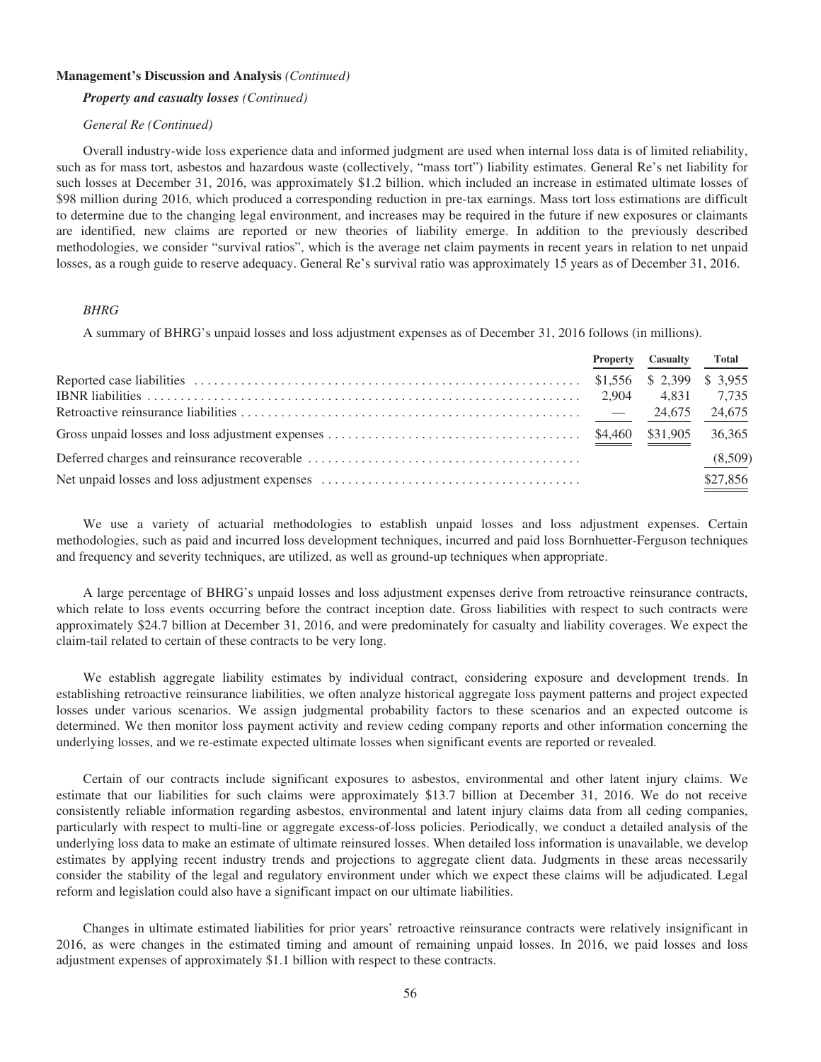**Management's Discussion and Analysis** *(Continued)*

***Property and casualty losses*** *(Continued)*

*General Re (Continued)*

Overall industry-wide loss experience data and informed judgment are used when internal loss data is of limited reliability, such as for mass tort, asbestos and hazardous waste (collectively, "mass tort") liability estimates. General Re's net liability for such losses at December 31, 2016, was approximately $1.2 billion, which included an increase in estimated ultimate losses of $98 million during 2016, which produced a corresponding reduction in pre-tax earnings. Mass tort loss estimations are difficult to determine due to the changing legal environment, and increases may be required in the future if new exposures or claimants are identified, new claims are reported or new theories of liability emerge. In addition to the previously described methodologies, we consider "survival ratios", which is the average net claim payments in recent years in relation to net unpaid losses, as a rough guide to reserve adequacy. General Re's survival ratio was approximately 15 years as of December 31, 2016.

*BHRG*

A summary of BHRG's unpaid losses and loss adjustment expenses as of December 31, 2016 follows (in millions).

| | Property | Casualty | Total |
|---|---|---|---|
| Reported case liabilities | $1,556 | $ 2,399 | $ 3,955 |
| IBNR liabilities | 2,904 | 4,831 | 7,735 |
| Retroactive reinsurance liabilities | — | 24,675 | 24,675 |
| Gross unpaid losses and loss adjustment expenses | $4,460 | $31,905 | 36,365 |
| Deferred charges and reinsurance recoverable | | | (8,509) |
| Net unpaid losses and loss adjustment expenses | | | $27,856 |

We use a variety of actuarial methodologies to establish unpaid losses and loss adjustment expenses. Certain methodologies, such as paid and incurred loss development techniques, incurred and paid loss Bornhuetter-Ferguson techniques and frequency and severity techniques, are utilized, as well as ground-up techniques when appropriate.

A large percentage of BHRG's unpaid losses and loss adjustment expenses derive from retroactive reinsurance contracts, which relate to loss events occurring before the contract inception date. Gross liabilities with respect to such contracts were approximately $24.7 billion at December 31, 2016, and were predominately for casualty and liability coverages. We expect the claim-tail related to certain of these contracts to be very long.

We establish aggregate liability estimates by individual contract, considering exposure and development trends. In establishing retroactive reinsurance liabilities, we often analyze historical aggregate loss payment patterns and project expected losses under various scenarios. We assign judgmental probability factors to these scenarios and an expected outcome is determined. We then monitor loss payment activity and review ceding company reports and other information concerning the underlying losses, and we re-estimate expected ultimate losses when significant events are reported or revealed.

Certain of our contracts include significant exposures to asbestos, environmental and other latent injury claims. We estimate that our liabilities for such claims were approximately $13.7 billion at December 31, 2016. We do not receive consistently reliable information regarding asbestos, environmental and latent injury claims data from all ceding companies, particularly with respect to multi-line or aggregate excess-of-loss policies. Periodically, we conduct a detailed analysis of the underlying loss data to make an estimate of ultimate reinsured losses. When detailed loss information is unavailable, we develop estimates by applying recent industry trends and projections to aggregate client data. Judgments in these areas necessarily consider the stability of the legal and regulatory environment under which we expect these claims will be adjudicated. Legal reform and legislation could also have a significant impact on our ultimate liabilities.

Changes in ultimate estimated liabilities for prior years' retroactive reinsurance contracts were relatively insignificant in 2016, as were changes in the estimated timing and amount of remaining unpaid losses. In 2016, we paid losses and loss adjustment expenses of approximately $1.1 billion with respect to these contracts.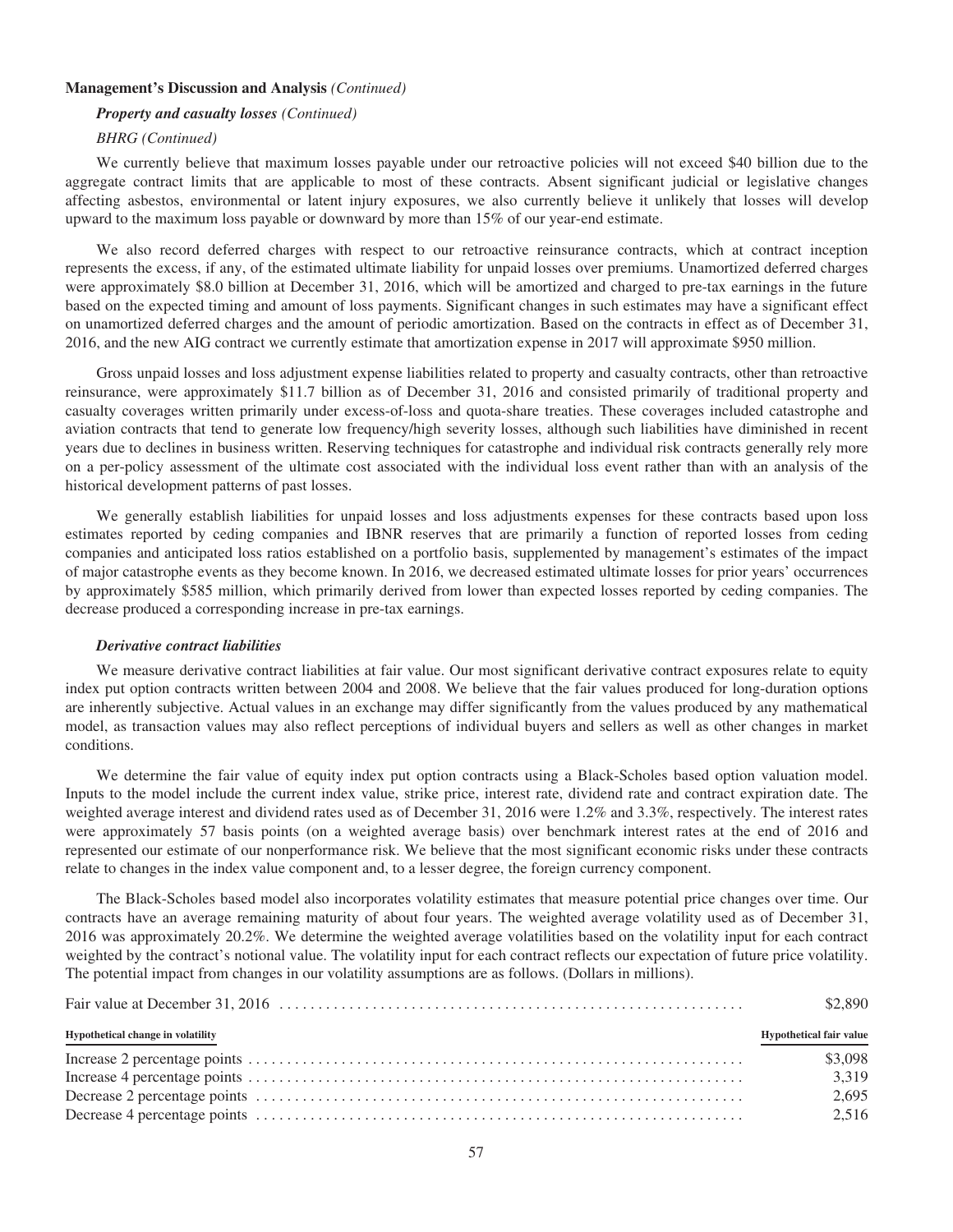**Management's Discussion and Analysis** *(Continued)*

***Property and casualty losses*** *(Continued)*

*BHRG (Continued)*

We currently believe that maximum losses payable under our retroactive policies will not exceed \$40 billion due to the aggregate contract limits that are applicable to most of these contracts. Absent significant judicial or legislative changes affecting asbestos, environmental or latent injury exposures, we also currently believe it unlikely that losses will develop upward to the maximum loss payable or downward by more than 15% of our year-end estimate.

We also record deferred charges with respect to our retroactive reinsurance contracts, which at contract inception represents the excess, if any, of the estimated ultimate liability for unpaid losses over premiums. Unamortized deferred charges were approximately \$8.0 billion at December 31, 2016, which will be amortized and charged to pre-tax earnings in the future based on the expected timing and amount of loss payments. Significant changes in such estimates may have a significant effect on unamortized deferred charges and the amount of periodic amortization. Based on the contracts in effect as of December 31, 2016, and the new AIG contract we currently estimate that amortization expense in 2017 will approximate \$950 million.

Gross unpaid losses and loss adjustment expense liabilities related to property and casualty contracts, other than retroactive reinsurance, were approximately \$11.7 billion as of December 31, 2016 and consisted primarily of traditional property and casualty coverages written primarily under excess-of-loss and quota-share treaties. These coverages included catastrophe and aviation contracts that tend to generate low frequency/high severity losses, although such liabilities have diminished in recent years due to declines in business written. Reserving techniques for catastrophe and individual risk contracts generally rely more on a per-policy assessment of the ultimate cost associated with the individual loss event rather than with an analysis of the historical development patterns of past losses.

We generally establish liabilities for unpaid losses and loss adjustments expenses for these contracts based upon loss estimates reported by ceding companies and IBNR reserves that are primarily a function of reported losses from ceding companies and anticipated loss ratios established on a portfolio basis, supplemented by management's estimates of the impact of major catastrophe events as they become known. In 2016, we decreased estimated ultimate losses for prior years' occurrences by approximately \$585 million, which primarily derived from lower than expected losses reported by ceding companies. The decrease produced a corresponding increase in pre-tax earnings.

***Derivative contract liabilities***

We measure derivative contract liabilities at fair value. Our most significant derivative contract exposures relate to equity index put option contracts written between 2004 and 2008. We believe that the fair values produced for long-duration options are inherently subjective. Actual values in an exchange may differ significantly from the values produced by any mathematical model, as transaction values may also reflect perceptions of individual buyers and sellers as well as other changes in market conditions.

We determine the fair value of equity index put option contracts using a Black-Scholes based option valuation model. Inputs to the model include the current index value, strike price, interest rate, dividend rate and contract expiration date. The weighted average interest and dividend rates used as of December 31, 2016 were 1.2% and 3.3%, respectively. The interest rates were approximately 57 basis points (on a weighted average basis) over benchmark interest rates at the end of 2016 and represented our estimate of our nonperformance risk. We believe that the most significant economic risks under these contracts relate to changes in the index value component and, to a lesser degree, the foreign currency component.

The Black-Scholes based model also incorporates volatility estimates that measure potential price changes over time. Our contracts have an average remaining maturity of about four years. The weighted average volatility used as of December 31, 2016 was approximately 20.2%. We determine the weighted average volatilities based on the volatility input for each contract weighted by the contract's notional value. The volatility input for each contract reflects our expectation of future price volatility. The potential impact from changes in our volatility assumptions are as follows. (Dollars in millions).

| Fair value at December 31, 2016 | \$2,890 |
|---|---|
| **Hypothetical change in volatility** | **Hypothetical fair value** |
| Increase 2 percentage points | \$3,098 |
| Increase 4 percentage points | 3,319 |
| Decrease 2 percentage points | 2,695 |
| Decrease 4 percentage points | 2,516 |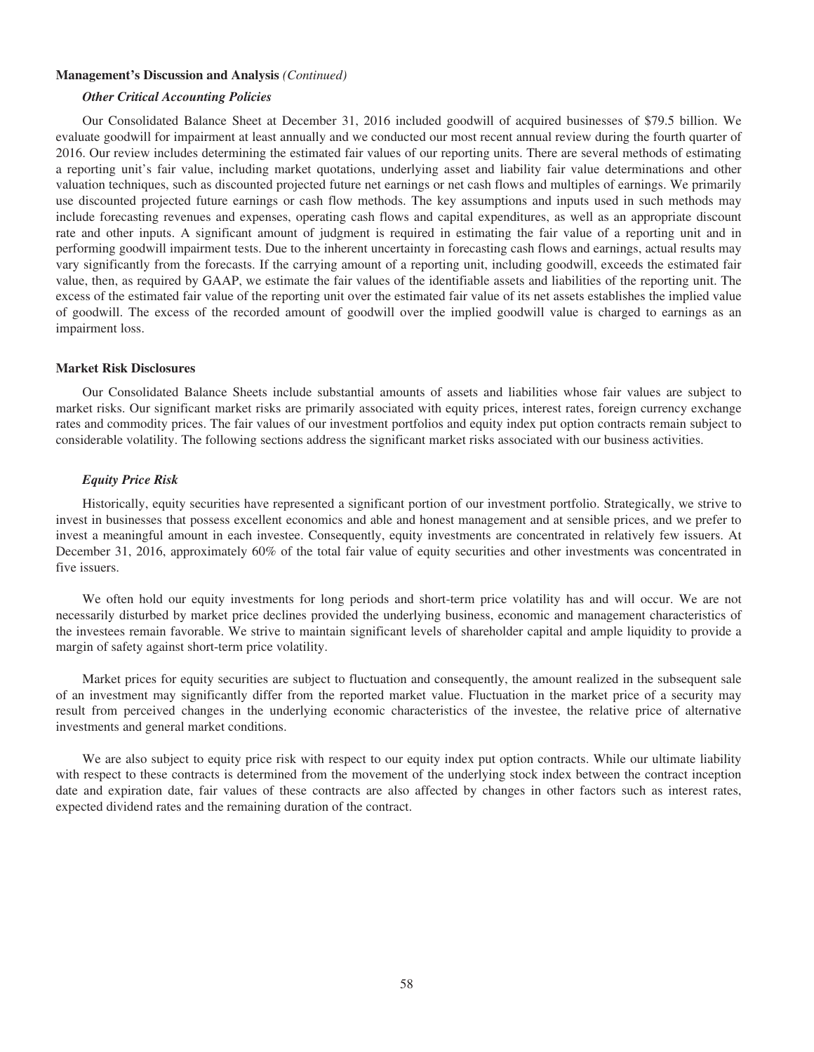**Management's Discussion and Analysis** *(Continued)*

***Other Critical Accounting Policies***

Our Consolidated Balance Sheet at December 31, 2016 included goodwill of acquired businesses of $79.5 billion. We evaluate goodwill for impairment at least annually and we conducted our most recent annual review during the fourth quarter of 2016. Our review includes determining the estimated fair values of our reporting units. There are several methods of estimating a reporting unit's fair value, including market quotations, underlying asset and liability fair value determinations and other valuation techniques, such as discounted projected future net earnings or net cash flows and multiples of earnings. We primarily use discounted projected future earnings or cash flow methods. The key assumptions and inputs used in such methods may include forecasting revenues and expenses, operating cash flows and capital expenditures, as well as an appropriate discount rate and other inputs. A significant amount of judgment is required in estimating the fair value of a reporting unit and in performing goodwill impairment tests. Due to the inherent uncertainty in forecasting cash flows and earnings, actual results may vary significantly from the forecasts. If the carrying amount of a reporting unit, including goodwill, exceeds the estimated fair value, then, as required by GAAP, we estimate the fair values of the identifiable assets and liabilities of the reporting unit. The excess of the estimated fair value of the reporting unit over the estimated fair value of its net assets establishes the implied value of goodwill. The excess of the recorded amount of goodwill over the implied goodwill value is charged to earnings as an impairment loss.

**Market Risk Disclosures**

Our Consolidated Balance Sheets include substantial amounts of assets and liabilities whose fair values are subject to market risks. Our significant market risks are primarily associated with equity prices, interest rates, foreign currency exchange rates and commodity prices. The fair values of our investment portfolios and equity index put option contracts remain subject to considerable volatility. The following sections address the significant market risks associated with our business activities.

***Equity Price Risk***

Historically, equity securities have represented a significant portion of our investment portfolio. Strategically, we strive to invest in businesses that possess excellent economics and able and honest management and at sensible prices, and we prefer to invest a meaningful amount in each investee. Consequently, equity investments are concentrated in relatively few issuers. At December 31, 2016, approximately 60% of the total fair value of equity securities and other investments was concentrated in five issuers.

We often hold our equity investments for long periods and short-term price volatility has and will occur. We are not necessarily disturbed by market price declines provided the underlying business, economic and management characteristics of the investees remain favorable. We strive to maintain significant levels of shareholder capital and ample liquidity to provide a margin of safety against short-term price volatility.

Market prices for equity securities are subject to fluctuation and consequently, the amount realized in the subsequent sale of an investment may significantly differ from the reported market value. Fluctuation in the market price of a security may result from perceived changes in the underlying economic characteristics of the investee, the relative price of alternative investments and general market conditions.

We are also subject to equity price risk with respect to our equity index put option contracts. While our ultimate liability with respect to these contracts is determined from the movement of the underlying stock index between the contract inception date and expiration date, fair values of these contracts are also affected by changes in other factors such as interest rates, expected dividend rates and the remaining duration of the contract.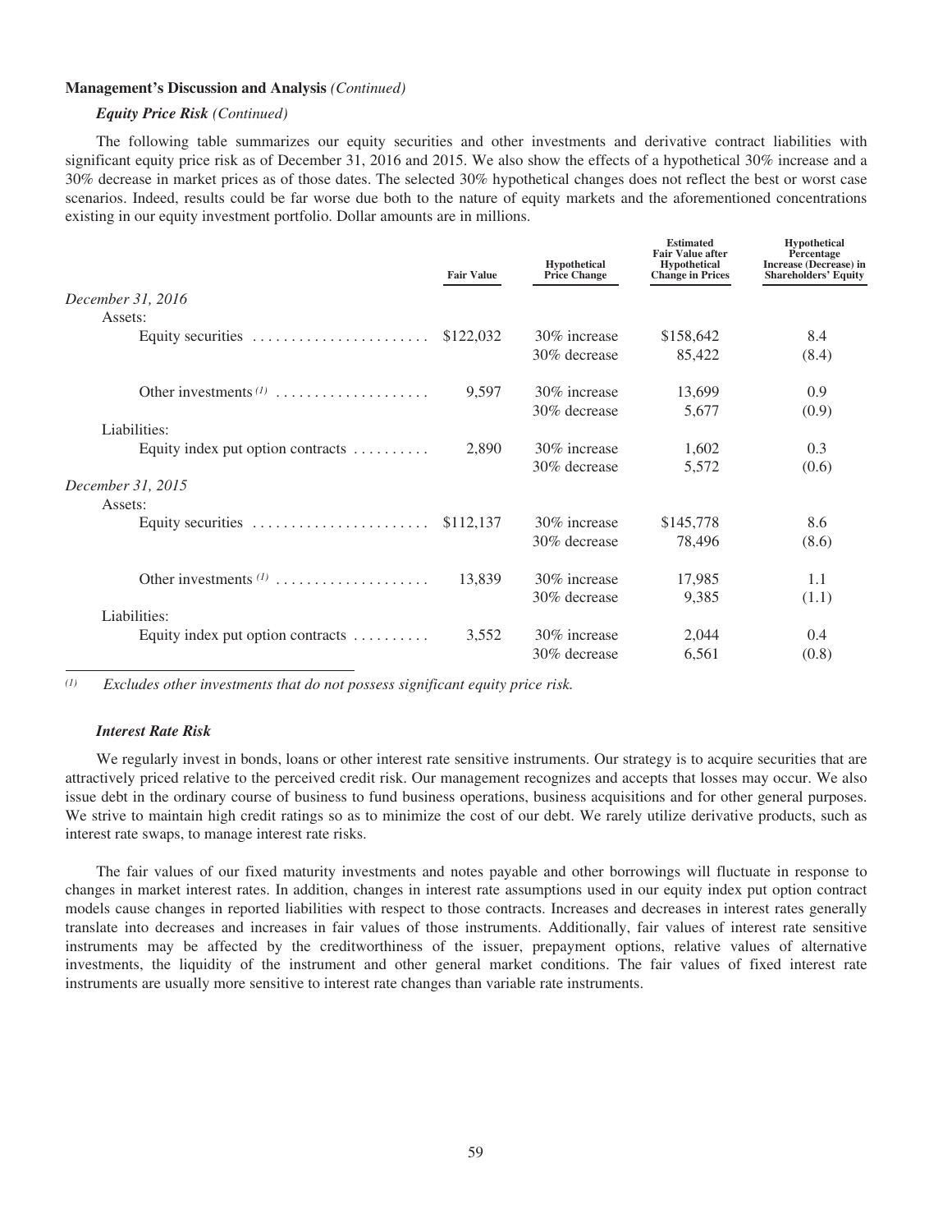**Management's Discussion and Analysis** *(Continued)*

***Equity Price Risk*** *(Continued)*

The following table summarizes our equity securities and other investments and derivative contract liabilities with significant equity price risk as of December 31, 2016 and 2015. We also show the effects of a hypothetical 30% increase and a 30% decrease in market prices as of those dates. The selected 30% hypothetical changes does not reflect the best or worst case scenarios. Indeed, results could be far worse due both to the nature of equity markets and the aforementioned concentrations existing in our equity investment portfolio. Dollar amounts are in millions.

| | Fair Value | Hypothetical Price Change | Estimated Fair Value after Hypothetical Change in Prices | Hypothetical Percentage Increase (Decrease) in Shareholders' Equity |
|---|---|---|---|---|
| *December 31, 2016* | | | | |
| Assets: | | | | |
| Equity securities | $122,032 | 30% increase | $158,642 | 8.4 |
| | | 30% decrease | 85,422 | (8.4) |
| Other investments [(1)] | 9,597 | 30% increase | 13,699 | 0.9 |
| | | 30% decrease | 5,677 | (0.9) |
| Liabilities: | | | | |
| Equity index put option contracts | 2,890 | 30% increase | 1,602 | 0.3 |
| | | 30% decrease | 5,572 | (0.6) |
| *December 31, 2015* | | | | |
| Assets: | | | | |
| Equity securities | $112,137 | 30% increase | $145,778 | 8.6 |
| | | 30% decrease | 78,496 | (8.6) |
| Other investments [(1)] | 13,839 | 30% increase | 17,985 | 1.1 |
| | | 30% decrease | 9,385 | (1.1) |
| Liabilities: | | | | |
| Equity index put option contracts | 3,552 | 30% increase | 2,044 | 0.4 |
| | | 30% decrease | 6,561 | (0.8) |

[(1)] *Excludes other investments that do not possess significant equity price risk.*

***Interest Rate Risk***

We regularly invest in bonds, loans or other interest rate sensitive instruments. Our strategy is to acquire securities that are attractively priced relative to the perceived credit risk. Our management recognizes and accepts that losses may occur. We also issue debt in the ordinary course of business to fund business operations, business acquisitions and for other general purposes. We strive to maintain high credit ratings so as to minimize the cost of our debt. We rarely utilize derivative products, such as interest rate swaps, to manage interest rate risks.

The fair values of our fixed maturity investments and notes payable and other borrowings will fluctuate in response to changes in market interest rates. In addition, changes in interest rate assumptions used in our equity index put option contract models cause changes in reported liabilities with respect to those contracts. Increases and decreases in interest rates generally translate into decreases and increases in fair values of those instruments. Additionally, fair values of interest rate sensitive instruments may be affected by the creditworthiness of the issuer, prepayment options, relative values of alternative investments, the liquidity of the instrument and other general market conditions. The fair values of fixed interest rate instruments are usually more sensitive to interest rate changes than variable rate instruments.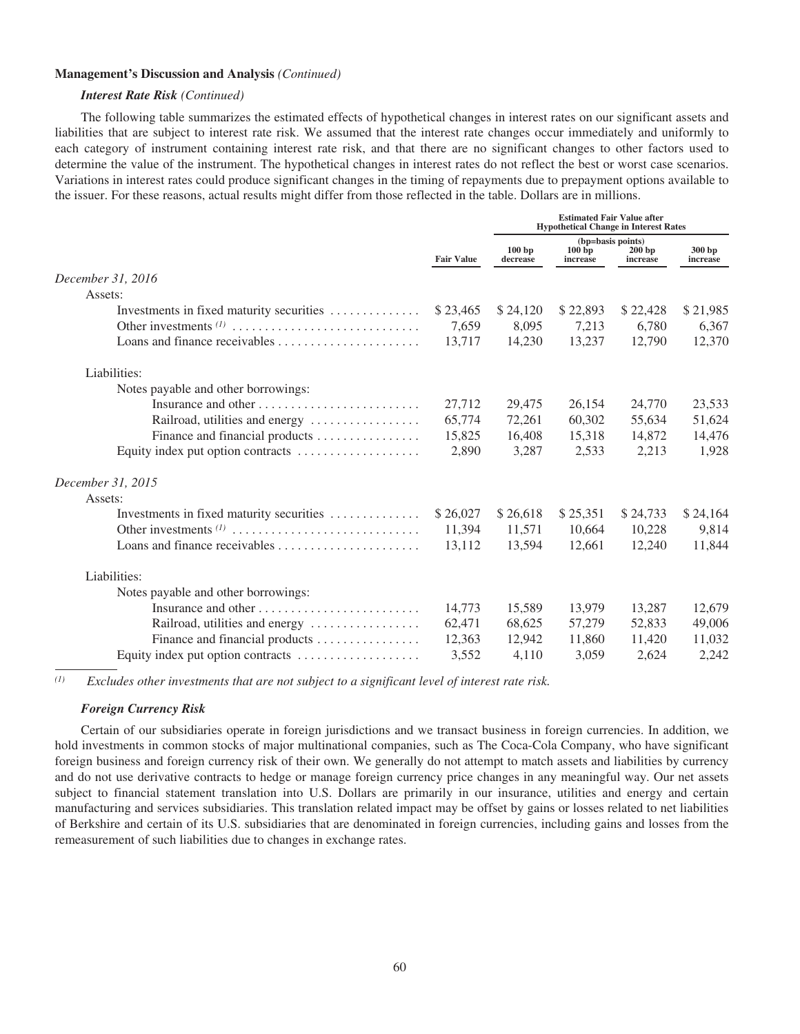**Management's Discussion and Analysis** *(Continued)*

***Interest Rate Risk*** *(Continued)*

The following table summarizes the estimated effects of hypothetical changes in interest rates on our significant assets and liabilities that are subject to interest rate risk. We assumed that the interest rate changes occur immediately and uniformly to each category of instrument containing interest rate risk, and that there are no significant changes to other factors used to determine the value of the instrument. The hypothetical changes in interest rates do not reflect the best or worst case scenarios. Variations in interest rates could produce significant changes in the timing of repayments due to prepayment options available to the issuer. For these reasons, actual results might differ from those reflected in the table. Dollars are in millions.

| | | Estimated Fair Value after Hypothetical Change in Interest Rates (bp=basis points) | | | |
|---|---|---|---|---|---|
| | Fair Value | 100 bp decrease | 100 bp increase | 200 bp increase | 300 bp increase |
| *December 31, 2016* | | | | | |
| Assets: | | | | | |
| Investments in fixed maturity securities | $ 23,465 | $ 24,120 | $ 22,893 | $ 22,428 | $ 21,985 |
| Other investments [(1)] | 7,659 | 8,095 | 7,213 | 6,780 | 6,367 |
| Loans and finance receivables | 13,717 | 14,230 | 13,237 | 12,790 | 12,370 |
| Liabilities: | | | | | |
| Notes payable and other borrowings: | | | | | |
| Insurance and other | 27,712 | 29,475 | 26,154 | 24,770 | 23,533 |
| Railroad, utilities and energy | 65,774 | 72,261 | 60,302 | 55,634 | 51,624 |
| Finance and financial products | 15,825 | 16,408 | 15,318 | 14,872 | 14,476 |
| Equity index put option contracts | 2,890 | 3,287 | 2,533 | 2,213 | 1,928 |
| *December 31, 2015* | | | | | |
| Assets: | | | | | |
| Investments in fixed maturity securities | $ 26,027 | $ 26,618 | $ 25,351 | $ 24,733 | $ 24,164 |
| Other investments [(1)] | 11,394 | 11,571 | 10,664 | 10,228 | 9,814 |
| Loans and finance receivables | 13,112 | 13,594 | 12,661 | 12,240 | 11,844 |
| Liabilities: | | | | | |
| Notes payable and other borrowings: | | | | | |
| Insurance and other | 14,773 | 15,589 | 13,979 | 13,287 | 12,679 |
| Railroad, utilities and energy | 62,471 | 68,625 | 57,279 | 52,833 | 49,006 |
| Finance and financial products | 12,363 | 12,942 | 11,860 | 11,420 | 11,032 |
| Equity index put option contracts | 3,552 | 4,110 | 3,059 | 2,624 | 2,242 |

[(1)] *Excludes other investments that are not subject to a significant level of interest rate risk.*

***Foreign Currency Risk***

Certain of our subsidiaries operate in foreign jurisdictions and we transact business in foreign currencies. In addition, we hold investments in common stocks of major multinational companies, such as The Coca-Cola Company, who have significant foreign business and foreign currency risk of their own. We generally do not attempt to match assets and liabilities by currency and do not use derivative contracts to hedge or manage foreign currency price changes in any meaningful way. Our net assets subject to financial statement translation into U.S. Dollars are primarily in our insurance, utilities and energy and certain manufacturing and services subsidiaries. This translation related impact may be offset by gains or losses related to net liabilities of Berkshire and certain of its U.S. subsidiaries that are denominated in foreign currencies, including gains and losses from the remeasurement of such liabilities due to changes in exchange rates.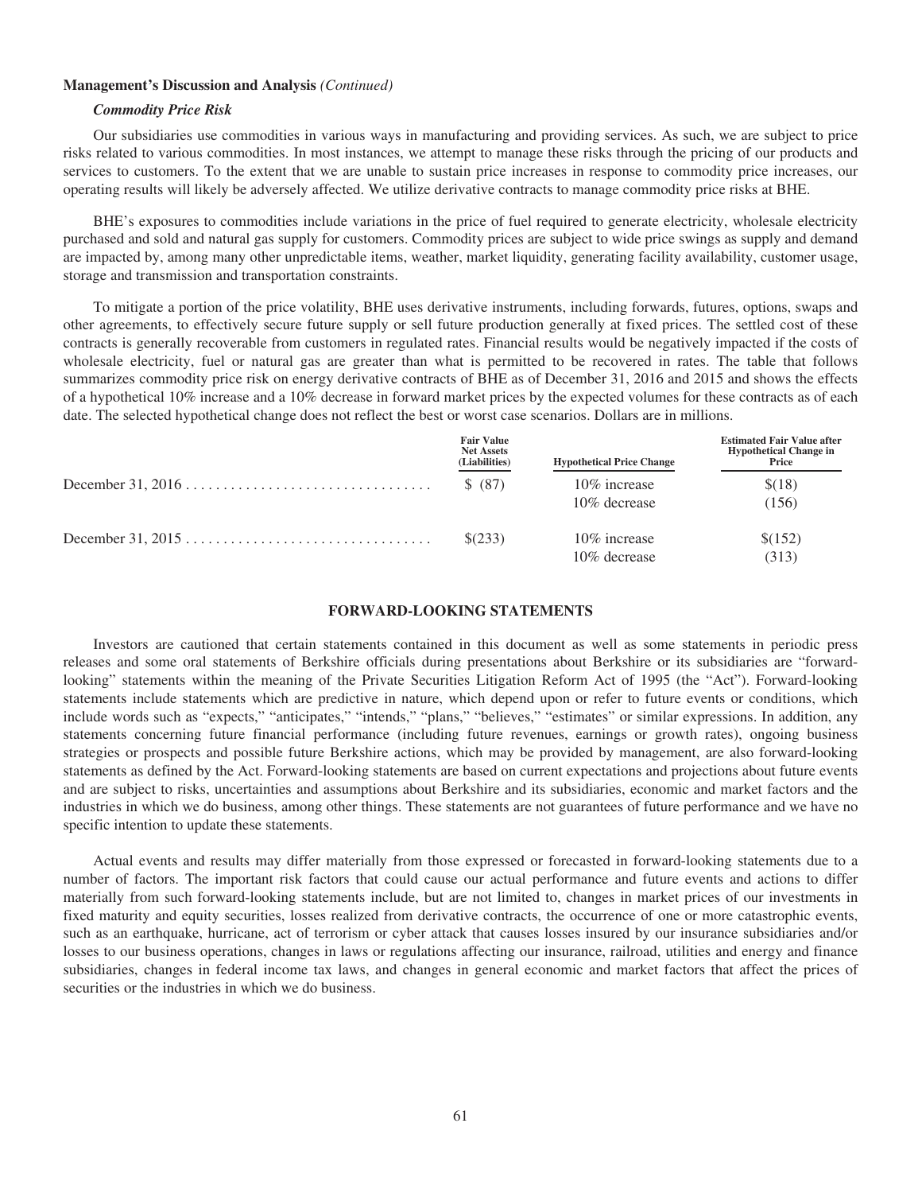**Management's Discussion and Analysis** *(Continued)*

***Commodity Price Risk***

Our subsidiaries use commodities in various ways in manufacturing and providing services. As such, we are subject to price risks related to various commodities. In most instances, we attempt to manage these risks through the pricing of our products and services to customers. To the extent that we are unable to sustain price increases in response to commodity price increases, our operating results will likely be adversely affected. We utilize derivative contracts to manage commodity price risks at BHE.

BHE's exposures to commodities include variations in the price of fuel required to generate electricity, wholesale electricity purchased and sold and natural gas supply for customers. Commodity prices are subject to wide price swings as supply and demand are impacted by, among many other unpredictable items, weather, market liquidity, generating facility availability, customer usage, storage and transmission and transportation constraints.

To mitigate a portion of the price volatility, BHE uses derivative instruments, including forwards, futures, options, swaps and other agreements, to effectively secure future supply or sell future production generally at fixed prices. The settled cost of these contracts is generally recoverable from customers in regulated rates. Financial results would be negatively impacted if the costs of wholesale electricity, fuel or natural gas are greater than what is permitted to be recovered in rates. The table that follows summarizes commodity price risk on energy derivative contracts of BHE as of December 31, 2016 and 2015 and shows the effects of a hypothetical 10% increase and a 10% decrease in forward market prices by the expected volumes for these contracts as of each date. The selected hypothetical change does not reflect the best or worst case scenarios. Dollars are in millions.

| | Fair Value Net Assets (Liabilities) | Hypothetical Price Change | Estimated Fair Value after Hypothetical Change in Price |
|---|---|---|---|
| December 31, 2016 | $ (87) | 10% increase | $(18) |
| | | 10% decrease | (156) |
| December 31, 2015 | $(233) | 10% increase | $(152) |
| | | 10% decrease | (313) |

## FORWARD-LOOKING STATEMENTS

Investors are cautioned that certain statements contained in this document as well as some statements in periodic press releases and some oral statements of Berkshire officials during presentations about Berkshire or its subsidiaries are "forward-looking" statements within the meaning of the Private Securities Litigation Reform Act of 1995 (the "Act"). Forward-looking statements include statements which are predictive in nature, which depend upon or refer to future events or conditions, which include words such as "expects," "anticipates," "intends," "plans," "believes," "estimates" or similar expressions. In addition, any statements concerning future financial performance (including future revenues, earnings or growth rates), ongoing business strategies or prospects and possible future Berkshire actions, which may be provided by management, are also forward-looking statements as defined by the Act. Forward-looking statements are based on current expectations and projections about future events and are subject to risks, uncertainties and assumptions about Berkshire and its subsidiaries, economic and market factors and the industries in which we do business, among other things. These statements are not guarantees of future performance and we have no specific intention to update these statements.

Actual events and results may differ materially from those expressed or forecasted in forward-looking statements due to a number of factors. The important risk factors that could cause our actual performance and future events and actions to differ materially from such forward-looking statements include, but are not limited to, changes in market prices of our investments in fixed maturity and equity securities, losses realized from derivative contracts, the occurrence of one or more catastrophic events, such as an earthquake, hurricane, act of terrorism or cyber attack that causes losses insured by our insurance subsidiaries and/or losses to our business operations, changes in laws or regulations affecting our insurance, railroad, utilities and energy and finance subsidiaries, changes in federal income tax laws, and changes in general economic and market factors that affect the prices of securities or the industries in which we do business.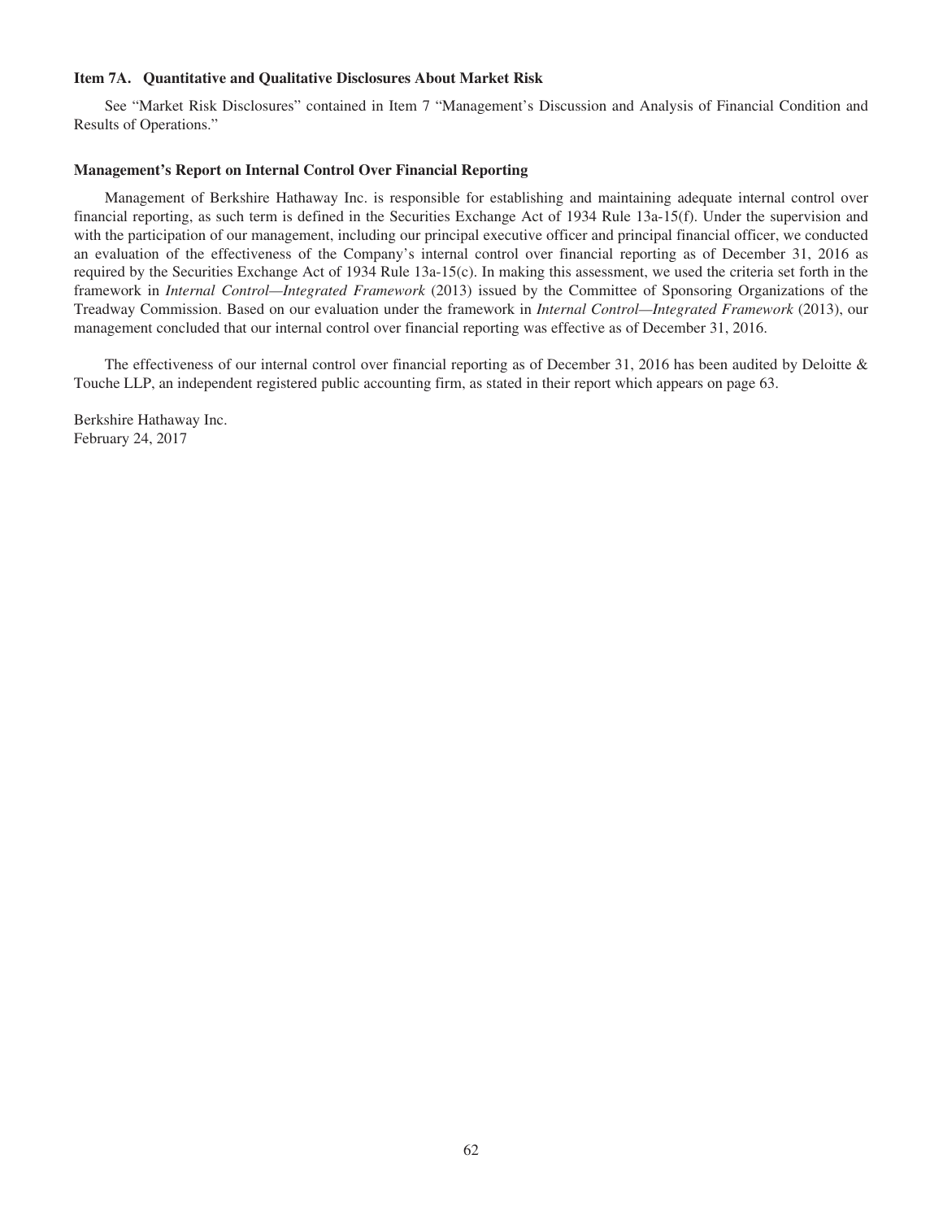### Item 7A. Quantitative and Qualitative Disclosures About Market Risk

See "Market Risk Disclosures" contained in Item 7 "Management's Discussion and Analysis of Financial Condition and Results of Operations."

### Management's Report on Internal Control Over Financial Reporting

Management of Berkshire Hathaway Inc. is responsible for establishing and maintaining adequate internal control over financial reporting, as such term is defined in the Securities Exchange Act of 1934 Rule 13a-15(f). Under the supervision and with the participation of our management, including our principal executive officer and principal financial officer, we conducted an evaluation of the effectiveness of the Company's internal control over financial reporting as of December 31, 2016 as required by the Securities Exchange Act of 1934 Rule 13a-15(c). In making this assessment, we used the criteria set forth in the framework in *Internal Control—Integrated Framework* (2013) issued by the Committee of Sponsoring Organizations of the Treadway Commission. Based on our evaluation under the framework in *Internal Control—Integrated Framework* (2013), our management concluded that our internal control over financial reporting was effective as of December 31, 2016.

The effectiveness of our internal control over financial reporting as of December 31, 2016 has been audited by Deloitte & Touche LLP, an independent registered public accounting firm, as stated in their report which appears on page 63.

Berkshire Hathaway Inc.
February 24, 2017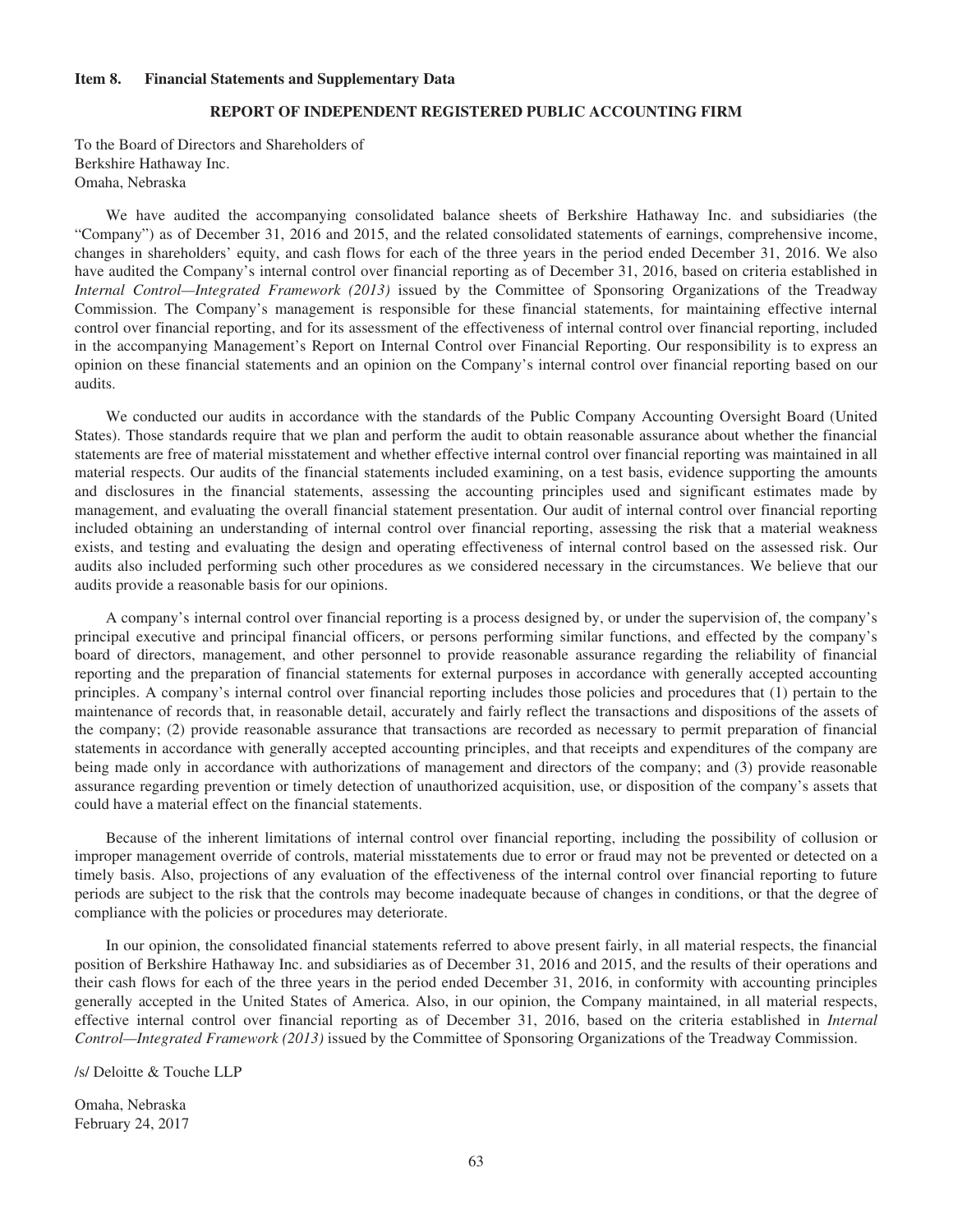**Item 8. Financial Statements and Supplementary Data**

## REPORT OF INDEPENDENT REGISTERED PUBLIC ACCOUNTING FIRM

To the Board of Directors and Shareholders of
Berkshire Hathaway Inc.
Omaha, Nebraska

We have audited the accompanying consolidated balance sheets of Berkshire Hathaway Inc. and subsidiaries (the "Company") as of December 31, 2016 and 2015, and the related consolidated statements of earnings, comprehensive income, changes in shareholders' equity, and cash flows for each of the three years in the period ended December 31, 2016. We also have audited the Company's internal control over financial reporting as of December 31, 2016, based on criteria established in *Internal Control—Integrated Framework (2013)* issued by the Committee of Sponsoring Organizations of the Treadway Commission. The Company's management is responsible for these financial statements, for maintaining effective internal control over financial reporting, and for its assessment of the effectiveness of internal control over financial reporting, included in the accompanying Management's Report on Internal Control over Financial Reporting. Our responsibility is to express an opinion on these financial statements and an opinion on the Company's internal control over financial reporting based on our audits.

We conducted our audits in accordance with the standards of the Public Company Accounting Oversight Board (United States). Those standards require that we plan and perform the audit to obtain reasonable assurance about whether the financial statements are free of material misstatement and whether effective internal control over financial reporting was maintained in all material respects. Our audits of the financial statements included examining, on a test basis, evidence supporting the amounts and disclosures in the financial statements, assessing the accounting principles used and significant estimates made by management, and evaluating the overall financial statement presentation. Our audit of internal control over financial reporting included obtaining an understanding of internal control over financial reporting, assessing the risk that a material weakness exists, and testing and evaluating the design and operating effectiveness of internal control based on the assessed risk. Our audits also included performing such other procedures as we considered necessary in the circumstances. We believe that our audits provide a reasonable basis for our opinions.

A company's internal control over financial reporting is a process designed by, or under the supervision of, the company's principal executive and principal financial officers, or persons performing similar functions, and effected by the company's board of directors, management, and other personnel to provide reasonable assurance regarding the reliability of financial reporting and the preparation of financial statements for external purposes in accordance with generally accepted accounting principles. A company's internal control over financial reporting includes those policies and procedures that (1) pertain to the maintenance of records that, in reasonable detail, accurately and fairly reflect the transactions and dispositions of the assets of the company; (2) provide reasonable assurance that transactions are recorded as necessary to permit preparation of financial statements in accordance with generally accepted accounting principles, and that receipts and expenditures of the company are being made only in accordance with authorizations of management and directors of the company; and (3) provide reasonable assurance regarding prevention or timely detection of unauthorized acquisition, use, or disposition of the company's assets that could have a material effect on the financial statements.

Because of the inherent limitations of internal control over financial reporting, including the possibility of collusion or improper management override of controls, material misstatements due to error or fraud may not be prevented or detected on a timely basis. Also, projections of any evaluation of the effectiveness of the internal control over financial reporting to future periods are subject to the risk that the controls may become inadequate because of changes in conditions, or that the degree of compliance with the policies or procedures may deteriorate.

In our opinion, the consolidated financial statements referred to above present fairly, in all material respects, the financial position of Berkshire Hathaway Inc. and subsidiaries as of December 31, 2016 and 2015, and the results of their operations and their cash flows for each of the three years in the period ended December 31, 2016, in conformity with accounting principles generally accepted in the United States of America. Also, in our opinion, the Company maintained, in all material respects, effective internal control over financial reporting as of December 31, 2016, based on the criteria established in *Internal Control—Integrated Framework (2013)* issued by the Committee of Sponsoring Organizations of the Treadway Commission.

/s/ Deloitte & Touche LLP

Omaha, Nebraska
February 24, 2017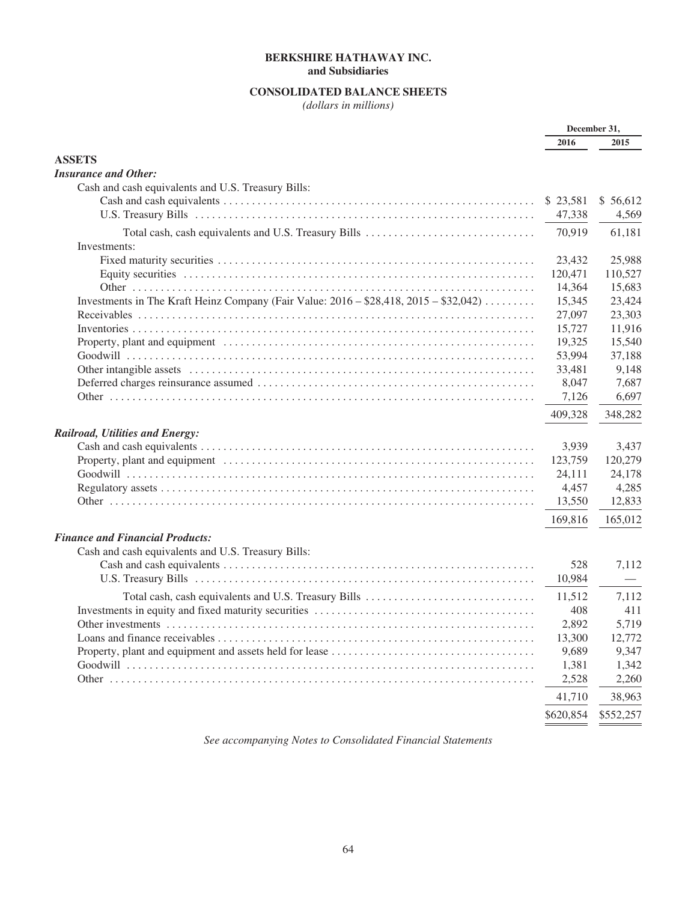**BERKSHIRE HATHAWAY INC.**
**and Subsidiaries**

**CONSOLIDATED BALANCE SHEETS**
*(dollars in millions)*

| | December 31, | |
|---|---|---|
| | 2016 | 2015 |
| **ASSETS** | | |
| ***Insurance and Other:*** | | |
| Cash and cash equivalents and U.S. Treasury Bills: | | |
| Cash and cash equivalents | $ 23,581 | $ 56,612 |
| U.S. Treasury Bills | 47,338 | 4,569 |
| Total cash, cash equivalents and U.S. Treasury Bills | 70,919 | 61,181 |
| Investments: | | |
| Fixed maturity securities | 23,432 | 25,988 |
| Equity securities | 120,471 | 110,527 |
| Other | 14,364 | 15,683 |
| Investments in The Kraft Heinz Company (Fair Value: 2016 – $28,418, 2015 – $32,042) | 15,345 | 23,424 |
| Receivables | 27,097 | 23,303 |
| Inventories | 15,727 | 11,916 |
| Property, plant and equipment | 19,325 | 15,540 |
| Goodwill | 53,994 | 37,188 |
| Other intangible assets | 33,481 | 9,148 |
| Deferred charges reinsurance assumed | 8,047 | 7,687 |
| Other | 7,126 | 6,697 |
| | 409,328 | 348,282 |
| ***Railroad, Utilities and Energy:*** | | |
| Cash and cash equivalents | 3,939 | 3,437 |
| Property, plant and equipment | 123,759 | 120,279 |
| Goodwill | 24,111 | 24,178 |
| Regulatory assets | 4,457 | 4,285 |
| Other | 13,550 | 12,833 |
| | 169,816 | 165,012 |
| ***Finance and Financial Products:*** | | |
| Cash and cash equivalents and U.S. Treasury Bills: | | |
| Cash and cash equivalents | 528 | 7,112 |
| U.S. Treasury Bills | 10,984 | — |
| Total cash, cash equivalents and U.S. Treasury Bills | 11,512 | 7,112 |
| Investments in equity and fixed maturity securities | 408 | 411 |
| Other investments | 2,892 | 5,719 |
| Loans and finance receivables | 13,300 | 12,772 |
| Property, plant and equipment and assets held for lease | 9,689 | 9,347 |
| Goodwill | 1,381 | 1,342 |
| Other | 2,528 | 2,260 |
| | 41,710 | 38,963 |
| | $620,854 | $552,257 |

*See accompanying Notes to Consolidated Financial Statements*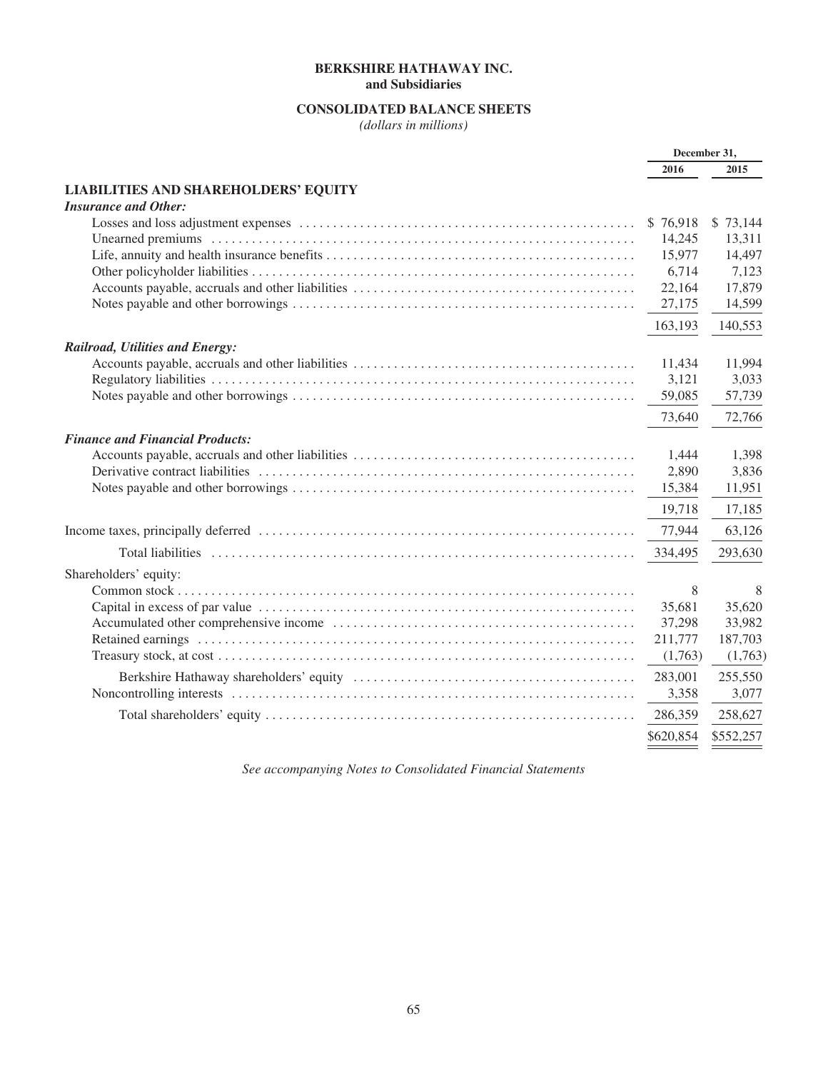# BERKSHIRE HATHAWAY INC.
## and Subsidiaries

## CONSOLIDATED BALANCE SHEETS

*(dollars in millions)*

| | December 31, 2016 | December 31, 2015 |
|---|---|---|
| **LIABILITIES AND SHAREHOLDERS' EQUITY** | | |
| ***Insurance and Other:*** | | |
| Losses and loss adjustment expenses | $ 76,918 | $ 73,144 |
| Unearned premiums | 14,245 | 13,311 |
| Life, annuity and health insurance benefits | 15,977 | 14,497 |
| Other policyholder liabilities | 6,714 | 7,123 |
| Accounts payable, accruals and other liabilities | 22,164 | 17,879 |
| Notes payable and other borrowings | 27,175 | 14,599 |
| | 163,193 | 140,553 |
| ***Railroad, Utilities and Energy:*** | | |
| Accounts payable, accruals and other liabilities | 11,434 | 11,994 |
| Regulatory liabilities | 3,121 | 3,033 |
| Notes payable and other borrowings | 59,085 | 57,739 |
| | 73,640 | 72,766 |
| ***Finance and Financial Products:*** | | |
| Accounts payable, accruals and other liabilities | 1,444 | 1,398 |
| Derivative contract liabilities | 2,890 | 3,836 |
| Notes payable and other borrowings | 15,384 | 11,951 |
| | 19,718 | 17,185 |
| Income taxes, principally deferred | 77,944 | 63,126 |
| Total liabilities | 334,495 | 293,630 |
| Shareholders' equity: | | |
| Common stock | 8 | 8 |
| Capital in excess of par value | 35,681 | 35,620 |
| Accumulated other comprehensive income | 37,298 | 33,982 |
| Retained earnings | 211,777 | 187,703 |
| Treasury stock, at cost | (1,763) | (1,763) |
| Berkshire Hathaway shareholders' equity | 283,001 | 255,550 |
| Noncontrolling interests | 3,358 | 3,077 |
| Total shareholders' equity | 286,359 | 258,627 |
| | $620,854 | $552,257 |

*See accompanying Notes to Consolidated Financial Statements*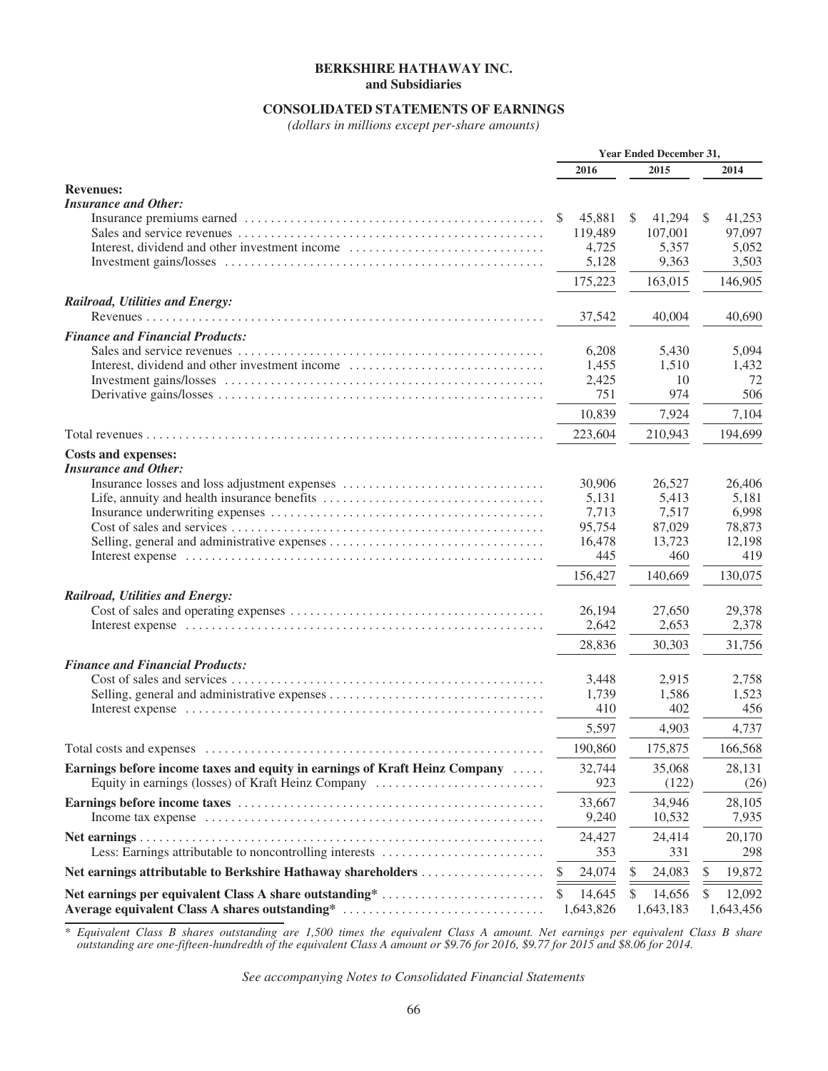**BERKSHIRE HATHAWAY INC.**
**and Subsidiaries**

**CONSOLIDATED STATEMENTS OF EARNINGS**
*(dollars in millions except per-share amounts)*

| | Year Ended December 31, | | |
|---|---|---|---|
| | 2016 | 2015 | 2014 |
| **Revenues:** | | | |
| ***Insurance and Other:*** | | | |
| Insurance premiums earned | $ 45,881 | $ 41,294 | $ 41,253 |
| Sales and service revenues | 119,489 | 107,001 | 97,097 |
| Interest, dividend and other investment income | 4,725 | 5,357 | 5,052 |
| Investment gains/losses | 5,128 | 9,363 | 3,503 |
| | 175,223 | 163,015 | 146,905 |
| ***Railroad, Utilities and Energy:*** | | | |
| Revenues | 37,542 | 40,004 | 40,690 |
| ***Finance and Financial Products:*** | | | |
| Sales and service revenues | 6,208 | 5,430 | 5,094 |
| Interest, dividend and other investment income | 1,455 | 1,510 | 1,432 |
| Investment gains/losses | 2,425 | 10 | 72 |
| Derivative gains/losses | 751 | 974 | 506 |
| | 10,839 | 7,924 | 7,104 |
| Total revenues | 223,604 | 210,943 | 194,699 |
| **Costs and expenses:** | | | |
| ***Insurance and Other:*** | | | |
| Insurance losses and loss adjustment expenses | 30,906 | 26,527 | 26,406 |
| Life, annuity and health insurance benefits | 5,131 | 5,413 | 5,181 |
| Insurance underwriting expenses | 7,713 | 7,517 | 6,998 |
| Cost of sales and services | 95,754 | 87,029 | 78,873 |
| Selling, general and administrative expenses | 16,478 | 13,723 | 12,198 |
| Interest expense | 445 | 460 | 419 |
| | 156,427 | 140,669 | 130,075 |
| ***Railroad, Utilities and Energy:*** | | | |
| Cost of sales and operating expenses | 26,194 | 27,650 | 29,378 |
| Interest expense | 2,642 | 2,653 | 2,378 |
| | 28,836 | 30,303 | 31,756 |
| ***Finance and Financial Products:*** | | | |
| Cost of sales and services | 3,448 | 2,915 | 2,758 |
| Selling, general and administrative expenses | 1,739 | 1,586 | 1,523 |
| Interest expense | 410 | 402 | 456 |
| | 5,597 | 4,903 | 4,737 |
| Total costs and expenses | 190,860 | 175,875 | 166,568 |
| **Earnings before income taxes and equity in earnings of Kraft Heinz Company** | 32,744 | 35,068 | 28,131 |
| Equity in earnings (losses) of Kraft Heinz Company | 923 | (122) | (26) |
| **Earnings before income taxes** | 33,667 | 34,946 | 28,105 |
| Income tax expense | 9,240 | 10,532 | 7,935 |
| **Net earnings** | 24,427 | 24,414 | 20,170 |
| Less: Earnings attributable to noncontrolling interests | 353 | 331 | 298 |
| **Net earnings attributable to Berkshire Hathaway shareholders** | $ 24,074 | $ 24,083 | $ 19,872 |
| **Net earnings per equivalent Class A share outstanding*** | $ 14,645 | $ 14,656 | $ 12,092 |
| **Average equivalent Class A shares outstanding*** | 1,643,826 | 1,643,183 | 1,643,456 |

* *Equivalent Class B shares outstanding are 1,500 times the equivalent Class A amount. Net earnings per equivalent Class B share outstanding are one-fifteen-hundredth of the equivalent Class A amount or $9.76 for 2016, $9.77 for 2015 and $8.06 for 2014.*

*See accompanying Notes to Consolidated Financial Statements*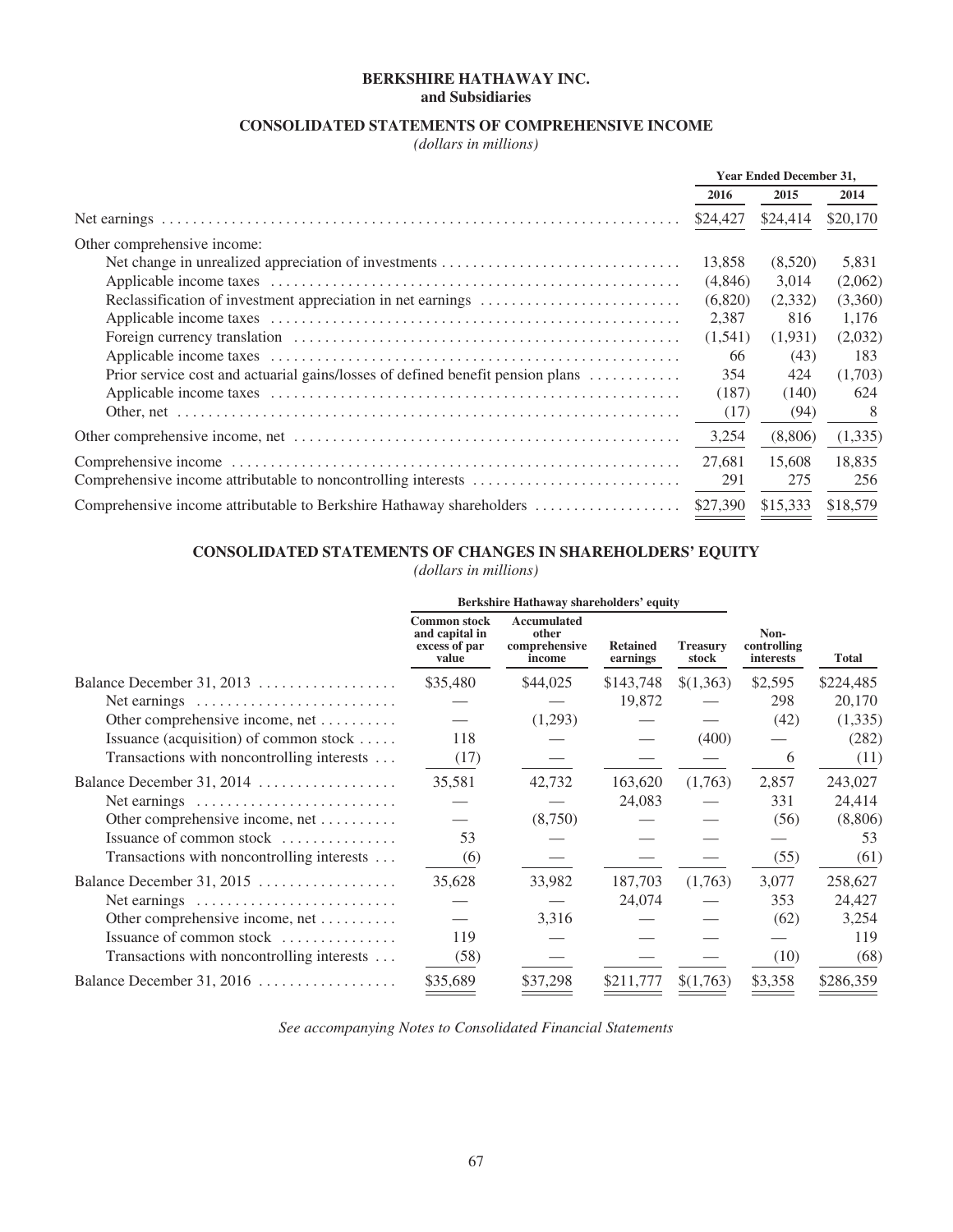# BERKSHIRE HATHAWAY INC.
## and Subsidiaries

### CONSOLIDATED STATEMENTS OF COMPREHENSIVE INCOME

*(dollars in millions)*

| | Year Ended December 31, | | |
|---|---|---|---|
| | 2016 | 2015 | 2014 |
| Net earnings | $24,427 | $24,414 | $20,170 |
| Other comprehensive income: | | | |
| Net change in unrealized appreciation of investments | 13,858 | (8,520) | 5,831 |
| Applicable income taxes | (4,846) | 3,014 | (2,062) |
| Reclassification of investment appreciation in net earnings | (6,820) | (2,332) | (3,360) |
| Applicable income taxes | 2,387 | 816 | 1,176 |
| Foreign currency translation | (1,541) | (1,931) | (2,032) |
| Applicable income taxes | 66 | (43) | 183 |
| Prior service cost and actuarial gains/losses of defined benefit pension plans | 354 | 424 | (1,703) |
| Applicable income taxes | (187) | (140) | 624 |
| Other, net | (17) | (94) | 8 |
| Other comprehensive income, net | 3,254 | (8,806) | (1,335) |
| Comprehensive income | 27,681 | 15,608 | 18,835 |
| Comprehensive income attributable to noncontrolling interests | 291 | 275 | 256 |
| Comprehensive income attributable to Berkshire Hathaway shareholders | $27,390 | $15,333 | $18,579 |

### CONSOLIDATED STATEMENTS OF CHANGES IN SHAREHOLDERS' EQUITY

*(dollars in millions)*

| | Berkshire Hathaway shareholders' equity | | | | | |
|---|---|---|---|---|---|---|
| | Common stock and capital in excess of par value | Accumulated other comprehensive income | Retained earnings | Treasury stock | Non-controlling interests | Total |
| Balance December 31, 2013 | $35,480 | $44,025 | $143,748 | $(1,363) | $2,595 | $224,485 |
| Net earnings | — | — | 19,872 | — | 298 | 20,170 |
| Other comprehensive income, net | — | (1,293) | — | — | (42) | (1,335) |
| Issuance (acquisition) of common stock | 118 | — | — | (400) | — | (282) |
| Transactions with noncontrolling interests | (17) | — | — | — | 6 | (11) |
| Balance December 31, 2014 | 35,581 | 42,732 | 163,620 | (1,763) | 2,857 | 243,027 |
| Net earnings | — | — | 24,083 | — | 331 | 24,414 |
| Other comprehensive income, net | — | (8,750) | — | — | (56) | (8,806) |
| Issuance of common stock | 53 | — | — | — | — | 53 |
| Transactions with noncontrolling interests | (6) | — | — | — | (55) | (61) |
| Balance December 31, 2015 | 35,628 | 33,982 | 187,703 | (1,763) | 3,077 | 258,627 |
| Net earnings | — | — | 24,074 | — | 353 | 24,427 |
| Other comprehensive income, net | — | 3,316 | — | — | (62) | 3,254 |
| Issuance of common stock | 119 | — | — | — | — | 119 |
| Transactions with noncontrolling interests | (58) | — | — | — | (10) | (68) |
| Balance December 31, 2016 | $35,689 | $37,298 | $211,777 | $(1,763) | $3,358 | $286,359 |

*See accompanying Notes to Consolidated Financial Statements*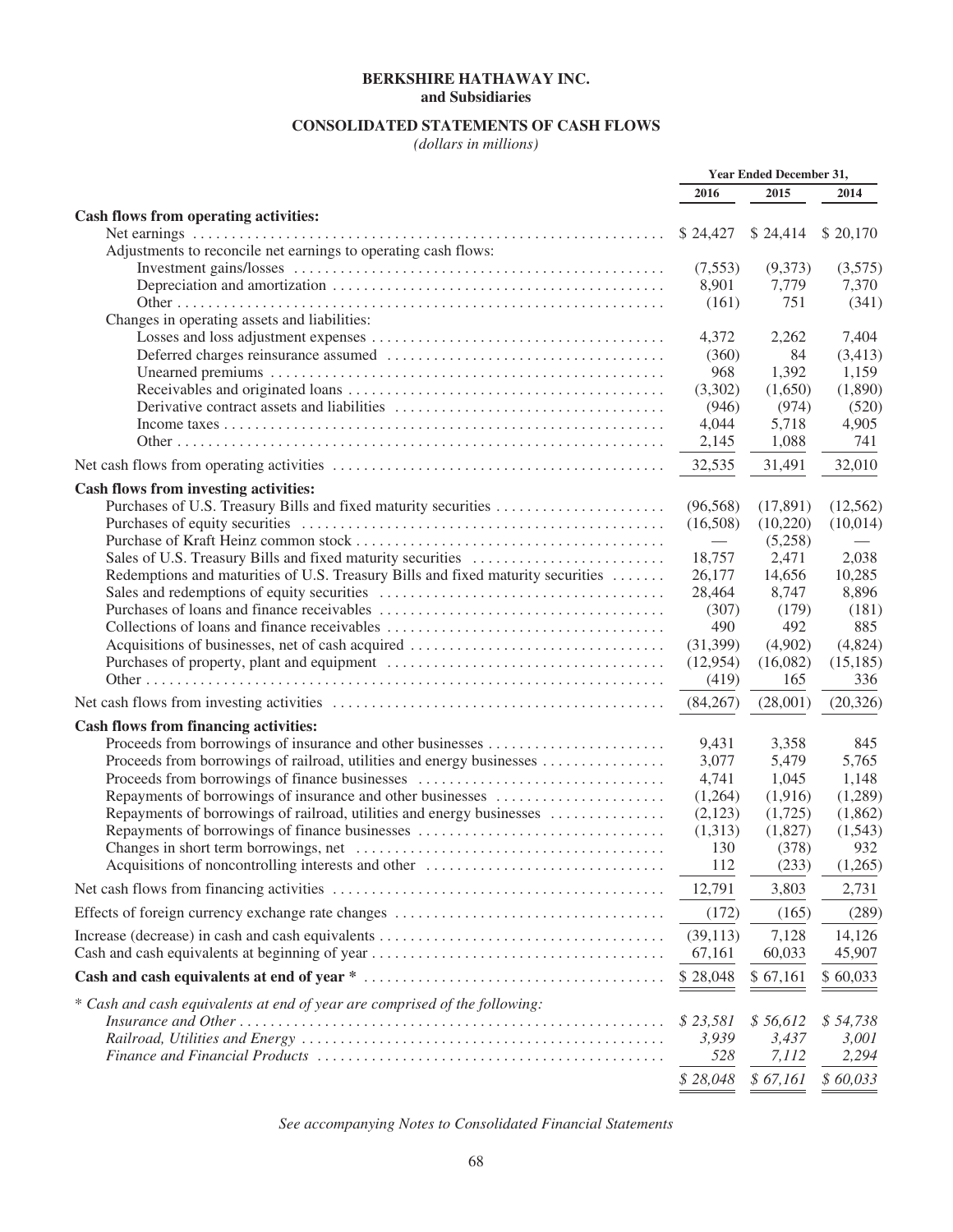**BERKSHIRE HATHAWAY INC.**
**and Subsidiaries**

**CONSOLIDATED STATEMENTS OF CASH FLOWS**
*(dollars in millions)*

| | Year Ended December 31, | | |
|---|---|---|---|
| | 2016 | 2015 | 2014 |
| **Cash flows from operating activities:** | | | |
| Net earnings | $ 24,427 | $ 24,414 | $ 20,170 |
| Adjustments to reconcile net earnings to operating cash flows: | | | |
| Investment gains/losses | (7,553) | (9,373) | (3,575) |
| Depreciation and amortization | 8,901 | 7,779 | 7,370 |
| Other | (161) | 751 | (341) |
| Changes in operating assets and liabilities: | | | |
| Losses and loss adjustment expenses | 4,372 | 2,262 | 7,404 |
| Deferred charges reinsurance assumed | (360) | 84 | (3,413) |
| Unearned premiums | 968 | 1,392 | 1,159 |
| Receivables and originated loans | (3,302) | (1,650) | (1,890) |
| Derivative contract assets and liabilities | (946) | (974) | (520) |
| Income taxes | 4,044 | 5,718 | 4,905 |
| Other | 2,145 | 1,088 | 741 |
| Net cash flows from operating activities | 32,535 | 31,491 | 32,010 |
| **Cash flows from investing activities:** | | | |
| Purchases of U.S. Treasury Bills and fixed maturity securities | (96,568) | (17,891) | (12,562) |
| Purchases of equity securities | (16,508) | (10,220) | (10,014) |
| Purchase of Kraft Heinz common stock | — | (5,258) | — |
| Sales of U.S. Treasury Bills and fixed maturity securities | 18,757 | 2,471 | 2,038 |
| Redemptions and maturities of U.S. Treasury Bills and fixed maturity securities | 26,177 | 14,656 | 10,285 |
| Sales and redemptions of equity securities | 28,464 | 8,747 | 8,896 |
| Purchases of loans and finance receivables | (307) | (179) | (181) |
| Collections of loans and finance receivables | 490 | 492 | 885 |
| Acquisitions of businesses, net of cash acquired | (31,399) | (4,902) | (4,824) |
| Purchases of property, plant and equipment | (12,954) | (16,082) | (15,185) |
| Other | (419) | 165 | 336 |
| Net cash flows from investing activities | (84,267) | (28,001) | (20,326) |
| **Cash flows from financing activities:** | | | |
| Proceeds from borrowings of insurance and other businesses | 9,431 | 3,358 | 845 |
| Proceeds from borrowings of railroad, utilities and energy businesses | 3,077 | 5,479 | 5,765 |
| Proceeds from borrowings of finance businesses | 4,741 | 1,045 | 1,148 |
| Repayments of borrowings of insurance and other businesses | (1,264) | (1,916) | (1,289) |
| Repayments of borrowings of railroad, utilities and energy businesses | (2,123) | (1,725) | (1,862) |
| Repayments of borrowings of finance businesses | (1,313) | (1,827) | (1,543) |
| Changes in short term borrowings, net | 130 | (378) | 932 |
| Acquisitions of noncontrolling interests and other | 112 | (233) | (1,265) |
| Net cash flows from financing activities | 12,791 | 3,803 | 2,731 |
| Effects of foreign currency exchange rate changes | (172) | (165) | (289) |
| Increase (decrease) in cash and cash equivalents | (39,113) | 7,128 | 14,126 |
| Cash and cash equivalents at beginning of year | 67,161 | 60,033 | 45,907 |
| **Cash and cash equivalents at end of year *** | $ 28,048 | $ 67,161 | $ 60,033 |
| *\* Cash and cash equivalents at end of year are comprised of the following:* | | | |
| *Insurance and Other* | *$ 23,581* | *$ 56,612* | *$ 54,738* |
| *Railroad, Utilities and Energy* | *3,939* | *3,437* | *3,001* |
| *Finance and Financial Products* | *528* | *7,112* | *2,294* |
| | *$ 28,048* | *$ 67,161* | *$ 60,033* |

*See accompanying Notes to Consolidated Financial Statements*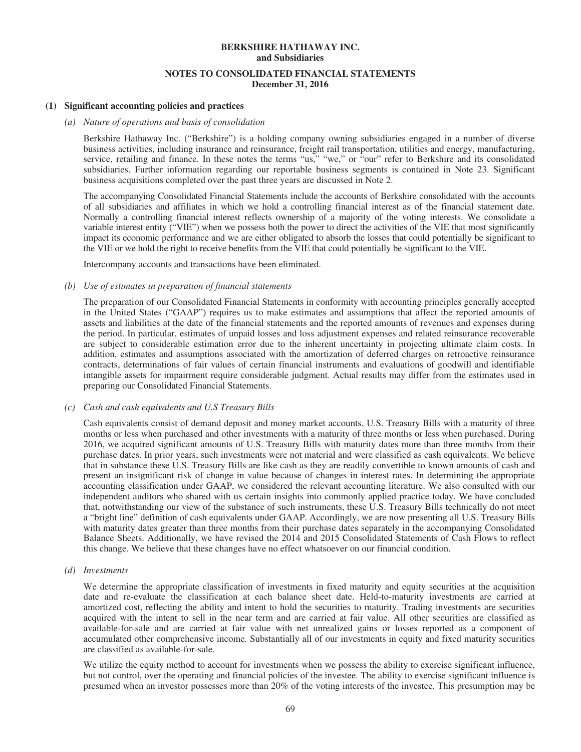**BERKSHIRE HATHAWAY INC.**
**and Subsidiaries**

**NOTES TO CONSOLIDATED FINANCIAL STATEMENTS**
**December 31, 2016**

## (1) Significant accounting policies and practices

*(a) Nature of operations and basis of consolidation*

Berkshire Hathaway Inc. ("Berkshire") is a holding company owning subsidiaries engaged in a number of diverse business activities, including insurance and reinsurance, freight rail transportation, utilities and energy, manufacturing, service, retailing and finance. In these notes the terms "us," "we," or "our" refer to Berkshire and its consolidated subsidiaries. Further information regarding our reportable business segments is contained in Note 23. Significant business acquisitions completed over the past three years are discussed in Note 2.

The accompanying Consolidated Financial Statements include the accounts of Berkshire consolidated with the accounts of all subsidiaries and affiliates in which we hold a controlling financial interest as of the financial statement date. Normally a controlling financial interest reflects ownership of a majority of the voting interests. We consolidate a variable interest entity ("VIE") when we possess both the power to direct the activities of the VIE that most significantly impact its economic performance and we are either obligated to absorb the losses that could potentially be significant to the VIE or we hold the right to receive benefits from the VIE that could potentially be significant to the VIE.

Intercompany accounts and transactions have been eliminated.

*(b) Use of estimates in preparation of financial statements*

The preparation of our Consolidated Financial Statements in conformity with accounting principles generally accepted in the United States ("GAAP") requires us to make estimates and assumptions that affect the reported amounts of assets and liabilities at the date of the financial statements and the reported amounts of revenues and expenses during the period. In particular, estimates of unpaid losses and loss adjustment expenses and related reinsurance recoverable are subject to considerable estimation error due to the inherent uncertainty in projecting ultimate claim costs. In addition, estimates and assumptions associated with the amortization of deferred charges on retroactive reinsurance contracts, determinations of fair values of certain financial instruments and evaluations of goodwill and identifiable intangible assets for impairment require considerable judgment. Actual results may differ from the estimates used in preparing our Consolidated Financial Statements.

*(c) Cash and cash equivalents and U.S Treasury Bills*

Cash equivalents consist of demand deposit and money market accounts, U.S. Treasury Bills with a maturity of three months or less when purchased and other investments with a maturity of three months or less when purchased. During 2016, we acquired significant amounts of U.S. Treasury Bills with maturity dates more than three months from their purchase dates. In prior years, such investments were not material and were classified as cash equivalents. We believe that in substance these U.S. Treasury Bills are like cash as they are readily convertible to known amounts of cash and present an insignificant risk of change in value because of changes in interest rates. In determining the appropriate accounting classification under GAAP, we considered the relevant accounting literature. We also consulted with our independent auditors who shared with us certain insights into commonly applied practice today. We have concluded that, notwithstanding our view of the substance of such instruments, these U.S. Treasury Bills technically do not meet a "bright line" definition of cash equivalents under GAAP. Accordingly, we are now presenting all U.S. Treasury Bills with maturity dates greater than three months from their purchase dates separately in the accompanying Consolidated Balance Sheets. Additionally, we have revised the 2014 and 2015 Consolidated Statements of Cash Flows to reflect this change. We believe that these changes have no effect whatsoever on our financial condition.

*(d) Investments*

We determine the appropriate classification of investments in fixed maturity and equity securities at the acquisition date and re-evaluate the classification at each balance sheet date. Held-to-maturity investments are carried at amortized cost, reflecting the ability and intent to hold the securities to maturity. Trading investments are securities acquired with the intent to sell in the near term and are carried at fair value. All other securities are classified as available-for-sale and are carried at fair value with net unrealized gains or losses reported as a component of accumulated other comprehensive income. Substantially all of our investments in equity and fixed maturity securities are classified as available-for-sale.

We utilize the equity method to account for investments when we possess the ability to exercise significant influence, but not control, over the operating and financial policies of the investee. The ability to exercise significant influence is presumed when an investor possesses more than 20% of the voting interests of the investee. This presumption may be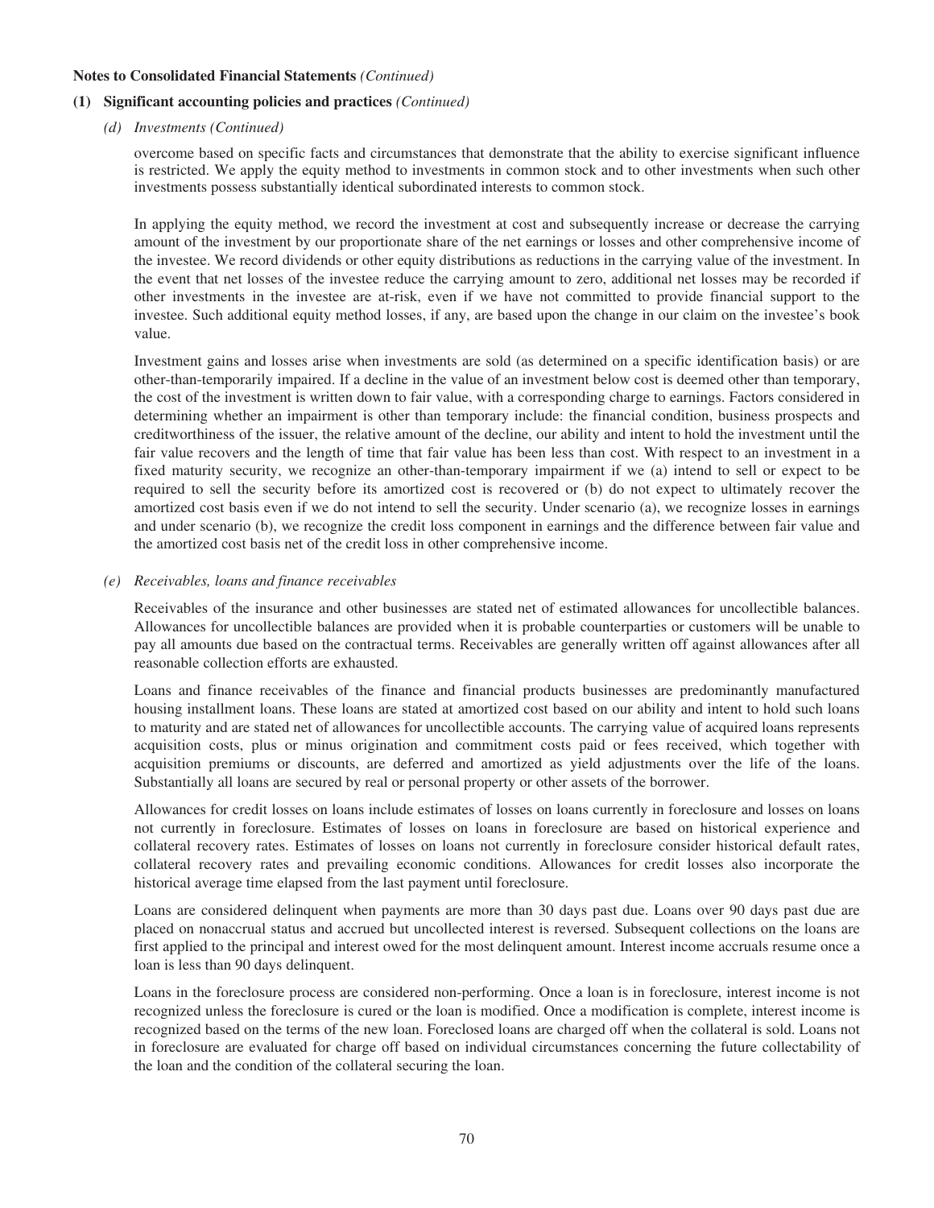**Notes to Consolidated Financial Statements** *(Continued)*

**(1) Significant accounting policies and practices** *(Continued)*

*(d) Investments (Continued)*

overcome based on specific facts and circumstances that demonstrate that the ability to exercise significant influence is restricted. We apply the equity method to investments in common stock and to other investments when such other investments possess substantially identical subordinated interests to common stock.

In applying the equity method, we record the investment at cost and subsequently increase or decrease the carrying amount of the investment by our proportionate share of the net earnings or losses and other comprehensive income of the investee. We record dividends or other equity distributions as reductions in the carrying value of the investment. In the event that net losses of the investee reduce the carrying amount to zero, additional net losses may be recorded if other investments in the investee are at-risk, even if we have not committed to provide financial support to the investee. Such additional equity method losses, if any, are based upon the change in our claim on the investee's book value.

Investment gains and losses arise when investments are sold (as determined on a specific identification basis) or are other-than-temporarily impaired. If a decline in the value of an investment below cost is deemed other than temporary, the cost of the investment is written down to fair value, with a corresponding charge to earnings. Factors considered in determining whether an impairment is other than temporary include: the financial condition, business prospects and creditworthiness of the issuer, the relative amount of the decline, our ability and intent to hold the investment until the fair value recovers and the length of time that fair value has been less than cost. With respect to an investment in a fixed maturity security, we recognize an other-than-temporary impairment if we (a) intend to sell or expect to be required to sell the security before its amortized cost is recovered or (b) do not expect to ultimately recover the amortized cost basis even if we do not intend to sell the security. Under scenario (a), we recognize losses in earnings and under scenario (b), we recognize the credit loss component in earnings and the difference between fair value and the amortized cost basis net of the credit loss in other comprehensive income.

*(e) Receivables, loans and finance receivables*

Receivables of the insurance and other businesses are stated net of estimated allowances for uncollectible balances. Allowances for uncollectible balances are provided when it is probable counterparties or customers will be unable to pay all amounts due based on the contractual terms. Receivables are generally written off against allowances after all reasonable collection efforts are exhausted.

Loans and finance receivables of the finance and financial products businesses are predominantly manufactured housing installment loans. These loans are stated at amortized cost based on our ability and intent to hold such loans to maturity and are stated net of allowances for uncollectible accounts. The carrying value of acquired loans represents acquisition costs, plus or minus origination and commitment costs paid or fees received, which together with acquisition premiums or discounts, are deferred and amortized as yield adjustments over the life of the loans. Substantially all loans are secured by real or personal property or other assets of the borrower.

Allowances for credit losses on loans include estimates of losses on loans currently in foreclosure and losses on loans not currently in foreclosure. Estimates of losses on loans in foreclosure are based on historical experience and collateral recovery rates. Estimates of losses on loans not currently in foreclosure consider historical default rates, collateral recovery rates and prevailing economic conditions. Allowances for credit losses also incorporate the historical average time elapsed from the last payment until foreclosure.

Loans are considered delinquent when payments are more than 30 days past due. Loans over 90 days past due are placed on nonaccrual status and accrued but uncollected interest is reversed. Subsequent collections on the loans are first applied to the principal and interest owed for the most delinquent amount. Interest income accruals resume once a loan is less than 90 days delinquent.

Loans in the foreclosure process are considered non-performing. Once a loan is in foreclosure, interest income is not recognized unless the foreclosure is cured or the loan is modified. Once a modification is complete, interest income is recognized based on the terms of the new loan. Foreclosed loans are charged off when the collateral is sold. Loans not in foreclosure are evaluated for charge off based on individual circumstances concerning the future collectability of the loan and the condition of the collateral securing the loan.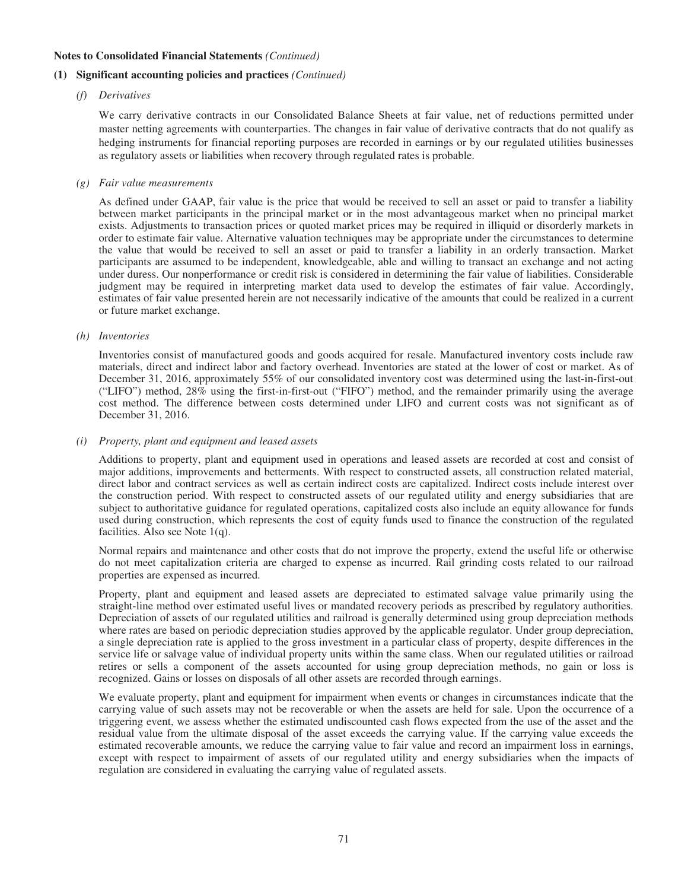**Notes to Consolidated Financial Statements** *(Continued)*

**(1) Significant accounting policies and practices** *(Continued)*

*(f) Derivatives*

We carry derivative contracts in our Consolidated Balance Sheets at fair value, net of reductions permitted under master netting agreements with counterparties. The changes in fair value of derivative contracts that do not qualify as hedging instruments for financial reporting purposes are recorded in earnings or by our regulated utilities businesses as regulatory assets or liabilities when recovery through regulated rates is probable.

*(g) Fair value measurements*

As defined under GAAP, fair value is the price that would be received to sell an asset or paid to transfer a liability between market participants in the principal market or in the most advantageous market when no principal market exists. Adjustments to transaction prices or quoted market prices may be required in illiquid or disorderly markets in order to estimate fair value. Alternative valuation techniques may be appropriate under the circumstances to determine the value that would be received to sell an asset or paid to transfer a liability in an orderly transaction. Market participants are assumed to be independent, knowledgeable, able and willing to transact an exchange and not acting under duress. Our nonperformance or credit risk is considered in determining the fair value of liabilities. Considerable judgment may be required in interpreting market data used to develop the estimates of fair value. Accordingly, estimates of fair value presented herein are not necessarily indicative of the amounts that could be realized in a current or future market exchange.

*(h) Inventories*

Inventories consist of manufactured goods and goods acquired for resale. Manufactured inventory costs include raw materials, direct and indirect labor and factory overhead. Inventories are stated at the lower of cost or market. As of December 31, 2016, approximately 55% of our consolidated inventory cost was determined using the last-in-first-out ("LIFO") method, 28% using the first-in-first-out ("FIFO") method, and the remainder primarily using the average cost method. The difference between costs determined under LIFO and current costs was not significant as of December 31, 2016.

*(i) Property, plant and equipment and leased assets*

Additions to property, plant and equipment used in operations and leased assets are recorded at cost and consist of major additions, improvements and betterments. With respect to constructed assets, all construction related material, direct labor and contract services as well as certain indirect costs are capitalized. Indirect costs include interest over the construction period. With respect to constructed assets of our regulated utility and energy subsidiaries that are subject to authoritative guidance for regulated operations, capitalized costs also include an equity allowance for funds used during construction, which represents the cost of equity funds used to finance the construction of the regulated facilities. Also see Note 1(q).

Normal repairs and maintenance and other costs that do not improve the property, extend the useful life or otherwise do not meet capitalization criteria are charged to expense as incurred. Rail grinding costs related to our railroad properties are expensed as incurred.

Property, plant and equipment and leased assets are depreciated to estimated salvage value primarily using the straight-line method over estimated useful lives or mandated recovery periods as prescribed by regulatory authorities. Depreciation of assets of our regulated utilities and railroad is generally determined using group depreciation methods where rates are based on periodic depreciation studies approved by the applicable regulator. Under group depreciation, a single depreciation rate is applied to the gross investment in a particular class of property, despite differences in the service life or salvage value of individual property units within the same class. When our regulated utilities or railroad retires or sells a component of the assets accounted for using group depreciation methods, no gain or loss is recognized. Gains or losses on disposals of all other assets are recorded through earnings.

We evaluate property, plant and equipment for impairment when events or changes in circumstances indicate that the carrying value of such assets may not be recoverable or when the assets are held for sale. Upon the occurrence of a triggering event, we assess whether the estimated undiscounted cash flows expected from the use of the asset and the residual value from the ultimate disposal of the asset exceeds the carrying value. If the carrying value exceeds the estimated recoverable amounts, we reduce the carrying value to fair value and record an impairment loss in earnings, except with respect to impairment of assets of our regulated utility and energy subsidiaries when the impacts of regulation are considered in evaluating the carrying value of regulated assets.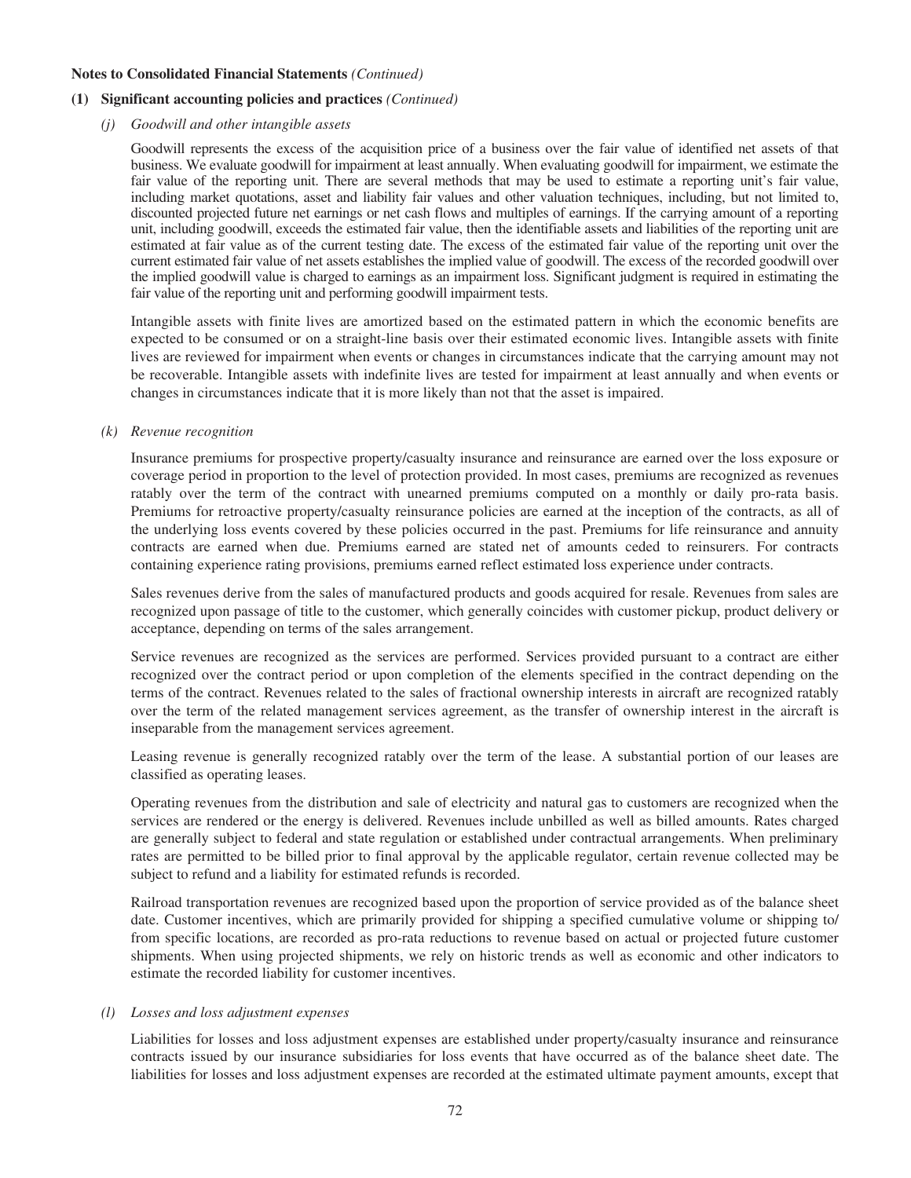**Notes to Consolidated Financial Statements** *(Continued)*

**(1) Significant accounting policies and practices** *(Continued)*

*(j) Goodwill and other intangible assets*

Goodwill represents the excess of the acquisition price of a business over the fair value of identified net assets of that business. We evaluate goodwill for impairment at least annually. When evaluating goodwill for impairment, we estimate the fair value of the reporting unit. There are several methods that may be used to estimate a reporting unit's fair value, including market quotations, asset and liability fair values and other valuation techniques, including, but not limited to, discounted projected future net earnings or net cash flows and multiples of earnings. If the carrying amount of a reporting unit, including goodwill, exceeds the estimated fair value, then the identifiable assets and liabilities of the reporting unit are estimated at fair value as of the current testing date. The excess of the estimated fair value of the reporting unit over the current estimated fair value of net assets establishes the implied value of goodwill. The excess of the recorded goodwill over the implied goodwill value is charged to earnings as an impairment loss. Significant judgment is required in estimating the fair value of the reporting unit and performing goodwill impairment tests.

Intangible assets with finite lives are amortized based on the estimated pattern in which the economic benefits are expected to be consumed or on a straight-line basis over their estimated economic lives. Intangible assets with finite lives are reviewed for impairment when events or changes in circumstances indicate that the carrying amount may not be recoverable. Intangible assets with indefinite lives are tested for impairment at least annually and when events or changes in circumstances indicate that it is more likely than not that the asset is impaired.

*(k) Revenue recognition*

Insurance premiums for prospective property/casualty insurance and reinsurance are earned over the loss exposure or coverage period in proportion to the level of protection provided. In most cases, premiums are recognized as revenues ratably over the term of the contract with unearned premiums computed on a monthly or daily pro-rata basis. Premiums for retroactive property/casualty reinsurance policies are earned at the inception of the contracts, as all of the underlying loss events covered by these policies occurred in the past. Premiums for life reinsurance and annuity contracts are earned when due. Premiums earned are stated net of amounts ceded to reinsurers. For contracts containing experience rating provisions, premiums earned reflect estimated loss experience under contracts.

Sales revenues derive from the sales of manufactured products and goods acquired for resale. Revenues from sales are recognized upon passage of title to the customer, which generally coincides with customer pickup, product delivery or acceptance, depending on terms of the sales arrangement.

Service revenues are recognized as the services are performed. Services provided pursuant to a contract are either recognized over the contract period or upon completion of the elements specified in the contract depending on the terms of the contract. Revenues related to the sales of fractional ownership interests in aircraft are recognized ratably over the term of the related management services agreement, as the transfer of ownership interest in the aircraft is inseparable from the management services agreement.

Leasing revenue is generally recognized ratably over the term of the lease. A substantial portion of our leases are classified as operating leases.

Operating revenues from the distribution and sale of electricity and natural gas to customers are recognized when the services are rendered or the energy is delivered. Revenues include unbilled as well as billed amounts. Rates charged are generally subject to federal and state regulation or established under contractual arrangements. When preliminary rates are permitted to be billed prior to final approval by the applicable regulator, certain revenue collected may be subject to refund and a liability for estimated refunds is recorded.

Railroad transportation revenues are recognized based upon the proportion of service provided as of the balance sheet date. Customer incentives, which are primarily provided for shipping a specified cumulative volume or shipping to/from specific locations, are recorded as pro-rata reductions to revenue based on actual or projected future customer shipments. When using projected shipments, we rely on historic trends as well as economic and other indicators to estimate the recorded liability for customer incentives.

*(l) Losses and loss adjustment expenses*

Liabilities for losses and loss adjustment expenses are established under property/casualty insurance and reinsurance contracts issued by our insurance subsidiaries for loss events that have occurred as of the balance sheet date. The liabilities for losses and loss adjustment expenses are recorded at the estimated ultimate payment amounts, except that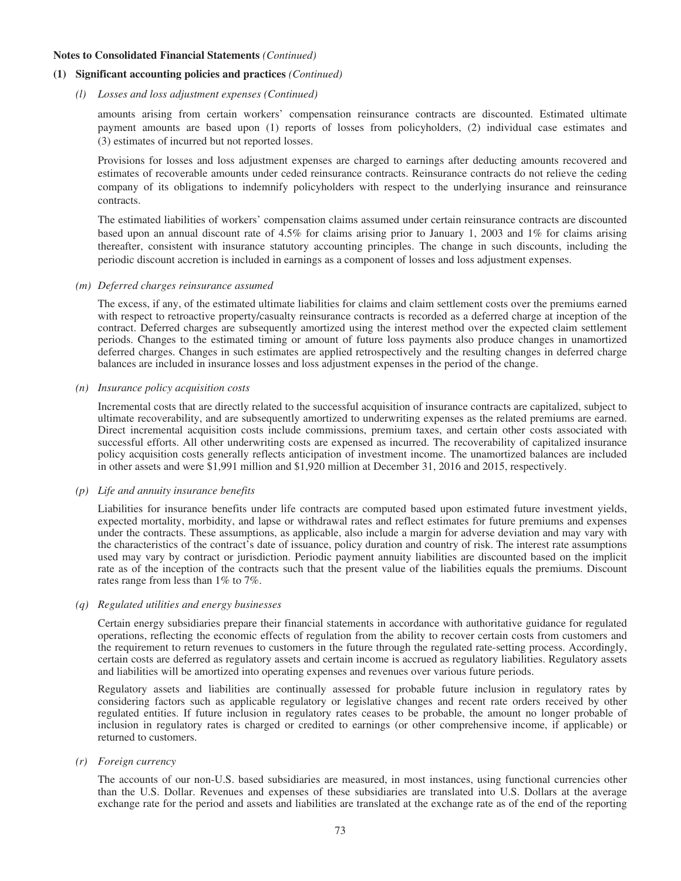**Notes to Consolidated Financial Statements** *(Continued)*

**(1) Significant accounting policies and practices** *(Continued)*

*(l) Losses and loss adjustment expenses (Continued)*

amounts arising from certain workers' compensation reinsurance contracts are discounted. Estimated ultimate payment amounts are based upon (1) reports of losses from policyholders, (2) individual case estimates and (3) estimates of incurred but not reported losses.

Provisions for losses and loss adjustment expenses are charged to earnings after deducting amounts recovered and estimates of recoverable amounts under ceded reinsurance contracts. Reinsurance contracts do not relieve the ceding company of its obligations to indemnify policyholders with respect to the underlying insurance and reinsurance contracts.

The estimated liabilities of workers' compensation claims assumed under certain reinsurance contracts are discounted based upon an annual discount rate of 4.5% for claims arising prior to January 1, 2003 and 1% for claims arising thereafter, consistent with insurance statutory accounting principles. The change in such discounts, including the periodic discount accretion is included in earnings as a component of losses and loss adjustment expenses.

*(m) Deferred charges reinsurance assumed*

The excess, if any, of the estimated ultimate liabilities for claims and claim settlement costs over the premiums earned with respect to retroactive property/casualty reinsurance contracts is recorded as a deferred charge at inception of the contract. Deferred charges are subsequently amortized using the interest method over the expected claim settlement periods. Changes to the estimated timing or amount of future loss payments also produce changes in unamortized deferred charges. Changes in such estimates are applied retrospectively and the resulting changes in deferred charge balances are included in insurance losses and loss adjustment expenses in the period of the change.

*(n) Insurance policy acquisition costs*

Incremental costs that are directly related to the successful acquisition of insurance contracts are capitalized, subject to ultimate recoverability, and are subsequently amortized to underwriting expenses as the related premiums are earned. Direct incremental acquisition costs include commissions, premium taxes, and certain other costs associated with successful efforts. All other underwriting costs are expensed as incurred. The recoverability of capitalized insurance policy acquisition costs generally reflects anticipation of investment income. The unamortized balances are included in other assets and were \$1,991 million and \$1,920 million at December 31, 2016 and 2015, respectively.

*(p) Life and annuity insurance benefits*

Liabilities for insurance benefits under life contracts are computed based upon estimated future investment yields, expected mortality, morbidity, and lapse or withdrawal rates and reflect estimates for future premiums and expenses under the contracts. These assumptions, as applicable, also include a margin for adverse deviation and may vary with the characteristics of the contract's date of issuance, policy duration and country of risk. The interest rate assumptions used may vary by contract or jurisdiction. Periodic payment annuity liabilities are discounted based on the implicit rate as of the inception of the contracts such that the present value of the liabilities equals the premiums. Discount rates range from less than 1% to 7%.

*(q) Regulated utilities and energy businesses*

Certain energy subsidiaries prepare their financial statements in accordance with authoritative guidance for regulated operations, reflecting the economic effects of regulation from the ability to recover certain costs from customers and the requirement to return revenues to customers in the future through the regulated rate-setting process. Accordingly, certain costs are deferred as regulatory assets and certain income is accrued as regulatory liabilities. Regulatory assets and liabilities will be amortized into operating expenses and revenues over various future periods.

Regulatory assets and liabilities are continually assessed for probable future inclusion in regulatory rates by considering factors such as applicable regulatory or legislative changes and recent rate orders received by other regulated entities. If future inclusion in regulatory rates ceases to be probable, the amount no longer probable of inclusion in regulatory rates is charged or credited to earnings (or other comprehensive income, if applicable) or returned to customers.

*(r) Foreign currency*

The accounts of our non-U.S. based subsidiaries are measured, in most instances, using functional currencies other than the U.S. Dollar. Revenues and expenses of these subsidiaries are translated into U.S. Dollars at the average exchange rate for the period and assets and liabilities are translated at the exchange rate as of the end of the reporting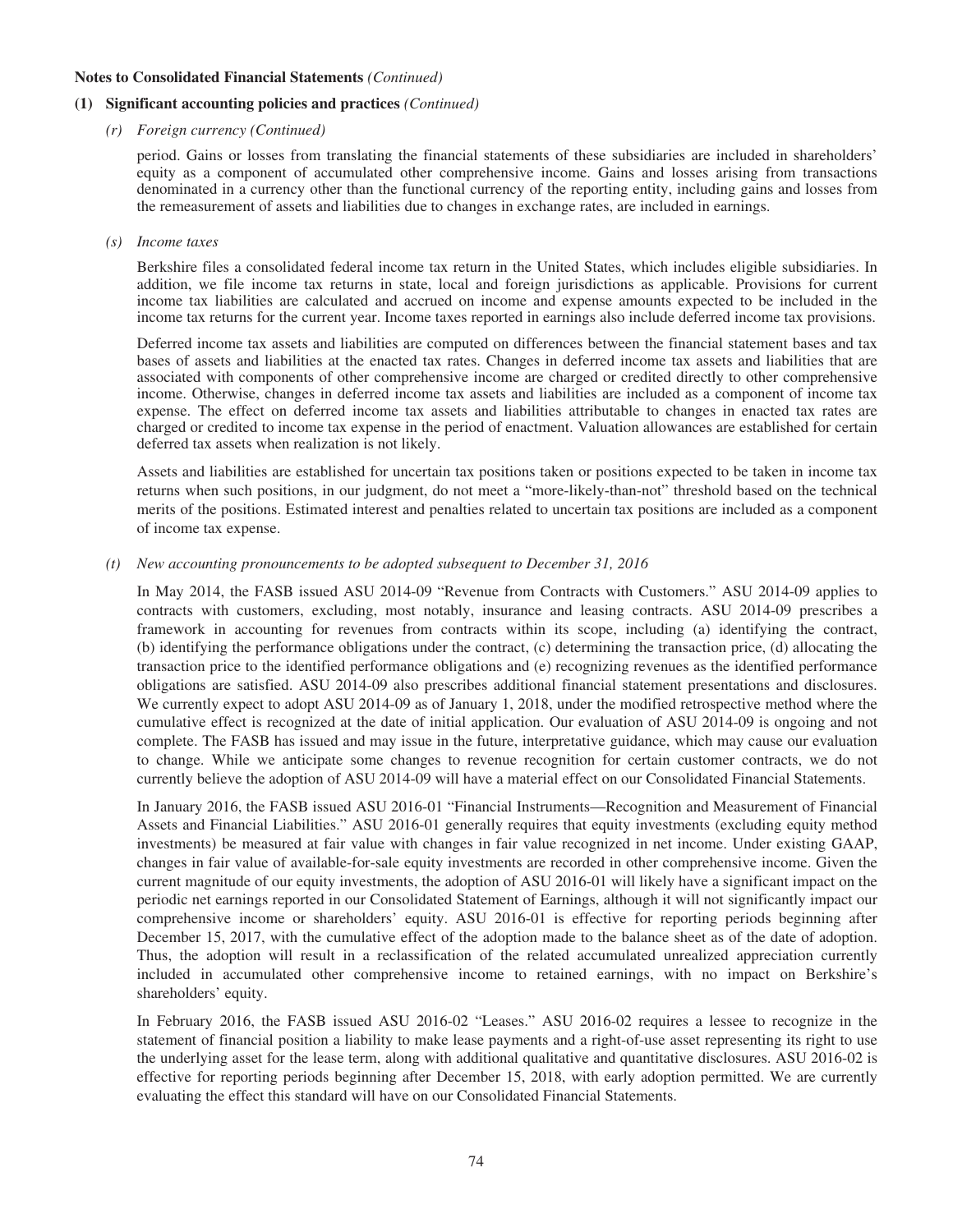**Notes to Consolidated Financial Statements** *(Continued)*

**(1) Significant accounting policies and practices** *(Continued)*

*(r) Foreign currency (Continued)*

period. Gains or losses from translating the financial statements of these subsidiaries are included in shareholders' equity as a component of accumulated other comprehensive income. Gains and losses arising from transactions denominated in a currency other than the functional currency of the reporting entity, including gains and losses from the remeasurement of assets and liabilities due to changes in exchange rates, are included in earnings.

*(s) Income taxes*

Berkshire files a consolidated federal income tax return in the United States, which includes eligible subsidiaries. In addition, we file income tax returns in state, local and foreign jurisdictions as applicable. Provisions for current income tax liabilities are calculated and accrued on income and expense amounts expected to be included in the income tax returns for the current year. Income taxes reported in earnings also include deferred income tax provisions.

Deferred income tax assets and liabilities are computed on differences between the financial statement bases and tax bases of assets and liabilities at the enacted tax rates. Changes in deferred income tax assets and liabilities that are associated with components of other comprehensive income are charged or credited directly to other comprehensive income. Otherwise, changes in deferred income tax assets and liabilities are included as a component of income tax expense. The effect on deferred income tax assets and liabilities attributable to changes in enacted tax rates are charged or credited to income tax expense in the period of enactment. Valuation allowances are established for certain deferred tax assets when realization is not likely.

Assets and liabilities are established for uncertain tax positions taken or positions expected to be taken in income tax returns when such positions, in our judgment, do not meet a "more-likely-than-not" threshold based on the technical merits of the positions. Estimated interest and penalties related to uncertain tax positions are included as a component of income tax expense.

*(t) New accounting pronouncements to be adopted subsequent to December 31, 2016*

In May 2014, the FASB issued ASU 2014-09 "Revenue from Contracts with Customers." ASU 2014-09 applies to contracts with customers, excluding, most notably, insurance and leasing contracts. ASU 2014-09 prescribes a framework in accounting for revenues from contracts within its scope, including (a) identifying the contract, (b) identifying the performance obligations under the contract, (c) determining the transaction price, (d) allocating the transaction price to the identified performance obligations and (e) recognizing revenues as the identified performance obligations are satisfied. ASU 2014-09 also prescribes additional financial statement presentations and disclosures. We currently expect to adopt ASU 2014-09 as of January 1, 2018, under the modified retrospective method where the cumulative effect is recognized at the date of initial application. Our evaluation of ASU 2014-09 is ongoing and not complete. The FASB has issued and may issue in the future, interpretative guidance, which may cause our evaluation to change. While we anticipate some changes to revenue recognition for certain customer contracts, we do not currently believe the adoption of ASU 2014-09 will have a material effect on our Consolidated Financial Statements.

In January 2016, the FASB issued ASU 2016-01 "Financial Instruments—Recognition and Measurement of Financial Assets and Financial Liabilities." ASU 2016-01 generally requires that equity investments (excluding equity method investments) be measured at fair value with changes in fair value recognized in net income. Under existing GAAP, changes in fair value of available-for-sale equity investments are recorded in other comprehensive income. Given the current magnitude of our equity investments, the adoption of ASU 2016-01 will likely have a significant impact on the periodic net earnings reported in our Consolidated Statement of Earnings, although it will not significantly impact our comprehensive income or shareholders' equity. ASU 2016-01 is effective for reporting periods beginning after December 15, 2017, with the cumulative effect of the adoption made to the balance sheet as of the date of adoption. Thus, the adoption will result in a reclassification of the related accumulated unrealized appreciation currently included in accumulated other comprehensive income to retained earnings, with no impact on Berkshire's shareholders' equity.

In February 2016, the FASB issued ASU 2016-02 "Leases." ASU 2016-02 requires a lessee to recognize in the statement of financial position a liability to make lease payments and a right-of-use asset representing its right to use the underlying asset for the lease term, along with additional qualitative and quantitative disclosures. ASU 2016-02 is effective for reporting periods beginning after December 15, 2018, with early adoption permitted. We are currently evaluating the effect this standard will have on our Consolidated Financial Statements.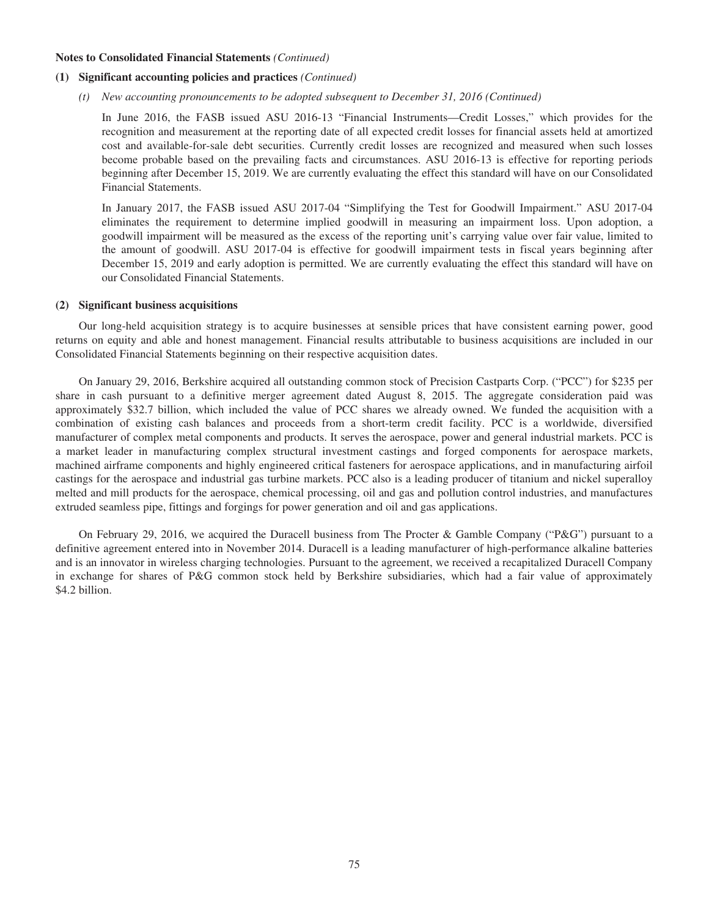**Notes to Consolidated Financial Statements** *(Continued)*

**(1) Significant accounting policies and practices** *(Continued)*

*(t) New accounting pronouncements to be adopted subsequent to December 31, 2016 (Continued)*

In June 2016, the FASB issued ASU 2016-13 "Financial Instruments—Credit Losses," which provides for the recognition and measurement at the reporting date of all expected credit losses for financial assets held at amortized cost and available-for-sale debt securities. Currently credit losses are recognized and measured when such losses become probable based on the prevailing facts and circumstances. ASU 2016-13 is effective for reporting periods beginning after December 15, 2019. We are currently evaluating the effect this standard will have on our Consolidated Financial Statements.

In January 2017, the FASB issued ASU 2017-04 "Simplifying the Test for Goodwill Impairment." ASU 2017-04 eliminates the requirement to determine implied goodwill in measuring an impairment loss. Upon adoption, a goodwill impairment will be measured as the excess of the reporting unit's carrying value over fair value, limited to the amount of goodwill. ASU 2017-04 is effective for goodwill impairment tests in fiscal years beginning after December 15, 2019 and early adoption is permitted. We are currently evaluating the effect this standard will have on our Consolidated Financial Statements.

**(2) Significant business acquisitions**

Our long-held acquisition strategy is to acquire businesses at sensible prices that have consistent earning power, good returns on equity and able and honest management. Financial results attributable to business acquisitions are included in our Consolidated Financial Statements beginning on their respective acquisition dates.

On January 29, 2016, Berkshire acquired all outstanding common stock of Precision Castparts Corp. ("PCC") for $235 per share in cash pursuant to a definitive merger agreement dated August 8, 2015. The aggregate consideration paid was approximately $32.7 billion, which included the value of PCC shares we already owned. We funded the acquisition with a combination of existing cash balances and proceeds from a short-term credit facility. PCC is a worldwide, diversified manufacturer of complex metal components and products. It serves the aerospace, power and general industrial markets. PCC is a market leader in manufacturing complex structural investment castings and forged components for aerospace markets, machined airframe components and highly engineered critical fasteners for aerospace applications, and in manufacturing airfoil castings for the aerospace and industrial gas turbine markets. PCC also is a leading producer of titanium and nickel superalloy melted and mill products for the aerospace, chemical processing, oil and gas and pollution control industries, and manufactures extruded seamless pipe, fittings and forgings for power generation and oil and gas applications.

On February 29, 2016, we acquired the Duracell business from The Procter & Gamble Company ("P&G") pursuant to a definitive agreement entered into in November 2014. Duracell is a leading manufacturer of high-performance alkaline batteries and is an innovator in wireless charging technologies. Pursuant to the agreement, we received a recapitalized Duracell Company in exchange for shares of P&G common stock held by Berkshire subsidiaries, which had a fair value of approximately $4.2 billion.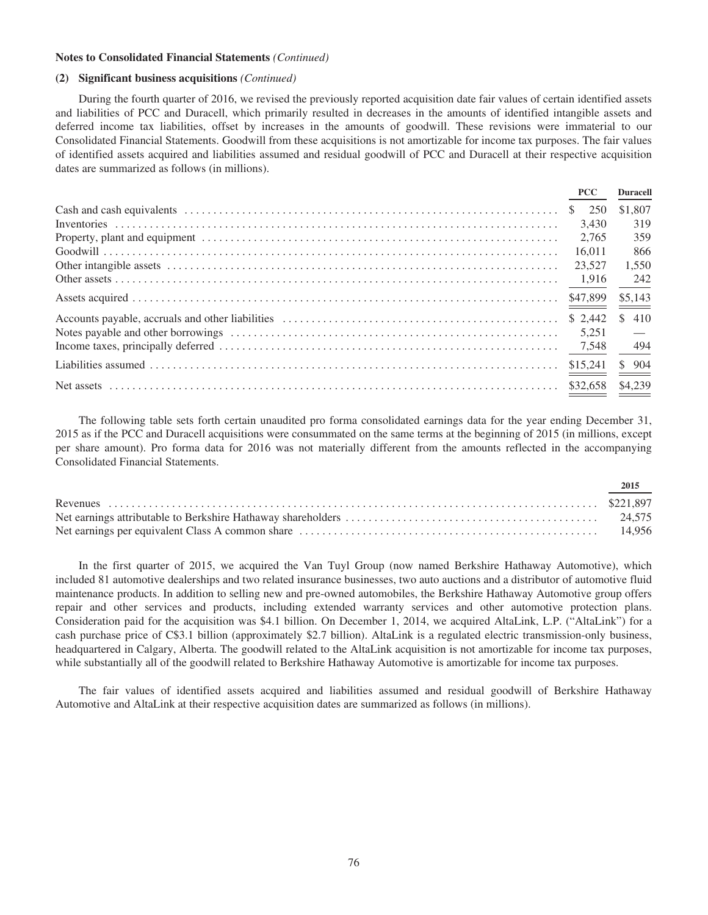**Notes to Consolidated Financial Statements** *(Continued)*

**(2) Significant business acquisitions** *(Continued)*

During the fourth quarter of 2016, we revised the previously reported acquisition date fair values of certain identified assets and liabilities of PCC and Duracell, which primarily resulted in decreases in the amounts of identified intangible assets and deferred income tax liabilities, offset by increases in the amounts of goodwill. These revisions were immaterial to our Consolidated Financial Statements. Goodwill from these acquisitions is not amortizable for income tax purposes. The fair values of identified assets acquired and liabilities assumed and residual goodwill of PCC and Duracell at their respective acquisition dates are summarized as follows (in millions).

| | PCC | Duracell |
|---|---|---|
| Cash and cash equivalents | $ 250 | $1,807 |
| Inventories | 3,430 | 319 |
| Property, plant and equipment | 2,765 | 359 |
| Goodwill | 16,011 | 866 |
| Other intangible assets | 23,527 | 1,550 |
| Other assets | 1,916 | 242 |
| Assets acquired | $47,899 | $5,143 |
| Accounts payable, accruals and other liabilities | $ 2,442 | $ 410 |
| Notes payable and other borrowings | 5,251 | — |
| Income taxes, principally deferred | 7,548 | 494 |
| Liabilities assumed | $15,241 | $ 904 |
| Net assets | $32,658 | $4,239 |

The following table sets forth certain unaudited pro forma consolidated earnings data for the year ending December 31, 2015 as if the PCC and Duracell acquisitions were consummated on the same terms at the beginning of 2015 (in millions, except per share amount). Pro forma data for 2016 was not materially different from the amounts reflected in the accompanying Consolidated Financial Statements.

| | 2015 |
|---|---|
| Revenues | $221,897 |
| Net earnings attributable to Berkshire Hathaway shareholders | 24,575 |
| Net earnings per equivalent Class A common share | 14,956 |

In the first quarter of 2015, we acquired the Van Tuyl Group (now named Berkshire Hathaway Automotive), which included 81 automotive dealerships and two related insurance businesses, two auto auctions and a distributor of automotive fluid maintenance products. In addition to selling new and pre-owned automobiles, the Berkshire Hathaway Automotive group offers repair and other services and products, including extended warranty services and other automotive protection plans. Consideration paid for the acquisition was $4.1 billion. On December 1, 2014, we acquired AltaLink, L.P. ("AltaLink") for a cash purchase price of C$3.1 billion (approximately $2.7 billion). AltaLink is a regulated electric transmission-only business, headquartered in Calgary, Alberta. The goodwill related to the AltaLink acquisition is not amortizable for income tax purposes, while substantially all of the goodwill related to Berkshire Hathaway Automotive is amortizable for income tax purposes.

The fair values of identified assets acquired and liabilities assumed and residual goodwill of Berkshire Hathaway Automotive and AltaLink at their respective acquisition dates are summarized as follows (in millions).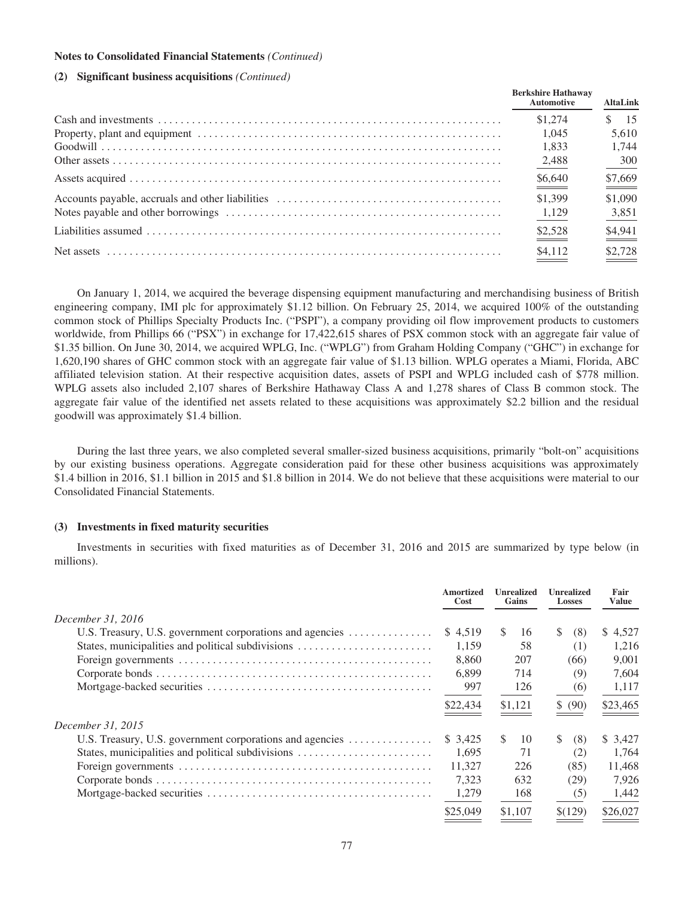**Notes to Consolidated Financial Statements** *(Continued)*

**(2) Significant business acquisitions** *(Continued)*

| | Berkshire Hathaway Automotive | AltaLink |
|---|---|---|
| Cash and investments | $1,274 | $ 15 |
| Property, plant and equipment | 1,045 | 5,610 |
| Goodwill | 1,833 | 1,744 |
| Other assets | 2,488 | 300 |
| Assets acquired | $6,640 | $7,669 |
| Accounts payable, accruals and other liabilities | $1,399 | $1,090 |
| Notes payable and other borrowings | 1,129 | 3,851 |
| Liabilities assumed | $2,528 | $4,941 |
| Net assets | $4,112 | $2,728 |

On January 1, 2014, we acquired the beverage dispensing equipment manufacturing and merchandising business of British engineering company, IMI plc for approximately $1.12 billion. On February 25, 2014, we acquired 100% of the outstanding common stock of Phillips Specialty Products Inc. ("PSPI"), a company providing oil flow improvement products to customers worldwide, from Phillips 66 ("PSX") in exchange for 17,422,615 shares of PSX common stock with an aggregate fair value of $1.35 billion. On June 30, 2014, we acquired WPLG, Inc. ("WPLG") from Graham Holding Company ("GHC") in exchange for 1,620,190 shares of GHC common stock with an aggregate fair value of $1.13 billion. WPLG operates a Miami, Florida, ABC affiliated television station. At their respective acquisition dates, assets of PSPI and WPLG included cash of $778 million. WPLG assets also included 2,107 shares of Berkshire Hathaway Class A and 1,278 shares of Class B common stock. The aggregate fair value of the identified net assets related to these acquisitions was approximately $2.2 billion and the residual goodwill was approximately $1.4 billion.

During the last three years, we also completed several smaller-sized business acquisitions, primarily "bolt-on" acquisitions by our existing business operations. Aggregate consideration paid for these other business acquisitions was approximately $1.4 billion in 2016, $1.1 billion in 2015 and $1.8 billion in 2014. We do not believe that these acquisitions were material to our Consolidated Financial Statements.

**(3) Investments in fixed maturity securities**

Investments in securities with fixed maturities as of December 31, 2016 and 2015 are summarized by type below (in millions).

| | Amortized Cost | Unrealized Gains | Unrealized Losses | Fair Value |
|---|---|---|---|---|
| *December 31, 2016* | | | | |
| U.S. Treasury, U.S. government corporations and agencies | $ 4,519 | $ 16 | $ (8) | $ 4,527 |
| States, municipalities and political subdivisions | 1,159 | 58 | (1) | 1,216 |
| Foreign governments | 8,860 | 207 | (66) | 9,001 |
| Corporate bonds | 6,899 | 714 | (9) | 7,604 |
| Mortgage-backed securities | 997 | 126 | (6) | 1,117 |
| | $22,434 | $1,121 | $ (90) | $23,465 |
| *December 31, 2015* | | | | |
| U.S. Treasury, U.S. government corporations and agencies | $ 3,425 | $ 10 | $ (8) | $ 3,427 |
| States, municipalities and political subdivisions | 1,695 | 71 | (2) | 1,764 |
| Foreign governments | 11,327 | 226 | (85) | 11,468 |
| Corporate bonds | 7,323 | 632 | (29) | 7,926 |
| Mortgage-backed securities | 1,279 | 168 | (5) | 1,442 |
| | $25,049 | $1,107 | $(129) | $26,027 |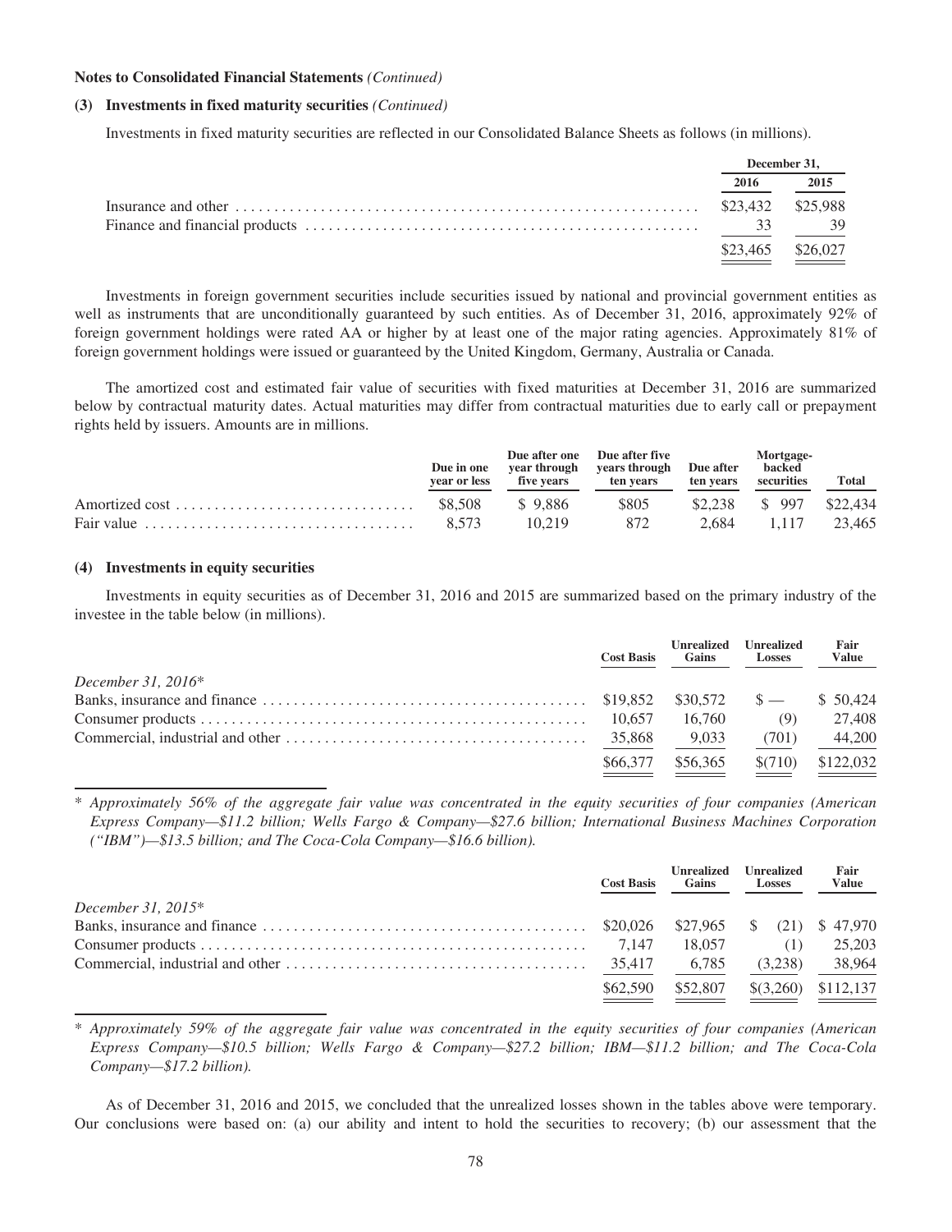**Notes to Consolidated Financial Statements** *(Continued)*

**(3) Investments in fixed maturity securities** *(Continued)*

Investments in fixed maturity securities are reflected in our Consolidated Balance Sheets as follows (in millions).

| | December 31, 2016 | December 31, 2015 |
|---|---|---|
| Insurance and other | $23,432 | $25,988 |
| Finance and financial products | 33 | 39 |
| | $23,465 | $26,027 |

Investments in foreign government securities include securities issued by national and provincial government entities as well as instruments that are unconditionally guaranteed by such entities. As of December 31, 2016, approximately 92% of foreign government holdings were rated AA or higher by at least one of the major rating agencies. Approximately 81% of foreign government holdings were issued or guaranteed by the United Kingdom, Germany, Australia or Canada.

The amortized cost and estimated fair value of securities with fixed maturities at December 31, 2016 are summarized below by contractual maturity dates. Actual maturities may differ from contractual maturities due to early call or prepayment rights held by issuers. Amounts are in millions.

| | Due in one year or less | Due after one year through five years | Due after five years through ten years | Due after ten years | Mortgage-backed securities | Total |
|---|---|---|---|---|---|---|
| Amortized cost | $8,508 | $ 9,886 | $805 | $2,238 | $ 997 | $22,434 |
| Fair value | 8,573 | 10,219 | 872 | 2,684 | 1,117 | 23,465 |

**(4) Investments in equity securities**

Investments in equity securities as of December 31, 2016 and 2015 are summarized based on the primary industry of the investee in the table below (in millions).

| | Cost Basis | Unrealized Gains | Unrealized Losses | Fair Value |
|---|---|---|---|---|
| *December 31, 2016\** | | | | |
| Banks, insurance and finance | $19,852 | $30,572 | $ — | $ 50,424 |
| Consumer products | 10,657 | 16,760 | (9) | 27,408 |
| Commercial, industrial and other | 35,868 | 9,033 | (701) | 44,200 |
| | $66,377 | $56,365 | $(710) | $122,032 |

\* *Approximately 56% of the aggregate fair value was concentrated in the equity securities of four companies (American Express Company—$11.2 billion; Wells Fargo & Company—$27.6 billion; International Business Machines Corporation ("IBM")—$13.5 billion; and The Coca-Cola Company—$16.6 billion).*

| | Cost Basis | Unrealized Gains | Unrealized Losses | Fair Value |
|---|---|---|---|---|
| *December 31, 2015\** | | | | |
| Banks, insurance and finance | $20,026 | $27,965 | $ (21) | $ 47,970 |
| Consumer products | 7,147 | 18,057 | (1) | 25,203 |
| Commercial, industrial and other | 35,417 | 6,785 | (3,238) | 38,964 |
| | $62,590 | $52,807 | $(3,260) | $112,137 |

\* *Approximately 59% of the aggregate fair value was concentrated in the equity securities of four companies (American Express Company—$10.5 billion; Wells Fargo & Company—$27.2 billion; IBM—$11.2 billion; and The Coca-Cola Company—$17.2 billion).*

As of December 31, 2016 and 2015, we concluded that the unrealized losses shown in the tables above were temporary. Our conclusions were based on: (a) our ability and intent to hold the securities to recovery; (b) our assessment that the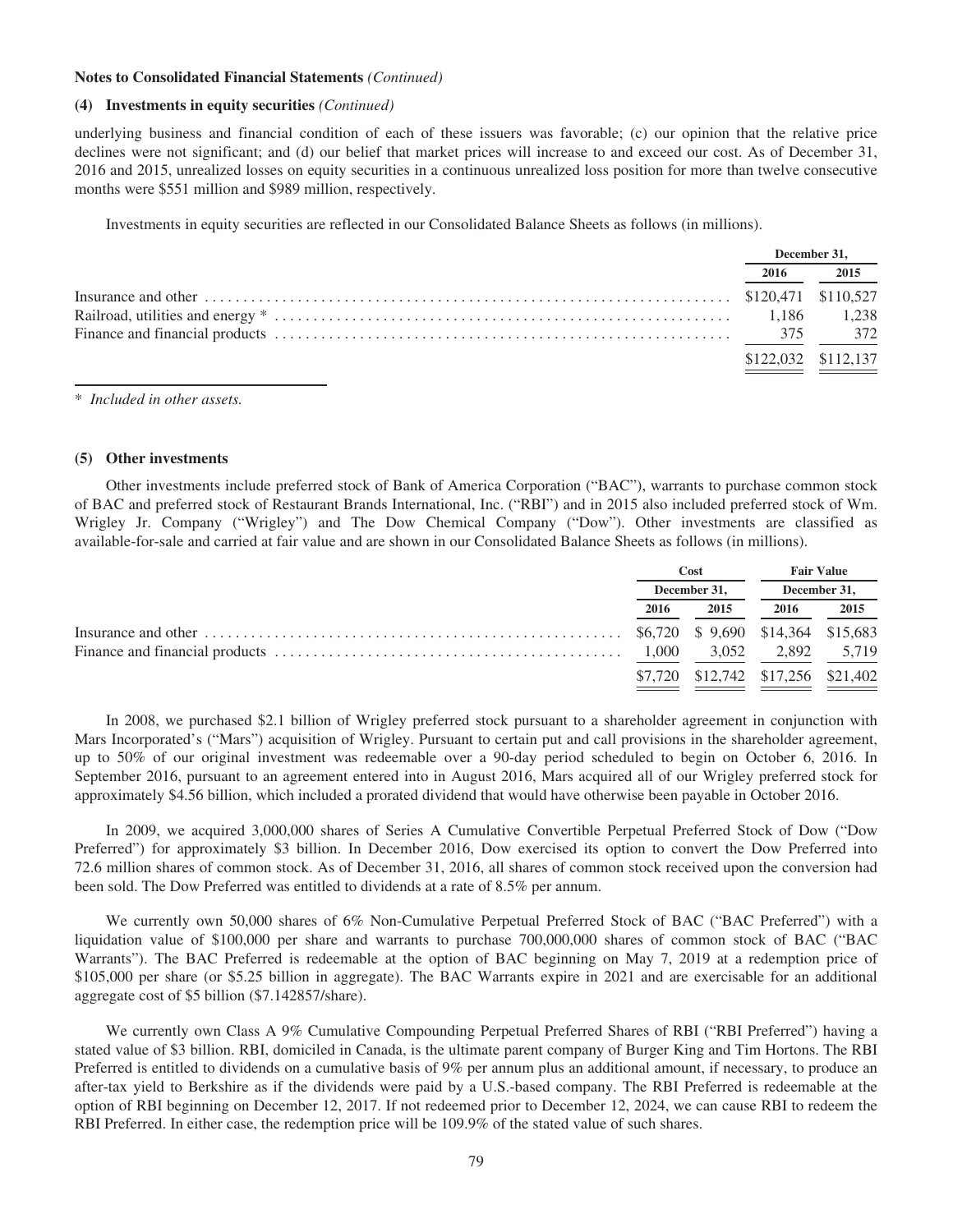**Notes to Consolidated Financial Statements** *(Continued)*

**(4) Investments in equity securities** *(Continued)*

underlying business and financial condition of each of these issuers was favorable; (c) our opinion that the relative price declines were not significant; and (d) our belief that market prices will increase to and exceed our cost. As of December 31, 2016 and 2015, unrealized losses on equity securities in a continuous unrealized loss position for more than twelve consecutive months were $551 million and $989 million, respectively.

Investments in equity securities are reflected in our Consolidated Balance Sheets as follows (in millions).

| | December 31, | |
|---|---|---|
| | 2016 | 2015 |
| Insurance and other | $120,471 | $110,527 |
| Railroad, utilities and energy * | 1,186 | 1,238 |
| Finance and financial products | 375 | 372 |
| | $122,032 | $112,137 |

\* *Included in other assets.*

### (5) Other investments

Other investments include preferred stock of Bank of America Corporation ("BAC"), warrants to purchase common stock of BAC and preferred stock of Restaurant Brands International, Inc. ("RBI") and in 2015 also included preferred stock of Wm. Wrigley Jr. Company ("Wrigley") and The Dow Chemical Company ("Dow"). Other investments are classified as available-for-sale and carried at fair value and are shown in our Consolidated Balance Sheets as follows (in millions).

| | Cost | | Fair Value | |
|---|---|---|---|---|
| | December 31, | | December 31, | |
| | 2016 | 2015 | 2016 | 2015 |
| Insurance and other | $6,720 | $ 9,690 | $14,364 | $15,683 |
| Finance and financial products | 1,000 | 3,052 | 2,892 | 5,719 |
| | $7,720 | $12,742 | $17,256 | $21,402 |

In 2008, we purchased $2.1 billion of Wrigley preferred stock pursuant to a shareholder agreement in conjunction with Mars Incorporated's ("Mars") acquisition of Wrigley. Pursuant to certain put and call provisions in the shareholder agreement, up to 50% of our original investment was redeemable over a 90-day period scheduled to begin on October 6, 2016. In September 2016, pursuant to an agreement entered into in August 2016, Mars acquired all of our Wrigley preferred stock for approximately $4.56 billion, which included a prorated dividend that would have otherwise been payable in October 2016.

In 2009, we acquired 3,000,000 shares of Series A Cumulative Convertible Perpetual Preferred Stock of Dow ("Dow Preferred") for approximately $3 billion. In December 2016, Dow exercised its option to convert the Dow Preferred into 72.6 million shares of common stock. As of December 31, 2016, all shares of common stock received upon the conversion had been sold. The Dow Preferred was entitled to dividends at a rate of 8.5% per annum.

We currently own 50,000 shares of 6% Non-Cumulative Perpetual Preferred Stock of BAC ("BAC Preferred") with a liquidation value of $100,000 per share and warrants to purchase 700,000,000 shares of common stock of BAC ("BAC Warrants"). The BAC Preferred is redeemable at the option of BAC beginning on May 7, 2019 at a redemption price of $105,000 per share (or $5.25 billion in aggregate). The BAC Warrants expire in 2021 and are exercisable for an additional aggregate cost of $5 billion ($7.142857/share).

We currently own Class A 9% Cumulative Compounding Perpetual Preferred Shares of RBI ("RBI Preferred") having a stated value of $3 billion. RBI, domiciled in Canada, is the ultimate parent company of Burger King and Tim Hortons. The RBI Preferred is entitled to dividends on a cumulative basis of 9% per annum plus an additional amount, if necessary, to produce an after-tax yield to Berkshire as if the dividends were paid by a U.S.-based company. The RBI Preferred is redeemable at the option of RBI beginning on December 12, 2017. If not redeemed prior to December 12, 2024, we can cause RBI to redeem the RBI Preferred. In either case, the redemption price will be 109.9% of the stated value of such shares.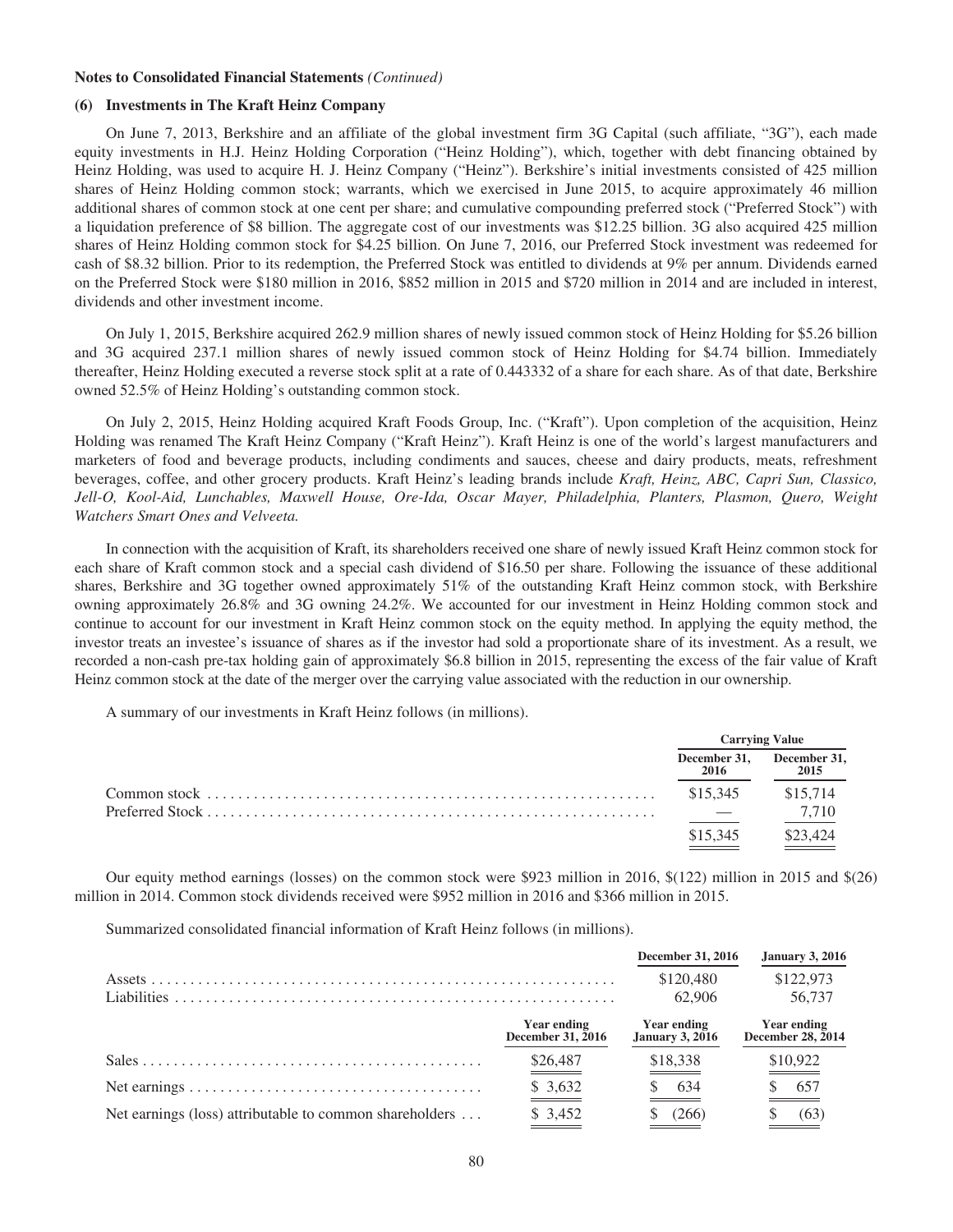**Notes to Consolidated Financial Statements** *(Continued)*

**(6) Investments in The Kraft Heinz Company**

On June 7, 2013, Berkshire and an affiliate of the global investment firm 3G Capital (such affiliate, "3G"), each made equity investments in H.J. Heinz Holding Corporation ("Heinz Holding"), which, together with debt financing obtained by Heinz Holding, was used to acquire H. J. Heinz Company ("Heinz"). Berkshire's initial investments consisted of 425 million shares of Heinz Holding common stock; warrants, which we exercised in June 2015, to acquire approximately 46 million additional shares of common stock at one cent per share; and cumulative compounding preferred stock ("Preferred Stock") with a liquidation preference of $8 billion. The aggregate cost of our investments was $12.25 billion. 3G also acquired 425 million shares of Heinz Holding common stock for $4.25 billion. On June 7, 2016, our Preferred Stock investment was redeemed for cash of $8.32 billion. Prior to its redemption, the Preferred Stock was entitled to dividends at 9% per annum. Dividends earned on the Preferred Stock were $180 million in 2016, $852 million in 2015 and $720 million in 2014 and are included in interest, dividends and other investment income.

On July 1, 2015, Berkshire acquired 262.9 million shares of newly issued common stock of Heinz Holding for $5.26 billion and 3G acquired 237.1 million shares of newly issued common stock of Heinz Holding for $4.74 billion. Immediately thereafter, Heinz Holding executed a reverse stock split at a rate of 0.443332 of a share for each share. As of that date, Berkshire owned 52.5% of Heinz Holding's outstanding common stock.

On July 2, 2015, Heinz Holding acquired Kraft Foods Group, Inc. ("Kraft"). Upon completion of the acquisition, Heinz Holding was renamed The Kraft Heinz Company ("Kraft Heinz"). Kraft Heinz is one of the world's largest manufacturers and marketers of food and beverage products, including condiments and sauces, cheese and dairy products, meats, refreshment beverages, coffee, and other grocery products. Kraft Heinz's leading brands include *Kraft, Heinz, ABC, Capri Sun, Classico, Jell-O, Kool-Aid, Lunchables, Maxwell House, Ore-Ida, Oscar Mayer, Philadelphia, Planters, Plasmon, Quero, Weight Watchers Smart Ones and Velveeta.*

In connection with the acquisition of Kraft, its shareholders received one share of newly issued Kraft Heinz common stock for each share of Kraft common stock and a special cash dividend of $16.50 per share. Following the issuance of these additional shares, Berkshire and 3G together owned approximately 51% of the outstanding Kraft Heinz common stock, with Berkshire owning approximately 26.8% and 3G owning 24.2%. We accounted for our investment in Heinz Holding common stock and continue to account for our investment in Kraft Heinz common stock on the equity method. In applying the equity method, the investor treats an investee's issuance of shares as if the investor had sold a proportionate share of its investment. As a result, we recorded a non-cash pre-tax holding gain of approximately $6.8 billion in 2015, representing the excess of the fair value of Kraft Heinz common stock at the date of the merger over the carrying value associated with the reduction in our ownership.

A summary of our investments in Kraft Heinz follows (in millions).

| | Carrying Value | |
|---|---|---|
| | December 31, 2016 | December 31, 2015 |
| Common stock | $15,345 | $15,714 |
| Preferred Stock | — | 7,710 |
| | $15,345 | $23,424 |

Our equity method earnings (losses) on the common stock were $923 million in 2016, $(122) million in 2015 and $(26) million in 2014. Common stock dividends received were $952 million in 2016 and $366 million in 2015.

Summarized consolidated financial information of Kraft Heinz follows (in millions).

| | | December 31, 2016 | January 3, 2016 |
|---|---|---|---|
| Assets | | $120,480 | $122,973 |
| Liabilities | | 62,906 | 56,737 |
| | Year ending December 31, 2016 | Year ending January 3, 2016 | Year ending December 28, 2014 |
| Sales | $26,487 | $18,338 | $10,922 |
| Net earnings | $ 3,632 | $ 634 | $ 657 |
| Net earnings (loss) attributable to common shareholders | $ 3,452 | $ (266) | $ (63) |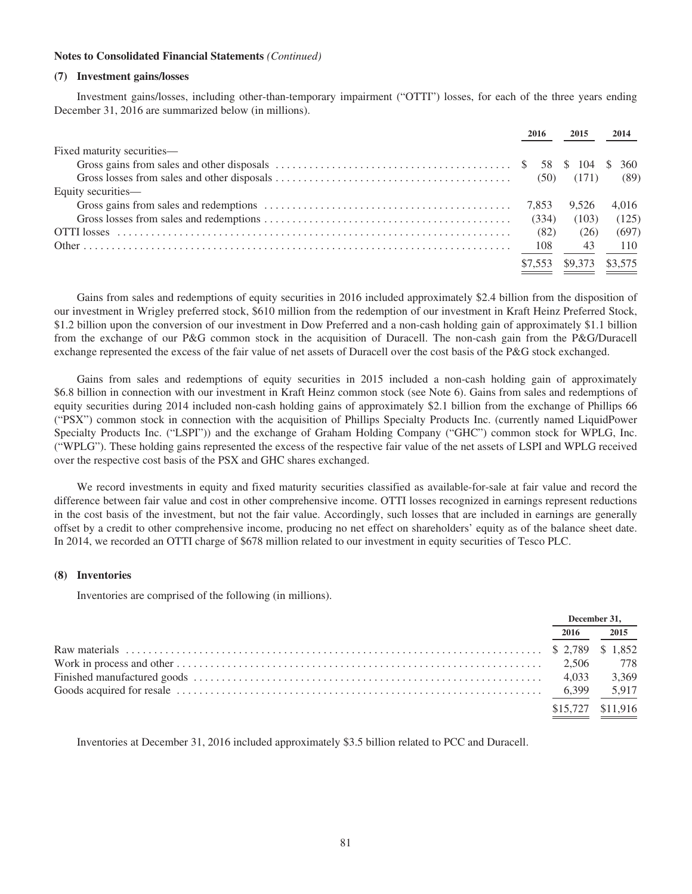**Notes to Consolidated Financial Statements** *(Continued)*

### (7) Investment gains/losses

Investment gains/losses, including other-than-temporary impairment ("OTTI") losses, for each of the three years ending December 31, 2016 are summarized below (in millions).

| | 2016 | 2015 | 2014 |
|---|---|---|---|
| Fixed maturity securities— | | | |
| Gross gains from sales and other disposals | $ 58 | $ 104 | $ 360 |
| Gross losses from sales and other disposals | (50) | (171) | (89) |
| Equity securities— | | | |
| Gross gains from sales and redemptions | 7,853 | 9,526 | 4,016 |
| Gross losses from sales and redemptions | (334) | (103) | (125) |
| OTTI losses | (82) | (26) | (697) |
| Other | 108 | 43 | 110 |
| | $7,553 | $9,373 | $3,575 |

Gains from sales and redemptions of equity securities in 2016 included approximately $2.4 billion from the disposition of our investment in Wrigley preferred stock, $610 million from the redemption of our investment in Kraft Heinz Preferred Stock, $1.2 billion upon the conversion of our investment in Dow Preferred and a non-cash holding gain of approximately $1.1 billion from the exchange of our P&G common stock in the acquisition of Duracell. The non-cash gain from the P&G/Duracell exchange represented the excess of the fair value of net assets of Duracell over the cost basis of the P&G stock exchanged.

Gains from sales and redemptions of equity securities in 2015 included a non-cash holding gain of approximately $6.8 billion in connection with our investment in Kraft Heinz common stock (see Note 6). Gains from sales and redemptions of equity securities during 2014 included non-cash holding gains of approximately $2.1 billion from the exchange of Phillips 66 ("PSX") common stock in connection with the acquisition of Phillips Specialty Products Inc. (currently named LiquidPower Specialty Products Inc. ("LSPI")) and the exchange of Graham Holding Company ("GHC") common stock for WPLG, Inc. ("WPLG"). These holding gains represented the excess of the respective fair value of the net assets of LSPI and WPLG received over the respective cost basis of the PSX and GHC shares exchanged.

We record investments in equity and fixed maturity securities classified as available-for-sale at fair value and record the difference between fair value and cost in other comprehensive income. OTTI losses recognized in earnings represent reductions in the cost basis of the investment, but not the fair value. Accordingly, such losses that are included in earnings are generally offset by a credit to other comprehensive income, producing no net effect on shareholders' equity as of the balance sheet date. In 2014, we recorded an OTTI charge of $678 million related to our investment in equity securities of Tesco PLC.

### (8) Inventories

Inventories are comprised of the following (in millions).

| | December 31, | |
|---|---|---|
| | 2016 | 2015 |
| Raw materials | $ 2,789 | $ 1,852 |
| Work in process and other | 2,506 | 778 |
| Finished manufactured goods | 4,033 | 3,369 |
| Goods acquired for resale | 6,399 | 5,917 |
| | $15,727 | $11,916 |

Inventories at December 31, 2016 included approximately $3.5 billion related to PCC and Duracell.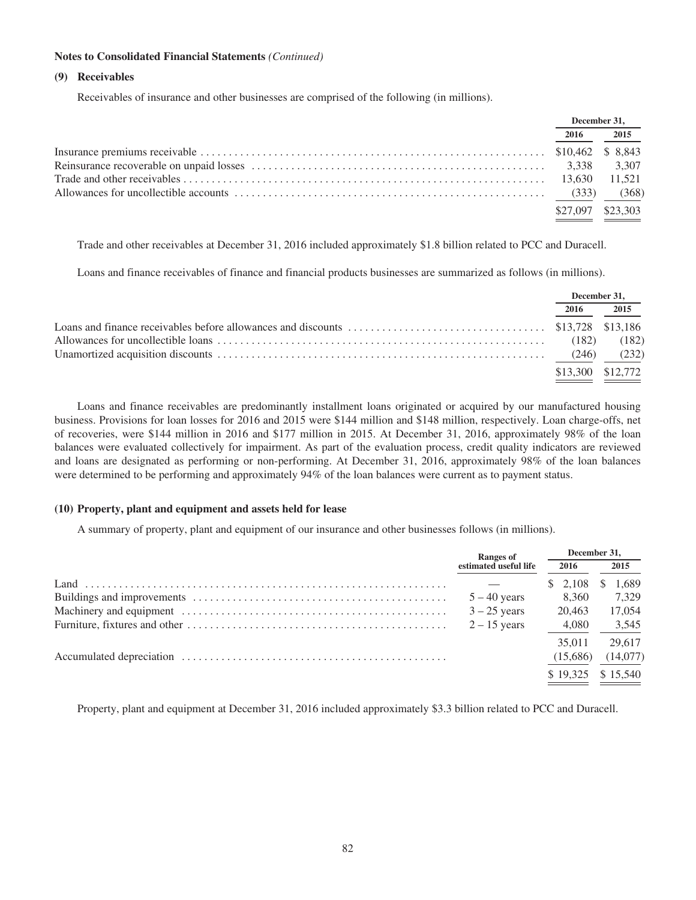**Notes to Consolidated Financial Statements** *(Continued)*

## (9) Receivables

Receivables of insurance and other businesses are comprised of the following (in millions).

| | December 31, 2016 | December 31, 2015 |
|---|---|---|
| Insurance premiums receivable | $10,462 | $ 8,843 |
| Reinsurance recoverable on unpaid losses | 3,338 | 3,307 |
| Trade and other receivables | 13,630 | 11,521 |
| Allowances for uncollectible accounts | (333) | (368) |
| | $27,097 | $23,303 |

Trade and other receivables at December 31, 2016 included approximately $1.8 billion related to PCC and Duracell.

Loans and finance receivables of finance and financial products businesses are summarized as follows (in millions).

| | December 31, 2016 | December 31, 2015 |
|---|---|---|
| Loans and finance receivables before allowances and discounts | $13,728 | $13,186 |
| Allowances for uncollectible loans | (182) | (182) |
| Unamortized acquisition discounts | (246) | (232) |
| | $13,300 | $12,772 |

Loans and finance receivables are predominantly installment loans originated or acquired by our manufactured housing business. Provisions for loan losses for 2016 and 2015 were $144 million and $148 million, respectively. Loan charge-offs, net of recoveries, were $144 million in 2016 and $177 million in 2015. At December 31, 2016, approximately 98% of the loan balances were evaluated collectively for impairment. As part of the evaluation process, credit quality indicators are reviewed and loans are designated as performing or non-performing. At December 31, 2016, approximately 98% of the loan balances were determined to be performing and approximately 94% of the loan balances were current as to payment status.

## (10) Property, plant and equipment and assets held for lease

A summary of property, plant and equipment of our insurance and other businesses follows (in millions).

| | Ranges of estimated useful life | December 31, 2016 | December 31, 2015 |
|---|---|---|---|
| Land | — | $ 2,108 | $ 1,689 |
| Buildings and improvements | 5 – 40 years | 8,360 | 7,329 |
| Machinery and equipment | 3 – 25 years | 20,463 | 17,054 |
| Furniture, fixtures and other | 2 – 15 years | 4,080 | 3,545 |
| | | 35,011 | 29,617 |
| Accumulated depreciation | | (15,686) | (14,077) |
| | | $ 19,325 | $ 15,540 |

Property, plant and equipment at December 31, 2016 included approximately $3.3 billion related to PCC and Duracell.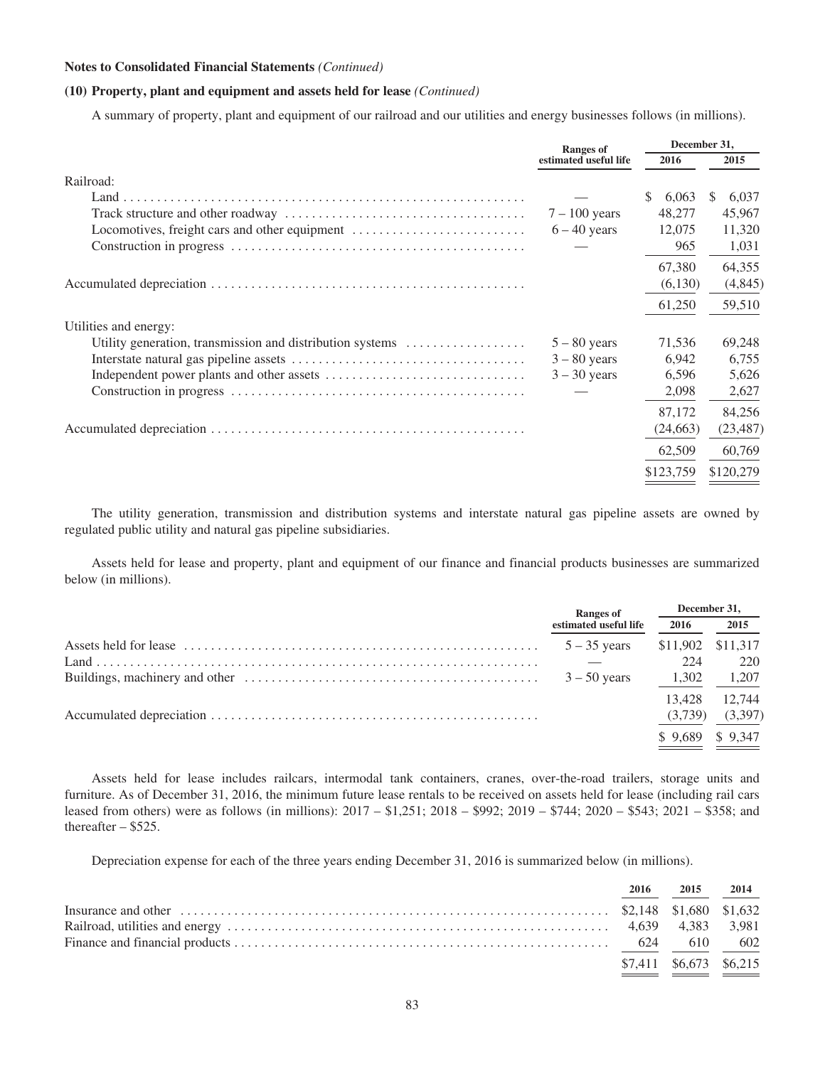**Notes to Consolidated Financial Statements** *(Continued)*

**(10) Property, plant and equipment and assets held for lease** *(Continued)*

A summary of property, plant and equipment of our railroad and our utilities and energy businesses follows (in millions).

| | Ranges of estimated useful life | December 31, 2016 | December 31, 2015 |
|---|---|---|---|
| Railroad: | | | |
| Land | — | $ 6,063 | $ 6,037 |
| Track structure and other roadway | 7 – 100 years | 48,277 | 45,967 |
| Locomotives, freight cars and other equipment | 6 – 40 years | 12,075 | 11,320 |
| Construction in progress | — | 965 | 1,031 |
| | | 67,380 | 64,355 |
| Accumulated depreciation | | (6,130) | (4,845) |
| | | 61,250 | 59,510 |
| Utilities and energy: | | | |
| Utility generation, transmission and distribution systems | 5 – 80 years | 71,536 | 69,248 |
| Interstate natural gas pipeline assets | 3 – 80 years | 6,942 | 6,755 |
| Independent power plants and other assets | 3 – 30 years | 6,596 | 5,626 |
| Construction in progress | — | 2,098 | 2,627 |
| | | 87,172 | 84,256 |
| Accumulated depreciation | | (24,663) | (23,487) |
| | | 62,509 | 60,769 |
| | | $123,759 | $120,279 |

The utility generation, transmission and distribution systems and interstate natural gas pipeline assets are owned by regulated public utility and natural gas pipeline subsidiaries.

Assets held for lease and property, plant and equipment of our finance and financial products businesses are summarized below (in millions).

| | Ranges of estimated useful life | December 31, 2016 | December 31, 2015 |
|---|---|---|---|
| Assets held for lease | 5 – 35 years | $11,902 | $11,317 |
| Land | — | 224 | 220 |
| Buildings, machinery and other | 3 – 50 years | 1,302 | 1,207 |
| | | 13,428 | 12,744 |
| Accumulated depreciation | | (3,739) | (3,397) |
| | | $ 9,689 | $ 9,347 |

Assets held for lease includes railcars, intermodal tank containers, cranes, over-the-road trailers, storage units and furniture. As of December 31, 2016, the minimum future lease rentals to be received on assets held for lease (including rail cars leased from others) were as follows (in millions): 2017 – $1,251; 2018 – $992; 2019 – $744; 2020 – $543; 2021 – $358; and thereafter – $525.

Depreciation expense for each of the three years ending December 31, 2016 is summarized below (in millions).

| | 2016 | 2015 | 2014 |
|---|---|---|---|
| Insurance and other | $2,148 | $1,680 | $1,632 |
| Railroad, utilities and energy | 4,639 | 4,383 | 3,981 |
| Finance and financial products | 624 | 610 | 602 |
| | $7,411 | $6,673 | $6,215 |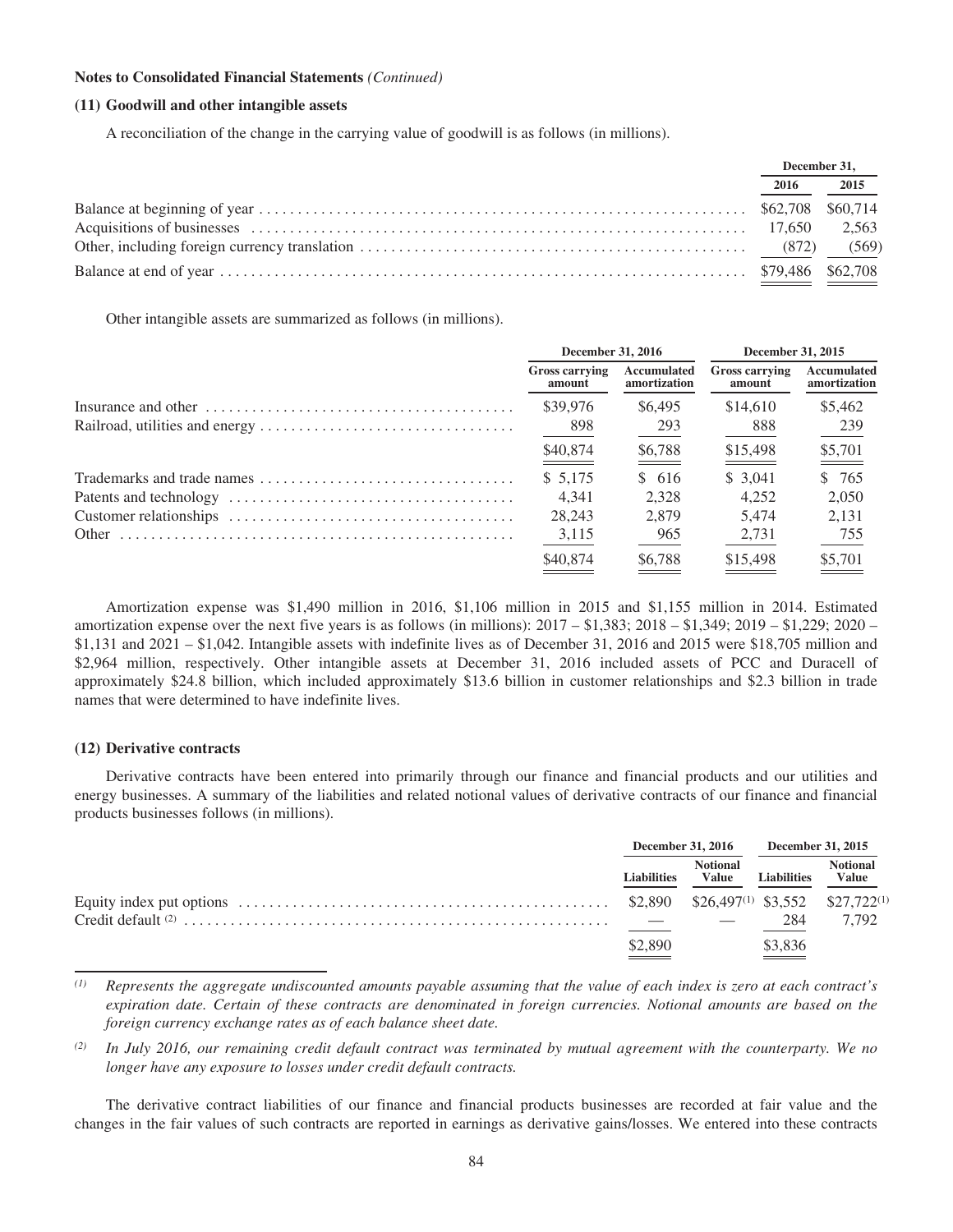**Notes to Consolidated Financial Statements** *(Continued)*

### (11) Goodwill and other intangible assets

A reconciliation of the change in the carrying value of goodwill is as follows (in millions).

| | December 31, | |
|---|---|---|
| | 2016 | 2015 |
| Balance at beginning of year | $62,708 | $60,714 |
| Acquisitions of businesses | 17,650 | 2,563 |
| Other, including foreign currency translation | (872) | (569) |
| Balance at end of year | $79,486 | $62,708 |

Other intangible assets are summarized as follows (in millions).

| | December 31, 2016 | | December 31, 2015 | |
|---|---|---|---|---|
| | Gross carrying amount | Accumulated amortization | Gross carrying amount | Accumulated amortization |
| Insurance and other | $39,976 | $6,495 | $14,610 | $5,462 |
| Railroad, utilities and energy | 898 | 293 | 888 | 239 |
| | $40,874 | $6,788 | $15,498 | $5,701 |
| Trademarks and trade names | $ 5,175 | $ 616 | $ 3,041 | $ 765 |
| Patents and technology | 4,341 | 2,328 | 4,252 | 2,050 |
| Customer relationships | 28,243 | 2,879 | 5,474 | 2,131 |
| Other | 3,115 | 965 | 2,731 | 755 |
| | $40,874 | $6,788 | $15,498 | $5,701 |

Amortization expense was $1,490 million in 2016, $1,106 million in 2015 and $1,155 million in 2014. Estimated amortization expense over the next five years is as follows (in millions): 2017 – $1,383; 2018 – $1,349; 2019 – $1,229; 2020 – $1,131 and 2021 – $1,042. Intangible assets with indefinite lives as of December 31, 2016 and 2015 were $18,705 million and $2,964 million, respectively. Other intangible assets at December 31, 2016 included assets of PCC and Duracell of approximately $24.8 billion, which included approximately $13.6 billion in customer relationships and $2.3 billion in trade names that were determined to have indefinite lives.

### (12) Derivative contracts

Derivative contracts have been entered into primarily through our finance and financial products and our utilities and energy businesses. A summary of the liabilities and related notional values of derivative contracts of our finance and financial products businesses follows (in millions).

| | December 31, 2016 | | December 31, 2015 | |
|---|---|---|---|---|
| | Liabilities | Notional Value | Liabilities | Notional Value |
| Equity index put options | $2,890 | $26,497 [(1)] | $3,552 | $27,722 [(1)] |
| Credit default [(2)] | — | — | 284 | 7,792 |
| | $2,890 | | $3,836 | |

*(1) Represents the aggregate undiscounted amounts payable assuming that the value of each index is zero at each contract's expiration date. Certain of these contracts are denominated in foreign currencies. Notional amounts are based on the foreign currency exchange rates as of each balance sheet date.*

*(2) In July 2016, our remaining credit default contract was terminated by mutual agreement with the counterparty. We no longer have any exposure to losses under credit default contracts.*

The derivative contract liabilities of our finance and financial products businesses are recorded at fair value and the changes in the fair values of such contracts are reported in earnings as derivative gains/losses. We entered into these contracts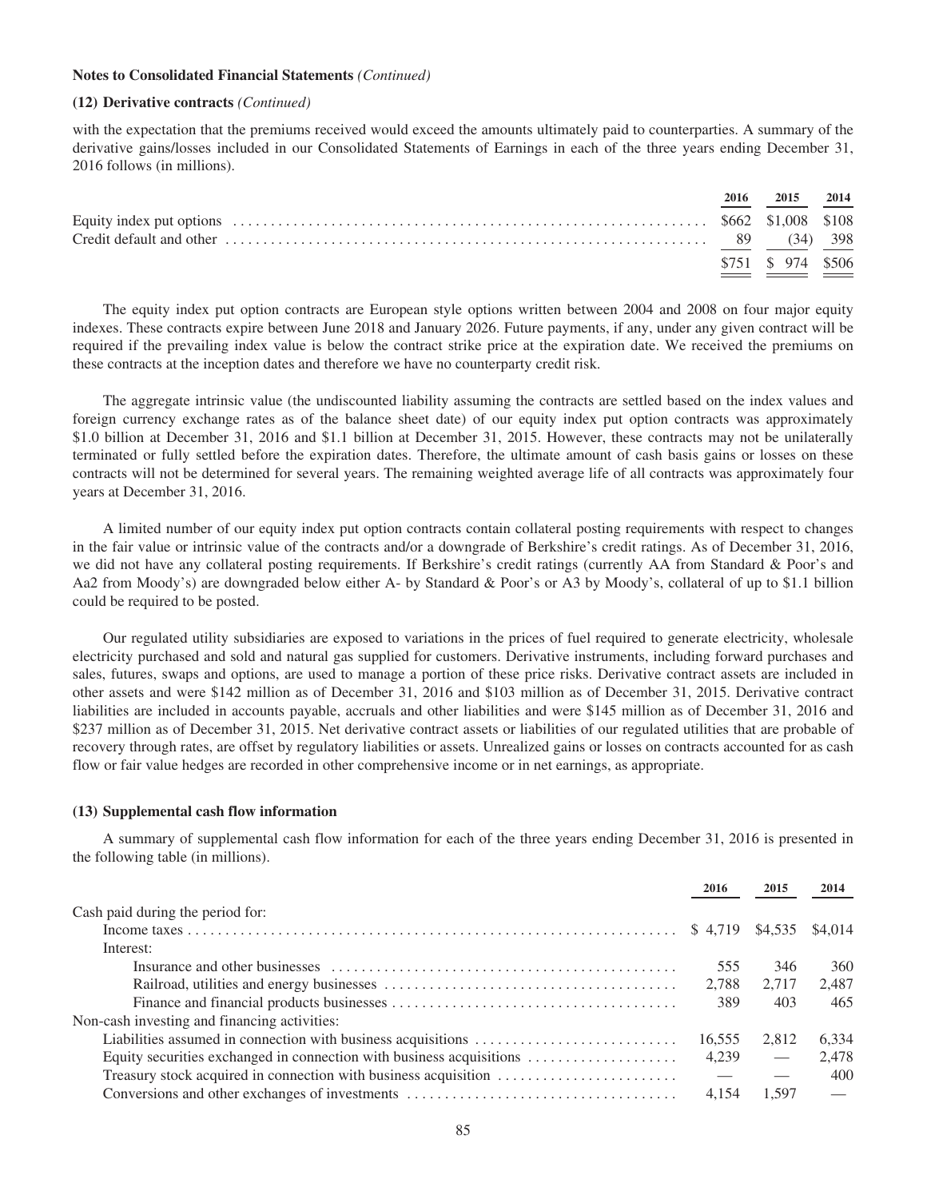**Notes to Consolidated Financial Statements** *(Continued)*

**(12) Derivative contracts** *(Continued)*

with the expectation that the premiums received would exceed the amounts ultimately paid to counterparties. A summary of the derivative gains/losses included in our Consolidated Statements of Earnings in each of the three years ending December 31, 2016 follows (in millions).

| | 2016 | 2015 | 2014 |
|---|---|---|---|
| Equity index put options | $662 | $1,008 | $108 |
| Credit default and other | 89 | (34) | 398 |
| | $751 | $ 974 | $506 |

The equity index put option contracts are European style options written between 2004 and 2008 on four major equity indexes. These contracts expire between June 2018 and January 2026. Future payments, if any, under any given contract will be required if the prevailing index value is below the contract strike price at the expiration date. We received the premiums on these contracts at the inception dates and therefore we have no counterparty credit risk.

The aggregate intrinsic value (the undiscounted liability assuming the contracts are settled based on the index values and foreign currency exchange rates as of the balance sheet date) of our equity index put option contracts was approximately $1.0 billion at December 31, 2016 and $1.1 billion at December 31, 2015. However, these contracts may not be unilaterally terminated or fully settled before the expiration dates. Therefore, the ultimate amount of cash basis gains or losses on these contracts will not be determined for several years. The remaining weighted average life of all contracts was approximately four years at December 31, 2016.

A limited number of our equity index put option contracts contain collateral posting requirements with respect to changes in the fair value or intrinsic value of the contracts and/or a downgrade of Berkshire's credit ratings. As of December 31, 2016, we did not have any collateral posting requirements. If Berkshire's credit ratings (currently AA from Standard & Poor's and Aa2 from Moody's) are downgraded below either A- by Standard & Poor's or A3 by Moody's, collateral of up to $1.1 billion could be required to be posted.

Our regulated utility subsidiaries are exposed to variations in the prices of fuel required to generate electricity, wholesale electricity purchased and sold and natural gas supplied for customers. Derivative instruments, including forward purchases and sales, futures, swaps and options, are used to manage a portion of these price risks. Derivative contract assets are included in other assets and were $142 million as of December 31, 2016 and $103 million as of December 31, 2015. Derivative contract liabilities are included in accounts payable, accruals and other liabilities and were $145 million as of December 31, 2016 and $237 million as of December 31, 2015. Net derivative contract assets or liabilities of our regulated utilities that are probable of recovery through rates, are offset by regulatory liabilities or assets. Unrealized gains or losses on contracts accounted for as cash flow or fair value hedges are recorded in other comprehensive income or in net earnings, as appropriate.

**(13) Supplemental cash flow information**

A summary of supplemental cash flow information for each of the three years ending December 31, 2016 is presented in the following table (in millions).

| | 2016 | 2015 | 2014 |
|---|---|---|---|
| Cash paid during the period for: | | | |
| Income taxes | $ 4,719 | $4,535 | $4,014 |
| Interest: | | | |
| Insurance and other businesses | 555 | 346 | 360 |
| Railroad, utilities and energy businesses | 2,788 | 2,717 | 2,487 |
| Finance and financial products businesses | 389 | 403 | 465 |
| Non-cash investing and financing activities: | | | |
| Liabilities assumed in connection with business acquisitions | 16,555 | 2,812 | 6,334 |
| Equity securities exchanged in connection with business acquisitions | 4,239 | — | 2,478 |
| Treasury stock acquired in connection with business acquisition | — | — | 400 |
| Conversions and other exchanges of investments | 4,154 | 1,597 | — |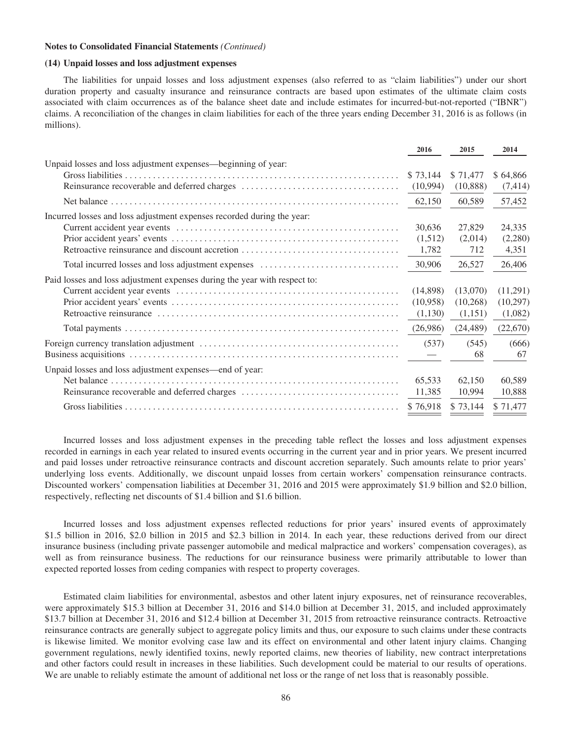**Notes to Consolidated Financial Statements** *(Continued)*

**(14) Unpaid losses and loss adjustment expenses**

The liabilities for unpaid losses and loss adjustment expenses (also referred to as "claim liabilities") under our short duration property and casualty insurance and reinsurance contracts are based upon estimates of the ultimate claim costs associated with claim occurrences as of the balance sheet date and include estimates for incurred-but-not-reported ("IBNR") claims. A reconciliation of the changes in claim liabilities for each of the three years ending December 31, 2016 is as follows (in millions).

| | 2016 | 2015 | 2014 |
|---|---|---|---|
| Unpaid losses and loss adjustment expenses—beginning of year: | | | |
| Gross liabilities | $ 73,144 | $ 71,477 | $ 64,866 |
| Reinsurance recoverable and deferred charges | (10,994) | (10,888) | (7,414) |
| Net balance | 62,150 | 60,589 | 57,452 |
| Incurred losses and loss adjustment expenses recorded during the year: | | | |
| Current accident year events | 30,636 | 27,829 | 24,335 |
| Prior accident years' events | (1,512) | (2,014) | (2,280) |
| Retroactive reinsurance and discount accretion | 1,782 | 712 | 4,351 |
| Total incurred losses and loss adjustment expenses | 30,906 | 26,527 | 26,406 |
| Paid losses and loss adjustment expenses during the year with respect to: | | | |
| Current accident year events | (14,898) | (13,070) | (11,291) |
| Prior accident years' events | (10,958) | (10,268) | (10,297) |
| Retroactive reinsurance | (1,130) | (1,151) | (1,082) |
| Total payments | (26,986) | (24,489) | (22,670) |
| Foreign currency translation adjustment | (537) | (545) | (666) |
| Business acquisitions | — | 68 | 67 |
| Unpaid losses and loss adjustment expenses—end of year: | | | |
| Net balance | 65,533 | 62,150 | 60,589 |
| Reinsurance recoverable and deferred charges | 11,385 | 10,994 | 10,888 |
| Gross liabilities | $ 76,918 | $ 73,144 | $ 71,477 |

Incurred losses and loss adjustment expenses in the preceding table reflect the losses and loss adjustment expenses recorded in earnings in each year related to insured events occurring in the current year and in prior years. We present incurred and paid losses under retroactive reinsurance contracts and discount accretion separately. Such amounts relate to prior years' underlying loss events. Additionally, we discount unpaid losses from certain workers' compensation reinsurance contracts. Discounted workers' compensation liabilities at December 31, 2016 and 2015 were approximately $1.9 billion and $2.0 billion, respectively, reflecting net discounts of $1.4 billion and $1.6 billion.

Incurred losses and loss adjustment expenses reflected reductions for prior years' insured events of approximately $1.5 billion in 2016, $2.0 billion in 2015 and $2.3 billion in 2014. In each year, these reductions derived from our direct insurance business (including private passenger automobile and medical malpractice and workers' compensation coverages), as well as from reinsurance business. The reductions for our reinsurance business were primarily attributable to lower than expected reported losses from ceding companies with respect to property coverages.

Estimated claim liabilities for environmental, asbestos and other latent injury exposures, net of reinsurance recoverables, were approximately $15.3 billion at December 31, 2016 and $14.0 billion at December 31, 2015, and included approximately $13.7 billion at December 31, 2016 and $12.4 billion at December 31, 2015 from retroactive reinsurance contracts. Retroactive reinsurance contracts are generally subject to aggregate policy limits and thus, our exposure to such claims under these contracts is likewise limited. We monitor evolving case law and its effect on environmental and other latent injury claims. Changing government regulations, newly identified toxins, newly reported claims, new theories of liability, new contract interpretations and other factors could result in increases in these liabilities. Such development could be material to our results of operations. We are unable to reliably estimate the amount of additional net loss or the range of net loss that is reasonably possible.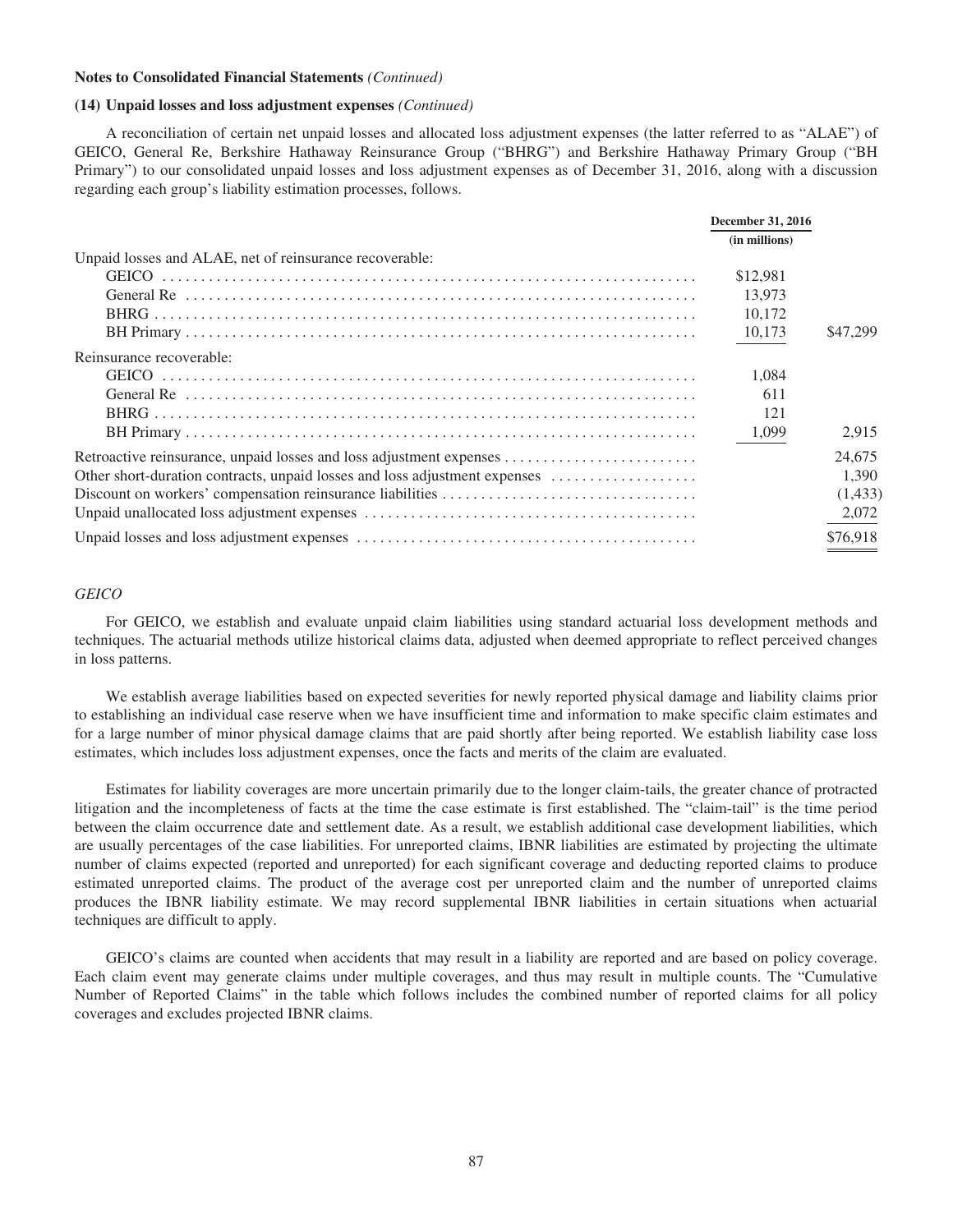**Notes to Consolidated Financial Statements** *(Continued)*

**(14) Unpaid losses and loss adjustment expenses** *(Continued)*

A reconciliation of certain net unpaid losses and allocated loss adjustment expenses (the latter referred to as "ALAE") of GEICO, General Re, Berkshire Hathaway Reinsurance Group ("BHRG") and Berkshire Hathaway Primary Group ("BH Primary") to our consolidated unpaid losses and loss adjustment expenses as of December 31, 2016, along with a discussion regarding each group's liability estimation processes, follows.

| | December 31, 2016 (in millions) | |
|---|---|---|
| Unpaid losses and ALAE, net of reinsurance recoverable: | | |
| GEICO | $12,981 | |
| General Re | 13,973 | |
| BHRG | 10,172 | |
| BH Primary | 10,173 | $47,299 |
| Reinsurance recoverable: | | |
| GEICO | 1,084 | |
| General Re | 611 | |
| BHRG | 121 | |
| BH Primary | 1,099 | 2,915 |
| Retroactive reinsurance, unpaid losses and loss adjustment expenses | | 24,675 |
| Other short-duration contracts, unpaid losses and loss adjustment expenses | | 1,390 |
| Discount on workers' compensation reinsurance liabilities | | (1,433) |
| Unpaid unallocated loss adjustment expenses | | 2,072 |
| Unpaid losses and loss adjustment expenses | | $76,918 |

*GEICO*

For GEICO, we establish and evaluate unpaid claim liabilities using standard actuarial loss development methods and techniques. The actuarial methods utilize historical claims data, adjusted when deemed appropriate to reflect perceived changes in loss patterns.

We establish average liabilities based on expected severities for newly reported physical damage and liability claims prior to establishing an individual case reserve when we have insufficient time and information to make specific claim estimates and for a large number of minor physical damage claims that are paid shortly after being reported. We establish liability case loss estimates, which includes loss adjustment expenses, once the facts and merits of the claim are evaluated.

Estimates for liability coverages are more uncertain primarily due to the longer claim-tails, the greater chance of protracted litigation and the incompleteness of facts at the time the case estimate is first established. The "claim-tail" is the time period between the claim occurrence date and settlement date. As a result, we establish additional case development liabilities, which are usually percentages of the case liabilities. For unreported claims, IBNR liabilities are estimated by projecting the ultimate number of claims expected (reported and unreported) for each significant coverage and deducting reported claims to produce estimated unreported claims. The product of the average cost per unreported claim and the number of unreported claims produces the IBNR liability estimate. We may record supplemental IBNR liabilities in certain situations when actuarial techniques are difficult to apply.

GEICO's claims are counted when accidents that may result in a liability are reported and are based on policy coverage. Each claim event may generate claims under multiple coverages, and thus may result in multiple counts. The "Cumulative Number of Reported Claims" in the table which follows includes the combined number of reported claims for all policy coverages and excludes projected IBNR claims.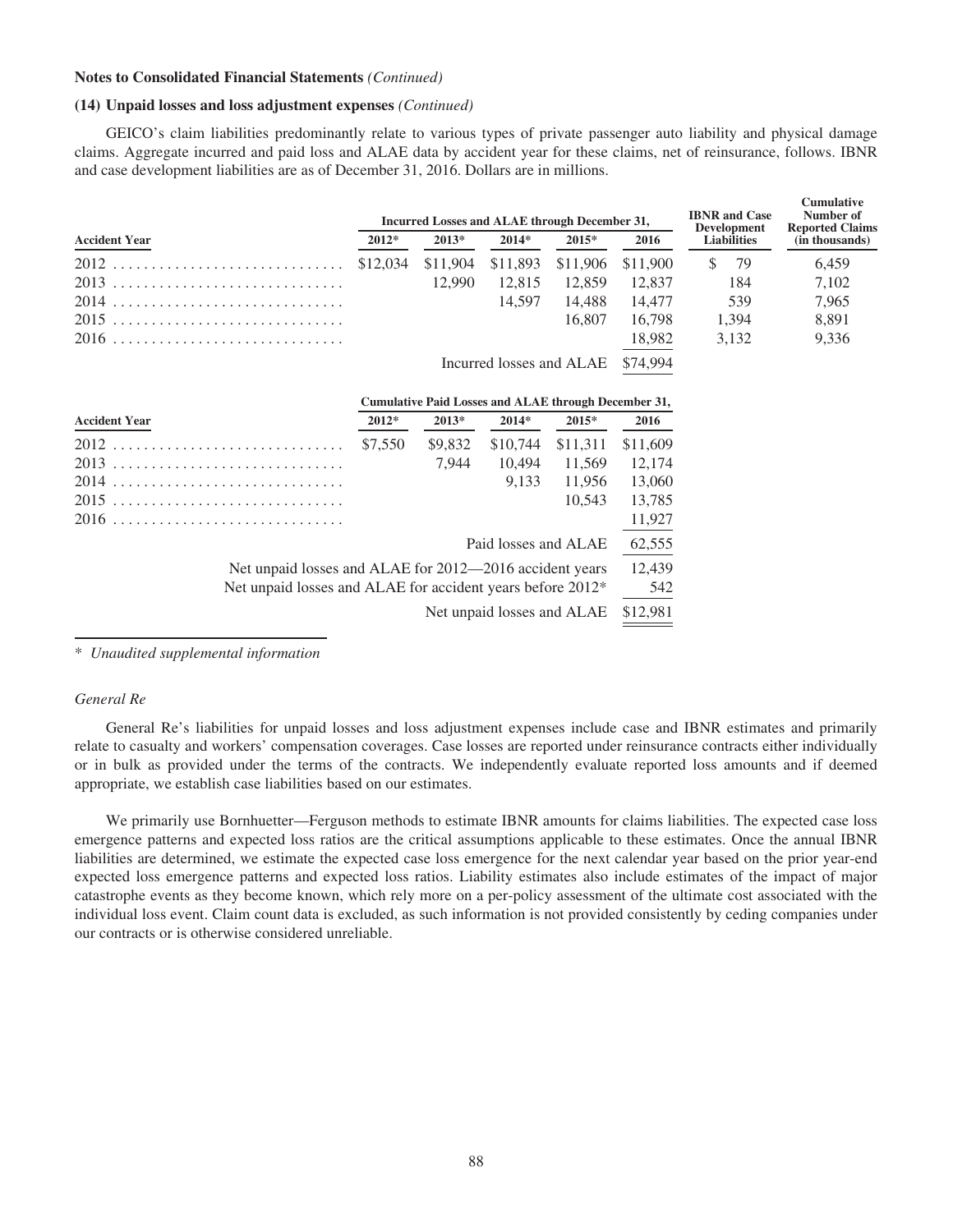**Notes to Consolidated Financial Statements** *(Continued)*

**(14) Unpaid losses and loss adjustment expenses** *(Continued)*

GEICO's claim liabilities predominantly relate to various types of private passenger auto liability and physical damage claims. Aggregate incurred and paid loss and ALAE data by accident year for these claims, net of reinsurance, follows. IBNR and case development liabilities are as of December 31, 2016. Dollars are in millions.

| Accident Year | Incurred Losses and ALAE through December 31, | | | | | IBNR and Case Development Liabilities | Cumulative Number of Reported Claims (in thousands) |
|---|---|---|---|---|---|---|---|
| | 2012* | 2013* | 2014* | 2015* | 2016 | | |
| 2012 | $12,034 | $11,904 | $11,893 | $11,906 | $11,900 | $ 79 | 6,459 |
| 2013 | | 12,990 | 12,815 | 12,859 | 12,837 | 184 | 7,102 |
| 2014 | | | 14,597 | 14,488 | 14,477 | 539 | 7,965 |
| 2015 | | | | 16,807 | 16,798 | 1,394 | 8,891 |
| 2016 | | | | | 18,982 | 3,132 | 9,336 |
| | | | Incurred losses and ALAE | | $74,994 | | |

| Accident Year | Cumulative Paid Losses and ALAE through December 31, | | | | |
|---|---|---|---|---|---|
| | 2012* | 2013* | 2014* | 2015* | 2016 |
| 2012 | $7,550 | $9,832 | $10,744 | $11,311 | $11,609 |
| 2013 | | 7,944 | 10,494 | 11,569 | 12,174 |
| 2014 | | | 9,133 | 11,956 | 13,060 |
| 2015 | | | | 10,543 | 13,785 |
| 2016 | | | | | 11,927 |
| | | | Paid losses and ALAE | | 62,555 |
| | Net unpaid losses and ALAE for 2012—2016 accident years | | | | 12,439 |
| | Net unpaid losses and ALAE for accident years before 2012* | | | | 542 |
| | | | Net unpaid losses and ALAE | | $12,981 |

\* *Unaudited supplemental information*

*General Re*

General Re's liabilities for unpaid losses and loss adjustment expenses include case and IBNR estimates and primarily relate to casualty and workers' compensation coverages. Case losses are reported under reinsurance contracts either individually or in bulk as provided under the terms of the contracts. We independently evaluate reported loss amounts and if deemed appropriate, we establish case liabilities based on our estimates.

We primarily use Bornhuetter—Ferguson methods to estimate IBNR amounts for claims liabilities. The expected case loss emergence patterns and expected loss ratios are the critical assumptions applicable to these estimates. Once the annual IBNR liabilities are determined, we estimate the expected case loss emergence for the next calendar year based on the prior year-end expected loss emergence patterns and expected loss ratios. Liability estimates also include estimates of the impact of major catastrophe events as they become known, which rely more on a per-policy assessment of the ultimate cost associated with the individual loss event. Claim count data is excluded, as such information is not provided consistently by ceding companies under our contracts or is otherwise considered unreliable.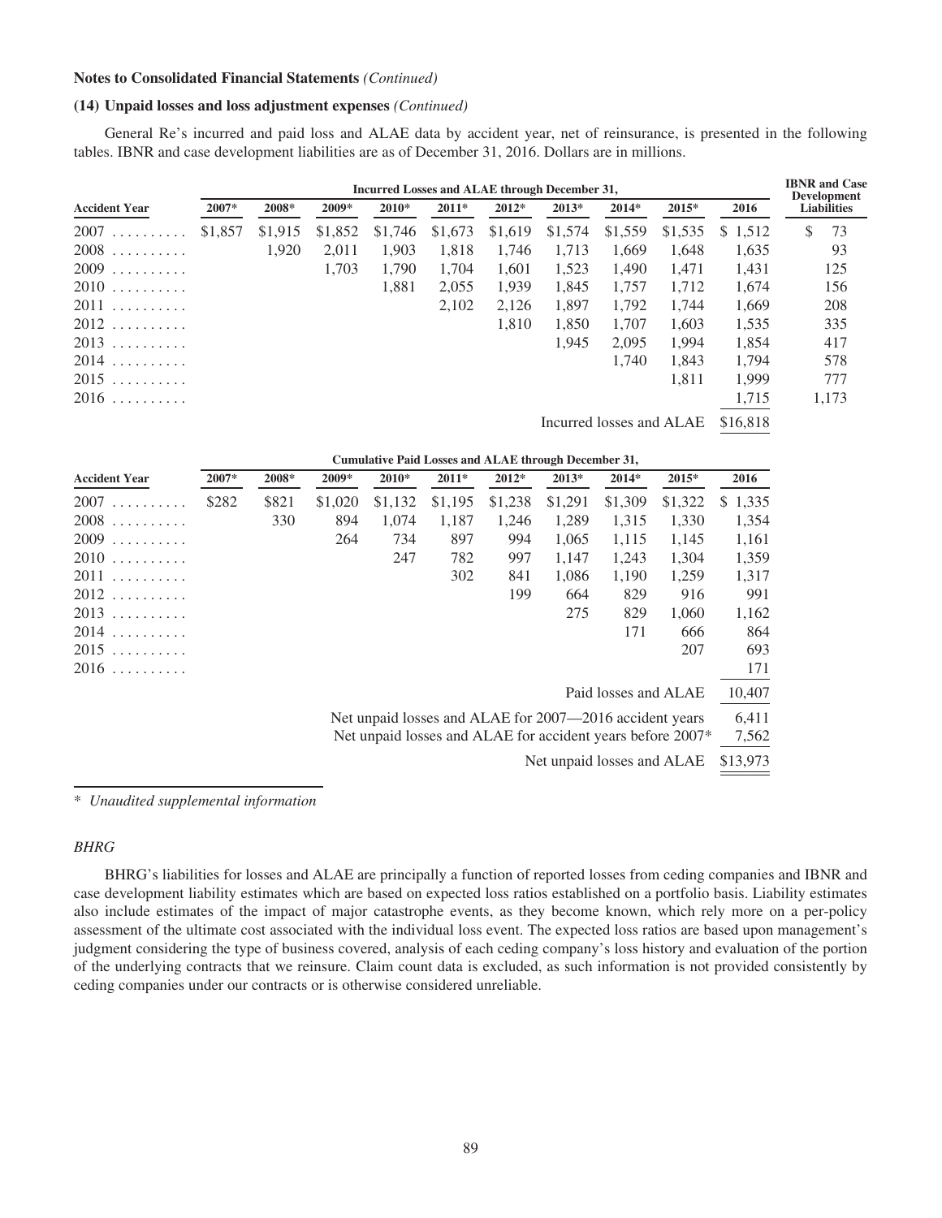**Notes to Consolidated Financial Statements** *(Continued)*

**(14) Unpaid losses and loss adjustment expenses** *(Continued)*

General Re's incurred and paid loss and ALAE data by accident year, net of reinsurance, is presented in the following tables. IBNR and case development liabilities are as of December 31, 2016. Dollars are in millions.

| | Incurred Losses and ALAE through December 31, | | | | | | | | | | IBNR and Case Development Liabilities |
|---|---|---|---|---|---|---|---|---|---|---|---|
| **Accident Year** | **2007*** | **2008*** | **2009*** | **2010*** | **2011*** | **2012*** | **2013*** | **2014*** | **2015*** | **2016** | |
| 2007 | $1,857 | $1,915 | $1,852 | $1,746 | $1,673 | $1,619 | $1,574 | $1,559 | $1,535 | $ 1,512 | $ 73 |
| 2008 | | 1,920 | 2,011 | 1,903 | 1,818 | 1,746 | 1,713 | 1,669 | 1,648 | 1,635 | 93 |
| 2009 | | | 1,703 | 1,790 | 1,704 | 1,601 | 1,523 | 1,490 | 1,471 | 1,431 | 125 |
| 2010 | | | | 1,881 | 2,055 | 1,939 | 1,845 | 1,757 | 1,712 | 1,674 | 156 |
| 2011 | | | | | 2,102 | 2,126 | 1,897 | 1,792 | 1,744 | 1,669 | 208 |
| 2012 | | | | | | 1,810 | 1,850 | 1,707 | 1,603 | 1,535 | 335 |
| 2013 | | | | | | | 1,945 | 2,095 | 1,994 | 1,854 | 417 |
| 2014 | | | | | | | | 1,740 | 1,843 | 1,794 | 578 |
| 2015 | | | | | | | | | 1,811 | 1,999 | 777 |
| 2016 | | | | | | | | | | 1,715 | 1,173 |
| | | | | | | | | Incurred losses and ALAE | | $16,818 | |

| | Cumulative Paid Losses and ALAE through December 31, | | | | | | | | | |
|---|---|---|---|---|---|---|---|---|---|---|
| **Accident Year** | **2007*** | **2008*** | **2009*** | **2010*** | **2011*** | **2012*** | **2013*** | **2014*** | **2015*** | **2016** |
| 2007 | $282 | $821 | $1,020 | $1,132 | $1,195 | $1,238 | $1,291 | $1,309 | $1,322 | $ 1,335 |
| 2008 | | 330 | 894 | 1,074 | 1,187 | 1,246 | 1,289 | 1,315 | 1,330 | 1,354 |
| 2009 | | | 264 | 734 | 897 | 994 | 1,065 | 1,115 | 1,145 | 1,161 |
| 2010 | | | | 247 | 782 | 997 | 1,147 | 1,243 | 1,304 | 1,359 |
| 2011 | | | | | 302 | 841 | 1,086 | 1,190 | 1,259 | 1,317 |
| 2012 | | | | | | 199 | 664 | 829 | 916 | 991 |
| 2013 | | | | | | | 275 | 829 | 1,060 | 1,162 |
| 2014 | | | | | | | | 171 | 666 | 864 |
| 2015 | | | | | | | | | 207 | 693 |
| 2016 | | | | | | | | | | 171 |
| | | | | | | | | Paid losses and ALAE | | 10,407 |
| | | | | Net unpaid losses and ALAE for 2007—2016 accident years | | | | | | 6,411 |
| | | | | Net unpaid losses and ALAE for accident years before 2007* | | | | | | 7,562 |
| | | | | | | | Net unpaid losses and ALAE | | | $13,973 |

\* *Unaudited supplemental information*

*BHRG*

BHRG's liabilities for losses and ALAE are principally a function of reported losses from ceding companies and IBNR and case development liability estimates which are based on expected loss ratios established on a portfolio basis. Liability estimates also include estimates of the impact of major catastrophe events, as they become known, which rely more on a per-policy assessment of the ultimate cost associated with the individual loss event. The expected loss ratios are based upon management's judgment considering the type of business covered, analysis of each ceding company's loss history and evaluation of the portion of the underlying contracts that we reinsure. Claim count data is excluded, as such information is not provided consistently by ceding companies under our contracts or is otherwise considered unreliable.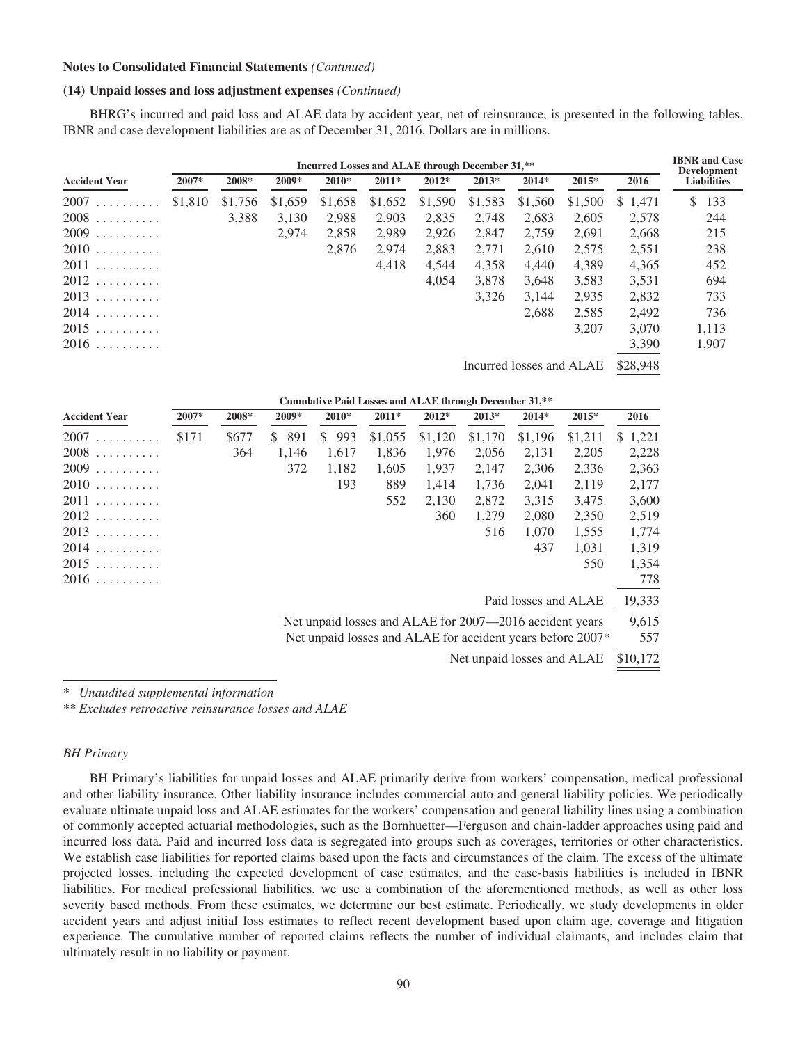**Notes to Consolidated Financial Statements** *(Continued)*

**(14) Unpaid losses and loss adjustment expenses** *(Continued)*

BHRG's incurred and paid loss and ALAE data by accident year, net of reinsurance, is presented in the following tables. IBNR and case development liabilities are as of December 31, 2016. Dollars are in millions.

| Accident Year | Incurred Losses and ALAE through December 31,** | | | | | | | | | | IBNR and Case Development Liabilities |
|---|---|---|---|---|---|---|---|---|---|---|---|
| | 2007* | 2008* | 2009* | 2010* | 2011* | 2012* | 2013* | 2014* | 2015* | 2016 | |
| 2007 | $1,810 | $1,756 | $1,659 | $1,658 | $1,652 | $1,590 | $1,583 | $1,560 | $1,500 | $ 1,471 | $ 133 |
| 2008 | | 3,388 | 3,130 | 2,988 | 2,903 | 2,835 | 2,748 | 2,683 | 2,605 | 2,578 | 244 |
| 2009 | | | 2,974 | 2,858 | 2,989 | 2,926 | 2,847 | 2,759 | 2,691 | 2,668 | 215 |
| 2010 | | | | 2,876 | 2,974 | 2,883 | 2,771 | 2,610 | 2,575 | 2,551 | 238 |
| 2011 | | | | | 4,418 | 4,544 | 4,358 | 4,440 | 4,389 | 4,365 | 452 |
| 2012 | | | | | | 4,054 | 3,878 | 3,648 | 3,583 | 3,531 | 694 |
| 2013 | | | | | | | 3,326 | 3,144 | 2,935 | 2,832 | 733 |
| 2014 | | | | | | | | 2,688 | 2,585 | 2,492 | 736 |
| 2015 | | | | | | | | | 3,207 | 3,070 | 1,113 |
| 2016 | | | | | | | | | | 3,390 | 1,907 |
| | | | | | | | Incurred losses and ALAE | | | $28,948 | |

| Accident Year | Cumulative Paid Losses and ALAE through December 31,** | | | | | | | | | |
|---|---|---|---|---|---|---|---|---|---|---|
| | 2007* | 2008* | 2009* | 2010* | 2011* | 2012* | 2013* | 2014* | 2015* | 2016 |
| 2007 | $171 | $677 | $ 891 | $ 993 | $1,055 | $1,120 | $1,170 | $1,196 | $1,211 | $ 1,221 |
| 2008 | | 364 | 1,146 | 1,617 | 1,836 | 1,976 | 2,056 | 2,131 | 2,205 | 2,228 |
| 2009 | | | 372 | 1,182 | 1,605 | 1,937 | 2,147 | 2,306 | 2,336 | 2,363 |
| 2010 | | | | 193 | 889 | 1,414 | 1,736 | 2,041 | 2,119 | 2,177 |
| 2011 | | | | | 552 | 2,130 | 2,872 | 3,315 | 3,475 | 3,600 |
| 2012 | | | | | | 360 | 1,279 | 2,080 | 2,350 | 2,519 |
| 2013 | | | | | | | 516 | 1,070 | 1,555 | 1,774 |
| 2014 | | | | | | | | 437 | 1,031 | 1,319 |
| 2015 | | | | | | | | | 550 | 1,354 |
| 2016 | | | | | | | | | | 778 |
| | | | | | | | Paid losses and ALAE | | | 19,333 |
| | | | | Net unpaid losses and ALAE for 2007—2016 accident years | | | | | | 9,615 |
| | | | | Net unpaid losses and ALAE for accident years before 2007* | | | | | | 557 |
| | | | | | | | Net unpaid losses and ALAE | | | $10,172 |

\* *Unaudited supplemental information*

\*\* *Excludes retroactive reinsurance losses and ALAE*

*BH Primary*

BH Primary's liabilities for unpaid losses and ALAE primarily derive from workers' compensation, medical professional and other liability insurance. Other liability insurance includes commercial auto and general liability policies. We periodically evaluate ultimate unpaid loss and ALAE estimates for the workers' compensation and general liability lines using a combination of commonly accepted actuarial methodologies, such as the Bornhuetter—Ferguson and chain-ladder approaches using paid and incurred loss data. Paid and incurred loss data is segregated into groups such as coverages, territories or other characteristics. We establish case liabilities for reported claims based upon the facts and circumstances of the claim. The excess of the ultimate projected losses, including the expected development of case estimates, and the case-basis liabilities is included in IBNR liabilities. For medical professional liabilities, we use a combination of the aforementioned methods, as well as other loss severity based methods. From these estimates, we determine our best estimate. Periodically, we study developments in older accident years and adjust initial loss estimates to reflect recent development based upon claim age, coverage and litigation experience. The cumulative number of reported claims reflects the number of individual claimants, and includes claim that ultimately result in no liability or payment.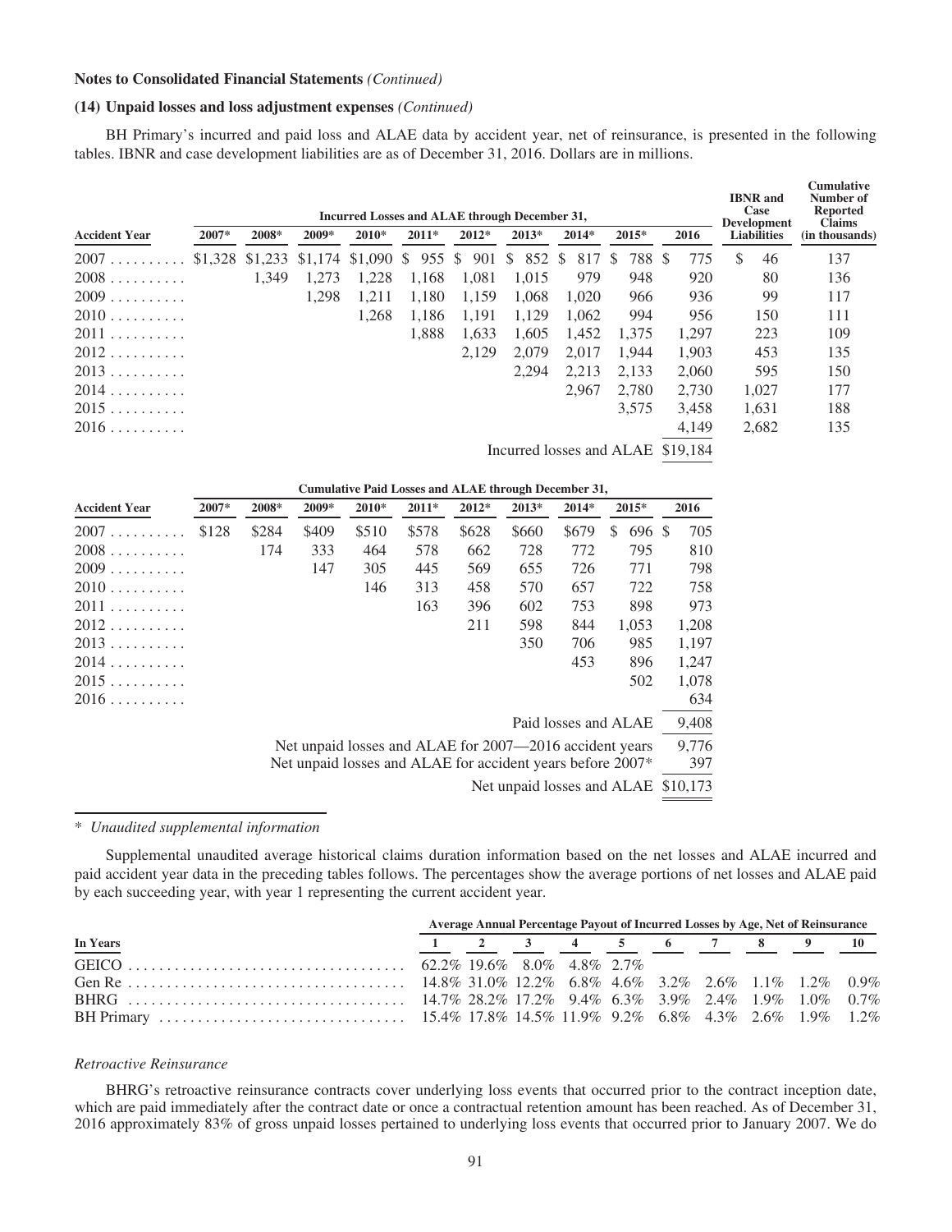**Notes to Consolidated Financial Statements** *(Continued)*

**(14) Unpaid losses and loss adjustment expenses** *(Continued)*

BH Primary's incurred and paid loss and ALAE data by accident year, net of reinsurance, is presented in the following tables. IBNR and case development liabilities are as of December 31, 2016. Dollars are in millions.

| Accident Year | Incurred Losses and ALAE through December 31, | | | | | | | | | | IBNR and Case Development Liabilities | Cumulative Number of Reported Claims (in thousands) |
|---|---|---|---|---|---|---|---|---|---|---|---|---|
| | 2007* | 2008* | 2009* | 2010* | 2011* | 2012* | 2013* | 2014* | 2015* | 2016 | | |
| 2007 | $1,328 | $1,233 | $1,174 | $1,090 | $ 955 | $ 901 | $ 852 | $ 817 | $ 788 | $ 775 | $ 46 | 137 |
| 2008 | | 1,349 | 1,273 | 1,228 | 1,168 | 1,081 | 1,015 | 979 | 948 | 920 | 80 | 136 |
| 2009 | | | 1,298 | 1,211 | 1,180 | 1,159 | 1,068 | 1,020 | 966 | 936 | 99 | 117 |
| 2010 | | | | 1,268 | 1,186 | 1,191 | 1,129 | 1,062 | 994 | 956 | 150 | 111 |
| 2011 | | | | | 1,888 | 1,633 | 1,605 | 1,452 | 1,375 | 1,297 | 223 | 109 |
| 2012 | | | | | | 2,129 | 2,079 | 2,017 | 1,944 | 1,903 | 453 | 135 |
| 2013 | | | | | | | 2,294 | 2,213 | 2,133 | 2,060 | 595 | 150 |
| 2014 | | | | | | | | 2,967 | 2,780 | 2,730 | 1,027 | 177 |
| 2015 | | | | | | | | | 3,575 | 3,458 | 1,631 | 188 |
| 2016 | | | | | | | | | | 4,149 | 2,682 | 135 |
| | | | | | | | Incurred losses and ALAE | | | $19,184 | | |

| Accident Year | Cumulative Paid Losses and ALAE through December 31, | | | | | | | | | |
|---|---|---|---|---|---|---|---|---|---|---|
| | 2007* | 2008* | 2009* | 2010* | 2011* | 2012* | 2013* | 2014* | 2015* | 2016 |
| 2007 | $128 | $284 | $409 | $510 | $578 | $628 | $660 | $679 | $ 696 | $ 705 |
| 2008 | | 174 | 333 | 464 | 578 | 662 | 728 | 772 | 795 | 810 |
| 2009 | | | 147 | 305 | 445 | 569 | 655 | 726 | 771 | 798 |
| 2010 | | | | 146 | 313 | 458 | 570 | 657 | 722 | 758 |
| 2011 | | | | | 163 | 396 | 602 | 753 | 898 | 973 |
| 2012 | | | | | | 211 | 598 | 844 | 1,053 | 1,208 |
| 2013 | | | | | | | 350 | 706 | 985 | 1,197 |
| 2014 | | | | | | | | 453 | 896 | 1,247 |
| 2015 | | | | | | | | | 502 | 1,078 |
| 2016 | | | | | | | | | | 634 |
| | | | | | | | Paid losses and ALAE | | | 9,408 |
| | | | | Net unpaid losses and ALAE for 2007—2016 accident years | | | | | | 9,776 |
| | | | | Net unpaid losses and ALAE for accident years before 2007* | | | | | | 397 |
| | | | | | | | Net unpaid losses and ALAE | | | $10,173 |

\* *Unaudited supplemental information*

Supplemental unaudited average historical claims duration information based on the net losses and ALAE incurred and paid accident year data in the preceding tables follows. The percentages show the average portions of net losses and ALAE paid by each succeeding year, with year 1 representing the current accident year.

| In Years | Average Annual Percentage Payout of Incurred Losses by Age, Net of Reinsurance | | | | | | | | | |
|---|---|---|---|---|---|---|---|---|---|---|
| | 1 | 2 | 3 | 4 | 5 | 6 | 7 | 8 | 9 | 10 |
| GEICO | 62.2% | 19.6% | 8.0% | 4.8% | 2.7% | | | | | |
| Gen Re | 14.8% | 31.0% | 12.2% | 6.8% | 4.6% | 3.2% | 2.6% | 1.1% | 1.2% | 0.9% |
| BHRG | 14.7% | 28.2% | 17.2% | 9.4% | 6.3% | 3.9% | 2.4% | 1.9% | 1.0% | 0.7% |
| BH Primary | 15.4% | 17.8% | 14.5% | 11.9% | 9.2% | 6.8% | 4.3% | 2.6% | 1.9% | 1.2% |

*Retroactive Reinsurance*

BHRG's retroactive reinsurance contracts cover underlying loss events that occurred prior to the contract inception date, which are paid immediately after the contract date or once a contractual retention amount has been reached. As of December 31, 2016 approximately 83% of gross unpaid losses pertained to underlying loss events that occurred prior to January 2007. We do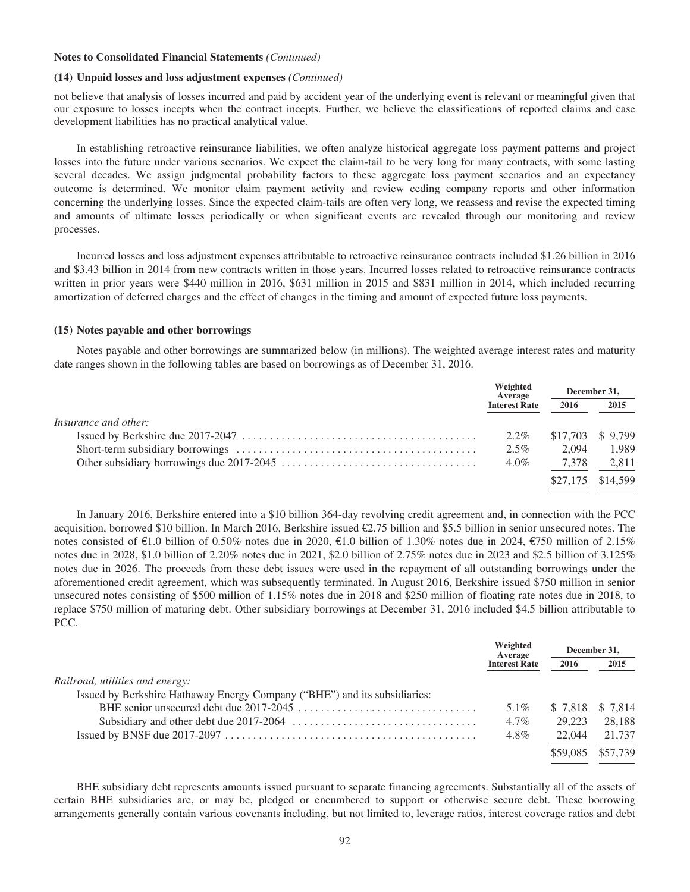**Notes to Consolidated Financial Statements** *(Continued)*

**(14) Unpaid losses and loss adjustment expenses** *(Continued)*

not believe that analysis of losses incurred and paid by accident year of the underlying event is relevant or meaningful given that our exposure to losses incepts when the contract incepts. Further, we believe the classifications of reported claims and case development liabilities has no practical analytical value.

In establishing retroactive reinsurance liabilities, we often analyze historical aggregate loss payment patterns and project losses into the future under various scenarios. We expect the claim-tail to be very long for many contracts, with some lasting several decades. We assign judgmental probability factors to these aggregate loss payment scenarios and an expectancy outcome is determined. We monitor claim payment activity and review ceding company reports and other information concerning the underlying losses. Since the expected claim-tails are often very long, we reassess and revise the expected timing and amounts of ultimate losses periodically or when significant events are revealed through our monitoring and review processes.

Incurred losses and loss adjustment expenses attributable to retroactive reinsurance contracts included $1.26 billion in 2016 and $3.43 billion in 2014 from new contracts written in those years. Incurred losses related to retroactive reinsurance contracts written in prior years were $440 million in 2016, $631 million in 2015 and $831 million in 2014, which included recurring amortization of deferred charges and the effect of changes in the timing and amount of expected future loss payments.

**(15) Notes payable and other borrowings**

Notes payable and other borrowings are summarized below (in millions). The weighted average interest rates and maturity date ranges shown in the following tables are based on borrowings as of December 31, 2016.

| | Weighted Average Interest Rate | December 31, | |
|---|---|---|---|
| | | 2016 | 2015 |
| *Insurance and other:* | | | |
| Issued by Berkshire due 2017-2047 | 2.2% | $17,703 | $ 9,799 |
| Short-term subsidiary borrowings | 2.5% | 2,094 | 1,989 |
| Other subsidiary borrowings due 2017-2045 | 4.0% | 7,378 | 2,811 |
| | | $27,175 | $14,599 |

In January 2016, Berkshire entered into a $10 billion 364-day revolving credit agreement and, in connection with the PCC acquisition, borrowed $10 billion. In March 2016, Berkshire issued €2.75 billion and $5.5 billion in senior unsecured notes. The notes consisted of €1.0 billion of 0.50% notes due in 2020, €1.0 billion of 1.30% notes due in 2024, €750 million of 2.15% notes due in 2028, $1.0 billion of 2.20% notes due in 2021, $2.0 billion of 2.75% notes due in 2023 and $2.5 billion of 3.125% notes due in 2026. The proceeds from these debt issues were used in the repayment of all outstanding borrowings under the aforementioned credit agreement, which was subsequently terminated. In August 2016, Berkshire issued $750 million in senior unsecured notes consisting of $500 million of 1.15% notes due in 2018 and $250 million of floating rate notes due in 2018, to replace $750 million of maturing debt. Other subsidiary borrowings at December 31, 2016 included $4.5 billion attributable to PCC.

| | Weighted Average Interest Rate | December 31, | |
|---|---|---|---|
| | | 2016 | 2015 |
| *Railroad, utilities and energy:* | | | |
| Issued by Berkshire Hathaway Energy Company ("BHE") and its subsidiaries: | | | |
| BHE senior unsecured debt due 2017-2045 | 5.1% | $ 7,818 | $ 7,814 |
| Subsidiary and other debt due 2017-2064 | 4.7% | 29,223 | 28,188 |
| Issued by BNSF due 2017-2097 | 4.8% | 22,044 | 21,737 |
| | | $59,085 | $57,739 |

BHE subsidiary debt represents amounts issued pursuant to separate financing agreements. Substantially all of the assets of certain BHE subsidiaries are, or may be, pledged or encumbered to support or otherwise secure debt. These borrowing arrangements generally contain various covenants including, but not limited to, leverage ratios, interest coverage ratios and debt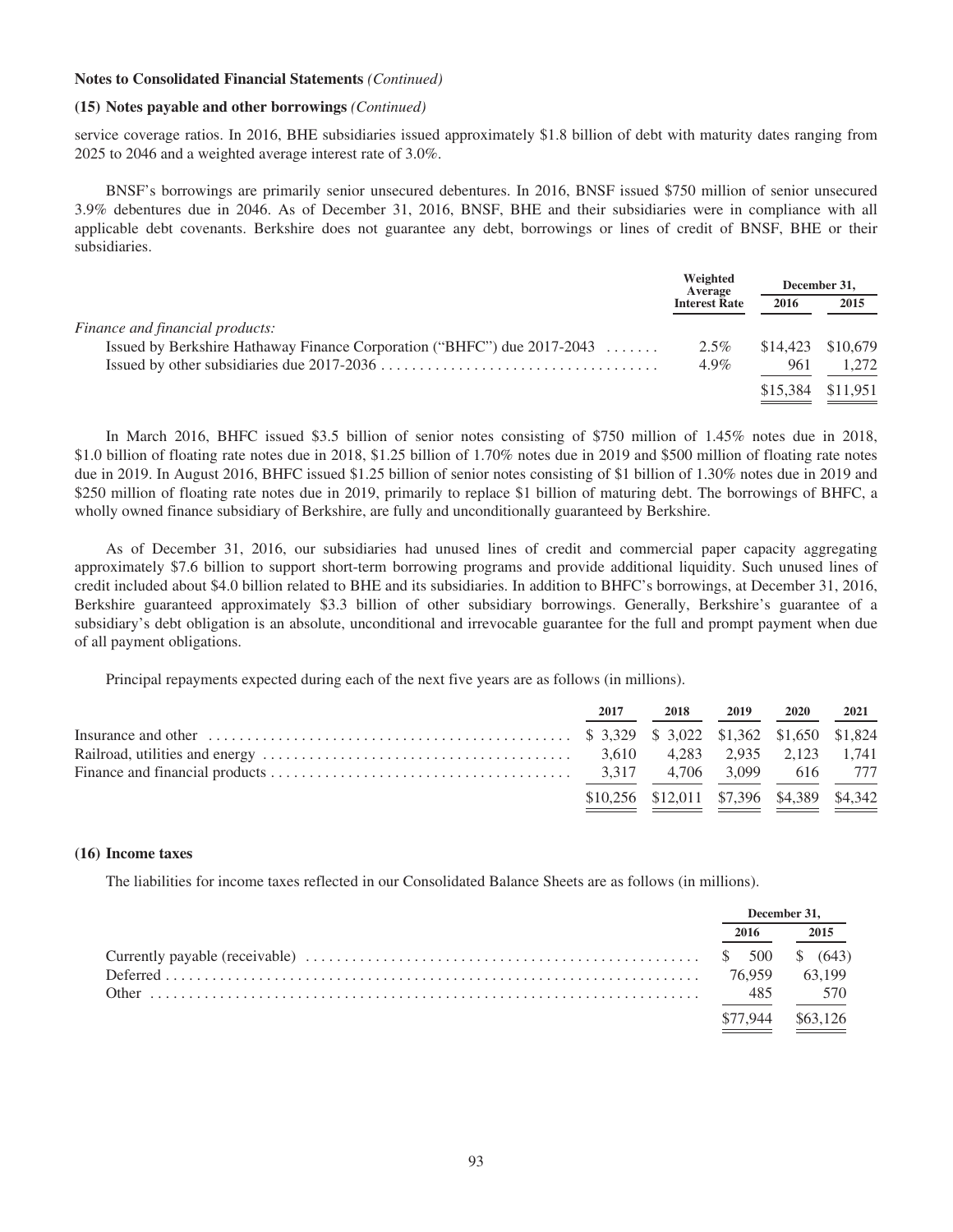**Notes to Consolidated Financial Statements** *(Continued)*

**(15) Notes payable and other borrowings** *(Continued)*

service coverage ratios. In 2016, BHE subsidiaries issued approximately $1.8 billion of debt with maturity dates ranging from 2025 to 2046 and a weighted average interest rate of 3.0%.

BNSF's borrowings are primarily senior unsecured debentures. In 2016, BNSF issued $750 million of senior unsecured 3.9% debentures due in 2046. As of December 31, 2016, BNSF, BHE and their subsidiaries were in compliance with all applicable debt covenants. Berkshire does not guarantee any debt, borrowings or lines of credit of BNSF, BHE or their subsidiaries.

| | Weighted Average Interest Rate | December 31, | |
|---|---|---|---|
| | | 2016 | 2015 |
| *Finance and financial products:* | | | |
| Issued by Berkshire Hathaway Finance Corporation ("BHFC") due 2017-2043 | 2.5% | $14,423 | $10,679 |
| Issued by other subsidiaries due 2017-2036 | 4.9% | 961 | 1,272 |
| | | $15,384 | $11,951 |

In March 2016, BHFC issued $3.5 billion of senior notes consisting of $750 million of 1.45% notes due in 2018, $1.0 billion of floating rate notes due in 2018, $1.25 billion of 1.70% notes due in 2019 and $500 million of floating rate notes due in 2019. In August 2016, BHFC issued $1.25 billion of senior notes consisting of $1 billion of 1.30% notes due in 2019 and $250 million of floating rate notes due in 2019, primarily to replace $1 billion of maturing debt. The borrowings of BHFC, a wholly owned finance subsidiary of Berkshire, are fully and unconditionally guaranteed by Berkshire.

As of December 31, 2016, our subsidiaries had unused lines of credit and commercial paper capacity aggregating approximately $7.6 billion to support short-term borrowing programs and provide additional liquidity. Such unused lines of credit included about $4.0 billion related to BHE and its subsidiaries. In addition to BHFC's borrowings, at December 31, 2016, Berkshire guaranteed approximately $3.3 billion of other subsidiary borrowings. Generally, Berkshire's guarantee of a subsidiary's debt obligation is an absolute, unconditional and irrevocable guarantee for the full and prompt payment when due of all payment obligations.

Principal repayments expected during each of the next five years are as follows (in millions).

| | 2017 | 2018 | 2019 | 2020 | 2021 |
|---|---|---|---|---|---|
| Insurance and other | $ 3,329 | $ 3,022 | $1,362 | $1,650 | $1,824 |
| Railroad, utilities and energy | 3,610 | 4,283 | 2,935 | 2,123 | 1,741 |
| Finance and financial products | 3,317 | 4,706 | 3,099 | 616 | 777 |
| | $10,256 | $12,011 | $7,396 | $4,389 | $4,342 |

**(16) Income taxes**

The liabilities for income taxes reflected in our Consolidated Balance Sheets are as follows (in millions).

| | December 31, | |
|---|---|---|
| | 2016 | 2015 |
| Currently payable (receivable) | $ 500 | $ (643) |
| Deferred | 76,959 | 63,199 |
| Other | 485 | 570 |
| | $77,944 | $63,126 |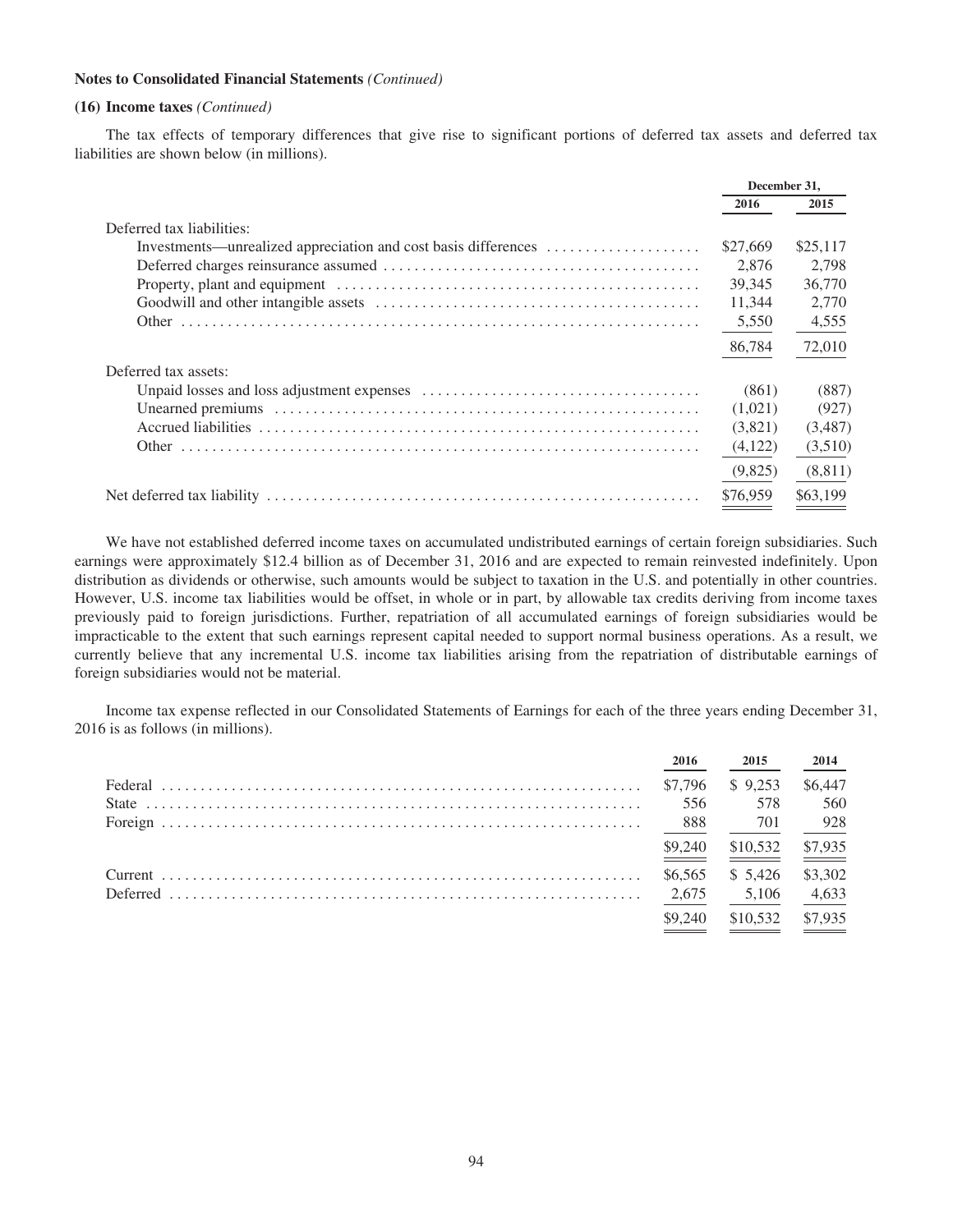**Notes to Consolidated Financial Statements** *(Continued)*

**(16) Income taxes** *(Continued)*

The tax effects of temporary differences that give rise to significant portions of deferred tax assets and deferred tax liabilities are shown below (in millions).

| | December 31, | |
|---|---|---|
| | 2016 | 2015 |
| Deferred tax liabilities: | | |
| Investments—unrealized appreciation and cost basis differences | $27,669 | $25,117 |
| Deferred charges reinsurance assumed | 2,876 | 2,798 |
| Property, plant and equipment | 39,345 | 36,770 |
| Goodwill and other intangible assets | 11,344 | 2,770 |
| Other | 5,550 | 4,555 |
| | 86,784 | 72,010 |
| Deferred tax assets: | | |
| Unpaid losses and loss adjustment expenses | (861) | (887) |
| Unearned premiums | (1,021) | (927) |
| Accrued liabilities | (3,821) | (3,487) |
| Other | (4,122) | (3,510) |
| | (9,825) | (8,811) |
| Net deferred tax liability | $76,959 | $63,199 |

We have not established deferred income taxes on accumulated undistributed earnings of certain foreign subsidiaries. Such earnings were approximately $12.4 billion as of December 31, 2016 and are expected to remain reinvested indefinitely. Upon distribution as dividends or otherwise, such amounts would be subject to taxation in the U.S. and potentially in other countries. However, U.S. income tax liabilities would be offset, in whole or in part, by allowable tax credits deriving from income taxes previously paid to foreign jurisdictions. Further, repatriation of all accumulated earnings of foreign subsidiaries would be impracticable to the extent that such earnings represent capital needed to support normal business operations. As a result, we currently believe that any incremental U.S. income tax liabilities arising from the repatriation of distributable earnings of foreign subsidiaries would not be material.

Income tax expense reflected in our Consolidated Statements of Earnings for each of the three years ending December 31, 2016 is as follows (in millions).

| | 2016 | 2015 | 2014 |
|---|---|---|---|
| Federal | $7,796 | $ 9,253 | $6,447 |
| State | 556 | 578 | 560 |
| Foreign | 888 | 701 | 928 |
| | $9,240 | $10,532 | $7,935 |
| Current | $6,565 | $ 5,426 | $3,302 |
| Deferred | 2,675 | 5,106 | 4,633 |
| | $9,240 | $10,532 | $7,935 |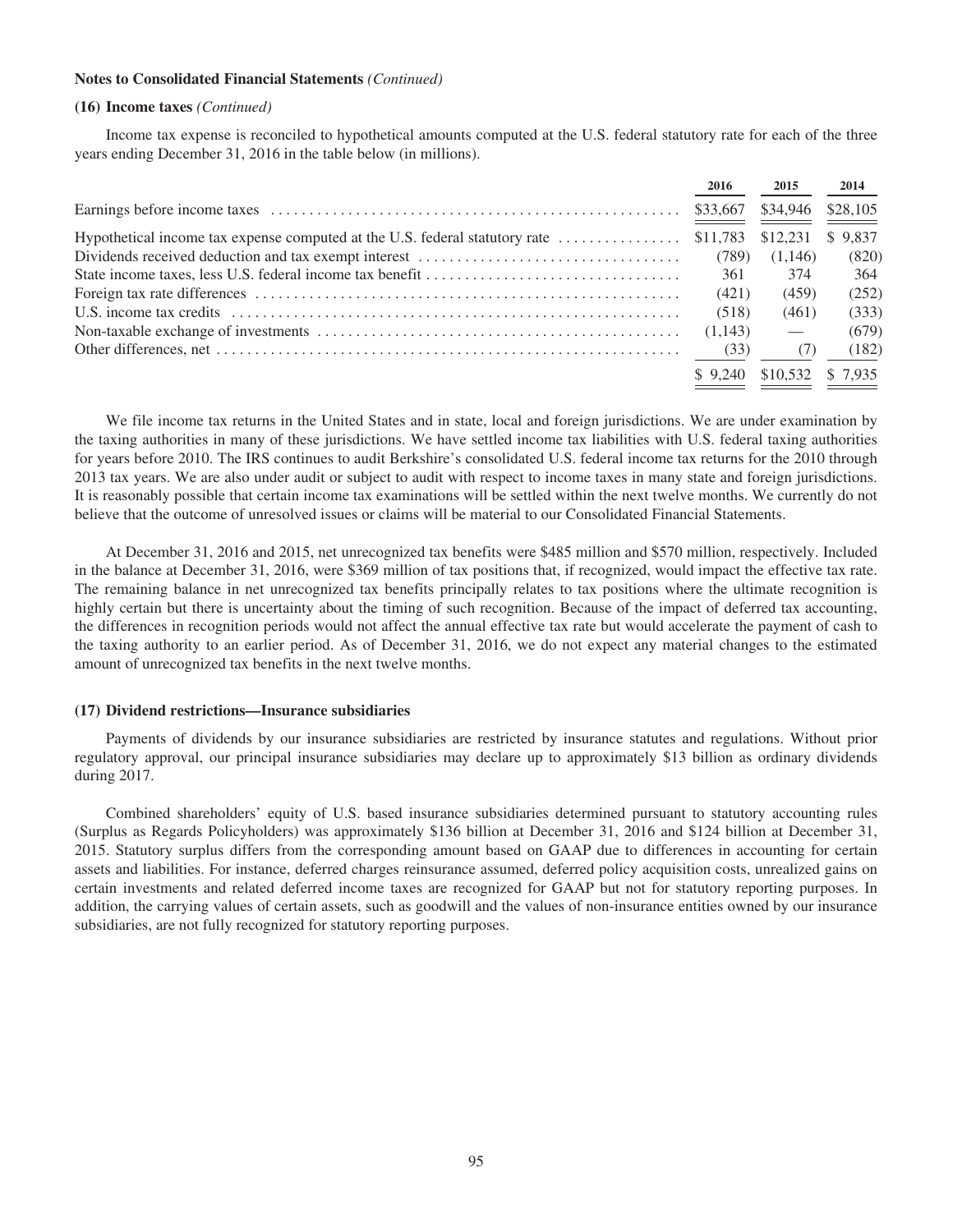**Notes to Consolidated Financial Statements** *(Continued)*

**(16) Income taxes** *(Continued)*

Income tax expense is reconciled to hypothetical amounts computed at the U.S. federal statutory rate for each of the three years ending December 31, 2016 in the table below (in millions).

| | 2016 | 2015 | 2014 |
|---|---|---|---|
| Earnings before income taxes | $33,667 | $34,946 | $28,105 |
| Hypothetical income tax expense computed at the U.S. federal statutory rate | $11,783 | $12,231 | $ 9,837 |
| Dividends received deduction and tax exempt interest | (789) | (1,146) | (820) |
| State income taxes, less U.S. federal income tax benefit | 361 | 374 | 364 |
| Foreign tax rate differences | (421) | (459) | (252) |
| U.S. income tax credits | (518) | (461) | (333) |
| Non-taxable exchange of investments | (1,143) | — | (679) |
| Other differences, net | (33) | (7) | (182) |
| | $ 9,240 | $10,532 | $ 7,935 |

We file income tax returns in the United States and in state, local and foreign jurisdictions. We are under examination by the taxing authorities in many of these jurisdictions. We have settled income tax liabilities with U.S. federal taxing authorities for years before 2010. The IRS continues to audit Berkshire's consolidated U.S. federal income tax returns for the 2010 through 2013 tax years. We are also under audit or subject to audit with respect to income taxes in many state and foreign jurisdictions. It is reasonably possible that certain income tax examinations will be settled within the next twelve months. We currently do not believe that the outcome of unresolved issues or claims will be material to our Consolidated Financial Statements.

At December 31, 2016 and 2015, net unrecognized tax benefits were $485 million and $570 million, respectively. Included in the balance at December 31, 2016, were $369 million of tax positions that, if recognized, would impact the effective tax rate. The remaining balance in net unrecognized tax benefits principally relates to tax positions where the ultimate recognition is highly certain but there is uncertainty about the timing of such recognition. Because of the impact of deferred tax accounting, the differences in recognition periods would not affect the annual effective tax rate but would accelerate the payment of cash to the taxing authority to an earlier period. As of December 31, 2016, we do not expect any material changes to the estimated amount of unrecognized tax benefits in the next twelve months.

**(17) Dividend restrictions—Insurance subsidiaries**

Payments of dividends by our insurance subsidiaries are restricted by insurance statutes and regulations. Without prior regulatory approval, our principal insurance subsidiaries may declare up to approximately $13 billion as ordinary dividends during 2017.

Combined shareholders' equity of U.S. based insurance subsidiaries determined pursuant to statutory accounting rules (Surplus as Regards Policyholders) was approximately $136 billion at December 31, 2016 and $124 billion at December 31, 2015. Statutory surplus differs from the corresponding amount based on GAAP due to differences in accounting for certain assets and liabilities. For instance, deferred charges reinsurance assumed, deferred policy acquisition costs, unrealized gains on certain investments and related deferred income taxes are recognized for GAAP but not for statutory reporting purposes. In addition, the carrying values of certain assets, such as goodwill and the values of non-insurance entities owned by our insurance subsidiaries, are not fully recognized for statutory reporting purposes.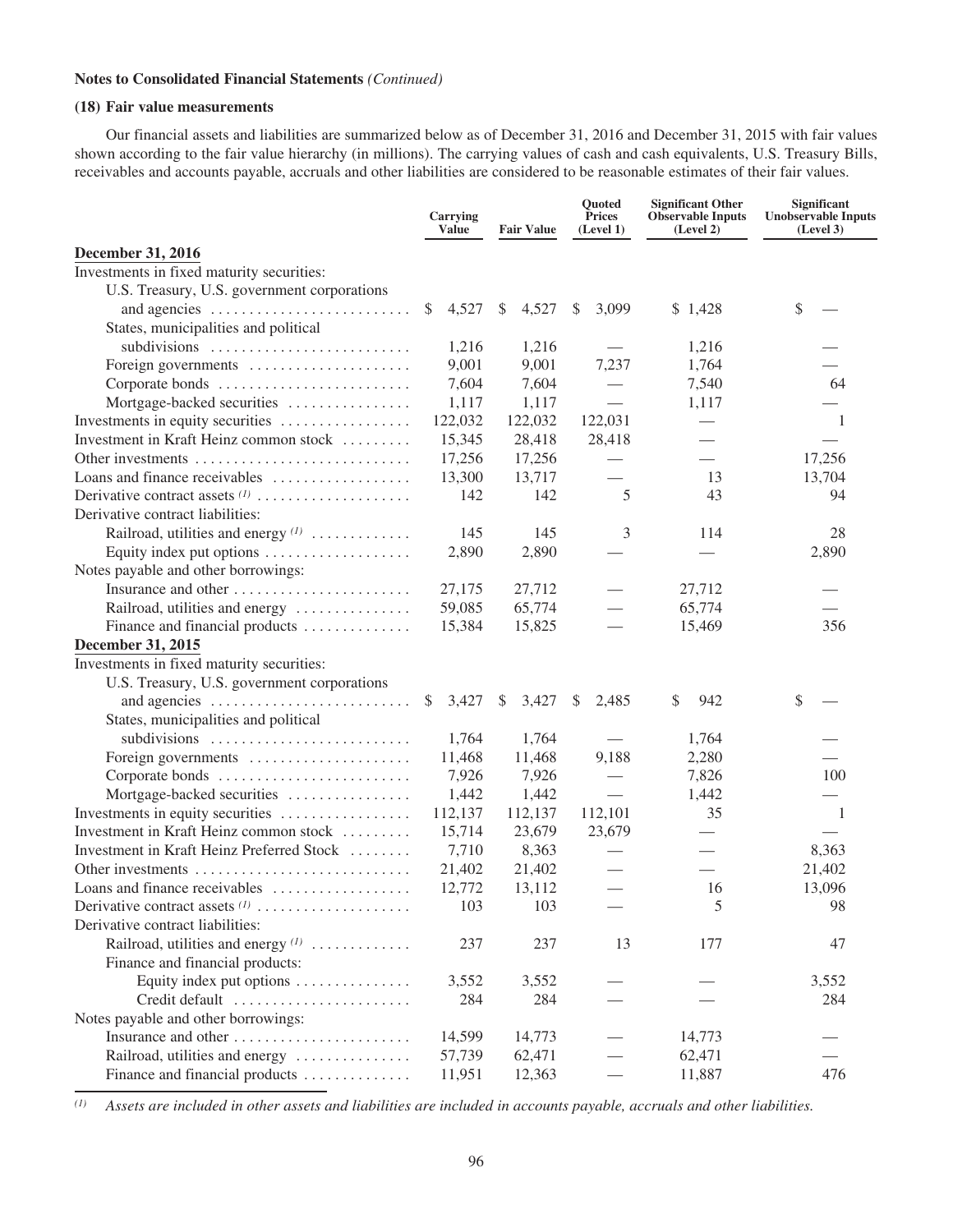**Notes to Consolidated Financial Statements** *(Continued)*

**(18) Fair value measurements**

Our financial assets and liabilities are summarized below as of December 31, 2016 and December 31, 2015 with fair values shown according to the fair value hierarchy (in millions). The carrying values of cash and cash equivalents, U.S. Treasury Bills, receivables and accounts payable, accruals and other liabilities are considered to be reasonable estimates of their fair values.

| | Carrying Value | Fair Value | Quoted Prices (Level 1) | Significant Other Observable Inputs (Level 2) | Significant Unobservable Inputs (Level 3) |
|---|---|---|---|---|---|
| **December 31, 2016** | | | | | |
| Investments in fixed maturity securities: | | | | | |
| U.S. Treasury, U.S. government corporations and agencies | $ 4,527 | $ 4,527 | $ 3,099 | $ 1,428 | $ — |
| States, municipalities and political subdivisions | 1,216 | 1,216 | — | 1,216 | — |
| Foreign governments | 9,001 | 9,001 | 7,237 | 1,764 | — |
| Corporate bonds | 7,604 | 7,604 | — | 7,540 | 64 |
| Mortgage-backed securities | 1,117 | 1,117 | — | 1,117 | — |
| Investments in equity securities | 122,032 | 122,032 | 122,031 | — | 1 |
| Investment in Kraft Heinz common stock | 15,345 | 28,418 | 28,418 | — | — |
| Other investments | 17,256 | 17,256 | — | — | 17,256 |
| Loans and finance receivables | 13,300 | 13,717 | — | 13 | 13,704 |
| Derivative contract assets [(1)] | 142 | 142 | 5 | 43 | 94 |
| Derivative contract liabilities: | | | | | |
| Railroad, utilities and energy [(1)] | 145 | 145 | 3 | 114 | 28 |
| Equity index put options | 2,890 | 2,890 | — | — | 2,890 |
| Notes payable and other borrowings: | | | | | |
| Insurance and other | 27,175 | 27,712 | — | 27,712 | — |
| Railroad, utilities and energy | 59,085 | 65,774 | — | 65,774 | — |
| Finance and financial products | 15,384 | 15,825 | — | 15,469 | 356 |
| **December 31, 2015** | | | | | |
| Investments in fixed maturity securities: | | | | | |
| U.S. Treasury, U.S. government corporations and agencies | $ 3,427 | $ 3,427 | $ 2,485 | $ 942 | $ — |
| States, municipalities and political subdivisions | 1,764 | 1,764 | — | 1,764 | — |
| Foreign governments | 11,468 | 11,468 | 9,188 | 2,280 | — |
| Corporate bonds | 7,926 | 7,926 | — | 7,826 | 100 |
| Mortgage-backed securities | 1,442 | 1,442 | — | 1,442 | — |
| Investments in equity securities | 112,137 | 112,137 | 112,101 | 35 | 1 |
| Investment in Kraft Heinz common stock | 15,714 | 23,679 | 23,679 | — | — |
| Investment in Kraft Heinz Preferred Stock | 7,710 | 8,363 | — | — | 8,363 |
| Other investments | 21,402 | 21,402 | — | — | 21,402 |
| Loans and finance receivables | 12,772 | 13,112 | — | 16 | 13,096 |
| Derivative contract assets [(1)] | 103 | 103 | — | 5 | 98 |
| Derivative contract liabilities: | | | | | |
| Railroad, utilities and energy [(1)] | 237 | 237 | 13 | 177 | 47 |
| Finance and financial products: | | | | | |
| Equity index put options | 3,552 | 3,552 | — | — | 3,552 |
| Credit default | 284 | 284 | — | — | 284 |
| Notes payable and other borrowings: | | | | | |
| Insurance and other | 14,599 | 14,773 | — | 14,773 | — |
| Railroad, utilities and energy | 57,739 | 62,471 | — | 62,471 | — |
| Finance and financial products | 11,951 | 12,363 | — | 11,887 | 476 |

[(1)] *Assets are included in other assets and liabilities are included in accounts payable, accruals and other liabilities.*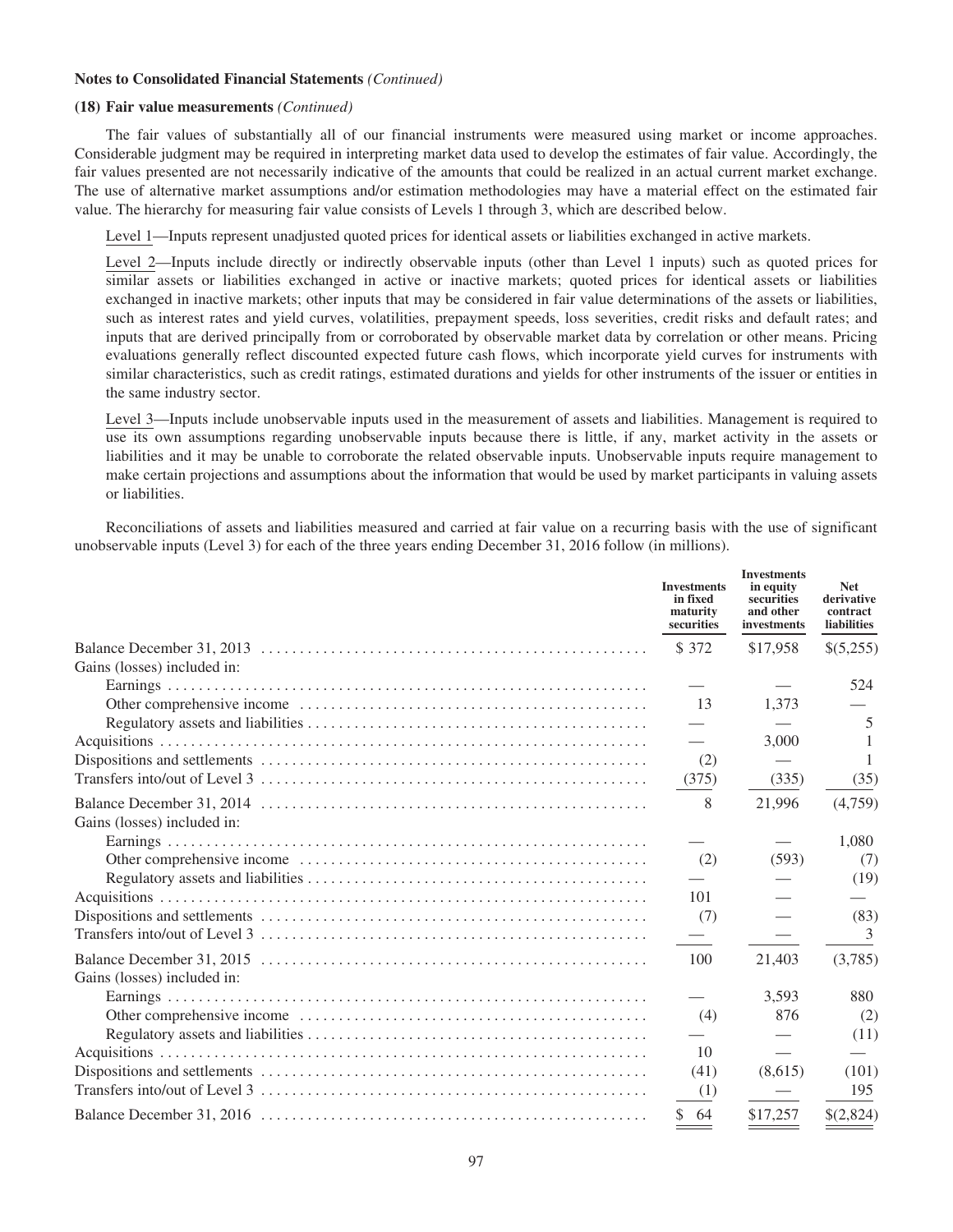**Notes to Consolidated Financial Statements** *(Continued)*

**(18) Fair value measurements** *(Continued)*

The fair values of substantially all of our financial instruments were measured using market or income approaches. Considerable judgment may be required in interpreting market data used to develop the estimates of fair value. Accordingly, the fair values presented are not necessarily indicative of the amounts that could be realized in an actual current market exchange. The use of alternative market assumptions and/or estimation methodologies may have a material effect on the estimated fair value. The hierarchy for measuring fair value consists of Levels 1 through 3, which are described below.

Level 1—Inputs represent unadjusted quoted prices for identical assets or liabilities exchanged in active markets.

Level 2—Inputs include directly or indirectly observable inputs (other than Level 1 inputs) such as quoted prices for similar assets or liabilities exchanged in active or inactive markets; quoted prices for identical assets or liabilities exchanged in inactive markets; other inputs that may be considered in fair value determinations of the assets or liabilities, such as interest rates and yield curves, volatilities, prepayment speeds, loss severities, credit risks and default rates; and inputs that are derived principally from or corroborated by observable market data by correlation or other means. Pricing evaluations generally reflect discounted expected future cash flows, which incorporate yield curves for instruments with similar characteristics, such as credit ratings, estimated durations and yields for other instruments of the issuer or entities in the same industry sector.

Level 3—Inputs include unobservable inputs used in the measurement of assets and liabilities. Management is required to use its own assumptions regarding unobservable inputs because there is little, if any, market activity in the assets or liabilities and it may be unable to corroborate the related observable inputs. Unobservable inputs require management to make certain projections and assumptions about the information that would be used by market participants in valuing assets or liabilities.

Reconciliations of assets and liabilities measured and carried at fair value on a recurring basis with the use of significant unobservable inputs (Level 3) for each of the three years ending December 31, 2016 follow (in millions).

| | Investments in fixed maturity securities | Investments in equity securities and other investments | Net derivative contract liabilities |
|---|---|---|---|
| Balance December 31, 2013 | $ 372 | $17,958 | $(5,255) |
| Gains (losses) included in: | | | |
| Earnings | — | — | 524 |
| Other comprehensive income | 13 | 1,373 | — |
| Regulatory assets and liabilities | — | — | 5 |
| Acquisitions | — | 3,000 | 1 |
| Dispositions and settlements | (2) | — | 1 |
| Transfers into/out of Level 3 | (375) | (335) | (35) |
| Balance December 31, 2014 | 8 | 21,996 | (4,759) |
| Gains (losses) included in: | | | |
| Earnings | — | — | 1,080 |
| Other comprehensive income | (2) | (593) | (7) |
| Regulatory assets and liabilities | — | — | (19) |
| Acquisitions | 101 | — | — |
| Dispositions and settlements | (7) | — | (83) |
| Transfers into/out of Level 3 | — | — | 3 |
| Balance December 31, 2015 | 100 | 21,403 | (3,785) |
| Gains (losses) included in: | | | |
| Earnings | — | 3,593 | 880 |
| Other comprehensive income | (4) | 876 | (2) |
| Regulatory assets and liabilities | — | — | (11) |
| Acquisitions | 10 | — | — |
| Dispositions and settlements | (41) | (8,615) | (101) |
| Transfers into/out of Level 3 | (1) | — | 195 |
| Balance December 31, 2016 | $ 64 | $17,257 | $(2,824) |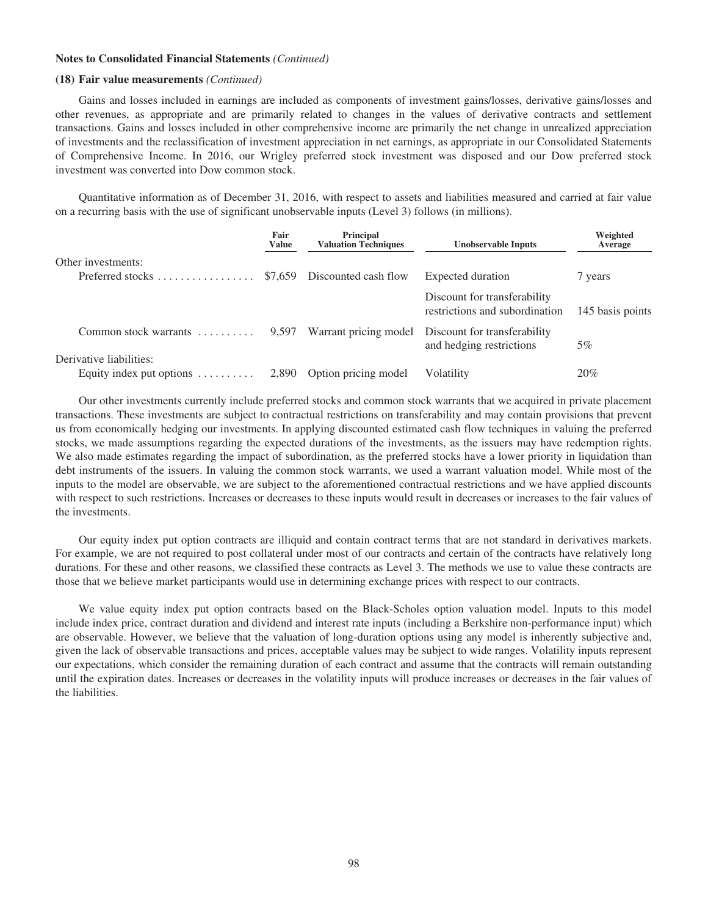**Notes to Consolidated Financial Statements** *(Continued)*

**(18) Fair value measurements** *(Continued)*

Gains and losses included in earnings are included as components of investment gains/losses, derivative gains/losses and other revenues, as appropriate and are primarily related to changes in the values of derivative contracts and settlement transactions. Gains and losses included in other comprehensive income are primarily the net change in unrealized appreciation of investments and the reclassification of investment appreciation in net earnings, as appropriate in our Consolidated Statements of Comprehensive Income. In 2016, our Wrigley preferred stock investment was disposed and our Dow preferred stock investment was converted into Dow common stock.

Quantitative information as of December 31, 2016, with respect to assets and liabilities measured and carried at fair value on a recurring basis with the use of significant unobservable inputs (Level 3) follows (in millions).

| | Fair Value | Principal Valuation Techniques | Unobservable Inputs | Weighted Average |
|---|---|---|---|---|
| Other investments: | | | | |
| Preferred stocks | $7,659 | Discounted cash flow | Expected duration | 7 years |
| | | | Discount for transferability restrictions and subordination | 145 basis points |
| Common stock warrants | 9,597 | Warrant pricing model | Discount for transferability and hedging restrictions | 5% |
| Derivative liabilities: | | | | |
| Equity index put options | 2,890 | Option pricing model | Volatility | 20% |

Our other investments currently include preferred stocks and common stock warrants that we acquired in private placement transactions. These investments are subject to contractual restrictions on transferability and may contain provisions that prevent us from economically hedging our investments. In applying discounted estimated cash flow techniques in valuing the preferred stocks, we made assumptions regarding the expected durations of the investments, as the issuers may have redemption rights. We also made estimates regarding the impact of subordination, as the preferred stocks have a lower priority in liquidation than debt instruments of the issuers. In valuing the common stock warrants, we used a warrant valuation model. While most of the inputs to the model are observable, we are subject to the aforementioned contractual restrictions and we have applied discounts with respect to such restrictions. Increases or decreases to these inputs would result in decreases or increases to the fair values of the investments.

Our equity index put option contracts are illiquid and contain contract terms that are not standard in derivatives markets. For example, we are not required to post collateral under most of our contracts and certain of the contracts have relatively long durations. For these and other reasons, we classified these contracts as Level 3. The methods we use to value these contracts are those that we believe market participants would use in determining exchange prices with respect to our contracts.

We value equity index put option contracts based on the Black-Scholes option valuation model. Inputs to this model include index price, contract duration and dividend and interest rate inputs (including a Berkshire non-performance input) which are observable. However, we believe that the valuation of long-duration options using any model is inherently subjective and, given the lack of observable transactions and prices, acceptable values may be subject to wide ranges. Volatility inputs represent our expectations, which consider the remaining duration of each contract and assume that the contracts will remain outstanding until the expiration dates. Increases or decreases in the volatility inputs will produce increases or decreases in the fair values of the liabilities.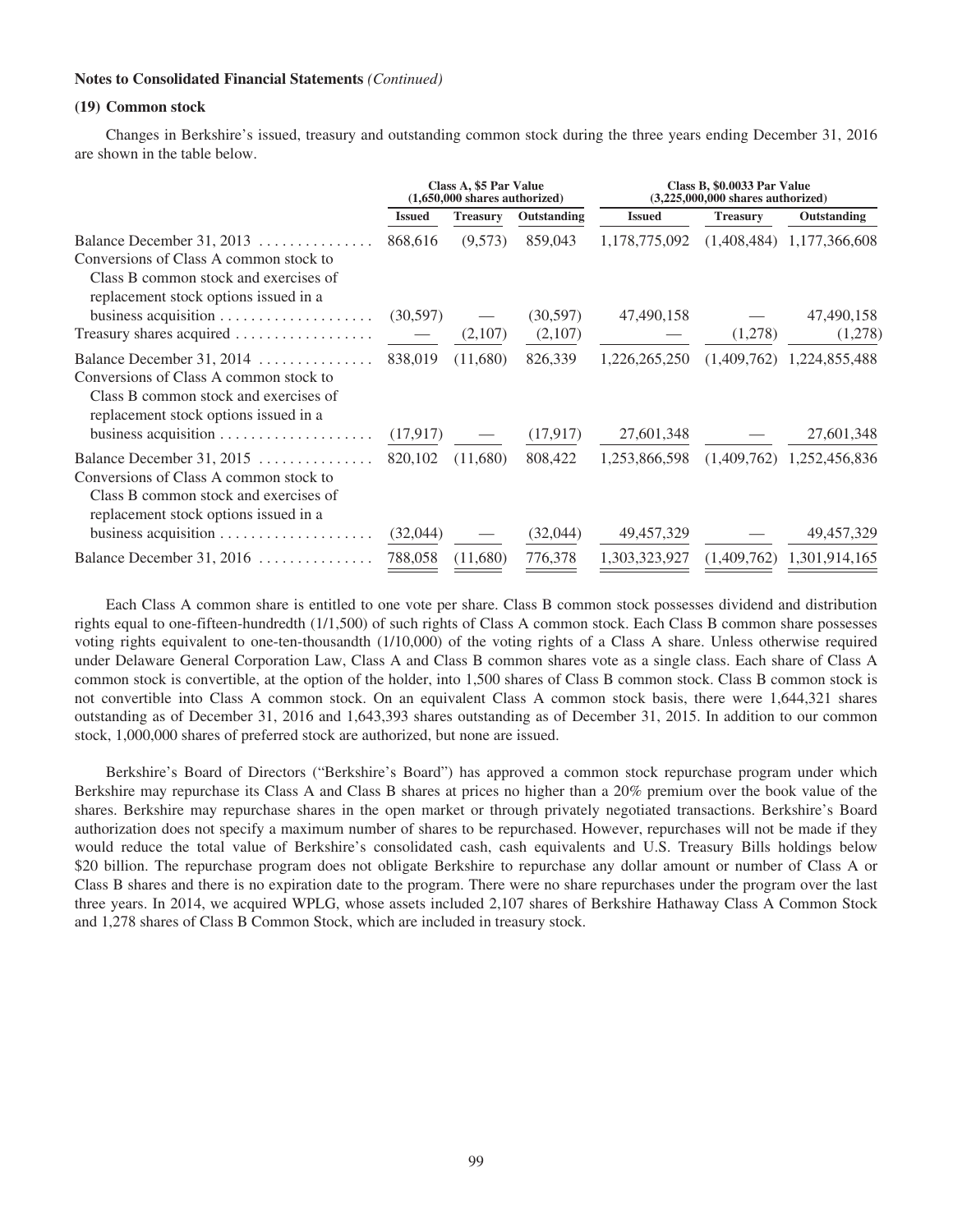**Notes to Consolidated Financial Statements** *(Continued)*

**(19) Common stock**

Changes in Berkshire's issued, treasury and outstanding common stock during the three years ending December 31, 2016 are shown in the table below.

| | Class A, $5 Par Value (1,650,000 shares authorized) | | | Class B, $0.0033 Par Value (3,225,000,000 shares authorized) | | |
|---|---|---|---|---|---|---|
| | **Issued** | **Treasury** | **Outstanding** | **Issued** | **Treasury** | **Outstanding** |
| Balance December 31, 2013 | 868,616 | (9,573) | 859,043 | 1,178,775,092 | (1,408,484) | 1,177,366,608 |
| Conversions of Class A common stock to Class B common stock and exercises of replacement stock options issued in a business acquisition | (30,597) | — | (30,597) | 47,490,158 | — | 47,490,158 |
| Treasury shares acquired | — | (2,107) | (2,107) | — | (1,278) | (1,278) |
| Balance December 31, 2014 | 838,019 | (11,680) | 826,339 | 1,226,265,250 | (1,409,762) | 1,224,855,488 |
| Conversions of Class A common stock to Class B common stock and exercises of replacement stock options issued in a business acquisition | (17,917) | — | (17,917) | 27,601,348 | — | 27,601,348 |
| Balance December 31, 2015 | 820,102 | (11,680) | 808,422 | 1,253,866,598 | (1,409,762) | 1,252,456,836 |
| Conversions of Class A common stock to Class B common stock and exercises of replacement stock options issued in a business acquisition | (32,044) | — | (32,044) | 49,457,329 | — | 49,457,329 |
| Balance December 31, 2016 | 788,058 | (11,680) | 776,378 | 1,303,323,927 | (1,409,762) | 1,301,914,165 |

Each Class A common share is entitled to one vote per share. Class B common stock possesses dividend and distribution rights equal to one-fifteen-hundredth (1/1,500) of such rights of Class A common stock. Each Class B common share possesses voting rights equivalent to one-ten-thousandth (1/10,000) of the voting rights of a Class A share. Unless otherwise required under Delaware General Corporation Law, Class A and Class B common shares vote as a single class. Each share of Class A common stock is convertible, at the option of the holder, into 1,500 shares of Class B common stock. Class B common stock is not convertible into Class A common stock. On an equivalent Class A common stock basis, there were 1,644,321 shares outstanding as of December 31, 2016 and 1,643,393 shares outstanding as of December 31, 2015. In addition to our common stock, 1,000,000 shares of preferred stock are authorized, but none are issued.

Berkshire's Board of Directors ("Berkshire's Board") has approved a common stock repurchase program under which Berkshire may repurchase its Class A and Class B shares at prices no higher than a 20% premium over the book value of the shares. Berkshire may repurchase shares in the open market or through privately negotiated transactions. Berkshire's Board authorization does not specify a maximum number of shares to be repurchased. However, repurchases will not be made if they would reduce the total value of Berkshire's consolidated cash, cash equivalents and U.S. Treasury Bills holdings below $20 billion. The repurchase program does not obligate Berkshire to repurchase any dollar amount or number of Class A or Class B shares and there is no expiration date to the program. There were no share repurchases under the program over the last three years. In 2014, we acquired WPLG, whose assets included 2,107 shares of Berkshire Hathaway Class A Common Stock and 1,278 shares of Class B Common Stock, which are included in treasury stock.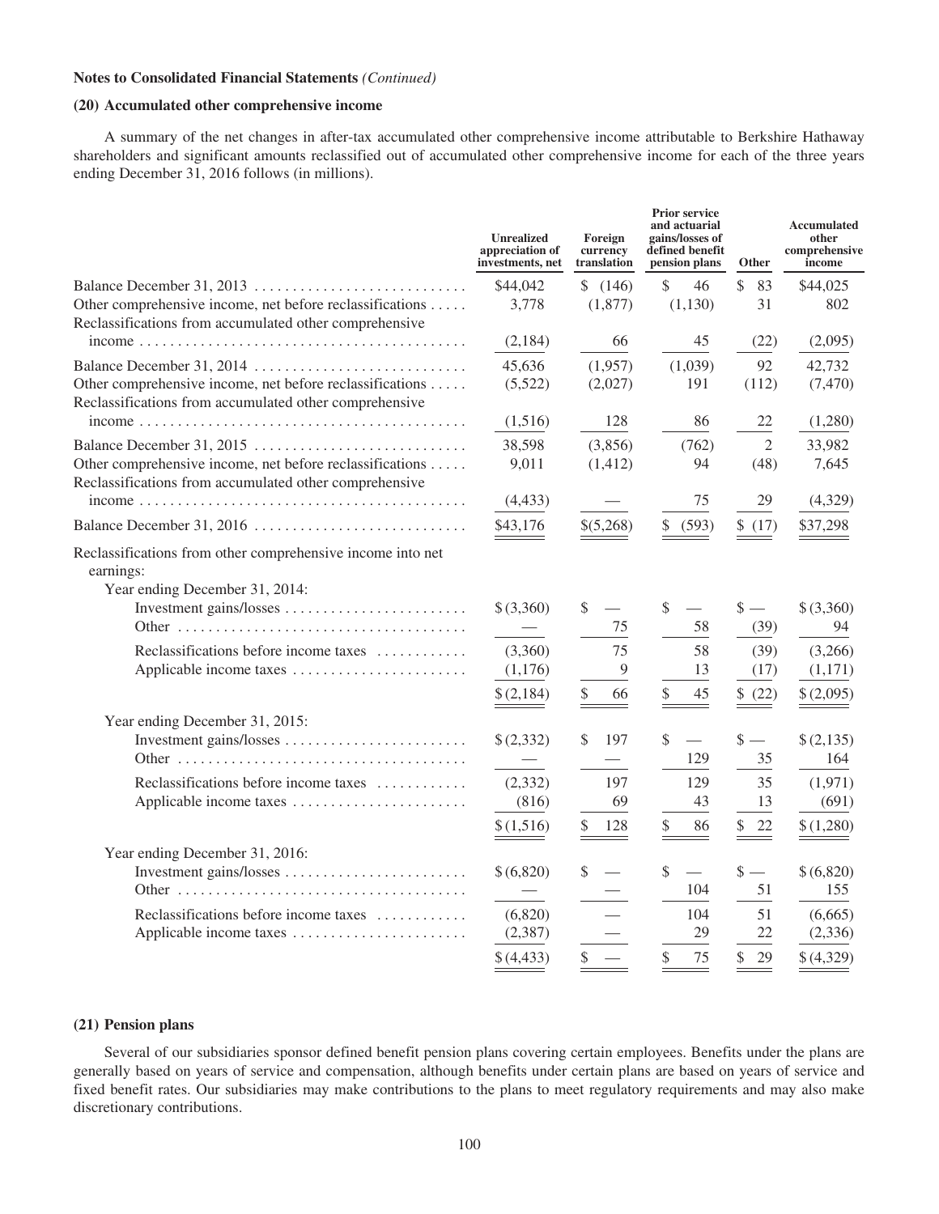**Notes to Consolidated Financial Statements** *(Continued)*

### (20) Accumulated other comprehensive income

A summary of the net changes in after-tax accumulated other comprehensive income attributable to Berkshire Hathaway shareholders and significant amounts reclassified out of accumulated other comprehensive income for each of the three years ending December 31, 2016 follows (in millions).

| | Unrealized appreciation of investments, net | Foreign currency translation | Prior service and actuarial gains/losses of defined benefit pension plans | Other | Accumulated other comprehensive income |
|---|---|---|---|---|---|
| Balance December 31, 2013 | $44,042 | $ (146) | $ 46 | $ 83 | $44,025 |
| Other comprehensive income, net before reclassifications | 3,778 | (1,877) | (1,130) | 31 | 802 |
| Reclassifications from accumulated other comprehensive income | (2,184) | 66 | 45 | (22) | (2,095) |
| Balance December 31, 2014 | 45,636 | (1,957) | (1,039) | 92 | 42,732 |
| Other comprehensive income, net before reclassifications | (5,522) | (2,027) | 191 | (112) | (7,470) |
| Reclassifications from accumulated other comprehensive income | (1,516) | 128 | 86 | 22 | (1,280) |
| Balance December 31, 2015 | 38,598 | (3,856) | (762) | 2 | 33,982 |
| Other comprehensive income, net before reclassifications | 9,011 | (1,412) | 94 | (48) | 7,645 |
| Reclassifications from accumulated other comprehensive income | (4,433) | — | 75 | 29 | (4,329) |
| Balance December 31, 2016 | $43,176 | $(5,268) | $ (593) | $ (17) | $37,298 |
| Reclassifications from other comprehensive income into net earnings: | | | | | |
| Year ending December 31, 2014: | | | | | |
| Investment gains/losses | $ (3,360) | $ — | $ — | $ — | $ (3,360) |
| Other | — | 75 | 58 | (39) | 94 |
| Reclassifications before income taxes | (3,360) | 75 | 58 | (39) | (3,266) |
| Applicable income taxes | (1,176) | 9 | 13 | (17) | (1,171) |
| | $ (2,184) | $ 66 | $ 45 | $ (22) | $ (2,095) |
| Year ending December 31, 2015: | | | | | |
| Investment gains/losses | $ (2,332) | $ 197 | $ — | $ — | $ (2,135) |
| Other | — | — | 129 | 35 | 164 |
| Reclassifications before income taxes | (2,332) | 197 | 129 | 35 | (1,971) |
| Applicable income taxes | (816) | 69 | 43 | 13 | (691) |
| | $ (1,516) | $ 128 | $ 86 | $ 22 | $ (1,280) |
| Year ending December 31, 2016: | | | | | |
| Investment gains/losses | $ (6,820) | $ — | $ — | $ — | $ (6,820) |
| Other | — | — | 104 | 51 | 155 |
| Reclassifications before income taxes | (6,820) | — | 104 | 51 | (6,665) |
| Applicable income taxes | (2,387) | — | 29 | 22 | (2,336) |
| | $ (4,433) | $ — | $ 75 | $ 29 | $ (4,329) |

### (21) Pension plans

Several of our subsidiaries sponsor defined benefit pension plans covering certain employees. Benefits under the plans are generally based on years of service and compensation, although benefits under certain plans are based on years of service and fixed benefit rates. Our subsidiaries may make contributions to the plans to meet regulatory requirements and may also make discretionary contributions.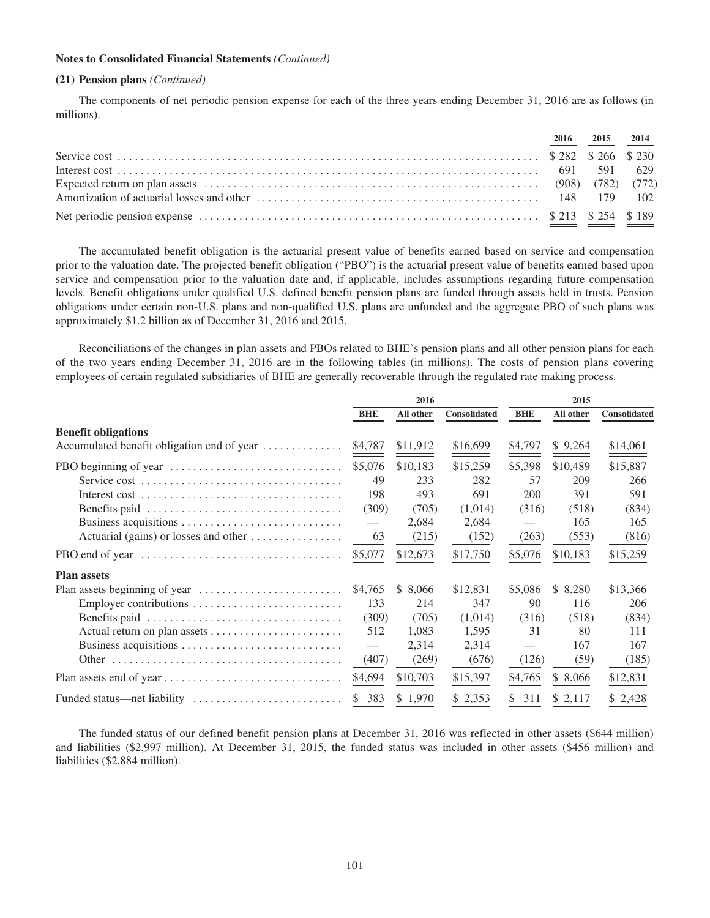**Notes to Consolidated Financial Statements** *(Continued)*

**(21) Pension plans** *(Continued)*

The components of net periodic pension expense for each of the three years ending December 31, 2016 are as follows (in millions).

| | 2016 | 2015 | 2014 |
|---|---|---|---|
| Service cost | $ 282 | $ 266 | $ 230 |
| Interest cost | 691 | 591 | 629 |
| Expected return on plan assets | (908) | (782) | (772) |
| Amortization of actuarial losses and other | 148 | 179 | 102 |
| Net periodic pension expense | $ 213 | $ 254 | $ 189 |

The accumulated benefit obligation is the actuarial present value of benefits earned based on service and compensation prior to the valuation date. The projected benefit obligation ("PBO") is the actuarial present value of benefits earned based upon service and compensation prior to the valuation date and, if applicable, includes assumptions regarding future compensation levels. Benefit obligations under qualified U.S. defined benefit pension plans are funded through assets held in trusts. Pension obligations under certain non-U.S. plans and non-qualified U.S. plans are unfunded and the aggregate PBO of such plans was approximately $1.2 billion as of December 31, 2016 and 2015.

Reconciliations of the changes in plan assets and PBOs related to BHE's pension plans and all other pension plans for each of the two years ending December 31, 2016 are in the following tables (in millions). The costs of pension plans covering employees of certain regulated subsidiaries of BHE are generally recoverable through the regulated rate making process.

| | 2016 | | | 2015 | | |
|---|---|---|---|---|---|---|
| | BHE | All other | Consolidated | BHE | All other | Consolidated |
| **Benefit obligations** | | | | | | |
| Accumulated benefit obligation end of year | $4,787 | $11,912 | $16,699 | $4,797 | $ 9,264 | $14,061 |
| PBO beginning of year | $5,076 | $10,183 | $15,259 | $5,398 | $10,489 | $15,887 |
| Service cost | 49 | 233 | 282 | 57 | 209 | 266 |
| Interest cost | 198 | 493 | 691 | 200 | 391 | 591 |
| Benefits paid | (309) | (705) | (1,014) | (316) | (518) | (834) |
| Business acquisitions | — | 2,684 | 2,684 | — | 165 | 165 |
| Actuarial (gains) or losses and other | 63 | (215) | (152) | (263) | (553) | (816) |
| PBO end of year | $5,077 | $12,673 | $17,750 | $5,076 | $10,183 | $15,259 |
| **Plan assets** | | | | | | |
| Plan assets beginning of year | $4,765 | $ 8,066 | $12,831 | $5,086 | $ 8,280 | $13,366 |
| Employer contributions | 133 | 214 | 347 | 90 | 116 | 206 |
| Benefits paid | (309) | (705) | (1,014) | (316) | (518) | (834) |
| Actual return on plan assets | 512 | 1,083 | 1,595 | 31 | 80 | 111 |
| Business acquisitions | — | 2,314 | 2,314 | — | 167 | 167 |
| Other | (407) | (269) | (676) | (126) | (59) | (185) |
| Plan assets end of year | $4,694 | $10,703 | $15,397 | $4,765 | $ 8,066 | $12,831 |
| Funded status—net liability | $ 383 | $ 1,970 | $ 2,353 | $ 311 | $ 2,117 | $ 2,428 |

The funded status of our defined benefit pension plans at December 31, 2016 was reflected in other assets ($644 million) and liabilities ($2,997 million). At December 31, 2015, the funded status was included in other assets ($456 million) and liabilities ($2,884 million).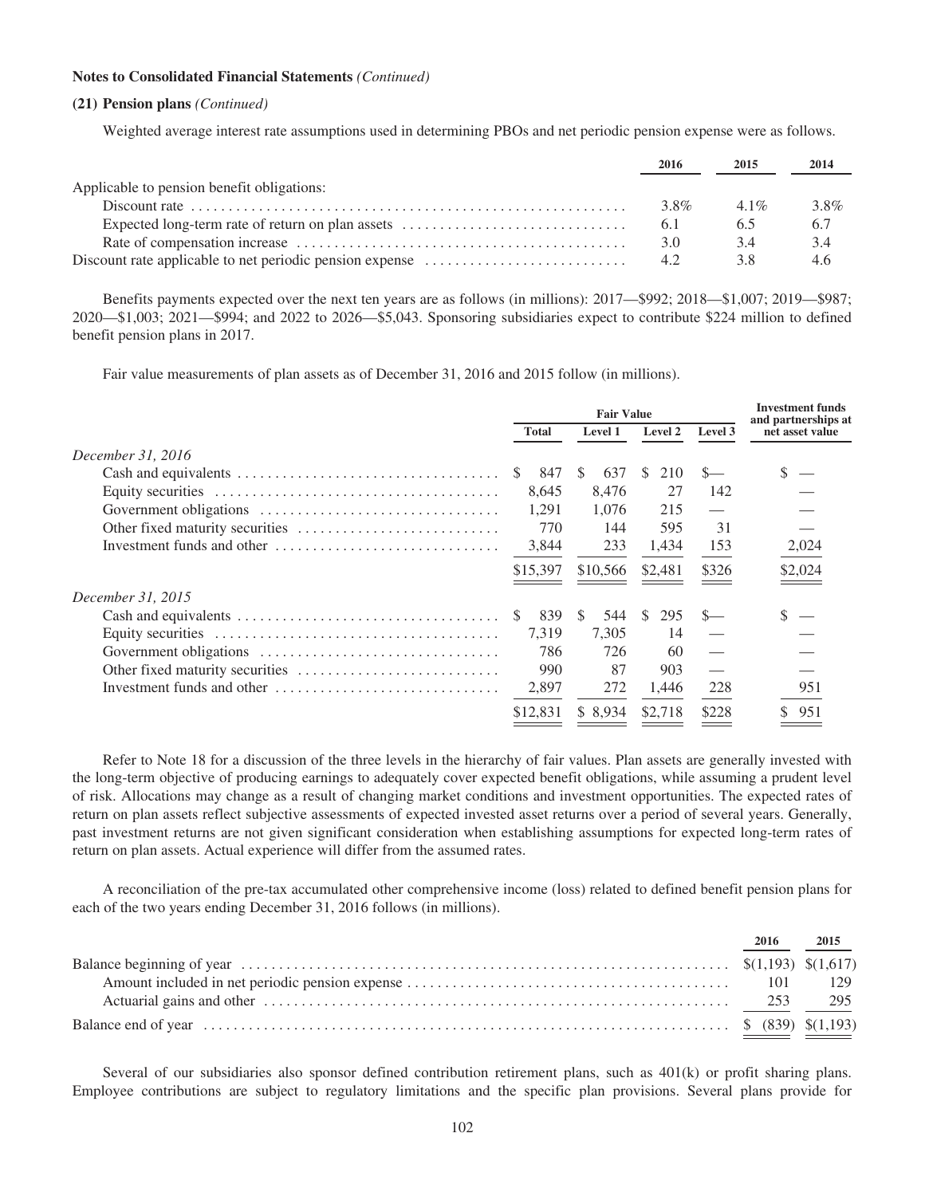**Notes to Consolidated Financial Statements** *(Continued)*

**(21) Pension plans** *(Continued)*

Weighted average interest rate assumptions used in determining PBOs and net periodic pension expense were as follows.

| | 2016 | 2015 | 2014 |
|---|---|---|---|
| Applicable to pension benefit obligations: | | | |
| Discount rate | 3.8% | 4.1% | 3.8% |
| Expected long-term rate of return on plan assets | 6.1 | 6.5 | 6.7 |
| Rate of compensation increase | 3.0 | 3.4 | 3.4 |
| Discount rate applicable to net periodic pension expense | 4.2 | 3.8 | 4.6 |

Benefits payments expected over the next ten years are as follows (in millions): 2017—$992; 2018—$1,007; 2019—$987; 2020—$1,003; 2021—$994; and 2022 to 2026—$5,043. Sponsoring subsidiaries expect to contribute $224 million to defined benefit pension plans in 2017.

Fair value measurements of plan assets as of December 31, 2016 and 2015 follow (in millions).

| | Fair Value | | | | Investment funds and partnerships at net asset value |
|---|---|---|---|---|---|
| | Total | Level 1 | Level 2 | Level 3 | |
| *December 31, 2016* | | | | | |
| Cash and equivalents | $ 847 | $ 637 | $ 210 | $— | $ — |
| Equity securities | 8,645 | 8,476 | 27 | 142 | — |
| Government obligations | 1,291 | 1,076 | 215 | — | — |
| Other fixed maturity securities | 770 | 144 | 595 | 31 | — |
| Investment funds and other | 3,844 | 233 | 1,434 | 153 | 2,024 |
| | $15,397 | $10,566 | $2,481 | $326 | $2,024 |
| *December 31, 2015* | | | | | |
| Cash and equivalents | $ 839 | $ 544 | $ 295 | $— | $ — |
| Equity securities | 7,319 | 7,305 | 14 | — | — |
| Government obligations | 786 | 726 | 60 | — | — |
| Other fixed maturity securities | 990 | 87 | 903 | — | — |
| Investment funds and other | 2,897 | 272 | 1,446 | 228 | 951 |
| | $12,831 | $ 8,934 | $2,718 | $228 | $ 951 |

Refer to Note 18 for a discussion of the three levels in the hierarchy of fair values. Plan assets are generally invested with the long-term objective of producing earnings to adequately cover expected benefit obligations, while assuming a prudent level of risk. Allocations may change as a result of changing market conditions and investment opportunities. The expected rates of return on plan assets reflect subjective assessments of expected invested asset returns over a period of several years. Generally, past investment returns are not given significant consideration when establishing assumptions for expected long-term rates of return on plan assets. Actual experience will differ from the assumed rates.

A reconciliation of the pre-tax accumulated other comprehensive income (loss) related to defined benefit pension plans for each of the two years ending December 31, 2016 follows (in millions).

| | 2016 | 2015 |
|---|---|---|
| Balance beginning of year | $(1,193) | $(1,617) |
| Amount included in net periodic pension expense | 101 | 129 |
| Actuarial gains and other | 253 | 295 |
| Balance end of year | $ (839) | $(1,193) |

Several of our subsidiaries also sponsor defined contribution retirement plans, such as 401(k) or profit sharing plans. Employee contributions are subject to regulatory limitations and the specific plan provisions. Several plans provide for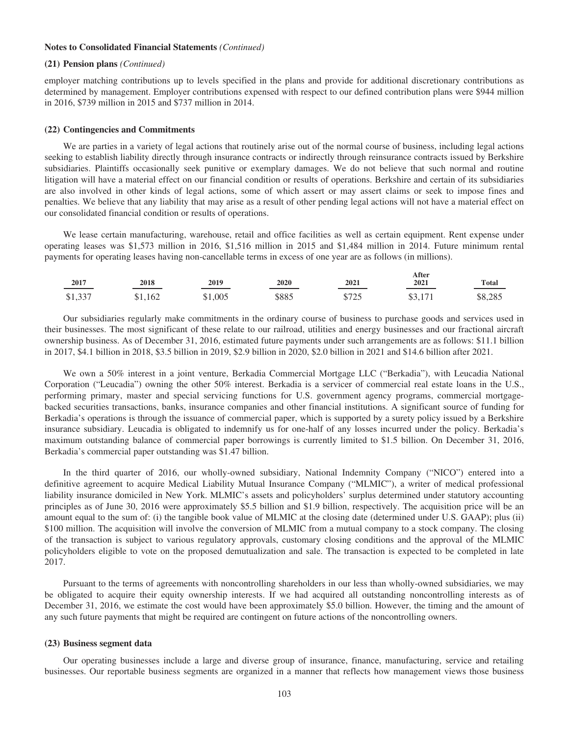**Notes to Consolidated Financial Statements** *(Continued)*

**(21) Pension plans** *(Continued)*

employer matching contributions up to levels specified in the plans and provide for additional discretionary contributions as determined by management. Employer contributions expensed with respect to our defined contribution plans were $944 million in 2016, $739 million in 2015 and $737 million in 2014.

**(22) Contingencies and Commitments**

We are parties in a variety of legal actions that routinely arise out of the normal course of business, including legal actions seeking to establish liability directly through insurance contracts or indirectly through reinsurance contracts issued by Berkshire subsidiaries. Plaintiffs occasionally seek punitive or exemplary damages. We do not believe that such normal and routine litigation will have a material effect on our financial condition or results of operations. Berkshire and certain of its subsidiaries are also involved in other kinds of legal actions, some of which assert or may assert claims or seek to impose fines and penalties. We believe that any liability that may arise as a result of other pending legal actions will not have a material effect on our consolidated financial condition or results of operations.

We lease certain manufacturing, warehouse, retail and office facilities as well as certain equipment. Rent expense under operating leases was $1,573 million in 2016, $1,516 million in 2015 and $1,484 million in 2014. Future minimum rental payments for operating leases having non-cancellable terms in excess of one year are as follows (in millions).

| 2017 | 2018 | 2019 | 2020 | 2021 | After 2021 | Total |
|---|---|---|---|---|---|---|
| $1,337 | $1,162 | $1,005 | $885 | $725 | $3,171 | $8,285 |

Our subsidiaries regularly make commitments in the ordinary course of business to purchase goods and services used in their businesses. The most significant of these relate to our railroad, utilities and energy businesses and our fractional aircraft ownership business. As of December 31, 2016, estimated future payments under such arrangements are as follows: $11.1 billion in 2017, $4.1 billion in 2018, $3.5 billion in 2019, $2.9 billion in 2020, $2.0 billion in 2021 and $14.6 billion after 2021.

We own a 50% interest in a joint venture, Berkadia Commercial Mortgage LLC ("Berkadia"), with Leucadia National Corporation ("Leucadia") owning the other 50% interest. Berkadia is a servicer of commercial real estate loans in the U.S., performing primary, master and special servicing functions for U.S. government agency programs, commercial mortgage-backed securities transactions, banks, insurance companies and other financial institutions. A significant source of funding for Berkadia's operations is through the issuance of commercial paper, which is supported by a surety policy issued by a Berkshire insurance subsidiary. Leucadia is obligated to indemnify us for one-half of any losses incurred under the policy. Berkadia's maximum outstanding balance of commercial paper borrowings is currently limited to $1.5 billion. On December 31, 2016, Berkadia's commercial paper outstanding was $1.47 billion.

In the third quarter of 2016, our wholly-owned subsidiary, National Indemnity Company ("NICO") entered into a definitive agreement to acquire Medical Liability Mutual Insurance Company ("MLMIC"), a writer of medical professional liability insurance domiciled in New York. MLMIC's assets and policyholders' surplus determined under statutory accounting principles as of June 30, 2016 were approximately $5.5 billion and $1.9 billion, respectively. The acquisition price will be an amount equal to the sum of: (i) the tangible book value of MLMIC at the closing date (determined under U.S. GAAP); plus (ii) $100 million. The acquisition will involve the conversion of MLMIC from a mutual company to a stock company. The closing of the transaction is subject to various regulatory approvals, customary closing conditions and the approval of the MLMIC policyholders eligible to vote on the proposed demutualization and sale. The transaction is expected to be completed in late 2017.

Pursuant to the terms of agreements with noncontrolling shareholders in our less than wholly-owned subsidiaries, we may be obligated to acquire their equity ownership interests. If we had acquired all outstanding noncontrolling interests as of December 31, 2016, we estimate the cost would have been approximately $5.0 billion. However, the timing and the amount of any such future payments that might be required are contingent on future actions of the noncontrolling owners.

**(23) Business segment data**

Our operating businesses include a large and diverse group of insurance, finance, manufacturing, service and retailing businesses. Our reportable business segments are organized in a manner that reflects how management views those business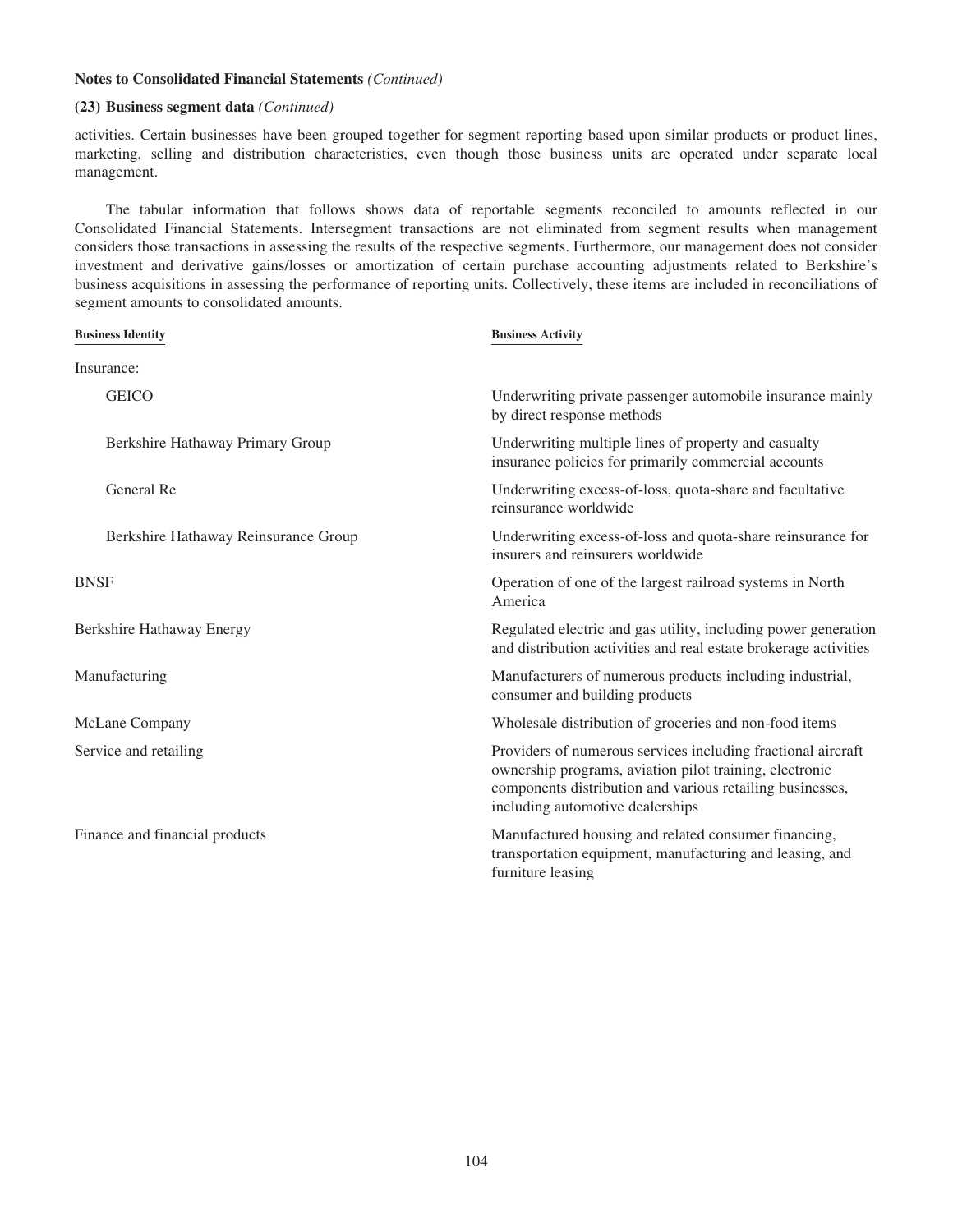**Notes to Consolidated Financial Statements** *(Continued)*

**(23) Business segment data** *(Continued)*

activities. Certain businesses have been grouped together for segment reporting based upon similar products or product lines, marketing, selling and distribution characteristics, even though those business units are operated under separate local management.

The tabular information that follows shows data of reportable segments reconciled to amounts reflected in our Consolidated Financial Statements. Intersegment transactions are not eliminated from segment results when management considers those transactions in assessing the results of the respective segments. Furthermore, our management does not consider investment and derivative gains/losses or amortization of certain purchase accounting adjustments related to Berkshire's business acquisitions in assessing the performance of reporting units. Collectively, these items are included in reconciliations of segment amounts to consolidated amounts.

| Business Identity | Business Activity |
|---|---|
| Insurance: | |
| GEICO | Underwriting private passenger automobile insurance mainly by direct response methods |
| Berkshire Hathaway Primary Group | Underwriting multiple lines of property and casualty insurance policies for primarily commercial accounts |
| General Re | Underwriting excess-of-loss, quota-share and facultative reinsurance worldwide |
| Berkshire Hathaway Reinsurance Group | Underwriting excess-of-loss and quota-share reinsurance for insurers and reinsurers worldwide |
| BNSF | Operation of one of the largest railroad systems in North America |
| Berkshire Hathaway Energy | Regulated electric and gas utility, including power generation and distribution activities and real estate brokerage activities |
| Manufacturing | Manufacturers of numerous products including industrial, consumer and building products |
| McLane Company | Wholesale distribution of groceries and non-food items |
| Service and retailing | Providers of numerous services including fractional aircraft ownership programs, aviation pilot training, electronic components distribution and various retailing businesses, including automotive dealerships |
| Finance and financial products | Manufactured housing and related consumer financing, transportation equipment, manufacturing and leasing, and furniture leasing |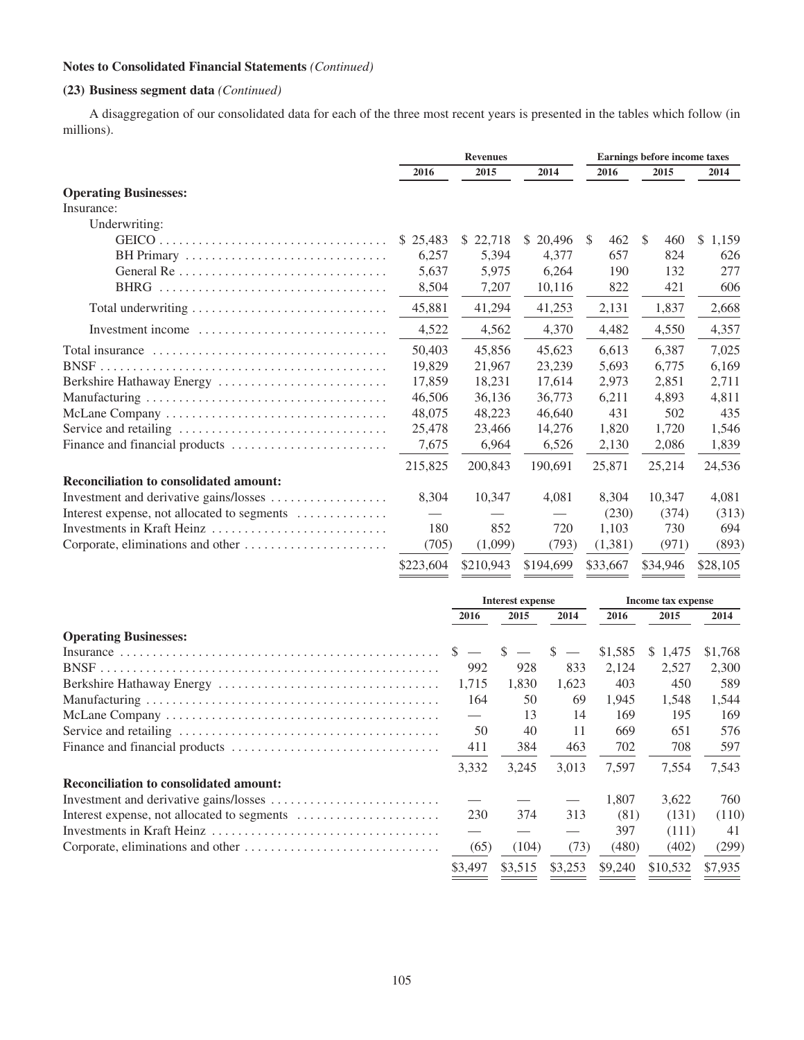**Notes to Consolidated Financial Statements** *(Continued)*

**(23) Business segment data** *(Continued)*

A disaggregation of our consolidated data for each of the three most recent years is presented in the tables which follow (in millions).

| | Revenues | | | Earnings before income taxes | | |
|---|---|---|---|---|---|---|
| | 2016 | 2015 | 2014 | 2016 | 2015 | 2014 |
| **Operating Businesses:** | | | | | | |
| Insurance: | | | | | | |
| Underwriting: | | | | | | |
| GEICO | $ 25,483 | $ 22,718 | $ 20,496 | $ 462 | $ 460 | $ 1,159 |
| BH Primary | 6,257 | 5,394 | 4,377 | 657 | 824 | 626 |
| General Re | 5,637 | 5,975 | 6,264 | 190 | 132 | 277 |
| BHRG | 8,504 | 7,207 | 10,116 | 822 | 421 | 606 |
| Total underwriting | 45,881 | 41,294 | 41,253 | 2,131 | 1,837 | 2,668 |
| Investment income | 4,522 | 4,562 | 4,370 | 4,482 | 4,550 | 4,357 |
| Total insurance | 50,403 | 45,856 | 45,623 | 6,613 | 6,387 | 7,025 |
| BNSF | 19,829 | 21,967 | 23,239 | 5,693 | 6,775 | 6,169 |
| Berkshire Hathaway Energy | 17,859 | 18,231 | 17,614 | 2,973 | 2,851 | 2,711 |
| Manufacturing | 46,506 | 36,136 | 36,773 | 6,211 | 4,893 | 4,811 |
| McLane Company | 48,075 | 48,223 | 46,640 | 431 | 502 | 435 |
| Service and retailing | 25,478 | 23,466 | 14,276 | 1,820 | 1,720 | 1,546 |
| Finance and financial products | 7,675 | 6,964 | 6,526 | 2,130 | 2,086 | 1,839 |
| | 215,825 | 200,843 | 190,691 | 25,871 | 25,214 | 24,536 |
| **Reconciliation to consolidated amount:** | | | | | | |
| Investment and derivative gains/losses | 8,304 | 10,347 | 4,081 | 8,304 | 10,347 | 4,081 |
| Interest expense, not allocated to segments | — | — | — | (230) | (374) | (313) |
| Investments in Kraft Heinz | 180 | 852 | 720 | 1,103 | 730 | 694 |
| Corporate, eliminations and other | (705) | (1,099) | (793) | (1,381) | (971) | (893) |
| | $223,604 | $210,943 | $194,699 | $33,667 | $34,946 | $28,105 |

| | Interest expense | | | Income tax expense | | |
|---|---|---|---|---|---|---|
| | 2016 | 2015 | 2014 | 2016 | 2015 | 2014 |
| **Operating Businesses:** | | | | | | |
| Insurance | $ — | $ — | $ — | $1,585 | $ 1,475 | $1,768 |
| BNSF | 992 | 928 | 833 | 2,124 | 2,527 | 2,300 |
| Berkshire Hathaway Energy | 1,715 | 1,830 | 1,623 | 403 | 450 | 589 |
| Manufacturing | 164 | 50 | 69 | 1,945 | 1,548 | 1,544 |
| McLane Company | — | 13 | 14 | 169 | 195 | 169 |
| Service and retailing | 50 | 40 | 11 | 669 | 651 | 576 |
| Finance and financial products | 411 | 384 | 463 | 702 | 708 | 597 |
| | 3,332 | 3,245 | 3,013 | 7,597 | 7,554 | 7,543 |
| **Reconciliation to consolidated amount:** | | | | | | |
| Investment and derivative gains/losses | — | — | — | 1,807 | 3,622 | 760 |
| Interest expense, not allocated to segments | 230 | 374 | 313 | (81) | (131) | (110) |
| Investments in Kraft Heinz | — | — | — | 397 | (111) | 41 |
| Corporate, eliminations and other | (65) | (104) | (73) | (480) | (402) | (299) |
| | $3,497 | $3,515 | $3,253 | $9,240 | $10,532 | $7,935 |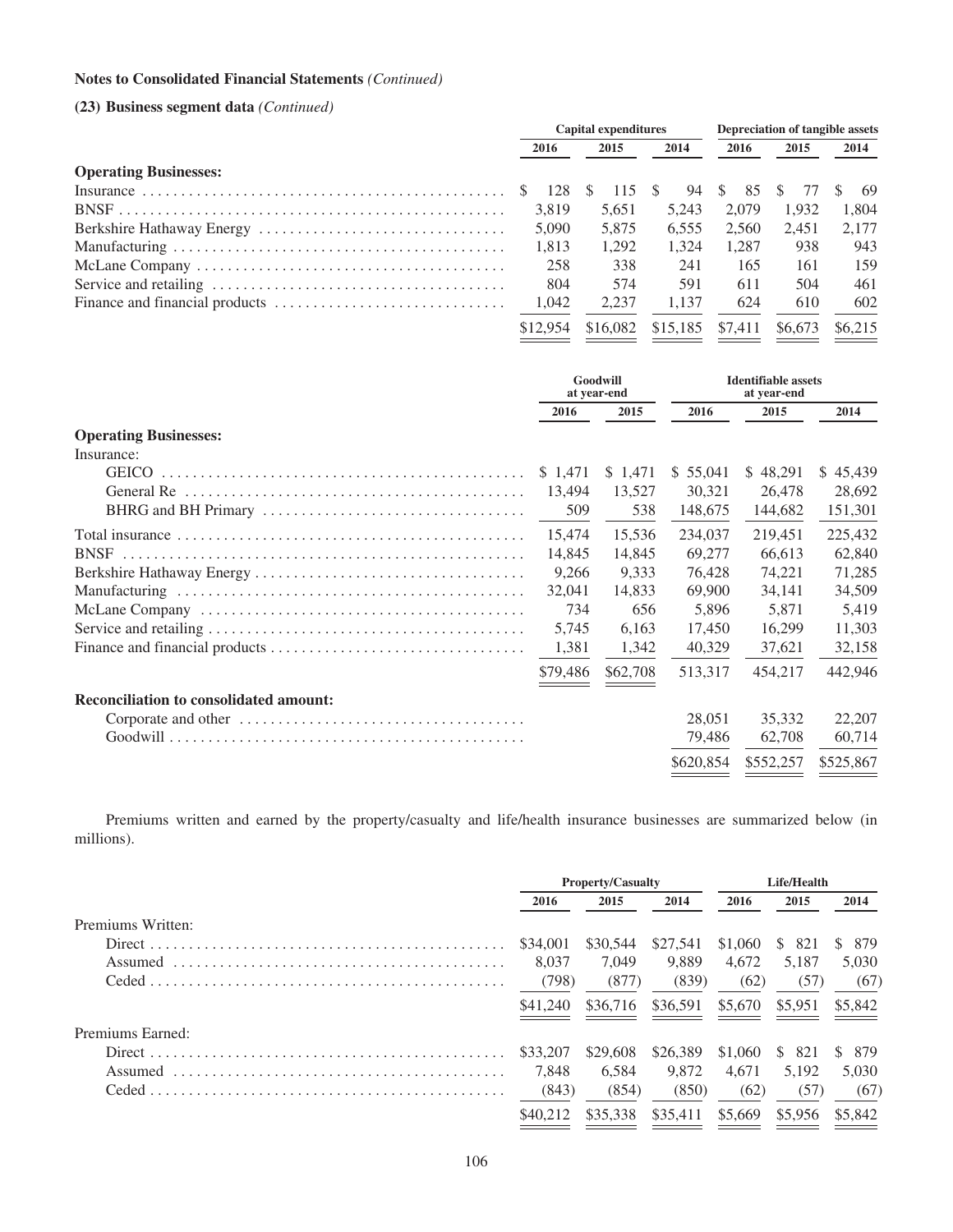**Notes to Consolidated Financial Statements** *(Continued)*

**(23) Business segment data** *(Continued)*

| | Capital expenditures | | | Depreciation of tangible assets | | |
|---|---|---|---|---|---|---|
| | 2016 | 2015 | 2014 | 2016 | 2015 | 2014 |
| **Operating Businesses:** | | | | | | |
| Insurance | $ 128 | $ 115 | $ 94 | $ 85 | $ 77 | $ 69 |
| BNSF | 3,819 | 5,651 | 5,243 | 2,079 | 1,932 | 1,804 |
| Berkshire Hathaway Energy | 5,090 | 5,875 | 6,555 | 2,560 | 2,451 | 2,177 |
| Manufacturing | 1,813 | 1,292 | 1,324 | 1,287 | 938 | 943 |
| McLane Company | 258 | 338 | 241 | 165 | 161 | 159 |
| Service and retailing | 804 | 574 | 591 | 611 | 504 | 461 |
| Finance and financial products | 1,042 | 2,237 | 1,137 | 624 | 610 | 602 |
| | $12,954 | $16,082 | $15,185 | $7,411 | $6,673 | $6,215 |

| | Goodwill at year-end | | Identifiable assets at year-end | | |
|---|---|---|---|---|---|
| | 2016 | 2015 | 2016 | 2015 | 2014 |
| **Operating Businesses:** | | | | | |
| Insurance: | | | | | |
| GEICO | $ 1,471 | $ 1,471 | $ 55,041 | $ 48,291 | $ 45,439 |
| General Re | 13,494 | 13,527 | 30,321 | 26,478 | 28,692 |
| BHRG and BH Primary | 509 | 538 | 148,675 | 144,682 | 151,301 |
| Total insurance | 15,474 | 15,536 | 234,037 | 219,451 | 225,432 |
| BNSF | 14,845 | 14,845 | 69,277 | 66,613 | 62,840 |
| Berkshire Hathaway Energy | 9,266 | 9,333 | 76,428 | 74,221 | 71,285 |
| Manufacturing | 32,041 | 14,833 | 69,900 | 34,141 | 34,509 |
| McLane Company | 734 | 656 | 5,896 | 5,871 | 5,419 |
| Service and retailing | 5,745 | 6,163 | 17,450 | 16,299 | 11,303 |
| Finance and financial products | 1,381 | 1,342 | 40,329 | 37,621 | 32,158 |
| | $79,486 | $62,708 | 513,317 | 454,217 | 442,946 |
| **Reconciliation to consolidated amount:** | | | | | |
| Corporate and other | | | 28,051 | 35,332 | 22,207 |
| Goodwill | | | 79,486 | 62,708 | 60,714 |
| | | | $620,854 | $552,257 | $525,867 |

Premiums written and earned by the property/casualty and life/health insurance businesses are summarized below (in millions).

| | Property/Casualty | | | Life/Health | | |
|---|---|---|---|---|---|---|
| | 2016 | 2015 | 2014 | 2016 | 2015 | 2014 |
| Premiums Written: | | | | | | |
| Direct | $34,001 | $30,544 | $27,541 | $1,060 | $ 821 | $ 879 |
| Assumed | 8,037 | 7,049 | 9,889 | 4,672 | 5,187 | 5,030 |
| Ceded | (798) | (877) | (839) | (62) | (57) | (67) |
| | $41,240 | $36,716 | $36,591 | $5,670 | $5,951 | $5,842 |
| Premiums Earned: | | | | | | |
| Direct | $33,207 | $29,608 | $26,389 | $1,060 | $ 821 | $ 879 |
| Assumed | 7,848 | 6,584 | 9,872 | 4,671 | 5,192 | 5,030 |
| Ceded | (843) | (854) | (850) | (62) | (57) | (67) |
| | $40,212 | $35,338 | $35,411 | $5,669 | $5,956 | $5,842 |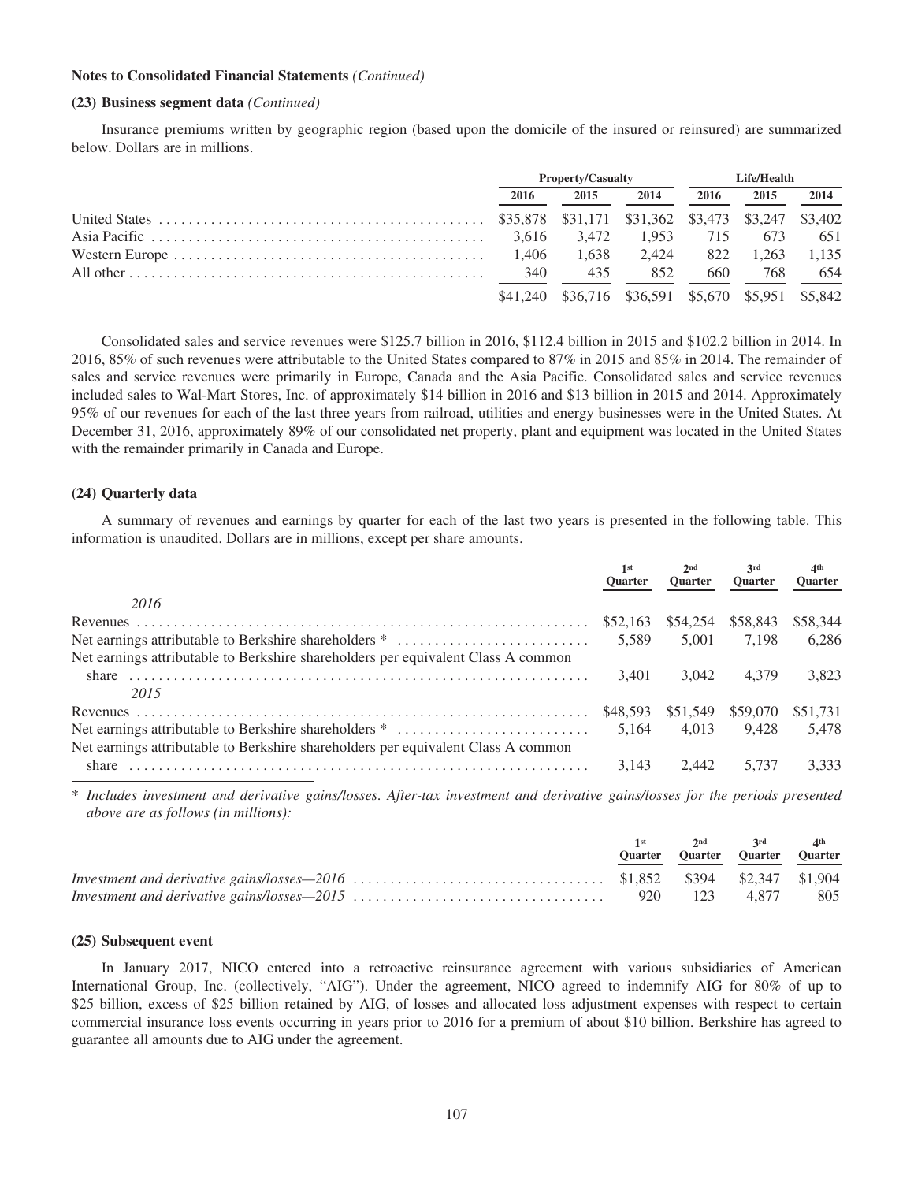**Notes to Consolidated Financial Statements** *(Continued)*

**(23) Business segment data** *(Continued)*

Insurance premiums written by geographic region (based upon the domicile of the insured or reinsured) are summarized below. Dollars are in millions.

| | Property/Casualty | | | Life/Health | | |
|---|---|---|---|---|---|---|
| | 2016 | 2015 | 2014 | 2016 | 2015 | 2014 |
| United States | $35,878 | $31,171 | $31,362 | $3,473 | $3,247 | $3,402 |
| Asia Pacific | 3,616 | 3,472 | 1,953 | 715 | 673 | 651 |
| Western Europe | 1,406 | 1,638 | 2,424 | 822 | 1,263 | 1,135 |
| All other | 340 | 435 | 852 | 660 | 768 | 654 |
| | $41,240 | $36,716 | $36,591 | $5,670 | $5,951 | $5,842 |

Consolidated sales and service revenues were $125.7 billion in 2016, $112.4 billion in 2015 and $102.2 billion in 2014. In 2016, 85% of such revenues were attributable to the United States compared to 87% in 2015 and 85% in 2014. The remainder of sales and service revenues were primarily in Europe, Canada and the Asia Pacific. Consolidated sales and service revenues included sales to Wal-Mart Stores, Inc. of approximately $14 billion in 2016 and $13 billion in 2015 and 2014. Approximately 95% of our revenues for each of the last three years from railroad, utilities and energy businesses were in the United States. At December 31, 2016, approximately 89% of our consolidated net property, plant and equipment was located in the United States with the remainder primarily in Canada and Europe.

**(24) Quarterly data**

A summary of revenues and earnings by quarter for each of the last two years is presented in the following table. This information is unaudited. Dollars are in millions, except per share amounts.

| | 1st Quarter | 2nd Quarter | 3rd Quarter | 4th Quarter |
|---|---|---|---|---|
| *2016* | | | | |
| Revenues | $52,163 | $54,254 | $58,843 | $58,344 |
| Net earnings attributable to Berkshire shareholders * | 5,589 | 5,001 | 7,198 | 6,286 |
| Net earnings attributable to Berkshire shareholders per equivalent Class A common share | 3,401 | 3,042 | 4,379 | 3,823 |
| *2015* | | | | |
| Revenues | $48,593 | $51,549 | $59,070 | $51,731 |
| Net earnings attributable to Berkshire shareholders * | 5,164 | 4,013 | 9,428 | 5,478 |
| Net earnings attributable to Berkshire shareholders per equivalent Class A common share | 3,143 | 2,442 | 5,737 | 3,333 |

\* *Includes investment and derivative gains/losses. After-tax investment and derivative gains/losses for the periods presented above are as follows (in millions):*

| | 1st Quarter | 2nd Quarter | 3rd Quarter | 4th Quarter |
|---|---|---|---|---|
| *Investment and derivative gains/losses—2016* | $1,852 | $394 | $2,347 | $1,904 |
| *Investment and derivative gains/losses—2015* | 920 | 123 | 4,877 | 805 |

**(25) Subsequent event**

In January 2017, NICO entered into a retroactive reinsurance agreement with various subsidiaries of American International Group, Inc. (collectively, "AIG"). Under the agreement, NICO agreed to indemnify AIG for 80% of up to $25 billion, excess of $25 billion retained by AIG, of losses and allocated loss adjustment expenses with respect to certain commercial insurance loss events occurring in years prior to 2016 for a premium of about $10 billion. Berkshire has agreed to guarantee all amounts due to AIG under the agreement.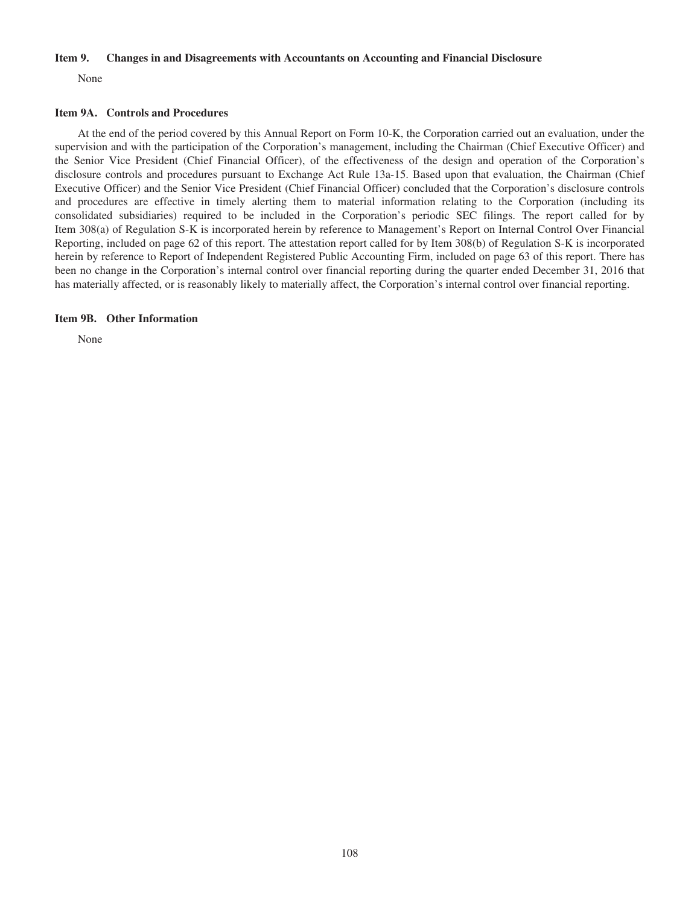### Item 9. Changes in and Disagreements with Accountants on Accounting and Financial Disclosure

None

### Item 9A. Controls and Procedures

At the end of the period covered by this Annual Report on Form 10-K, the Corporation carried out an evaluation, under the supervision and with the participation of the Corporation's management, including the Chairman (Chief Executive Officer) and the Senior Vice President (Chief Financial Officer), of the effectiveness of the design and operation of the Corporation's disclosure controls and procedures pursuant to Exchange Act Rule 13a-15. Based upon that evaluation, the Chairman (Chief Executive Officer) and the Senior Vice President (Chief Financial Officer) concluded that the Corporation's disclosure controls and procedures are effective in timely alerting them to material information relating to the Corporation (including its consolidated subsidiaries) required to be included in the Corporation's periodic SEC filings. The report called for by Item 308(a) of Regulation S-K is incorporated herein by reference to Management's Report on Internal Control Over Financial Reporting, included on page 62 of this report. The attestation report called for by Item 308(b) of Regulation S-K is incorporated herein by reference to Report of Independent Registered Public Accounting Firm, included on page 63 of this report. There has been no change in the Corporation's internal control over financial reporting during the quarter ended December 31, 2016 that has materially affected, or is reasonably likely to materially affect, the Corporation's internal control over financial reporting.

### Item 9B. Other Information

None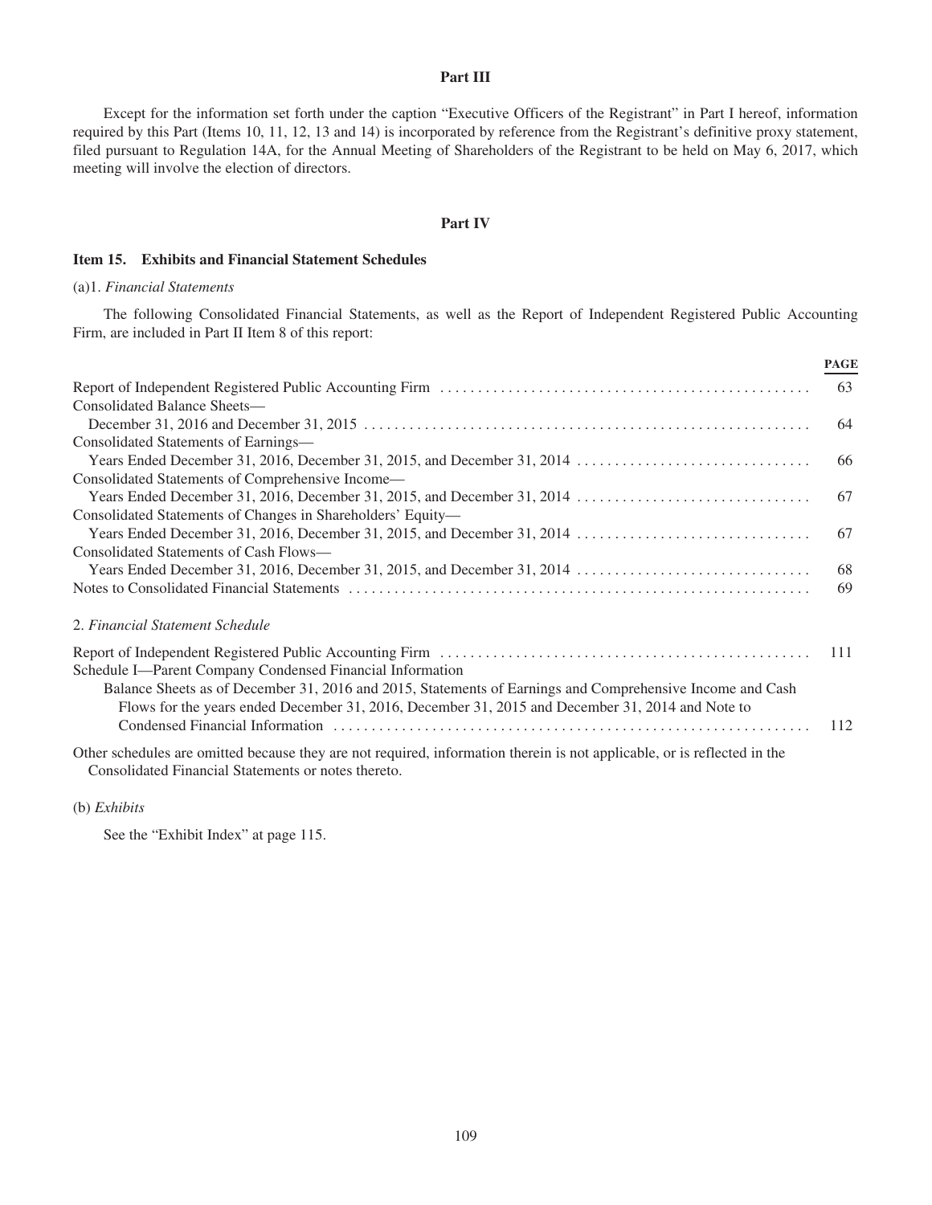## Part III

Except for the information set forth under the caption "Executive Officers of the Registrant" in Part I hereof, information required by this Part (Items 10, 11, 12, 13 and 14) is incorporated by reference from the Registrant's definitive proxy statement, filed pursuant to Regulation 14A, for the Annual Meeting of Shareholders of the Registrant to be held on May 6, 2017, which meeting will involve the election of directors.

## Part IV

### Item 15. Exhibits and Financial Statement Schedules

(a)1. *Financial Statements*

The following Consolidated Financial Statements, as well as the Report of Independent Registered Public Accounting Firm, are included in Part II Item 8 of this report:

| | PAGE |
|---|---|
| Report of Independent Registered Public Accounting Firm | 63 |
| Consolidated Balance Sheets— December 31, 2016 and December 31, 2015 | 64 |
| Consolidated Statements of Earnings— Years Ended December 31, 2016, December 31, 2015, and December 31, 2014 | 66 |
| Consolidated Statements of Comprehensive Income— Years Ended December 31, 2016, December 31, 2015, and December 31, 2014 | 67 |
| Consolidated Statements of Changes in Shareholders' Equity— Years Ended December 31, 2016, December 31, 2015, and December 31, 2014 | 67 |
| Consolidated Statements of Cash Flows— Years Ended December 31, 2016, December 31, 2015, and December 31, 2014 | 68 |
| Notes to Consolidated Financial Statements | 69 |

2. *Financial Statement Schedule*

| | |
|---|---|
| Report of Independent Registered Public Accounting Firm | 111 |
| Schedule I—Parent Company Condensed Financial Information Balance Sheets as of December 31, 2016 and 2015, Statements of Earnings and Comprehensive Income and Cash Flows for the years ended December 31, 2016, December 31, 2015 and December 31, 2014 and Note to Condensed Financial Information | 112 |

Other schedules are omitted because they are not required, information therein is not applicable, or is reflected in the Consolidated Financial Statements or notes thereto.

(b) *Exhibits*

See the "Exhibit Index" at page 115.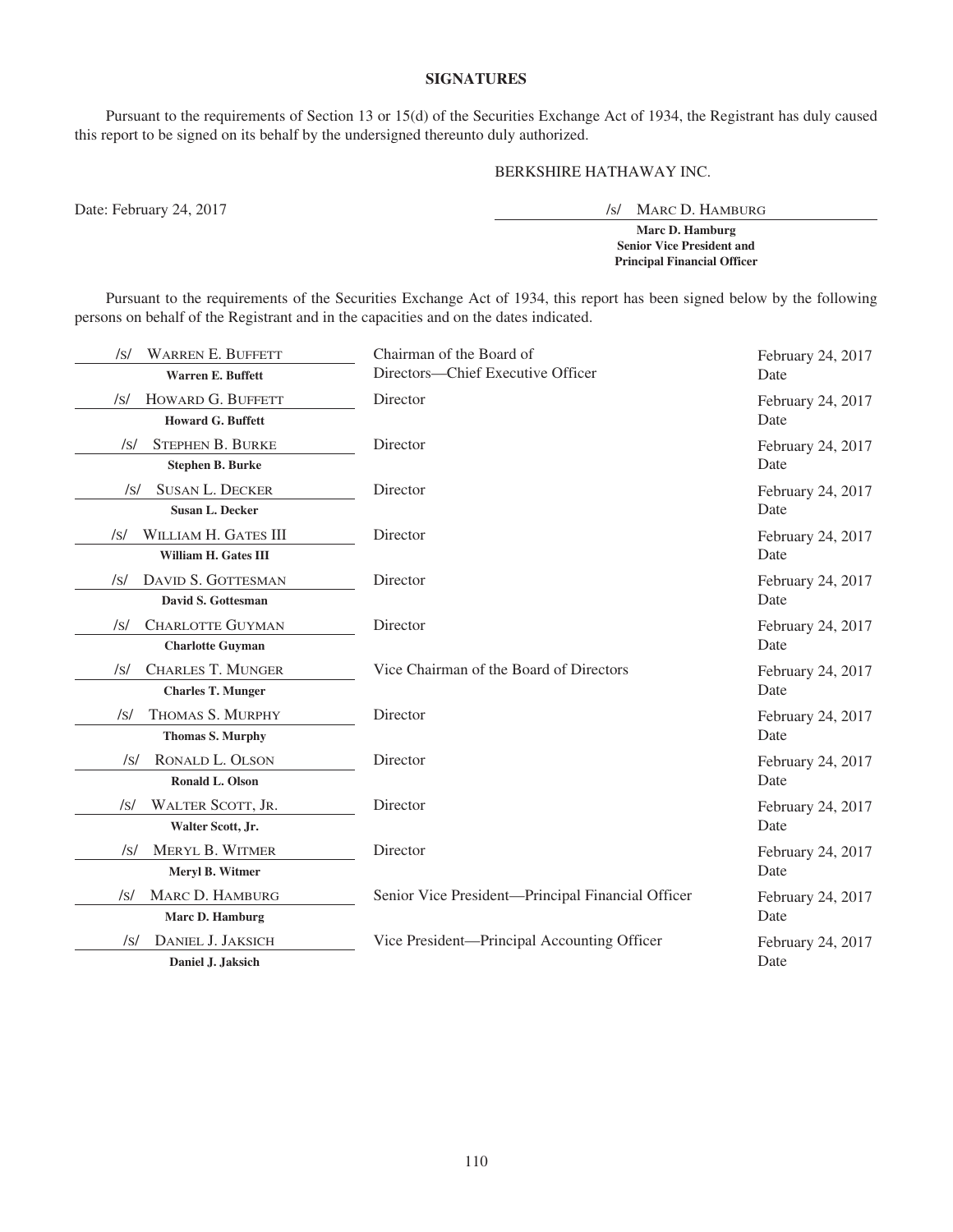## SIGNATURES

Pursuant to the requirements of Section 13 or 15(d) of the Securities Exchange Act of 1934, the Registrant has duly caused this report to be signed on its behalf by the undersigned thereunto duly authorized.

BERKSHIRE HATHAWAY INC.

Date: February 24, 2017

/s/ MARC D. HAMBURG

**Marc D. Hamburg**
**Senior Vice President and**
**Principal Financial Officer**

Pursuant to the requirements of the Securities Exchange Act of 1934, this report has been signed below by the following persons on behalf of the Registrant and in the capacities and on the dates indicated.

| Signature | Title | Date |
|---|---|---|
| /s/ WARREN E. BUFFETT<br>**Warren E. Buffett** | Chairman of the Board of Directors—Chief Executive Officer | February 24, 2017<br>Date |
| /s/ HOWARD G. BUFFETT<br>**Howard G. Buffett** | Director | February 24, 2017<br>Date |
| /s/ STEPHEN B. BURKE<br>**Stephen B. Burke** | Director | February 24, 2017<br>Date |
| /s/ SUSAN L. DECKER<br>**Susan L. Decker** | Director | February 24, 2017<br>Date |
| /s/ WILLIAM H. GATES III<br>**William H. Gates III** | Director | February 24, 2017<br>Date |
| /s/ DAVID S. GOTTESMAN<br>**David S. Gottesman** | Director | February 24, 2017<br>Date |
| /s/ CHARLOTTE GUYMAN<br>**Charlotte Guyman** | Director | February 24, 2017<br>Date |
| /s/ CHARLES T. MUNGER<br>**Charles T. Munger** | Vice Chairman of the Board of Directors | February 24, 2017<br>Date |
| /s/ THOMAS S. MURPHY<br>**Thomas S. Murphy** | Director | February 24, 2017<br>Date |
| /s/ RONALD L. OLSON<br>**Ronald L. Olson** | Director | February 24, 2017<br>Date |
| /s/ WALTER SCOTT, JR.<br>**Walter Scott, Jr.** | Director | February 24, 2017<br>Date |
| /s/ MERYL B. WITMER<br>**Meryl B. Witmer** | Director | February 24, 2017<br>Date |
| /s/ MARC D. HAMBURG<br>**Marc D. Hamburg** | Senior Vice President—Principal Financial Officer | February 24, 2017<br>Date |
| /s/ DANIEL J. JAKSICH<br>**Daniel J. Jaksich** | Vice President—Principal Accounting Officer | February 24, 2017<br>Date |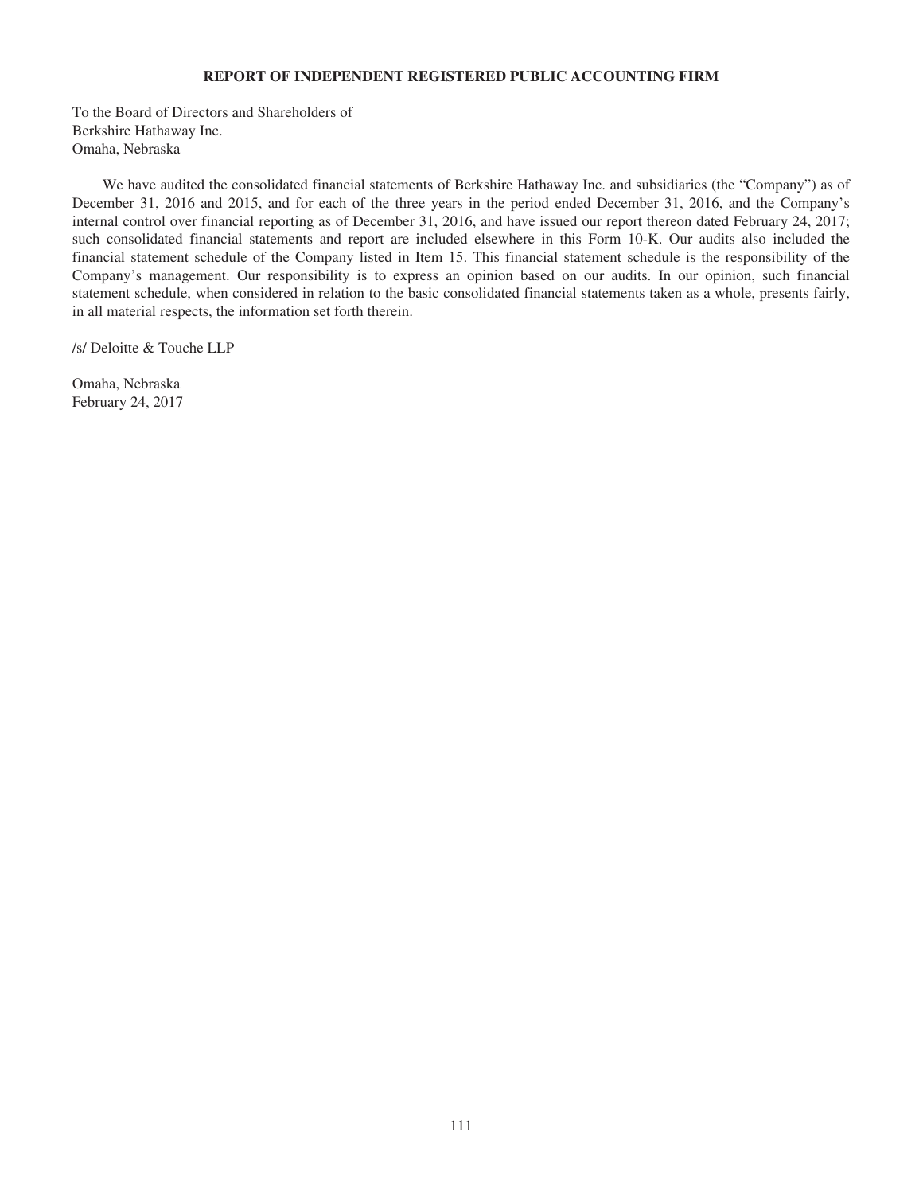## REPORT OF INDEPENDENT REGISTERED PUBLIC ACCOUNTING FIRM

To the Board of Directors and Shareholders of
Berkshire Hathaway Inc.
Omaha, Nebraska

We have audited the consolidated financial statements of Berkshire Hathaway Inc. and subsidiaries (the "Company") as of December 31, 2016 and 2015, and for each of the three years in the period ended December 31, 2016, and the Company's internal control over financial reporting as of December 31, 2016, and have issued our report thereon dated February 24, 2017; such consolidated financial statements and report are included elsewhere in this Form 10-K. Our audits also included the financial statement schedule of the Company listed in Item 15. This financial statement schedule is the responsibility of the Company's management. Our responsibility is to express an opinion based on our audits. In our opinion, such financial statement schedule, when considered in relation to the basic consolidated financial statements taken as a whole, presents fairly, in all material respects, the information set forth therein.

/s/ Deloitte & Touche LLP

Omaha, Nebraska
February 24, 2017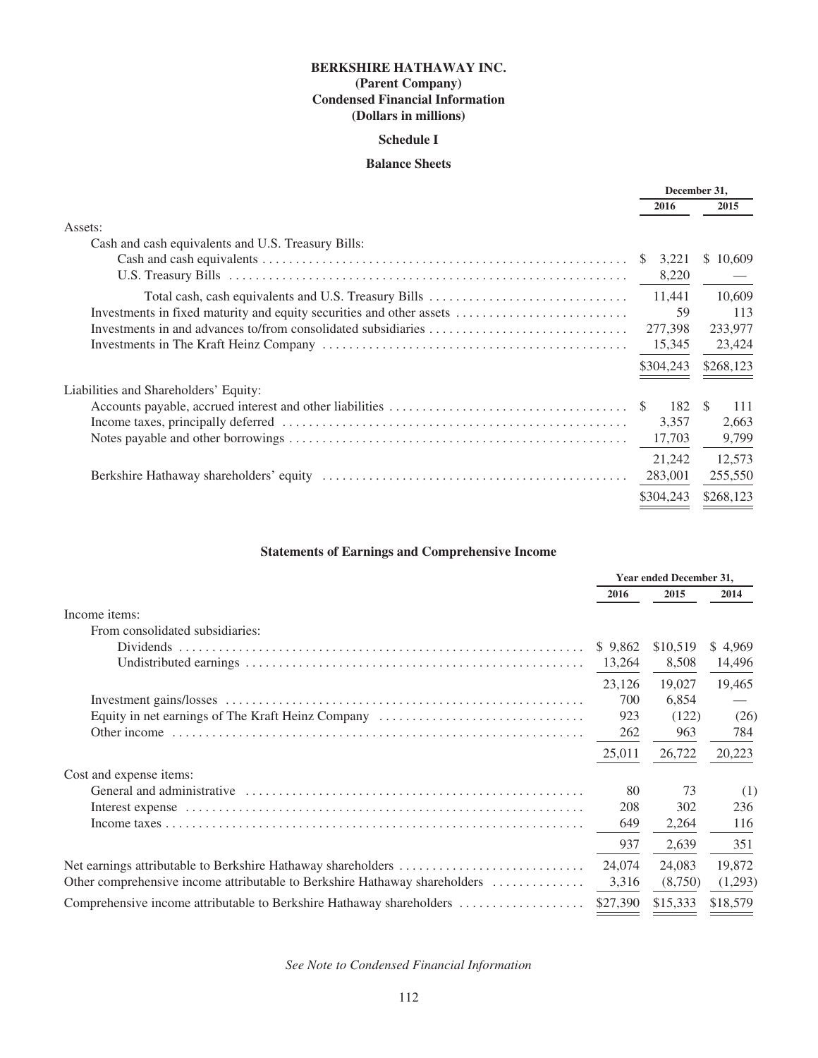# BERKSHIRE HATHAWAY INC.

## (Parent Company)

## Condensed Financial Information

## (Dollars in millions)

### Schedule I

### Balance Sheets

| | December 31, 2016 | December 31, 2015 |
|---|---|---|
| Assets: | | |
| Cash and cash equivalents and U.S. Treasury Bills: | | |
| Cash and cash equivalents | $ 3,221 | $ 10,609 |
| U.S. Treasury Bills | 8,220 | — |
| Total cash, cash equivalents and U.S. Treasury Bills | 11,441 | 10,609 |
| Investments in fixed maturity and equity securities and other assets | 59 | 113 |
| Investments in and advances to/from consolidated subsidiaries | 277,398 | 233,977 |
| Investments in The Kraft Heinz Company | 15,345 | 23,424 |
| | $304,243 | $268,123 |
| Liabilities and Shareholders' Equity: | | |
| Accounts payable, accrued interest and other liabilities | $ 182 | $ 111 |
| Income taxes, principally deferred | 3,357 | 2,663 |
| Notes payable and other borrowings | 17,703 | 9,799 |
| | 21,242 | 12,573 |
| Berkshire Hathaway shareholders' equity | 283,001 | 255,550 |
| | $304,243 | $268,123 |

### Statements of Earnings and Comprehensive Income

| | Year ended December 31, 2016 | 2015 | 2014 |
|---|---|---|---|
| Income items: | | | |
| From consolidated subsidiaries: | | | |
| Dividends | $ 9,862 | $10,519 | $ 4,969 |
| Undistributed earnings | 13,264 | 8,508 | 14,496 |
| | 23,126 | 19,027 | 19,465 |
| Investment gains/losses | 700 | 6,854 | — |
| Equity in net earnings of The Kraft Heinz Company | 923 | (122) | (26) |
| Other income | 262 | 963 | 784 |
| | 25,011 | 26,722 | 20,223 |
| Cost and expense items: | | | |
| General and administrative | 80 | 73 | (1) |
| Interest expense | 208 | 302 | 236 |
| Income taxes | 649 | 2,264 | 116 |
| | 937 | 2,639 | 351 |
| Net earnings attributable to Berkshire Hathaway shareholders | 24,074 | 24,083 | 19,872 |
| Other comprehensive income attributable to Berkshire Hathaway shareholders | 3,316 | (8,750) | (1,293) |
| Comprehensive income attributable to Berkshire Hathaway shareholders | $27,390 | $15,333 | $18,579 |

*See Note to Condensed Financial Information*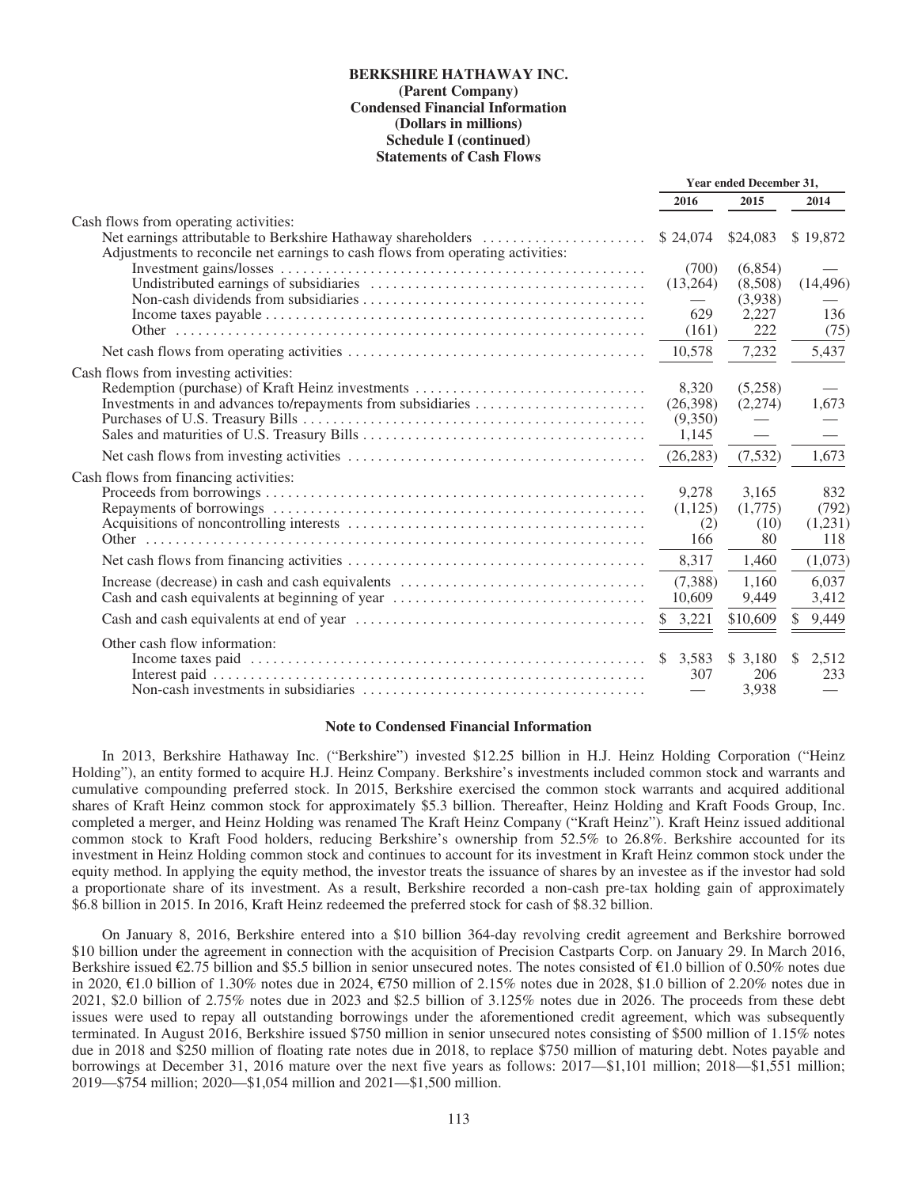**BERKSHIRE HATHAWAY INC.**
**(Parent Company)**
**Condensed Financial Information**
**(Dollars in millions)**
**Schedule I (continued)**
**Statements of Cash Flows**

| | Year ended December 31, | | |
|---|---|---|---|
| | 2016 | 2015 | 2014 |
| Cash flows from operating activities: | | | |
| Net earnings attributable to Berkshire Hathaway shareholders | $ 24,074 | $24,083 | $ 19,872 |
| Adjustments to reconcile net earnings to cash flows from operating activities: | | | |
| Investment gains/losses | (700) | (6,854) | — |
| Undistributed earnings of subsidiaries | (13,264) | (8,508) | (14,496) |
| Non-cash dividends from subsidiaries | — | (3,938) | — |
| Income taxes payable | 629 | 2,227 | 136 |
| Other | (161) | 222 | (75) |
| Net cash flows from operating activities | 10,578 | 7,232 | 5,437 |
| Cash flows from investing activities: | | | |
| Redemption (purchase) of Kraft Heinz investments | 8,320 | (5,258) | — |
| Investments in and advances to/repayments from subsidiaries | (26,398) | (2,274) | 1,673 |
| Purchases of U.S. Treasury Bills | (9,350) | — | — |
| Sales and maturities of U.S. Treasury Bills | 1,145 | — | — |
| Net cash flows from investing activities | (26,283) | (7,532) | 1,673 |
| Cash flows from financing activities: | | | |
| Proceeds from borrowings | 9,278 | 3,165 | 832 |
| Repayments of borrowings | (1,125) | (1,775) | (792) |
| Acquisitions of noncontrolling interests | (2) | (10) | (1,231) |
| Other | 166 | 80 | 118 |
| Net cash flows from financing activities | 8,317 | 1,460 | (1,073) |
| Increase (decrease) in cash and cash equivalents | (7,388) | 1,160 | 6,037 |
| Cash and cash equivalents at beginning of year | 10,609 | 9,449 | 3,412 |
| Cash and cash equivalents at end of year | $ 3,221 | $10,609 | $ 9,449 |
| Other cash flow information: | | | |
| Income taxes paid | $ 3,583 | $ 3,180 | $ 2,512 |
| Interest paid | 307 | 206 | 233 |
| Non-cash investments in subsidiaries | — | 3,938 | — |

**Note to Condensed Financial Information**

In 2013, Berkshire Hathaway Inc. ("Berkshire") invested $12.25 billion in H.J. Heinz Holding Corporation ("Heinz Holding"), an entity formed to acquire H.J. Heinz Company. Berkshire's investments included common stock and warrants and cumulative compounding preferred stock. In 2015, Berkshire exercised the common stock warrants and acquired additional shares of Kraft Heinz common stock for approximately $5.3 billion. Thereafter, Heinz Holding and Kraft Foods Group, Inc. completed a merger, and Heinz Holding was renamed The Kraft Heinz Company ("Kraft Heinz"). Kraft Heinz issued additional common stock to Kraft Food holders, reducing Berkshire's ownership from 52.5% to 26.8%. Berkshire accounted for its investment in Heinz Holding common stock and continues to account for its investment in Kraft Heinz common stock under the equity method. In applying the equity method, the investor treats the issuance of shares by an investee as if the investor had sold a proportionate share of its investment. As a result, Berkshire recorded a non-cash pre-tax holding gain of approximately $6.8 billion in 2015. In 2016, Kraft Heinz redeemed the preferred stock for cash of $8.32 billion.

On January 8, 2016, Berkshire entered into a $10 billion 364-day revolving credit agreement and Berkshire borrowed $10 billion under the agreement in connection with the acquisition of Precision Castparts Corp. on January 29. In March 2016, Berkshire issued €2.75 billion and $5.5 billion in senior unsecured notes. The notes consisted of €1.0 billion of 0.50% notes due in 2020, €1.0 billion of 1.30% notes due in 2024, €750 million of 2.15% notes due in 2028, $1.0 billion of 2.20% notes due in 2021, $2.0 billion of 2.75% notes due in 2023 and $2.5 billion of 3.125% notes due in 2026. The proceeds from these debt issues were used to repay all outstanding borrowings under the aforementioned credit agreement, which was subsequently terminated. In August 2016, Berkshire issued $750 million in senior unsecured notes consisting of $500 million of 1.15% notes due in 2018 and $250 million of floating rate notes due in 2018, to replace $750 million of maturing debt. Notes payable and borrowings at December 31, 2016 mature over the next five years as follows: 2017—$1,101 million; 2018—$1,551 million; 2019—$754 million; 2020—$1,054 million and 2021—$1,500 million.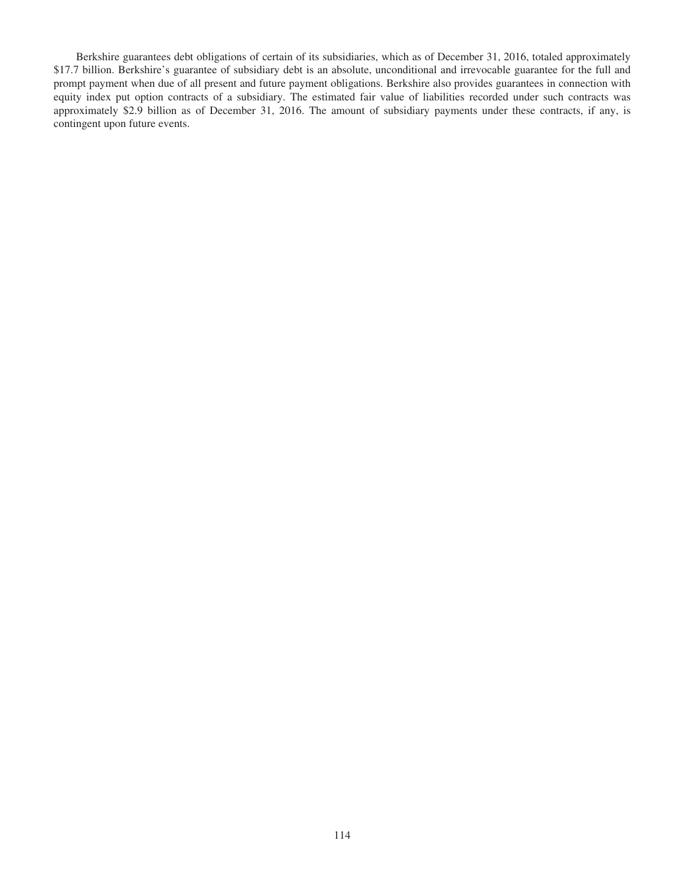Berkshire guarantees debt obligations of certain of its subsidiaries, which as of December 31, 2016, totaled approximately $17.7 billion. Berkshire's guarantee of subsidiary debt is an absolute, unconditional and irrevocable guarantee for the full and prompt payment when due of all present and future payment obligations. Berkshire also provides guarantees in connection with equity index put option contracts of a subsidiary. The estimated fair value of liabilities recorded under such contracts was approximately $2.9 billion as of December 31, 2016. The amount of subsidiary payments under these contracts, if any, is contingent upon future events.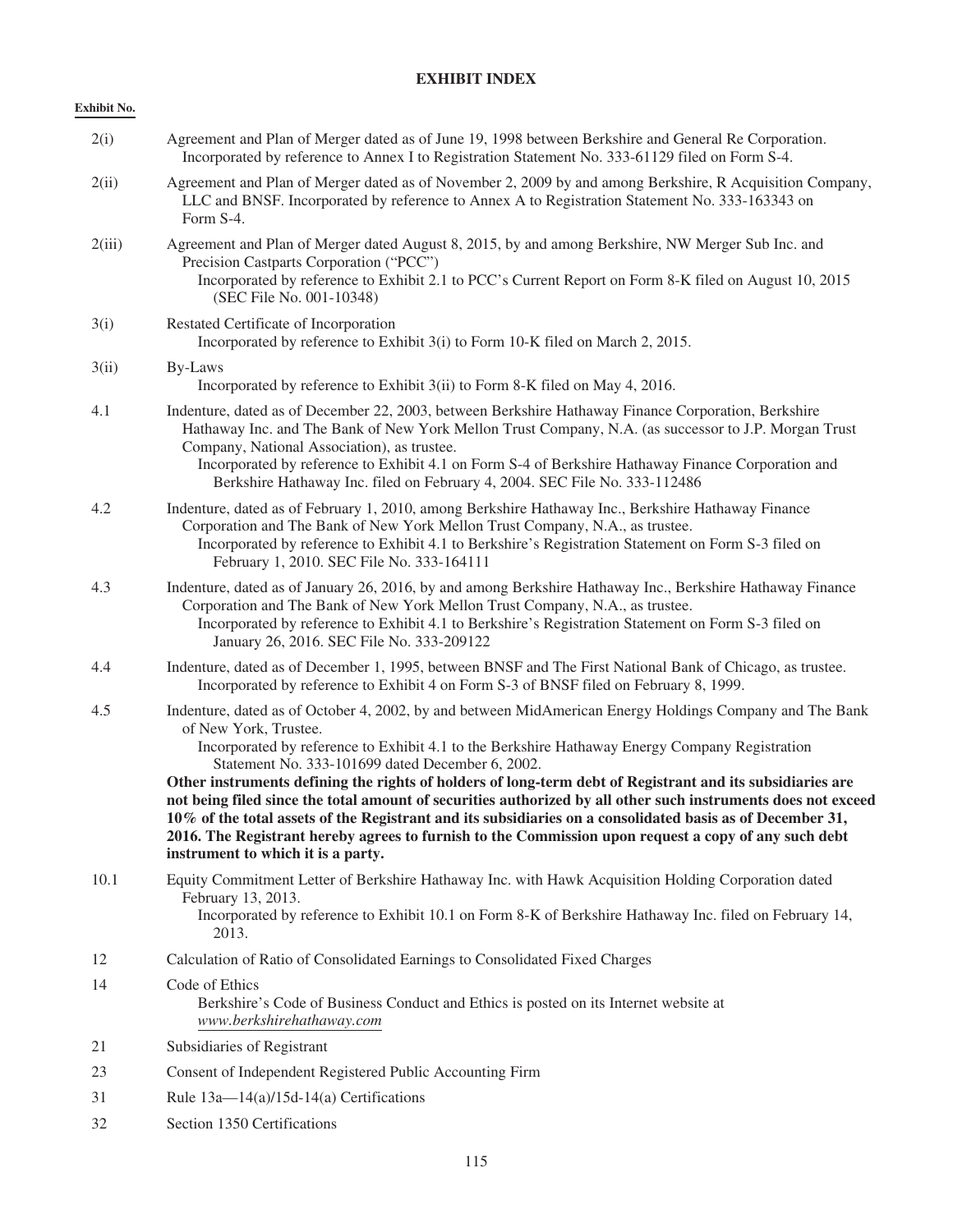# EXHIBIT INDEX

**Exhibit No.**

2(i) Agreement and Plan of Merger dated as of June 19, 1998 between Berkshire and General Re Corporation. Incorporated by reference to Annex I to Registration Statement No. 333-61129 filed on Form S-4.

2(ii) Agreement and Plan of Merger dated as of November 2, 2009 by and among Berkshire, R Acquisition Company, LLC and BNSF. Incorporated by reference to Annex A to Registration Statement No. 333-163343 on Form S-4.

2(iii) Agreement and Plan of Merger dated August 8, 2015, by and among Berkshire, NW Merger Sub Inc. and Precision Castparts Corporation ("PCC")
Incorporated by reference to Exhibit 2.1 to PCC's Current Report on Form 8-K filed on August 10, 2015 (SEC File No. 001-10348)

3(i) Restated Certificate of Incorporation
Incorporated by reference to Exhibit 3(i) to Form 10-K filed on March 2, 2015.

3(ii) By-Laws
Incorporated by reference to Exhibit 3(ii) to Form 8-K filed on May 4, 2016.

4.1 Indenture, dated as of December 22, 2003, between Berkshire Hathaway Finance Corporation, Berkshire Hathaway Inc. and The Bank of New York Mellon Trust Company, N.A. (as successor to J.P. Morgan Trust Company, National Association), as trustee.
Incorporated by reference to Exhibit 4.1 on Form S-4 of Berkshire Hathaway Finance Corporation and Berkshire Hathaway Inc. filed on February 4, 2004. SEC File No. 333-112486

4.2 Indenture, dated as of February 1, 2010, among Berkshire Hathaway Inc., Berkshire Hathaway Finance Corporation and The Bank of New York Mellon Trust Company, N.A., as trustee.
Incorporated by reference to Exhibit 4.1 to Berkshire's Registration Statement on Form S-3 filed on February 1, 2010. SEC File No. 333-164111

4.3 Indenture, dated as of January 26, 2016, by and among Berkshire Hathaway Inc., Berkshire Hathaway Finance Corporation and The Bank of New York Mellon Trust Company, N.A., as trustee.
Incorporated by reference to Exhibit 4.1 to Berkshire's Registration Statement on Form S-3 filed on January 26, 2016. SEC File No. 333-209122

4.4 Indenture, dated as of December 1, 1995, between BNSF and The First National Bank of Chicago, as trustee.
Incorporated by reference to Exhibit 4 on Form S-3 of BNSF filed on February 8, 1999.

4.5 Indenture, dated as of October 4, 2002, by and between MidAmerican Energy Holdings Company and The Bank of New York, Trustee.
Incorporated by reference to Exhibit 4.1 to the Berkshire Hathaway Energy Company Registration Statement No. 333-101699 dated December 6, 2002.

**Other instruments defining the rights of holders of long-term debt of Registrant and its subsidiaries are not being filed since the total amount of securities authorized by all other such instruments does not exceed 10% of the total assets of the Registrant and its subsidiaries on a consolidated basis as of December 31, 2016. The Registrant hereby agrees to furnish to the Commission upon request a copy of any such debt instrument to which it is a party.**

10.1 Equity Commitment Letter of Berkshire Hathaway Inc. with Hawk Acquisition Holding Corporation dated February 13, 2013.
Incorporated by reference to Exhibit 10.1 on Form 8-K of Berkshire Hathaway Inc. filed on February 14, 2013.

12 Calculation of Ratio of Consolidated Earnings to Consolidated Fixed Charges

14 Code of Ethics
Berkshire's Code of Business Conduct and Ethics is posted on its Internet website at *www.berkshirehathaway.com*

21 Subsidiaries of Registrant

23 Consent of Independent Registered Public Accounting Firm

31 Rule 13a—14(a)/15d-14(a) Certifications

32 Section 1350 Certifications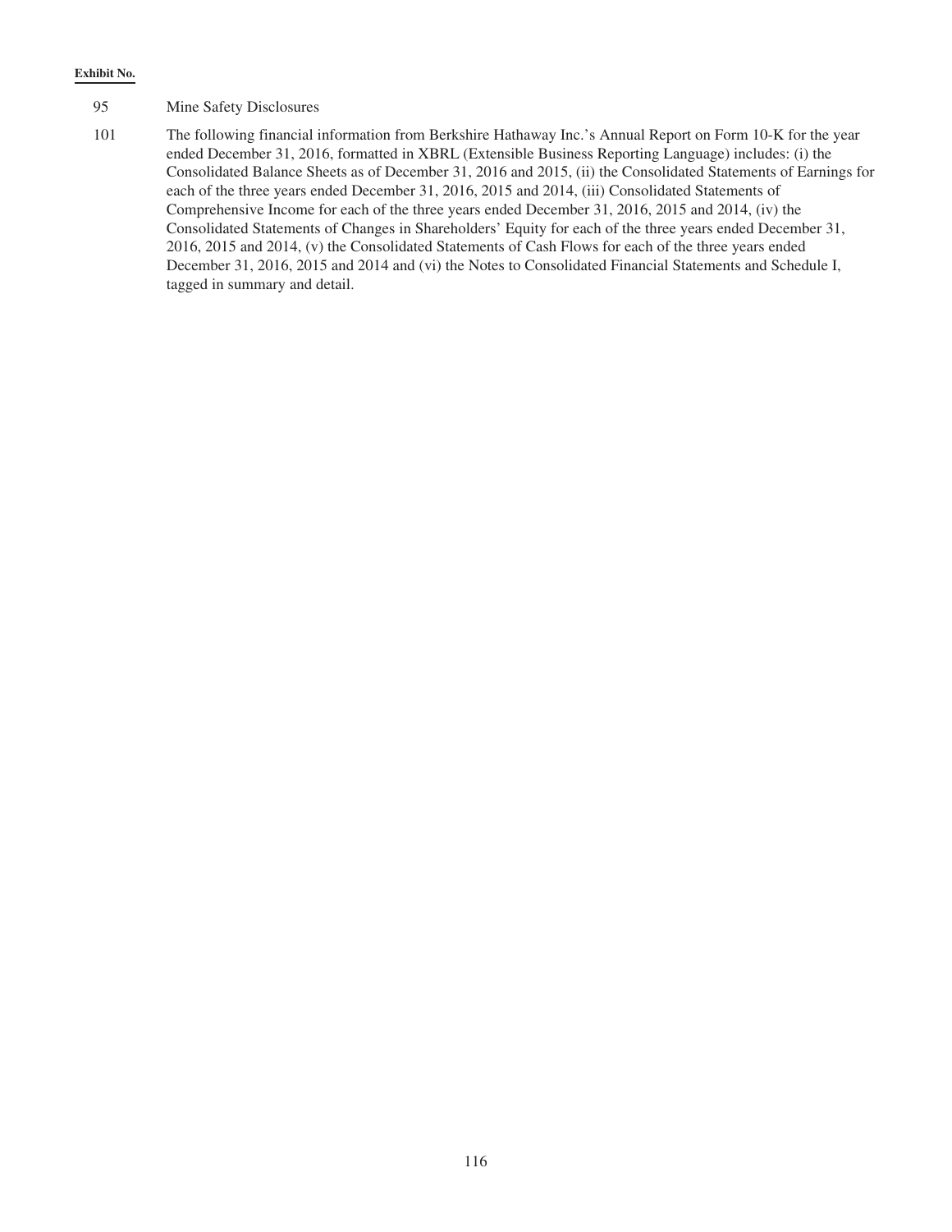**Exhibit No.**

| | |
|---|---|
| 95 | Mine Safety Disclosures |
| 101 | The following financial information from Berkshire Hathaway Inc.'s Annual Report on Form 10-K for the year ended December 31, 2016, formatted in XBRL (Extensible Business Reporting Language) includes: (i) the Consolidated Balance Sheets as of December 31, 2016 and 2015, (ii) the Consolidated Statements of Earnings for each of the three years ended December 31, 2016, 2015 and 2014, (iii) Consolidated Statements of Comprehensive Income for each of the three years ended December 31, 2016, 2015 and 2014, (iv) the Consolidated Statements of Changes in Shareholders' Equity for each of the three years ended December 31, 2016, 2015 and 2014, (v) the Consolidated Statements of Cash Flows for each of the three years ended December 31, 2016, 2015 and 2014 and (vi) the Notes to Consolidated Financial Statements and Schedule I, tagged in summary and detail. |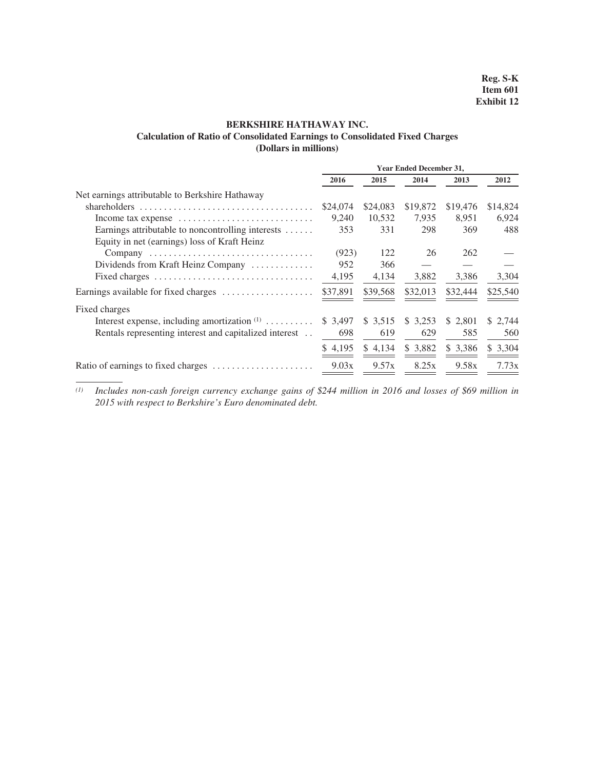**Reg. S-K**
**Item 601**
**Exhibit 12**

## BERKSHIRE HATHAWAY INC.
### Calculation of Ratio of Consolidated Earnings to Consolidated Fixed Charges
### (Dollars in millions)

| | Year Ended December 31, | | | | |
|---|---|---|---|---|---|
| | 2016 | 2015 | 2014 | 2013 | 2012 |
| Net earnings attributable to Berkshire Hathaway shareholders | $24,074 | $24,083 | $19,872 | $19,476 | $14,824 |
| Income tax expense | 9,240 | 10,532 | 7,935 | 8,951 | 6,924 |
| Earnings attributable to noncontrolling interests | 353 | 331 | 298 | 369 | 488 |
| Equity in net (earnings) loss of Kraft Heinz Company | (923) | 122 | 26 | 262 | — |
| Dividends from Kraft Heinz Company | 952 | 366 | — | — | — |
| Fixed charges | 4,195 | 4,134 | 3,882 | 3,386 | 3,304 |
| Earnings available for fixed charges | $37,891 | $39,568 | $32,013 | $32,444 | $25,540 |
| Fixed charges | | | | | |
| Interest expense, including amortization [(1)] | $ 3,497 | $ 3,515 | $ 3,253 | $ 2,801 | $ 2,744 |
| Rentals representing interest and capitalized interest | 698 | 619 | 629 | 585 | 560 |
| | $ 4,195 | $ 4,134 | $ 3,882 | $ 3,386 | $ 3,304 |
| Ratio of earnings to fixed charges | 9.03x | 9.57x | 8.25x | 9.58x | 7.73x |

(1) *Includes non-cash foreign currency exchange gains of $244 million in 2016 and losses of $69 million in 2015 with respect to Berkshire's Euro denominated debt.*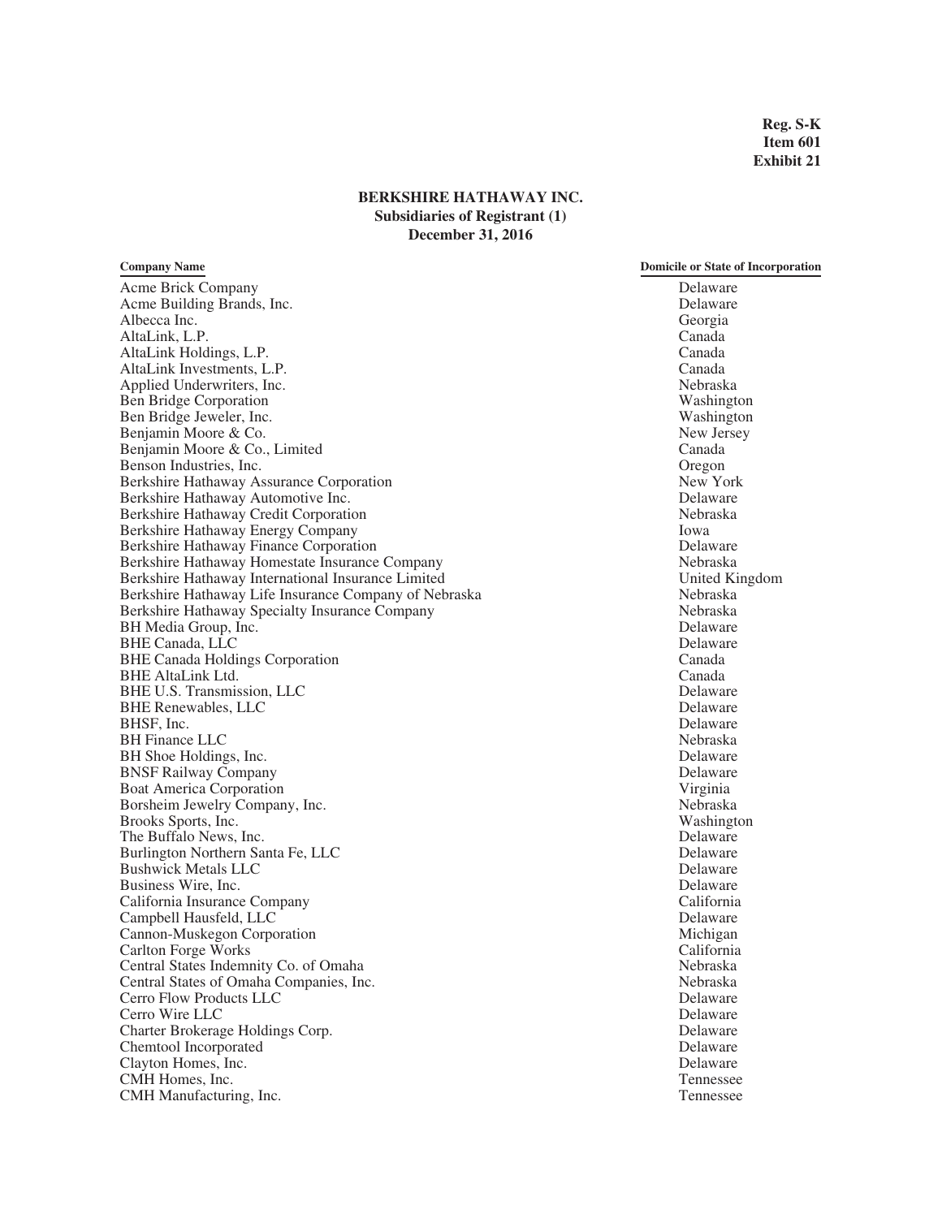**Reg. S-K**
**Item 601**
**Exhibit 21**

## BERKSHIRE HATHAWAY INC.
### Subsidiaries of Registrant (1)
### December 31, 2016

| Company Name | Domicile or State of Incorporation |
| --- | --- |
| Acme Brick Company | Delaware |
| Acme Building Brands, Inc. | Delaware |
| Albecca Inc. | Georgia |
| AltaLink, L.P. | Canada |
| AltaLink Holdings, L.P. | Canada |
| AltaLink Investments, L.P. | Canada |
| Applied Underwriters, Inc. | Nebraska |
| Ben Bridge Corporation | Washington |
| Ben Bridge Jeweler, Inc. | Washington |
| Benjamin Moore & Co. | New Jersey |
| Benjamin Moore & Co., Limited | Canada |
| Benson Industries, Inc. | Oregon |
| Berkshire Hathaway Assurance Corporation | New York |
| Berkshire Hathaway Automotive Inc. | Delaware |
| Berkshire Hathaway Credit Corporation | Nebraska |
| Berkshire Hathaway Energy Company | Iowa |
| Berkshire Hathaway Finance Corporation | Delaware |
| Berkshire Hathaway Homestate Insurance Company | Nebraska |
| Berkshire Hathaway International Insurance Limited | United Kingdom |
| Berkshire Hathaway Life Insurance Company of Nebraska | Nebraska |
| Berkshire Hathaway Specialty Insurance Company | Nebraska |
| BH Media Group, Inc. | Delaware |
| BHE Canada, LLC | Delaware |
| BHE Canada Holdings Corporation | Canada |
| BHE AltaLink Ltd. | Canada |
| BHE U.S. Transmission, LLC | Delaware |
| BHE Renewables, LLC | Delaware |
| BHSF, Inc. | Delaware |
| BH Finance LLC | Nebraska |
| BH Shoe Holdings, Inc. | Delaware |
| BNSF Railway Company | Delaware |
| Boat America Corporation | Virginia |
| Borsheim Jewelry Company, Inc. | Nebraska |
| Brooks Sports, Inc. | Washington |
| The Buffalo News, Inc. | Delaware |
| Burlington Northern Santa Fe, LLC | Delaware |
| Bushwick Metals LLC | Delaware |
| Business Wire, Inc. | Delaware |
| California Insurance Company | California |
| Campbell Hausfeld, LLC | Delaware |
| Cannon-Muskegon Corporation | Michigan |
| Carlton Forge Works | California |
| Central States Indemnity Co. of Omaha | Nebraska |
| Central States of Omaha Companies, Inc. | Nebraska |
| Cerro Flow Products LLC | Delaware |
| Cerro Wire LLC | Delaware |
| Charter Brokerage Holdings Corp. | Delaware |
| Chemtool Incorporated | Delaware |
| Clayton Homes, Inc. | Delaware |
| CMH Homes, Inc. | Tennessee |
| CMH Manufacturing, Inc. | Tennessee |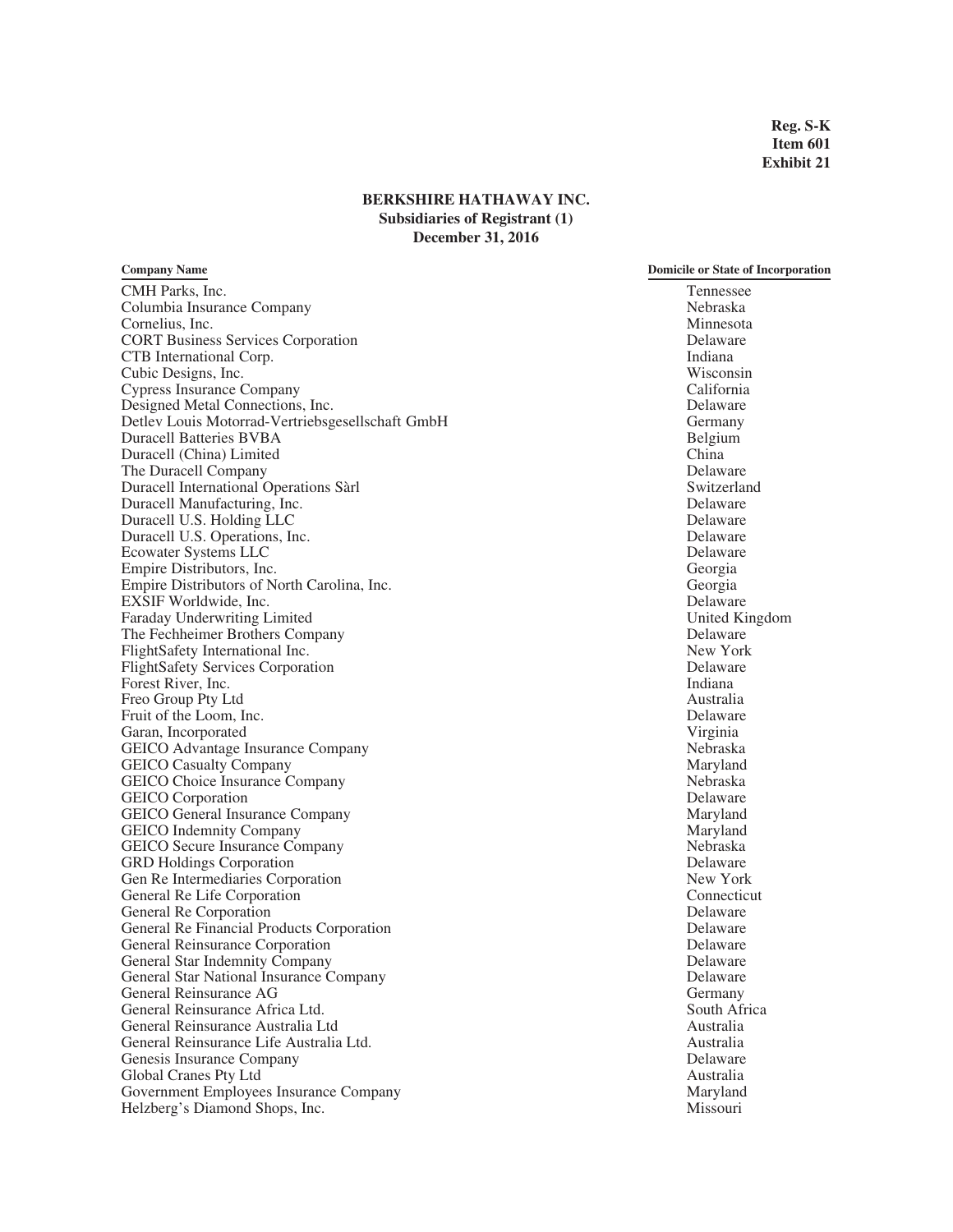**Reg. S-K**
**Item 601**
**Exhibit 21**

## BERKSHIRE HATHAWAY INC.
### Subsidiaries of Registrant (1)
### December 31, 2016

| Company Name | Domicile or State of Incorporation |
|---|---|
| CMH Parks, Inc. | Tennessee |
| Columbia Insurance Company | Nebraska |
| Cornelius, Inc. | Minnesota |
| CORT Business Services Corporation | Delaware |
| CTB International Corp. | Indiana |
| Cubic Designs, Inc. | Wisconsin |
| Cypress Insurance Company | California |
| Designed Metal Connections, Inc. | Delaware |
| Detlev Louis Motorrad-Vertriebsgesellschaft GmbH | Germany |
| Duracell Batteries BVBA | Belgium |
| Duracell (China) Limited | China |
| The Duracell Company | Delaware |
| Duracell International Operations Sàrl | Switzerland |
| Duracell Manufacturing, Inc. | Delaware |
| Duracell U.S. Holding LLC | Delaware |
| Duracell U.S. Operations, Inc. | Delaware |
| Ecowater Systems LLC | Delaware |
| Empire Distributors, Inc. | Georgia |
| Empire Distributors of North Carolina, Inc. | Georgia |
| EXSIF Worldwide, Inc. | Delaware |
| Faraday Underwriting Limited | United Kingdom |
| The Fechheimer Brothers Company | Delaware |
| FlightSafety International Inc. | New York |
| FlightSafety Services Corporation | Delaware |
| Forest River, Inc. | Indiana |
| Freo Group Pty Ltd | Australia |
| Fruit of the Loom, Inc. | Delaware |
| Garan, Incorporated | Virginia |
| GEICO Advantage Insurance Company | Nebraska |
| GEICO Casualty Company | Maryland |
| GEICO Choice Insurance Company | Nebraska |
| GEICO Corporation | Delaware |
| GEICO General Insurance Company | Maryland |
| GEICO Indemnity Company | Maryland |
| GEICO Secure Insurance Company | Nebraska |
| GRD Holdings Corporation | Delaware |
| Gen Re Intermediaries Corporation | New York |
| General Re Life Corporation | Connecticut |
| General Re Corporation | Delaware |
| General Re Financial Products Corporation | Delaware |
| General Reinsurance Corporation | Delaware |
| General Star Indemnity Company | Delaware |
| General Star National Insurance Company | Delaware |
| General Reinsurance AG | Germany |
| General Reinsurance Africa Ltd. | South Africa |
| General Reinsurance Australia Ltd | Australia |
| General Reinsurance Life Australia Ltd. | Australia |
| Genesis Insurance Company | Delaware |
| Global Cranes Pty Ltd | Australia |
| Government Employees Insurance Company | Maryland |
| Helzberg's Diamond Shops, Inc. | Missouri |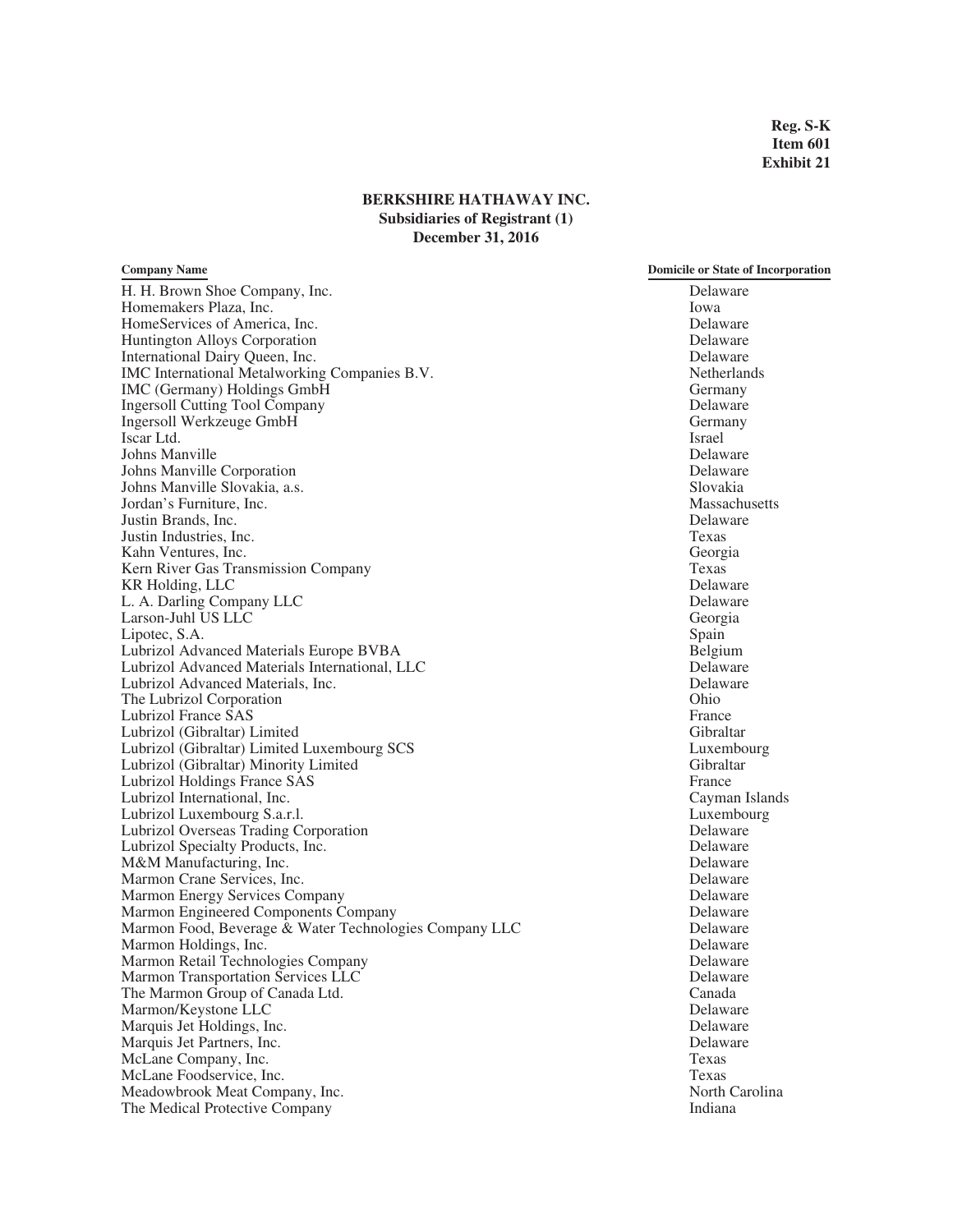**Reg. S-K**
**Item 601**
**Exhibit 21**

## BERKSHIRE HATHAWAY INC.
### Subsidiaries of Registrant (1)
### December 31, 2016

| Company Name | Domicile or State of Incorporation |
|---|---|
| H. H. Brown Shoe Company, Inc. | Delaware |
| Homemakers Plaza, Inc. | Iowa |
| HomeServices of America, Inc. | Delaware |
| Huntington Alloys Corporation | Delaware |
| International Dairy Queen, Inc. | Delaware |
| IMC International Metalworking Companies B.V. | Netherlands |
| IMC (Germany) Holdings GmbH | Germany |
| Ingersoll Cutting Tool Company | Delaware |
| Ingersoll Werkzeuge GmbH | Germany |
| Iscar Ltd. | Israel |
| Johns Manville | Delaware |
| Johns Manville Corporation | Delaware |
| Johns Manville Slovakia, a.s. | Slovakia |
| Jordan's Furniture, Inc. | Massachusetts |
| Justin Brands, Inc. | Delaware |
| Justin Industries, Inc. | Texas |
| Kahn Ventures, Inc. | Georgia |
| Kern River Gas Transmission Company | Texas |
| KR Holding, LLC | Delaware |
| L. A. Darling Company LLC | Delaware |
| Larson-Juhl US LLC | Georgia |
| Lipotec, S.A. | Spain |
| Lubrizol Advanced Materials Europe BVBA | Belgium |
| Lubrizol Advanced Materials International, LLC | Delaware |
| Lubrizol Advanced Materials, Inc. | Delaware |
| The Lubrizol Corporation | Ohio |
| Lubrizol France SAS | France |
| Lubrizol (Gibraltar) Limited | Gibraltar |
| Lubrizol (Gibraltar) Limited Luxembourg SCS | Luxembourg |
| Lubrizol (Gibraltar) Minority Limited | Gibraltar |
| Lubrizol Holdings France SAS | France |
| Lubrizol International, Inc. | Cayman Islands |
| Lubrizol Luxembourg S.a.r.l. | Luxembourg |
| Lubrizol Overseas Trading Corporation | Delaware |
| Lubrizol Specialty Products, Inc. | Delaware |
| M&M Manufacturing, Inc. | Delaware |
| Marmon Crane Services, Inc. | Delaware |
| Marmon Energy Services Company | Delaware |
| Marmon Engineered Components Company | Delaware |
| Marmon Food, Beverage & Water Technologies Company LLC | Delaware |
| Marmon Holdings, Inc. | Delaware |
| Marmon Retail Technologies Company | Delaware |
| Marmon Transportation Services LLC | Delaware |
| The Marmon Group of Canada Ltd. | Canada |
| Marmon/Keystone LLC | Delaware |
| Marquis Jet Holdings, Inc. | Delaware |
| Marquis Jet Partners, Inc. | Delaware |
| McLane Company, Inc. | Texas |
| McLane Foodservice, Inc. | Texas |
| Meadowbrook Meat Company, Inc. | North Carolina |
| The Medical Protective Company | Indiana |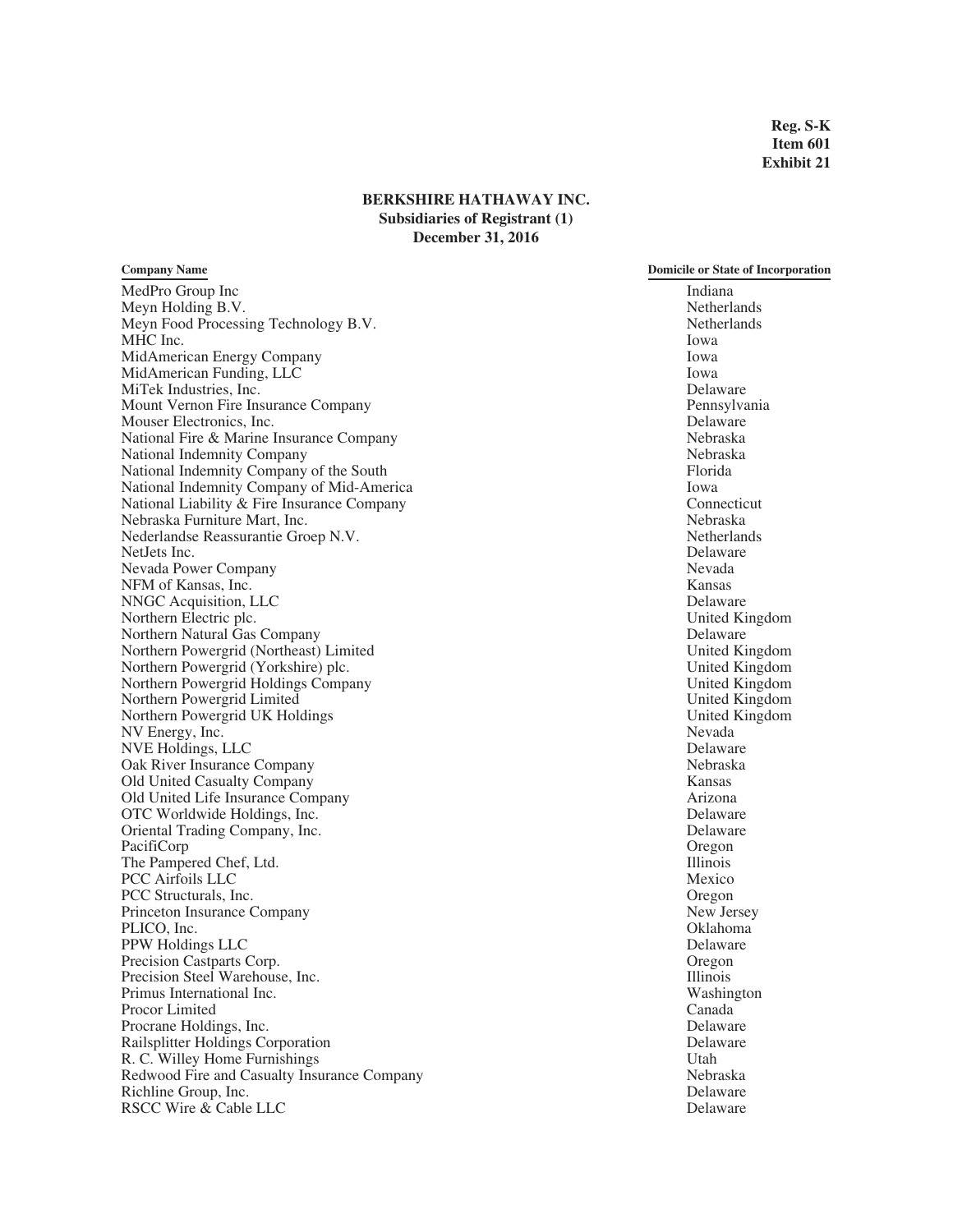**Reg. S-K**
**Item 601**
**Exhibit 21**

## BERKSHIRE HATHAWAY INC.
### Subsidiaries of Registrant (1)
### December 31, 2016

| Company Name | Domicile or State of Incorporation |
|---|---|
| MedPro Group Inc | Indiana |
| Meyn Holding B.V. | Netherlands |
| Meyn Food Processing Technology B.V. | Netherlands |
| MHC Inc. | Iowa |
| MidAmerican Energy Company | Iowa |
| MidAmerican Funding, LLC | Iowa |
| MiTek Industries, Inc. | Delaware |
| Mount Vernon Fire Insurance Company | Pennsylvania |
| Mouser Electronics, Inc. | Delaware |
| National Fire & Marine Insurance Company | Nebraska |
| National Indemnity Company | Nebraska |
| National Indemnity Company of the South | Florida |
| National Indemnity Company of Mid-America | Iowa |
| National Liability & Fire Insurance Company | Connecticut |
| Nebraska Furniture Mart, Inc. | Nebraska |
| Nederlandse Reassurantie Groep N.V. | Netherlands |
| NetJets Inc. | Delaware |
| Nevada Power Company | Nevada |
| NFM of Kansas, Inc. | Kansas |
| NNGC Acquisition, LLC | Delaware |
| Northern Electric plc. | United Kingdom |
| Northern Natural Gas Company | Delaware |
| Northern Powergrid (Northeast) Limited | United Kingdom |
| Northern Powergrid (Yorkshire) plc. | United Kingdom |
| Northern Powergrid Holdings Company | United Kingdom |
| Northern Powergrid Limited | United Kingdom |
| Northern Powergrid UK Holdings | United Kingdom |
| NV Energy, Inc. | Nevada |
| NVE Holdings, LLC | Delaware |
| Oak River Insurance Company | Nebraska |
| Old United Casualty Company | Kansas |
| Old United Life Insurance Company | Arizona |
| OTC Worldwide Holdings, Inc. | Delaware |
| Oriental Trading Company, Inc. | Delaware |
| PacifiCorp | Oregon |
| The Pampered Chef, Ltd. | Illinois |
| PCC Airfoils LLC | Mexico |
| PCC Structurals, Inc. | Oregon |
| Princeton Insurance Company | New Jersey |
| PLICO, Inc. | Oklahoma |
| PPW Holdings LLC | Delaware |
| Precision Castparts Corp. | Oregon |
| Precision Steel Warehouse, Inc. | Illinois |
| Primus International Inc. | Washington |
| Procor Limited | Canada |
| Procrane Holdings, Inc. | Delaware |
| Railsplitter Holdings Corporation | Delaware |
| R. C. Willey Home Furnishings | Utah |
| Redwood Fire and Casualty Insurance Company | Nebraska |
| Richline Group, Inc. | Delaware |
| RSCC Wire & Cable LLC | Delaware |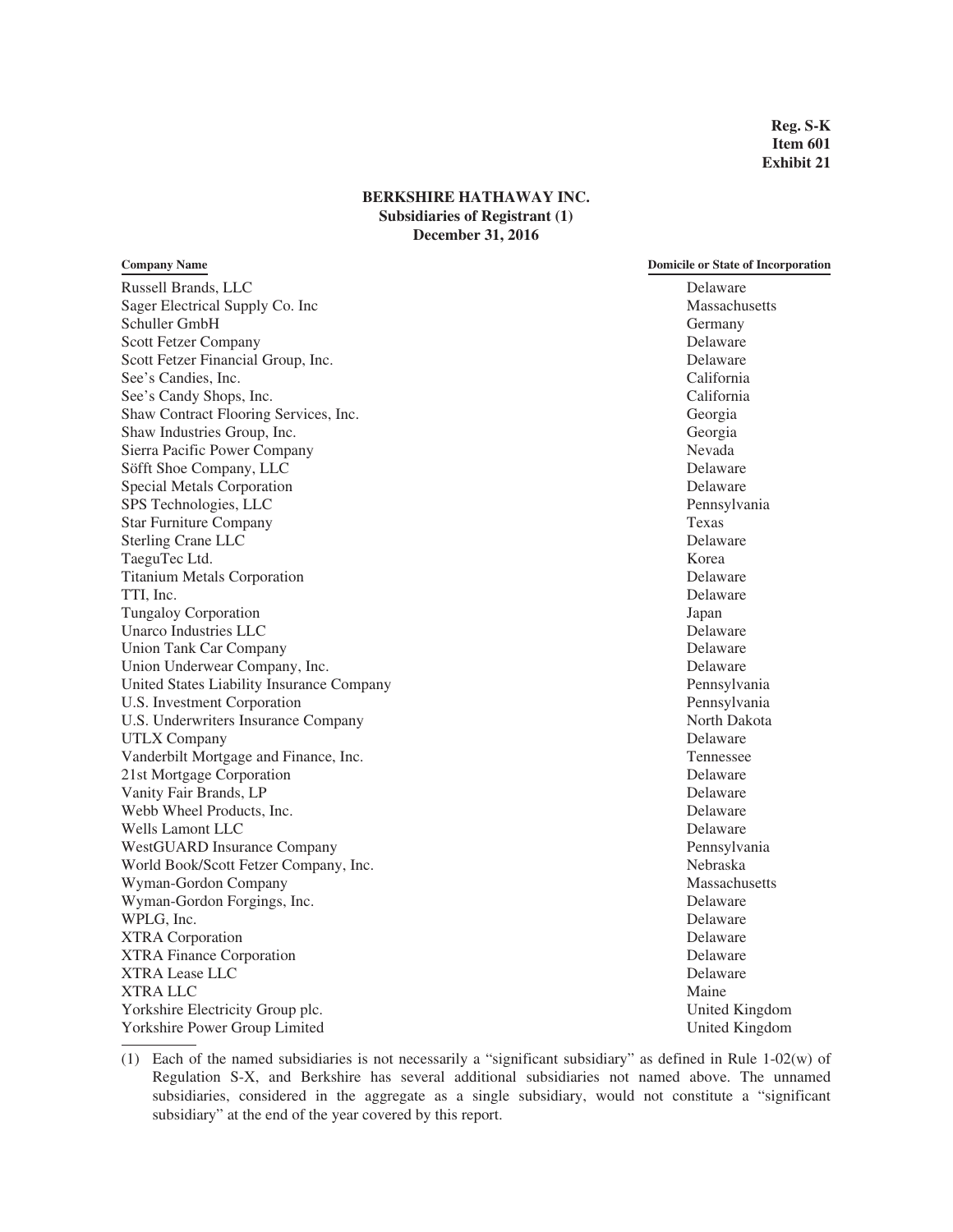**Reg. S-K**
**Item 601**
**Exhibit 21**

## BERKSHIRE HATHAWAY INC.
### Subsidiaries of Registrant (1)
### December 31, 2016

| Company Name | Domicile or State of Incorporation |
| --- | --- |
| Russell Brands, LLC | Delaware |
| Sager Electrical Supply Co. Inc | Massachusetts |
| Schuller GmbH | Germany |
| Scott Fetzer Company | Delaware |
| Scott Fetzer Financial Group, Inc. | Delaware |
| See's Candies, Inc. | California |
| See's Candy Shops, Inc. | California |
| Shaw Contract Flooring Services, Inc. | Georgia |
| Shaw Industries Group, Inc. | Georgia |
| Sierra Pacific Power Company | Nevada |
| Söfft Shoe Company, LLC | Delaware |
| Special Metals Corporation | Delaware |
| SPS Technologies, LLC | Pennsylvania |
| Star Furniture Company | Texas |
| Sterling Crane LLC | Delaware |
| TaeguTec Ltd. | Korea |
| Titanium Metals Corporation | Delaware |
| TTI, Inc. | Delaware |
| Tungaloy Corporation | Japan |
| Unarco Industries LLC | Delaware |
| Union Tank Car Company | Delaware |
| Union Underwear Company, Inc. | Delaware |
| United States Liability Insurance Company | Pennsylvania |
| U.S. Investment Corporation | Pennsylvania |
| U.S. Underwriters Insurance Company | North Dakota |
| UTLX Company | Delaware |
| Vanderbilt Mortgage and Finance, Inc. | Tennessee |
| 21st Mortgage Corporation | Delaware |
| Vanity Fair Brands, LP | Delaware |
| Webb Wheel Products, Inc. | Delaware |
| Wells Lamont LLC | Delaware |
| WestGUARD Insurance Company | Pennsylvania |
| World Book/Scott Fetzer Company, Inc. | Nebraska |
| Wyman-Gordon Company | Massachusetts |
| Wyman-Gordon Forgings, Inc. | Delaware |
| WPLG, Inc. | Delaware |
| XTRA Corporation | Delaware |
| XTRA Finance Corporation | Delaware |
| XTRA Lease LLC | Delaware |
| XTRA LLC | Maine |
| Yorkshire Electricity Group plc. | United Kingdom |
| Yorkshire Power Group Limited | United Kingdom |

(1) Each of the named subsidiaries is not necessarily a "significant subsidiary" as defined in Rule 1-02(w) of Regulation S-X, and Berkshire has several additional subsidiaries not named above. The unnamed subsidiaries, considered in the aggregate as a single subsidiary, would not constitute a "significant subsidiary" at the end of the year covered by this report.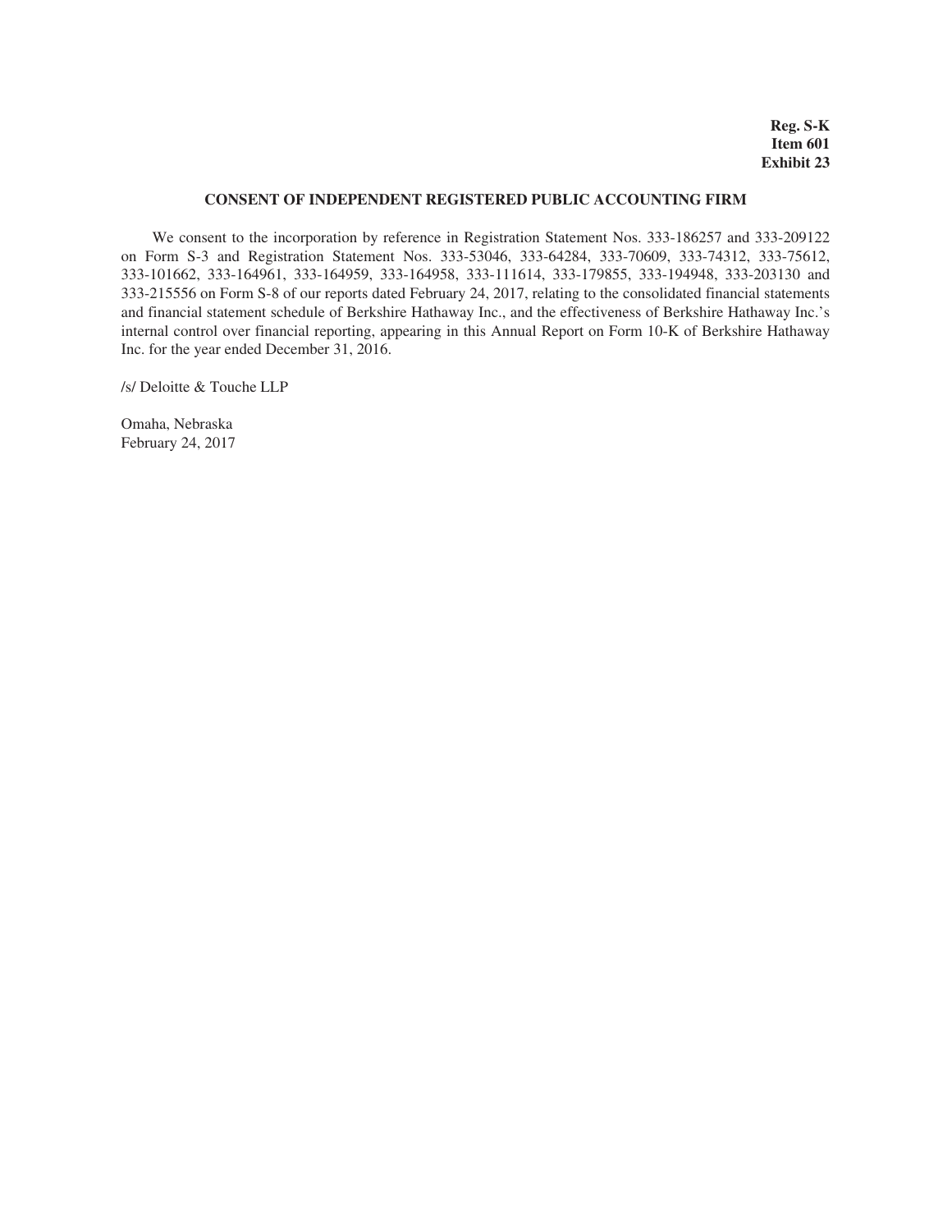**Reg. S-K**
**Item 601**
**Exhibit 23**

## CONSENT OF INDEPENDENT REGISTERED PUBLIC ACCOUNTING FIRM

We consent to the incorporation by reference in Registration Statement Nos. 333-186257 and 333-209122 on Form S-3 and Registration Statement Nos. 333-53046, 333-64284, 333-70609, 333-74312, 333-75612, 333-101662, 333-164961, 333-164959, 333-164958, 333-111614, 333-179855, 333-194948, 333-203130 and 333-215556 on Form S-8 of our reports dated February 24, 2017, relating to the consolidated financial statements and financial statement schedule of Berkshire Hathaway Inc., and the effectiveness of Berkshire Hathaway Inc.'s internal control over financial reporting, appearing in this Annual Report on Form 10-K of Berkshire Hathaway Inc. for the year ended December 31, 2016.

/s/ Deloitte & Touche LLP

Omaha, Nebraska
February 24, 2017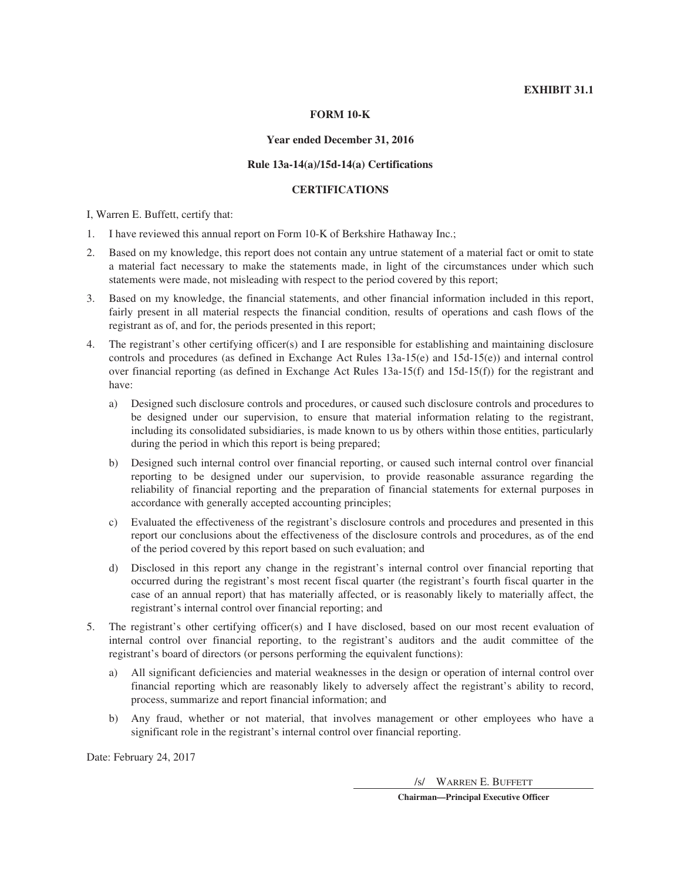**EXHIBIT 31.1**

**FORM 10-K**

**Year ended December 31, 2016**

**Rule 13a-14(a)/15d-14(a) Certifications**

**CERTIFICATIONS**

I, Warren E. Buffett, certify that:

1. I have reviewed this annual report on Form 10-K of Berkshire Hathaway Inc.;
2. Based on my knowledge, this report does not contain any untrue statement of a material fact or omit to state a material fact necessary to make the statements made, in light of the circumstances under which such statements were made, not misleading with respect to the period covered by this report;
3. Based on my knowledge, the financial statements, and other financial information included in this report, fairly present in all material respects the financial condition, results of operations and cash flows of the registrant as of, and for, the periods presented in this report;
4. The registrant's other certifying officer(s) and I are responsible for establishing and maintaining disclosure controls and procedures (as defined in Exchange Act Rules 13a-15(e) and 15d-15(e)) and internal control over financial reporting (as defined in Exchange Act Rules 13a-15(f) and 15d-15(f)) for the registrant and have:
   a) Designed such disclosure controls and procedures, or caused such disclosure controls and procedures to be designed under our supervision, to ensure that material information relating to the registrant, including its consolidated subsidiaries, is made known to us by others within those entities, particularly during the period in which this report is being prepared;
   b) Designed such internal control over financial reporting, or caused such internal control over financial reporting to be designed under our supervision, to provide reasonable assurance regarding the reliability of financial reporting and the preparation of financial statements for external purposes in accordance with generally accepted accounting principles;
   c) Evaluated the effectiveness of the registrant's disclosure controls and procedures and presented in this report our conclusions about the effectiveness of the disclosure controls and procedures, as of the end of the period covered by this report based on such evaluation; and
   d) Disclosed in this report any change in the registrant's internal control over financial reporting that occurred during the registrant's most recent fiscal quarter (the registrant's fourth fiscal quarter in the case of an annual report) that has materially affected, or is reasonably likely to materially affect, the registrant's internal control over financial reporting; and
5. The registrant's other certifying officer(s) and I have disclosed, based on our most recent evaluation of internal control over financial reporting, to the registrant's auditors and the audit committee of the registrant's board of directors (or persons performing the equivalent functions):
   a) All significant deficiencies and material weaknesses in the design or operation of internal control over financial reporting which are reasonably likely to adversely affect the registrant's ability to record, process, summarize and report financial information; and
   b) Any fraud, whether or not material, that involves management or other employees who have a significant role in the registrant's internal control over financial reporting.

Date: February 24, 2017

/s/ WARREN E. BUFFETT

**Chairman—Principal Executive Officer**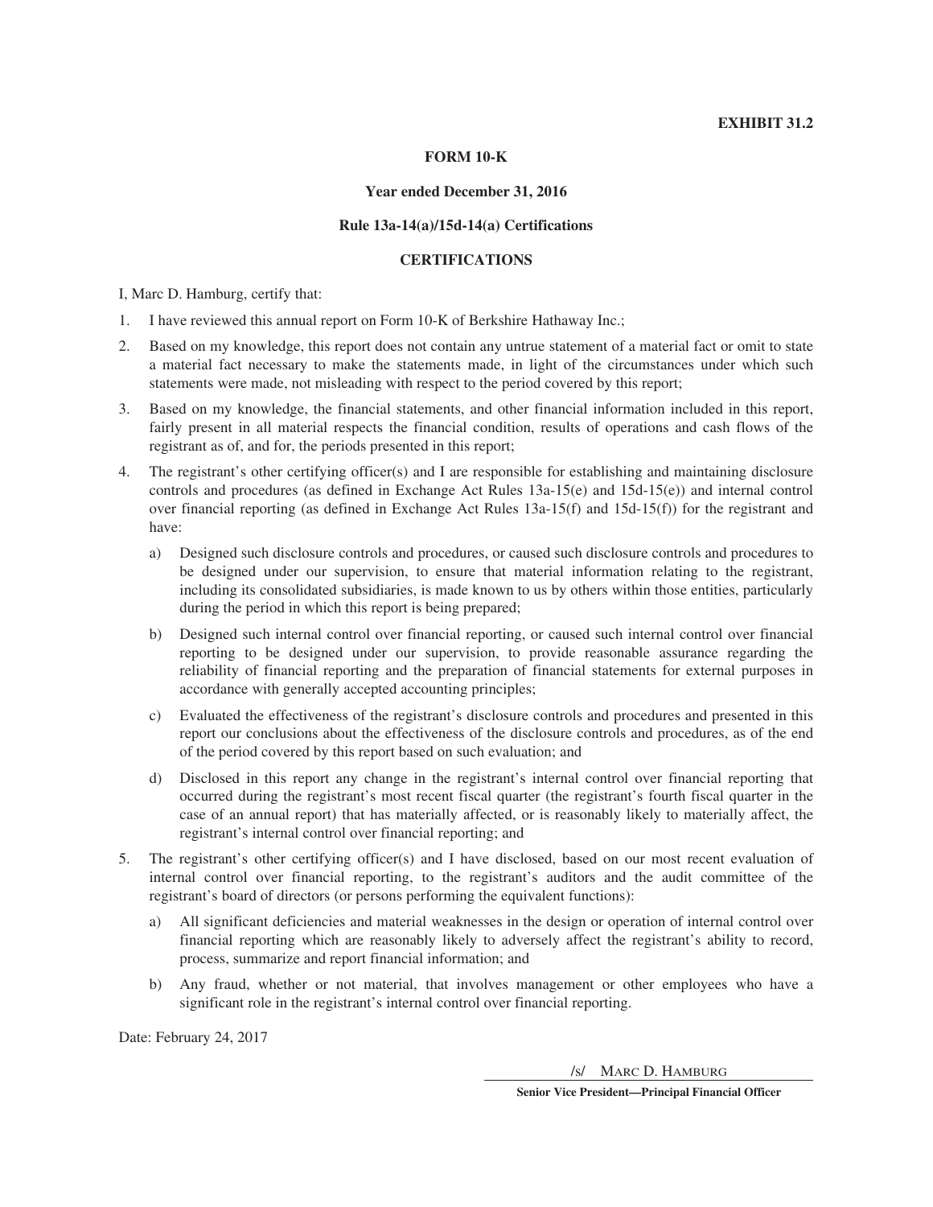**EXHIBIT 31.2**

**FORM 10-K**

**Year ended December 31, 2016**

**Rule 13a-14(a)/15d-14(a) Certifications**

**CERTIFICATIONS**

I, Marc D. Hamburg, certify that:

1. I have reviewed this annual report on Form 10-K of Berkshire Hathaway Inc.;
2. Based on my knowledge, this report does not contain any untrue statement of a material fact or omit to state a material fact necessary to make the statements made, in light of the circumstances under which such statements were made, not misleading with respect to the period covered by this report;
3. Based on my knowledge, the financial statements, and other financial information included in this report, fairly present in all material respects the financial condition, results of operations and cash flows of the registrant as of, and for, the periods presented in this report;
4. The registrant's other certifying officer(s) and I are responsible for establishing and maintaining disclosure controls and procedures (as defined in Exchange Act Rules 13a-15(e) and 15d-15(e)) and internal control over financial reporting (as defined in Exchange Act Rules 13a-15(f) and 15d-15(f)) for the registrant and have:
   a) Designed such disclosure controls and procedures, or caused such disclosure controls and procedures to be designed under our supervision, to ensure that material information relating to the registrant, including its consolidated subsidiaries, is made known to us by others within those entities, particularly during the period in which this report is being prepared;
   b) Designed such internal control over financial reporting, or caused such internal control over financial reporting to be designed under our supervision, to provide reasonable assurance regarding the reliability of financial reporting and the preparation of financial statements for external purposes in accordance with generally accepted accounting principles;
   c) Evaluated the effectiveness of the registrant's disclosure controls and procedures and presented in this report our conclusions about the effectiveness of the disclosure controls and procedures, as of the end of the period covered by this report based on such evaluation; and
   d) Disclosed in this report any change in the registrant's internal control over financial reporting that occurred during the registrant's most recent fiscal quarter (the registrant's fourth fiscal quarter in the case of an annual report) that has materially affected, or is reasonably likely to materially affect, the registrant's internal control over financial reporting; and
5. The registrant's other certifying officer(s) and I have disclosed, based on our most recent evaluation of internal control over financial reporting, to the registrant's auditors and the audit committee of the registrant's board of directors (or persons performing the equivalent functions):
   a) All significant deficiencies and material weaknesses in the design or operation of internal control over financial reporting which are reasonably likely to adversely affect the registrant's ability to record, process, summarize and report financial information; and
   b) Any fraud, whether or not material, that involves management or other employees who have a significant role in the registrant's internal control over financial reporting.

Date: February 24, 2017

/s/ Marc D. Hamburg

**Senior Vice President—Principal Financial Officer**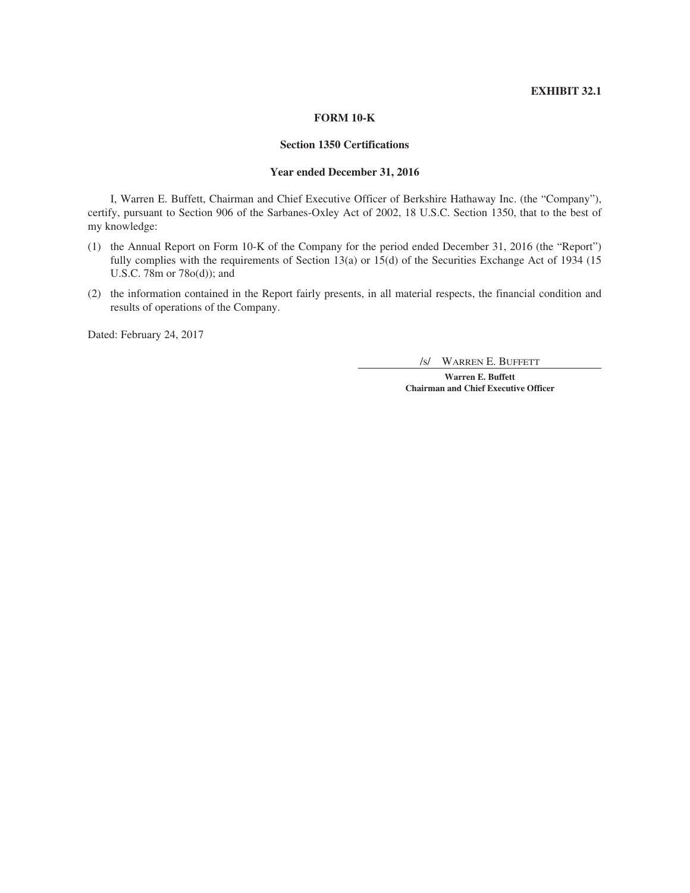**EXHIBIT 32.1**

**FORM 10-K**

**Section 1350 Certifications**

**Year ended December 31, 2016**

I, Warren E. Buffett, Chairman and Chief Executive Officer of Berkshire Hathaway Inc. (the "Company"), certify, pursuant to Section 906 of the Sarbanes-Oxley Act of 2002, 18 U.S.C. Section 1350, that to the best of my knowledge:

(1) the Annual Report on Form 10-K of the Company for the period ended December 31, 2016 (the "Report") fully complies with the requirements of Section 13(a) or 15(d) of the Securities Exchange Act of 1934 (15 U.S.C. 78m or 78o(d)); and

(2) the information contained in the Report fairly presents, in all material respects, the financial condition and results of operations of the Company.

Dated: February 24, 2017

/s/ WARREN E. BUFFETT

**Warren E. Buffett**
**Chairman and Chief Executive Officer**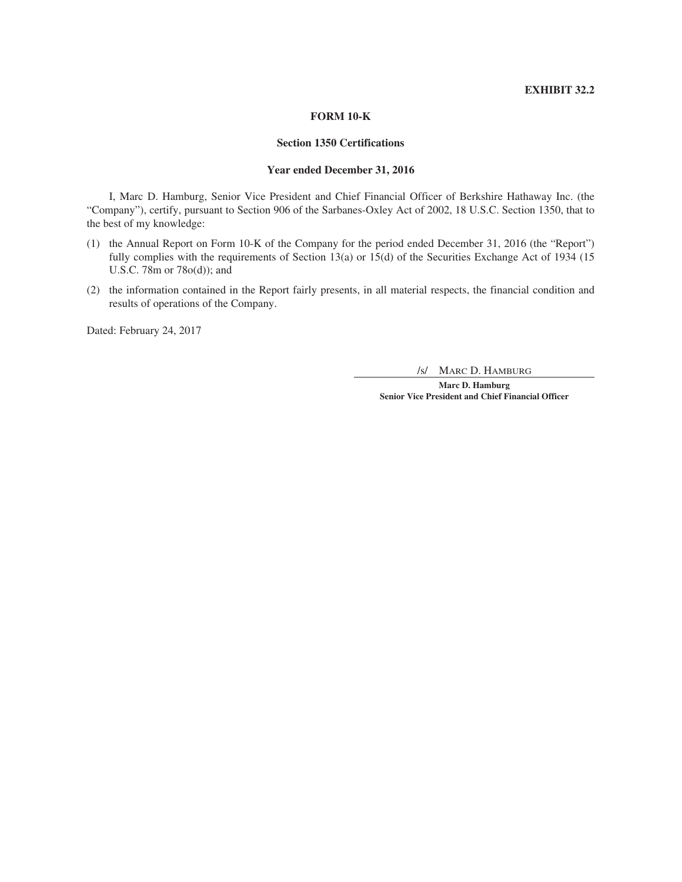**EXHIBIT 32.2**

**FORM 10-K**

**Section 1350 Certifications**

**Year ended December 31, 2016**

I, Marc D. Hamburg, Senior Vice President and Chief Financial Officer of Berkshire Hathaway Inc. (the "Company"), certify, pursuant to Section 906 of the Sarbanes-Oxley Act of 2002, 18 U.S.C. Section 1350, that to the best of my knowledge:

(1) the Annual Report on Form 10-K of the Company for the period ended December 31, 2016 (the "Report") fully complies with the requirements of Section 13(a) or 15(d) of the Securities Exchange Act of 1934 (15 U.S.C. 78m or 78o(d)); and

(2) the information contained in the Report fairly presents, in all material respects, the financial condition and results of operations of the Company.

Dated: February 24, 2017

/s/ MARC D. HAMBURG

**Marc D. Hamburg**
**Senior Vice President and Chief Financial Officer**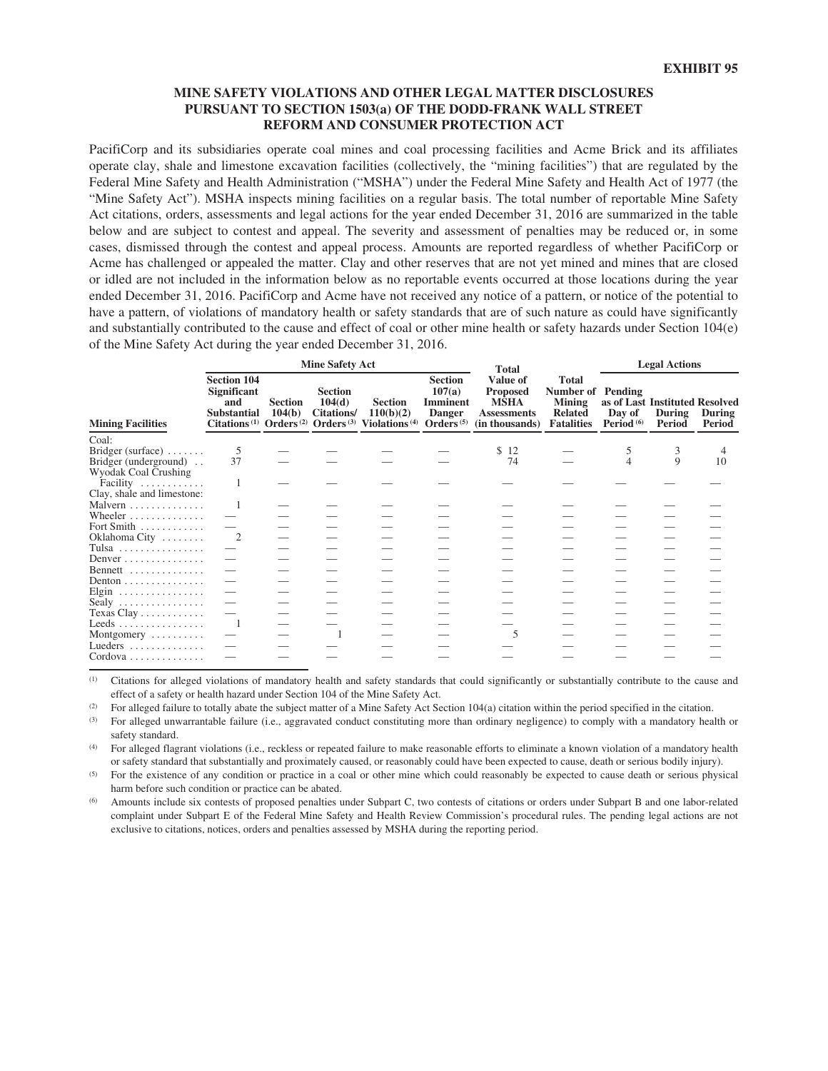**EXHIBIT 95**

## MINE SAFETY VIOLATIONS AND OTHER LEGAL MATTER DISCLOSURES PURSUANT TO SECTION 1503(a) OF THE DODD-FRANK WALL STREET REFORM AND CONSUMER PROTECTION ACT

PacifiCorp and its subsidiaries operate coal mines and coal processing facilities and Acme Brick and its affiliates operate clay, shale and limestone excavation facilities (collectively, the "mining facilities") that are regulated by the Federal Mine Safety and Health Administration ("MSHA") under the Federal Mine Safety and Health Act of 1977 (the "Mine Safety Act"). MSHA inspects mining facilities on a regular basis. The total number of reportable Mine Safety Act citations, orders, assessments and legal actions for the year ended December 31, 2016 are summarized in the table below and are subject to contest and appeal. The severity and assessment of penalties may be reduced or, in some cases, dismissed through the contest and appeal process. Amounts are reported regardless of whether PacifiCorp or Acme has challenged or appealed the matter. Clay and other reserves that are not yet mined and mines that are closed or idled are not included in the information below as no reportable events occurred at those locations during the year ended December 31, 2016. PacifiCorp and Acme have not received any notice of a pattern, or notice of the potential to have a pattern, of violations of mandatory health or safety standards that are of such nature as could have significantly and substantially contributed to the cause and effect of coal or other mine health or safety hazards under Section 104(e) of the Mine Safety Act during the year ended December 31, 2016.

| | Mine Safety Act | | | | | Total | | Legal Actions | | |
|---|---|---|---|---|---|---|---|---|---|---|
| Mining Facilities | Section 104 Significant and Substantial Citations [(1)] | Section 104(b) Orders [(2)] | Section 104(d) Citations/ Orders [(3)] | Section 110(b)(2) Violations [(4)] | Section 107(a) Imminent Danger Orders [(5)] | Value of Proposed MSHA Assessments (in thousands) | Total Number of Mining Related Fatalities | Pending as of Last Day of Period [(6)] | Instituted During Period | Resolved During Period |
| Coal: | | | | | | | | | | |
| Bridger (surface) | 5 | — | — | — | — | $ 12 | — | 5 | 3 | 4 |
| Bridger (underground) | 37 | — | — | — | — | 74 | — | 4 | 9 | 10 |
| Wyodak Coal Crushing Facility | 1 | — | — | — | — | — | — | — | — | — |
| Clay, shale and limestone: | | | | | | | | | | |
| Malvern | 1 | — | — | — | — | — | — | — | — | — |
| Wheeler | — | — | — | — | — | — | — | — | — | — |
| Fort Smith | — | — | — | — | — | — | — | — | — | — |
| Oklahoma City | 2 | — | — | — | — | — | — | — | — | — |
| Tulsa | — | — | — | — | — | — | — | — | — | — |
| Denver | — | — | — | — | — | — | — | — | — | — |
| Bennett | — | — | — | — | — | — | — | — | — | — |
| Denton | — | — | — | — | — | — | — | — | — | — |
| Elgin | — | — | — | — | — | — | — | — | — | — |
| Sealy | — | — | — | — | — | — | — | — | — | — |
| Texas Clay | — | — | — | — | — | — | — | — | — | — |
| Leeds | 1 | — | — | — | — | — | — | — | — | — |
| Montgomery | — | — | 1 | — | — | 5 | — | — | — | — |
| Lueders | — | — | — | — | — | — | — | — | — | — |
| Cordova | — | — | — | — | — | — | — | — | — | — |

(1) Citations for alleged violations of mandatory health and safety standards that could significantly or substantially contribute to the cause and effect of a safety or health hazard under Section 104 of the Mine Safety Act.

(2) For alleged failure to totally abate the subject matter of a Mine Safety Act Section 104(a) citation within the period specified in the citation.

(3) For alleged unwarrantable failure (i.e., aggravated conduct constituting more than ordinary negligence) to comply with a mandatory health or safety standard.

(4) For alleged flagrant violations (i.e., reckless or repeated failure to make reasonable efforts to eliminate a known violation of a mandatory health or safety standard that substantially and proximately caused, or reasonably could have been expected to cause, death or serious bodily injury).

(5) For the existence of any condition or practice in a coal or other mine which could reasonably be expected to cause death or serious physical harm before such condition or practice can be abated.

(6) Amounts include six contests of proposed penalties under Subpart C, two contests of citations or orders under Subpart B and one labor-related complaint under Subpart E of the Federal Mine Safety and Health Review Commission's procedural rules. The pending legal actions are not exclusive to citations, notices, orders and penalties assessed by MSHA during the reporting period.